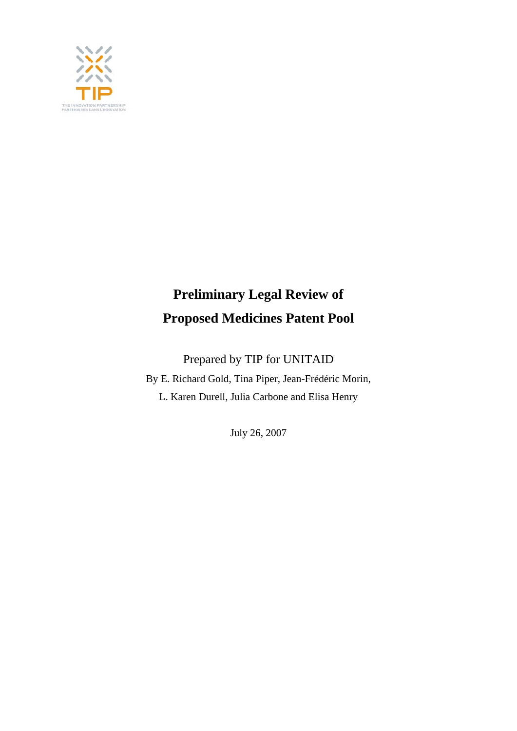TIP

THE INNOVATION PARTNERSHIP
PARTENAIRES DANS L'INNOVATION

# Preliminary Legal Review of Proposed Medicines Patent Pool

Prepared by TIP for UNITAID

By E. Richard Gold, Tina Piper, Jean-Frédéric Morin, L. Karen Durell, Julia Carbone and Elisa Henry

July 26, 2007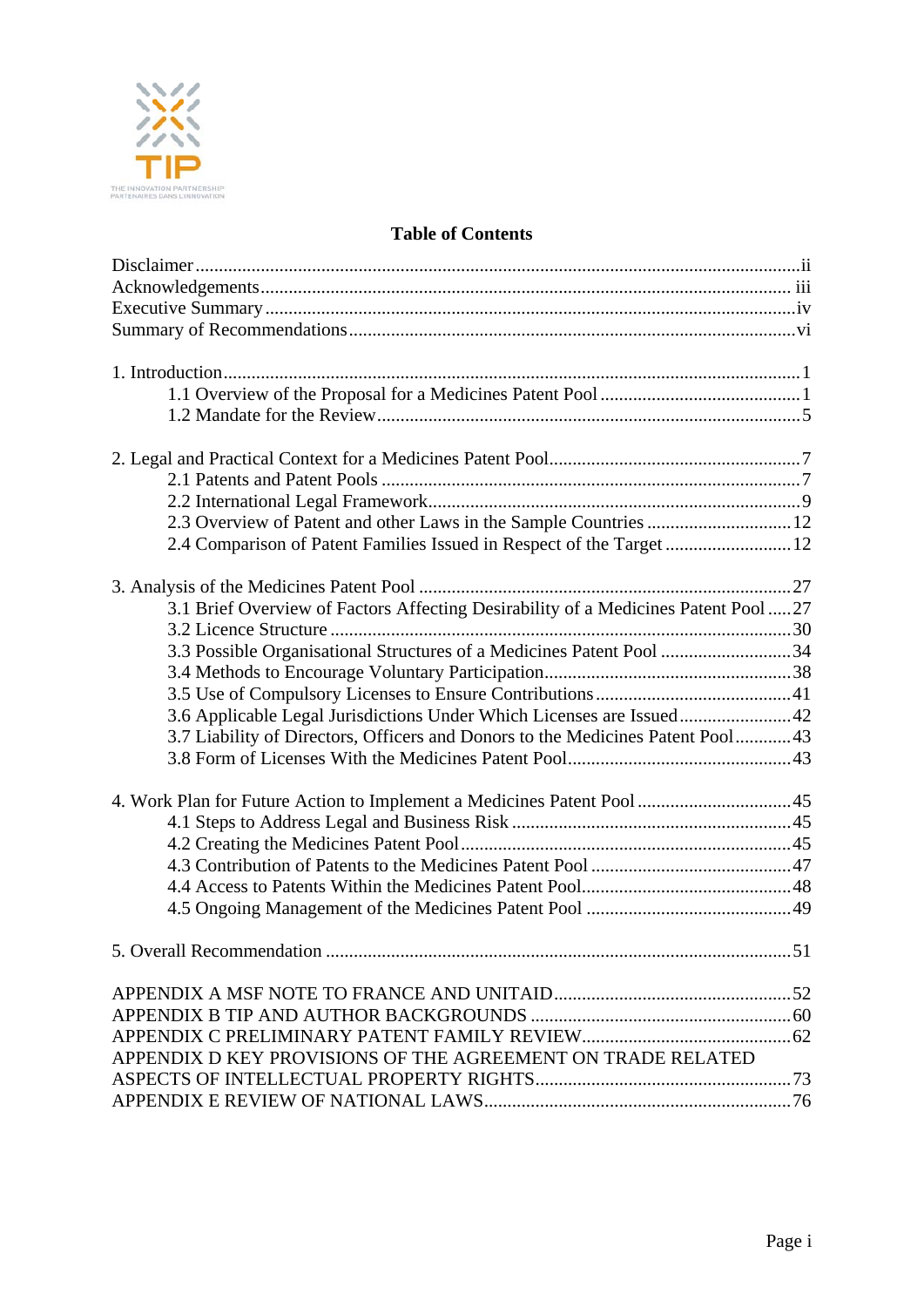TIP

THE INNOVATION PARTNERSHIP
PARTENAIRES DANS L'INNOVATION

## Table of Contents

Disclaimer ..... ii
Acknowledgements ..... iii
Executive Summary ..... iv
Summary of Recommendations ..... vi

1. Introduction ..... 1
   - 1.1 Overview of the Proposal for a Medicines Patent Pool ..... 1
   - 1.2 Mandate for the Review ..... 5

2. Legal and Practical Context for a Medicines Patent Pool ..... 7
   - 2.1 Patents and Patent Pools ..... 7
   - 2.2 International Legal Framework ..... 9
   - 2.3 Overview of Patent and other Laws in the Sample Countries ..... 12
   - 2.4 Comparison of Patent Families Issued in Respect of the Target ..... 12

3. Analysis of the Medicines Patent Pool ..... 27
   - 3.1 Brief Overview of Factors Affecting Desirability of a Medicines Patent Pool ..... 27
   - 3.2 Licence Structure ..... 30
   - 3.3 Possible Organisational Structures of a Medicines Patent Pool ..... 34
   - 3.4 Methods to Encourage Voluntary Participation ..... 38
   - 3.5 Use of Compulsory Licenses to Ensure Contributions ..... 41
   - 3.6 Applicable Legal Jurisdictions Under Which Licenses are Issued ..... 42
   - 3.7 Liability of Directors, Officers and Donors to the Medicines Patent Pool ..... 43
   - 3.8 Form of Licenses With the Medicines Patent Pool ..... 43

4. Work Plan for Future Action to Implement a Medicines Patent Pool ..... 45
   - 4.1 Steps to Address Legal and Business Risk ..... 45
   - 4.2 Creating the Medicines Patent Pool ..... 45
   - 4.3 Contribution of Patents to the Medicines Patent Pool ..... 47
   - 4.4 Access to Patents Within the Medicines Patent Pool ..... 48
   - 4.5 Ongoing Management of the Medicines Patent Pool ..... 49

5. Overall Recommendation ..... 51

APPENDIX A MSF NOTE TO FRANCE AND UNITAID ..... 52
APPENDIX B TIP AND AUTHOR BACKGROUNDS ..... 60
APPENDIX C PRELIMINARY PATENT FAMILY REVIEW ..... 62
APPENDIX D KEY PROVISIONS OF THE AGREEMENT ON TRADE RELATED ASPECTS OF INTELLECTUAL PROPERTY RIGHTS ..... 73
APPENDIX E REVIEW OF NATIONAL LAWS ..... 76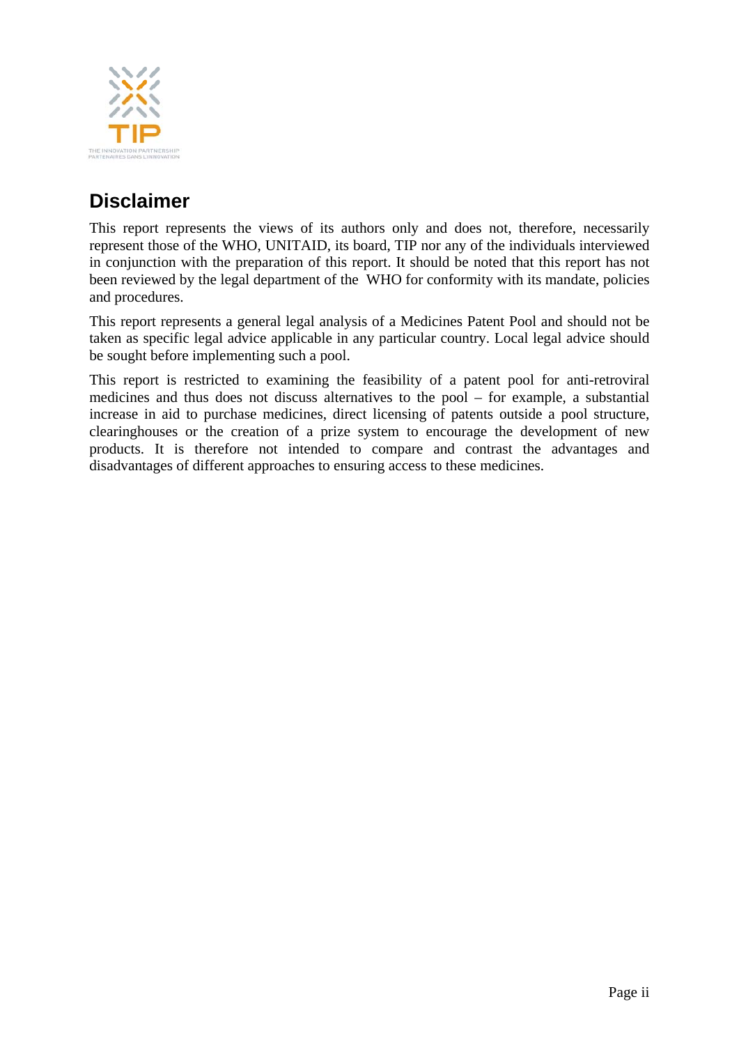## Disclaimer

This report represents the views of its authors only and does not, therefore, necessarily represent those of the WHO, UNITAID, its board, TIP nor any of the individuals interviewed in conjunction with the preparation of this report. It should be noted that this report has not been reviewed by the legal department of the WHO for conformity with its mandate, policies and procedures.

This report represents a general legal analysis of a Medicines Patent Pool and should not be taken as specific legal advice applicable in any particular country. Local legal advice should be sought before implementing such a pool.

This report is restricted to examining the feasibility of a patent pool for anti-retroviral medicines and thus does not discuss alternatives to the pool – for example, a substantial increase in aid to purchase medicines, direct licensing of patents outside a pool structure, clearinghouses or the creation of a prize system to encourage the development of new products. It is therefore not intended to compare and contrast the advantages and disadvantages of different approaches to ensuring access to these medicines.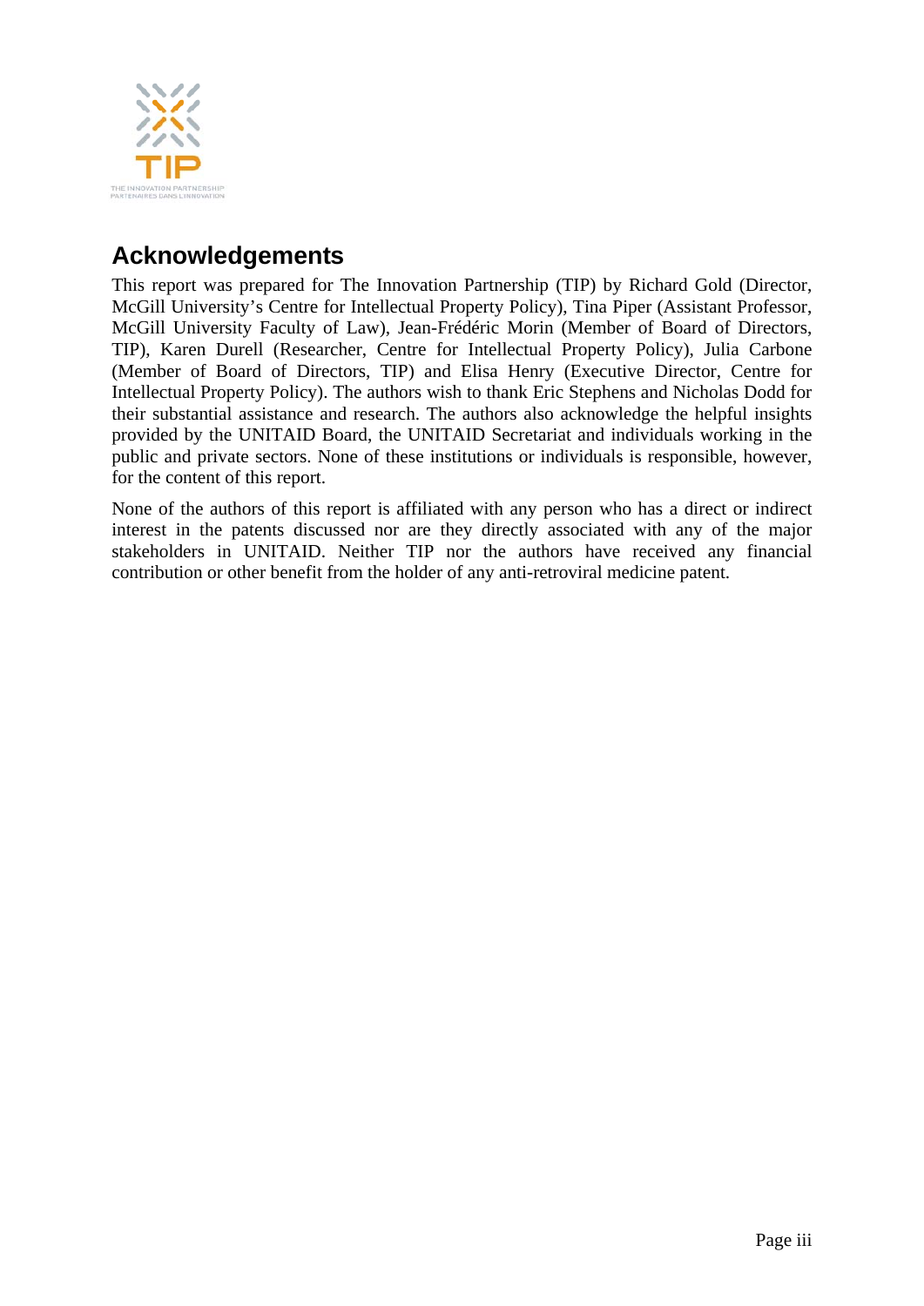## Acknowledgements

This report was prepared for The Innovation Partnership (TIP) by Richard Gold (Director, McGill University's Centre for Intellectual Property Policy), Tina Piper (Assistant Professor, McGill University Faculty of Law), Jean-Frédéric Morin (Member of Board of Directors, TIP), Karen Durell (Researcher, Centre for Intellectual Property Policy), Julia Carbone (Member of Board of Directors, TIP) and Elisa Henry (Executive Director, Centre for Intellectual Property Policy). The authors wish to thank Eric Stephens and Nicholas Dodd for their substantial assistance and research. The authors also acknowledge the helpful insights provided by the UNITAID Board, the UNITAID Secretariat and individuals working in the public and private sectors. None of these institutions or individuals is responsible, however, for the content of this report.

None of the authors of this report is affiliated with any person who has a direct or indirect interest in the patents discussed nor are they directly associated with any of the major stakeholders in UNITAID. Neither TIP nor the authors have received any financial contribution or other benefit from the holder of any anti-retroviral medicine patent.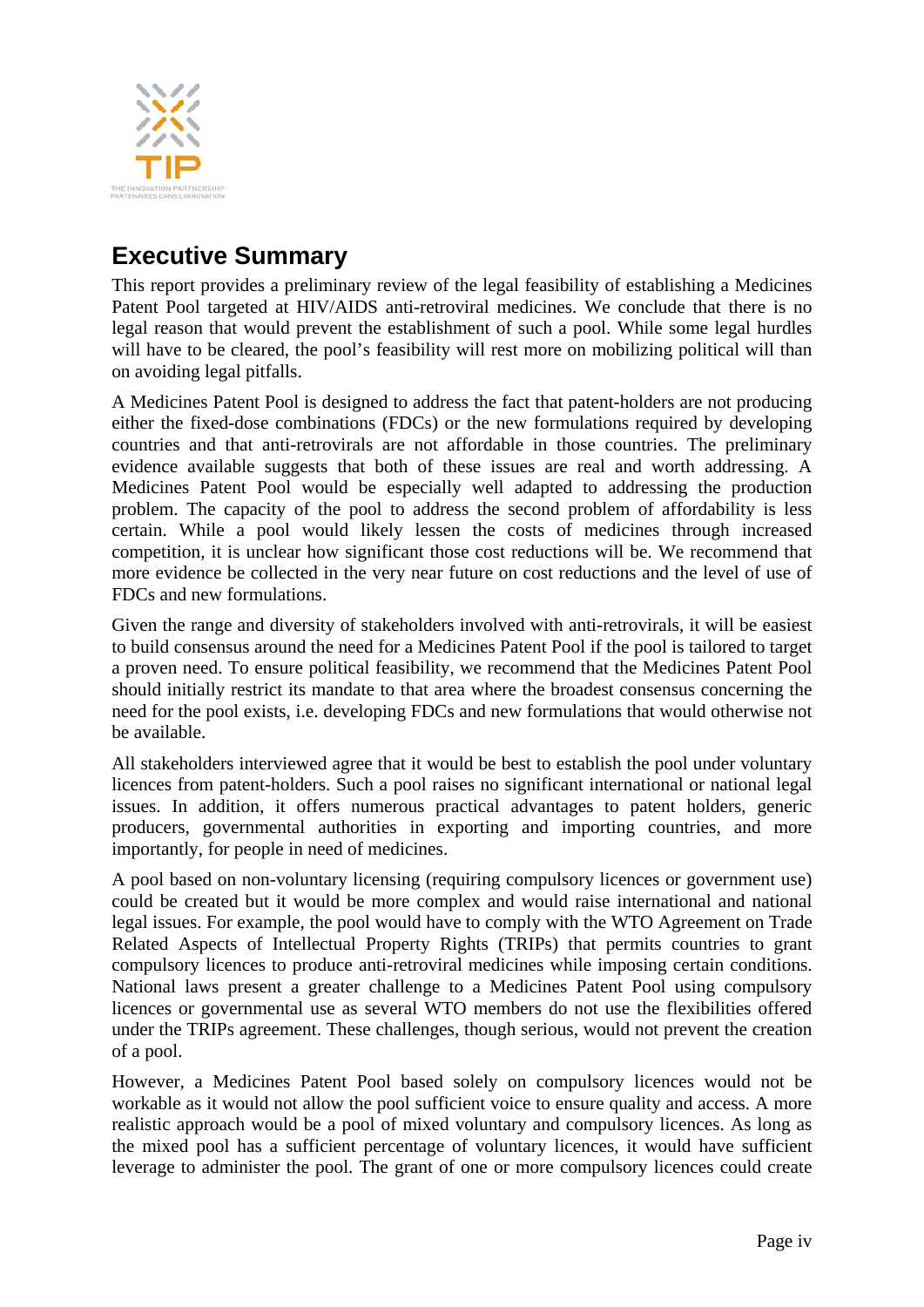## Executive Summary

This report provides a preliminary review of the legal feasibility of establishing a Medicines Patent Pool targeted at HIV/AIDS anti-retroviral medicines. We conclude that there is no legal reason that would prevent the establishment of such a pool. While some legal hurdles will have to be cleared, the pool's feasibility will rest more on mobilizing political will than on avoiding legal pitfalls.

A Medicines Patent Pool is designed to address the fact that patent-holders are not producing either the fixed-dose combinations (FDCs) or the new formulations required by developing countries and that anti-retrovirals are not affordable in those countries. The preliminary evidence available suggests that both of these issues are real and worth addressing. A Medicines Patent Pool would be especially well adapted to addressing the production problem. The capacity of the pool to address the second problem of affordability is less certain. While a pool would likely lessen the costs of medicines through increased competition, it is unclear how significant those cost reductions will be. We recommend that more evidence be collected in the very near future on cost reductions and the level of use of FDCs and new formulations.

Given the range and diversity of stakeholders involved with anti-retrovirals, it will be easiest to build consensus around the need for a Medicines Patent Pool if the pool is tailored to target a proven need. To ensure political feasibility, we recommend that the Medicines Patent Pool should initially restrict its mandate to that area where the broadest consensus concerning the need for the pool exists, i.e. developing FDCs and new formulations that would otherwise not be available.

All stakeholders interviewed agree that it would be best to establish the pool under voluntary licences from patent-holders. Such a pool raises no significant international or national legal issues. In addition, it offers numerous practical advantages to patent holders, generic producers, governmental authorities in exporting and importing countries, and more importantly, for people in need of medicines.

A pool based on non-voluntary licensing (requiring compulsory licences or government use) could be created but it would be more complex and would raise international and national legal issues. For example, the pool would have to comply with the WTO Agreement on Trade Related Aspects of Intellectual Property Rights (TRIPs) that permits countries to grant compulsory licences to produce anti-retroviral medicines while imposing certain conditions. National laws present a greater challenge to a Medicines Patent Pool using compulsory licences or governmental use as several WTO members do not use the flexibilities offered under the TRIPs agreement. These challenges, though serious, would not prevent the creation of a pool.

However, a Medicines Patent Pool based solely on compulsory licences would not be workable as it would not allow the pool sufficient voice to ensure quality and access. A more realistic approach would be a pool of mixed voluntary and compulsory licences. As long as the mixed pool has a sufficient percentage of voluntary licences, it would have sufficient leverage to administer the pool. The grant of one or more compulsory licences could create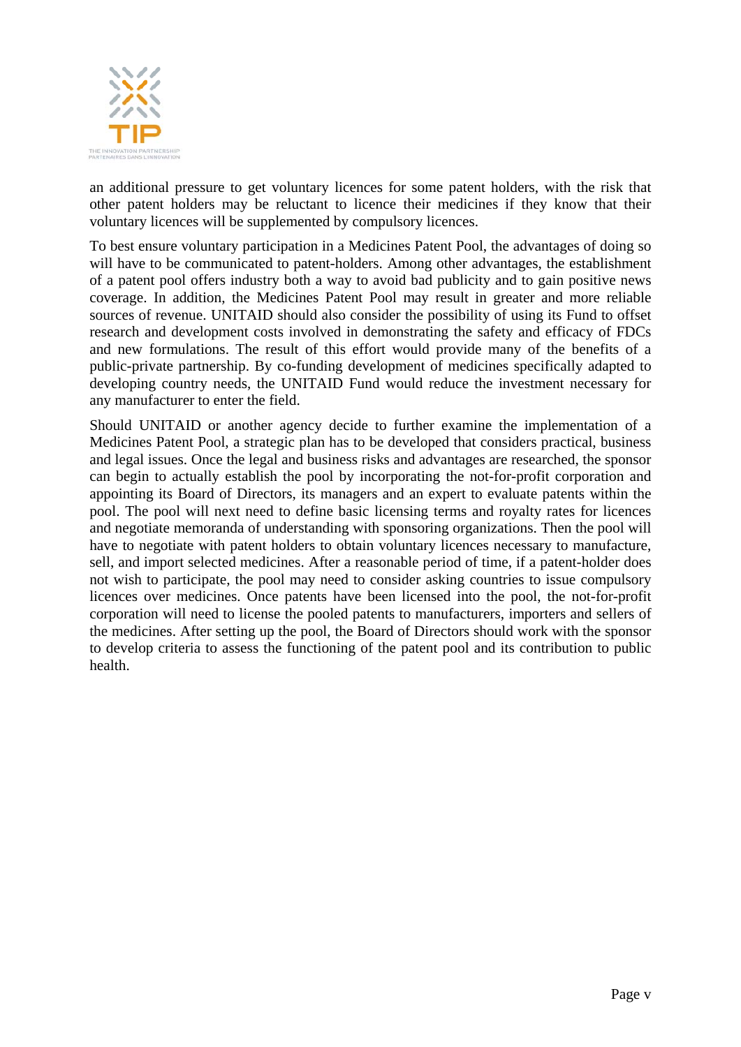an additional pressure to get voluntary licences for some patent holders, with the risk that other patent holders may be reluctant to licence their medicines if they know that their voluntary licences will be supplemented by compulsory licences.

To best ensure voluntary participation in a Medicines Patent Pool, the advantages of doing so will have to be communicated to patent-holders. Among other advantages, the establishment of a patent pool offers industry both a way to avoid bad publicity and to gain positive news coverage. In addition, the Medicines Patent Pool may result in greater and more reliable sources of revenue. UNITAID should also consider the possibility of using its Fund to offset research and development costs involved in demonstrating the safety and efficacy of FDCs and new formulations. The result of this effort would provide many of the benefits of a public-private partnership. By co-funding development of medicines specifically adapted to developing country needs, the UNITAID Fund would reduce the investment necessary for any manufacturer to enter the field.

Should UNITAID or another agency decide to further examine the implementation of a Medicines Patent Pool, a strategic plan has to be developed that considers practical, business and legal issues. Once the legal and business risks and advantages are researched, the sponsor can begin to actually establish the pool by incorporating the not-for-profit corporation and appointing its Board of Directors, its managers and an expert to evaluate patents within the pool. The pool will next need to define basic licensing terms and royalty rates for licences and negotiate memoranda of understanding with sponsoring organizations. Then the pool will have to negotiate with patent holders to obtain voluntary licences necessary to manufacture, sell, and import selected medicines. After a reasonable period of time, if a patent-holder does not wish to participate, the pool may need to consider asking countries to issue compulsory licences over medicines. Once patents have been licensed into the pool, the not-for-profit corporation will need to license the pooled patents to manufacturers, importers and sellers of the medicines. After setting up the pool, the Board of Directors should work with the sponsor to develop criteria to assess the functioning of the patent pool and its contribution to public health.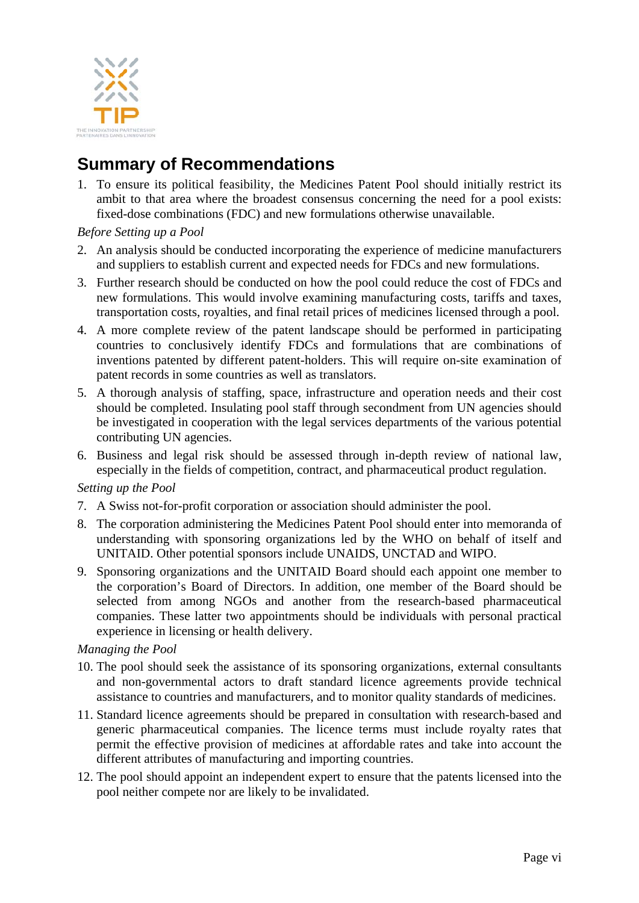## Summary of Recommendations

1. To ensure its political feasibility, the Medicines Patent Pool should initially restrict its ambit to that area where the broadest consensus concerning the need for a pool exists: fixed-dose combinations (FDC) and new formulations otherwise unavailable.

*Before Setting up a Pool*

2. An analysis should be conducted incorporating the experience of medicine manufacturers and suppliers to establish current and expected needs for FDCs and new formulations.
3. Further research should be conducted on how the pool could reduce the cost of FDCs and new formulations. This would involve examining manufacturing costs, tariffs and taxes, transportation costs, royalties, and final retail prices of medicines licensed through a pool.
4. A more complete review of the patent landscape should be performed in participating countries to conclusively identify FDCs and formulations that are combinations of inventions patented by different patent-holders. This will require on-site examination of patent records in some countries as well as translators.
5. A thorough analysis of staffing, space, infrastructure and operation needs and their cost should be completed. Insulating pool staff through secondment from UN agencies should be investigated in cooperation with the legal services departments of the various potential contributing UN agencies.
6. Business and legal risk should be assessed through in-depth review of national law, especially in the fields of competition, contract, and pharmaceutical product regulation.

*Setting up the Pool*

7. A Swiss not-for-profit corporation or association should administer the pool.
8. The corporation administering the Medicines Patent Pool should enter into memoranda of understanding with sponsoring organizations led by the WHO on behalf of itself and UNITAID. Other potential sponsors include UNAIDS, UNCTAD and WIPO.
9. Sponsoring organizations and the UNITAID Board should each appoint one member to the corporation's Board of Directors. In addition, one member of the Board should be selected from among NGOs and another from the research-based pharmaceutical companies. These latter two appointments should be individuals with personal practical experience in licensing or health delivery.

*Managing the Pool*

10. The pool should seek the assistance of its sponsoring organizations, external consultants and non-governmental actors to draft standard licence agreements provide technical assistance to countries and manufacturers, and to monitor quality standards of medicines.
11. Standard licence agreements should be prepared in consultation with research-based and generic pharmaceutical companies. The licence terms must include royalty rates that permit the effective provision of medicines at affordable rates and take into account the different attributes of manufacturing and importing countries.
12. The pool should appoint an independent expert to ensure that the patents licensed into the pool neither compete nor are likely to be invalidated.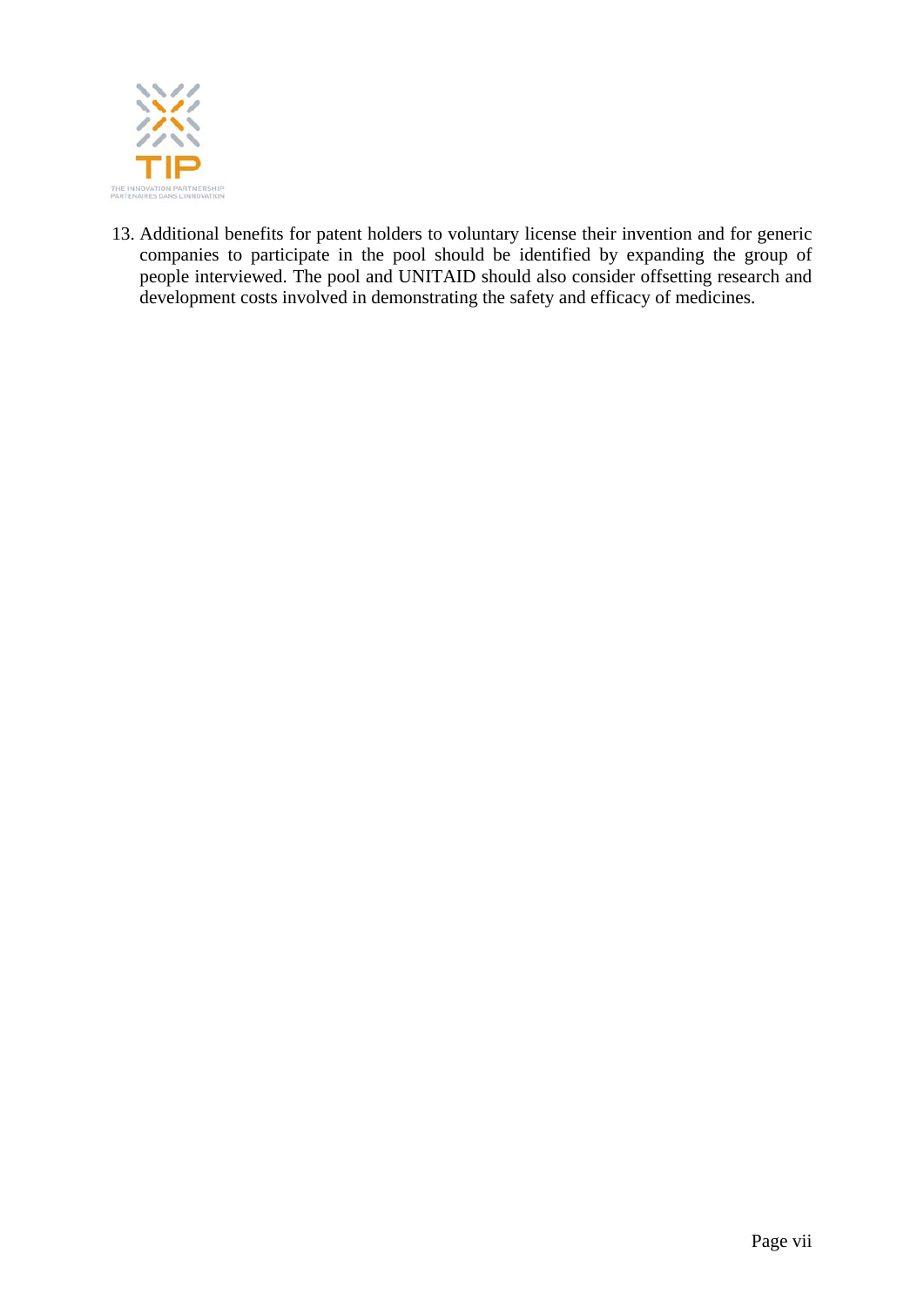13. Additional benefits for patent holders to voluntary license their invention and for generic companies to participate in the pool should be identified by expanding the group of people interviewed. The pool and UNITAID should also consider offsetting research and development costs involved in demonstrating the safety and efficacy of medicines.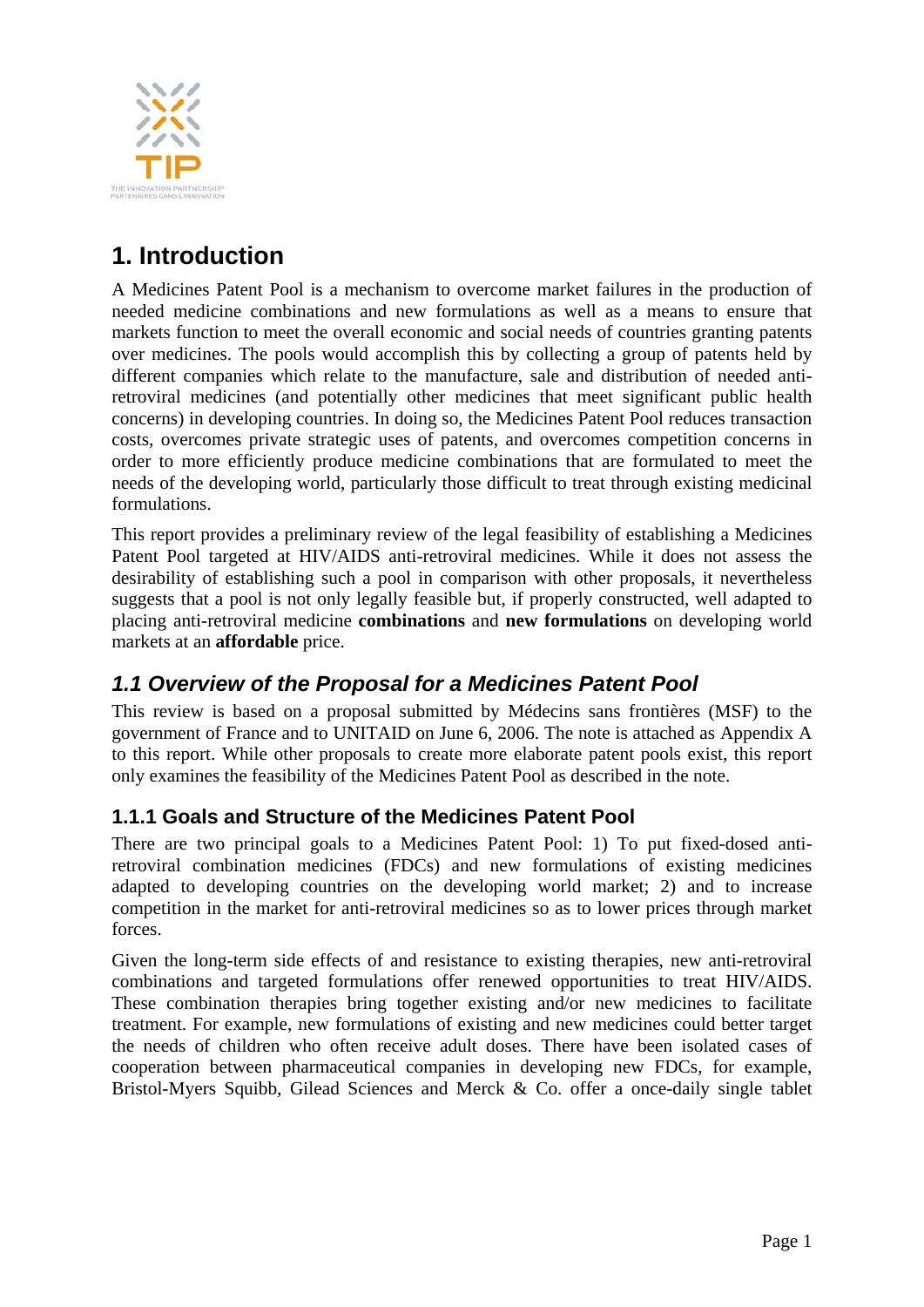# 1. Introduction

A Medicines Patent Pool is a mechanism to overcome market failures in the production of needed medicine combinations and new formulations as well as a means to ensure that markets function to meet the overall economic and social needs of countries granting patents over medicines. The pools would accomplish this by collecting a group of patents held by different companies which relate to the manufacture, sale and distribution of needed anti-retroviral medicines (and potentially other medicines that meet significant public health concerns) in developing countries. In doing so, the Medicines Patent Pool reduces transaction costs, overcomes private strategic uses of patents, and overcomes competition concerns in order to more efficiently produce medicine combinations that are formulated to meet the needs of the developing world, particularly those difficult to treat through existing medicinal formulations.

This report provides a preliminary review of the legal feasibility of establishing a Medicines Patent Pool targeted at HIV/AIDS anti-retroviral medicines. While it does not assess the desirability of establishing such a pool in comparison with other proposals, it nevertheless suggests that a pool is not only legally feasible but, if properly constructed, well adapted to placing anti-retroviral medicine **combinations** and **new formulations** on developing world markets at an **affordable** price.

## *1.1 Overview of the Proposal for a Medicines Patent Pool*

This review is based on a proposal submitted by Médecins sans frontières (MSF) to the government of France and to UNITAID on June 6, 2006. The note is attached as Appendix A to this report. While other proposals to create more elaborate patent pools exist, this report only examines the feasibility of the Medicines Patent Pool as described in the note.

### 1.1.1 Goals and Structure of the Medicines Patent Pool

There are two principal goals to a Medicines Patent Pool: 1) To put fixed-dosed anti-retroviral combination medicines (FDCs) and new formulations of existing medicines adapted to developing countries on the developing world market; 2) and to increase competition in the market for anti-retroviral medicines so as to lower prices through market forces.

Given the long-term side effects of and resistance to existing therapies, new anti-retroviral combinations and targeted formulations offer renewed opportunities to treat HIV/AIDS. These combination therapies bring together existing and/or new medicines to facilitate treatment. For example, new formulations of existing and new medicines could better target the needs of children who often receive adult doses. There have been isolated cases of cooperation between pharmaceutical companies in developing new FDCs, for example, Bristol-Myers Squibb, Gilead Sciences and Merck & Co. offer a once-daily single tablet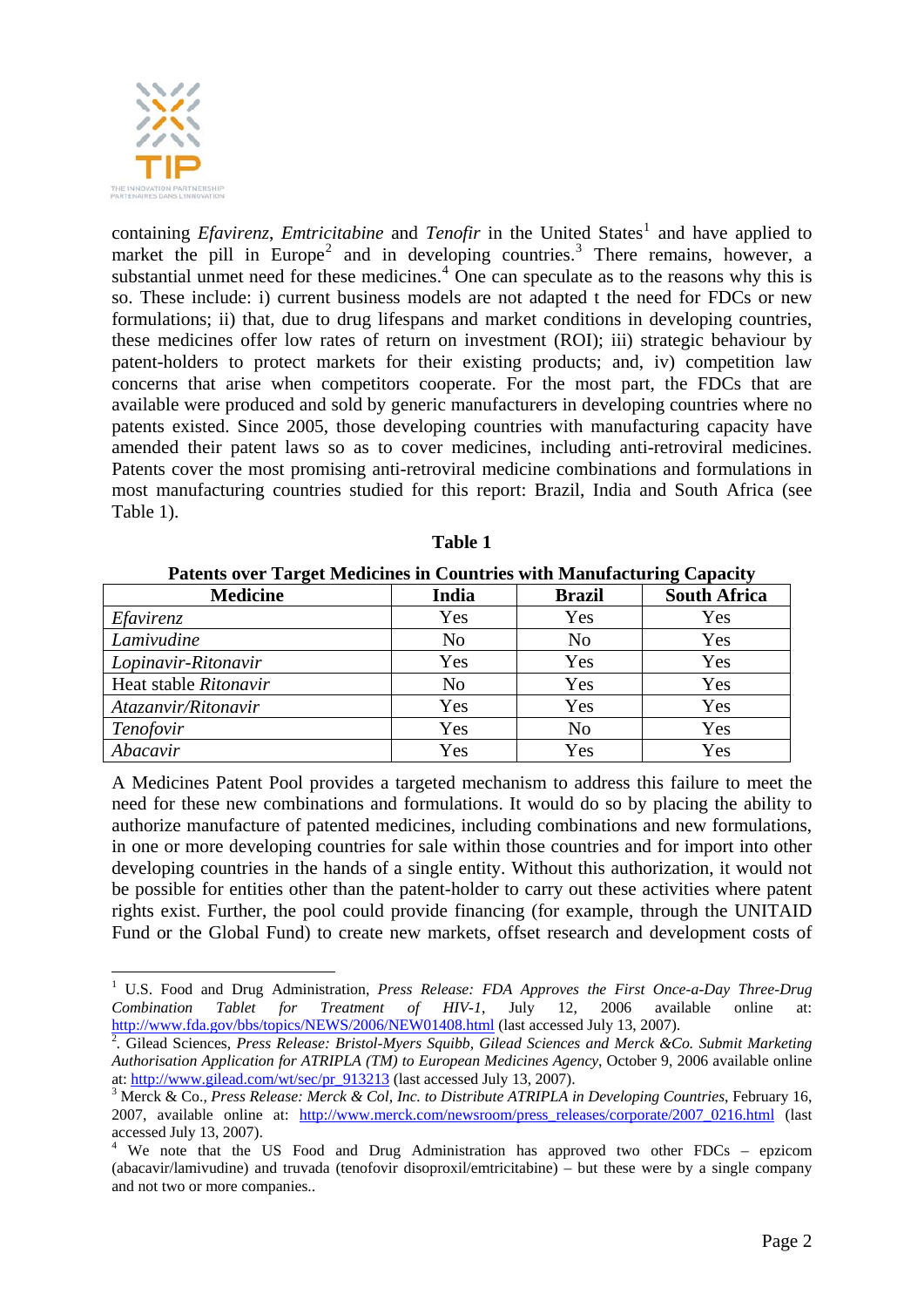containing *Efavirenz*, *Emtricitabine* and *Tenofir* in the United States[1] and have applied to market the pill in Europe[2] and in developing countries.[3] There remains, however, a substantial unmet need for these medicines.[4] One can speculate as to the reasons why this is so. These include: i) current business models are not adapted t the need for FDCs or new formulations; ii) that, due to drug lifespans and market conditions in developing countries, these medicines offer low rates of return on investment (ROI); iii) strategic behaviour by patent-holders to protect markets for their existing products; and, iv) competition law concerns that arise when competitors cooperate. For the most part, the FDCs that are available were produced and sold by generic manufacturers in developing countries where no patents existed. Since 2005, those developing countries with manufacturing capacity have amended their patent laws so as to cover medicines, including anti-retroviral medicines. Patents cover the most promising anti-retroviral medicine combinations and formulations in most manufacturing countries studied for this report: Brazil, India and South Africa (see Table 1).

**Table 1**

**Patents over Target Medicines in Countries with Manufacturing Capacity**

| Medicine | India | Brazil | South Africa |
|---|---|---|---|
| *Efavirenz* | Yes | Yes | Yes |
| *Lamivudine* | No | No | Yes |
| *Lopinavir-Ritonavir* | Yes | Yes | Yes |
| Heat stable *Ritonavir* | No | Yes | Yes |
| *Atazanvir/Ritonavir* | Yes | Yes | Yes |
| *Tenofovir* | Yes | No | Yes |
| *Abacavir* | Yes | Yes | Yes |

A Medicines Patent Pool provides a targeted mechanism to address this failure to meet the need for these new combinations and formulations. It would do so by placing the ability to authorize manufacture of patented medicines, including combinations and new formulations, in one or more developing countries for sale within those countries and for import into other developing countries in the hands of a single entity. Without this authorization, it would not be possible for entities other than the patent-holder to carry out these activities where patent rights exist. Further, the pool could provide financing (for example, through the UNITAID Fund or the Global Fund) to create new markets, offset research and development costs of

---

[1] U.S. Food and Drug Administration, *Press Release: FDA Approves the First Once-a-Day Three-Drug Combination Tablet for Treatment of HIV-1*, July 12, 2006 available online at: http://www.fda.gov/bbs/topics/NEWS/2006/NEW01408.html (last accessed July 13, 2007).

[2]. Gilead Sciences, *Press Release: Bristol-Myers Squibb, Gilead Sciences and Merck &Co. Submit Marketing Authorisation Application for ATRIPLA (TM) to European Medicines Agency*, October 9, 2006 available online at: http://www.gilead.com/wt/sec/pr_913213 (last accessed July 13, 2007).

[3] Merck & Co., *Press Release: Merck & Col, Inc. to Distribute ATRIPLA in Developing Countries*, February 16, 2007, available online at: http://www.merck.com/newsroom/press_releases/corporate/2007_0216.html (last accessed July 13, 2007).

[4] We note that the US Food and Drug Administration has approved two other FDCs – epzicom (abacavir/lamivudine) and truvada (tenofovir disoproxil/emtricitabine) – but these were by a single company and not two or more companies..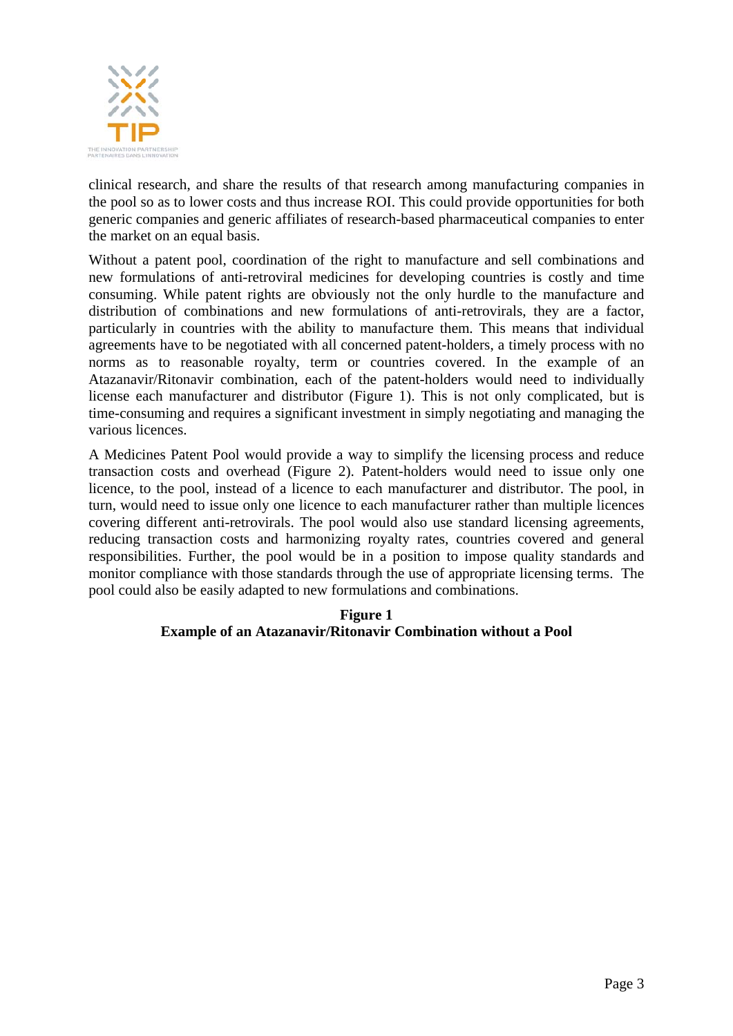clinical research, and share the results of that research among manufacturing companies in the pool so as to lower costs and thus increase ROI. This could provide opportunities for both generic companies and generic affiliates of research-based pharmaceutical companies to enter the market on an equal basis.

Without a patent pool, coordination of the right to manufacture and sell combinations and new formulations of anti-retroviral medicines for developing countries is costly and time consuming. While patent rights are obviously not the only hurdle to the manufacture and distribution of combinations and new formulations of anti-retrovirals, they are a factor, particularly in countries with the ability to manufacture them. This means that individual agreements have to be negotiated with all concerned patent-holders, a timely process with no norms as to reasonable royalty, term or countries covered. In the example of an Atazanavir/Ritonavir combination, each of the patent-holders would need to individually license each manufacturer and distributor (Figure 1). This is not only complicated, but is time-consuming and requires a significant investment in simply negotiating and managing the various licences.

A Medicines Patent Pool would provide a way to simplify the licensing process and reduce transaction costs and overhead (Figure 2). Patent-holders would need to issue only one licence, to the pool, instead of a licence to each manufacturer and distributor. The pool, in turn, would need to issue only one licence to each manufacturer rather than multiple licences covering different anti-retrovirals. The pool would also use standard licensing agreements, reducing transaction costs and harmonizing royalty rates, countries covered and general responsibilities. Further, the pool would be in a position to impose quality standards and monitor compliance with those standards through the use of appropriate licensing terms. The pool could also be easily adapted to new formulations and combinations.

**Figure 1**
**Example of an Atazanavir/Ritonavir Combination without a Pool**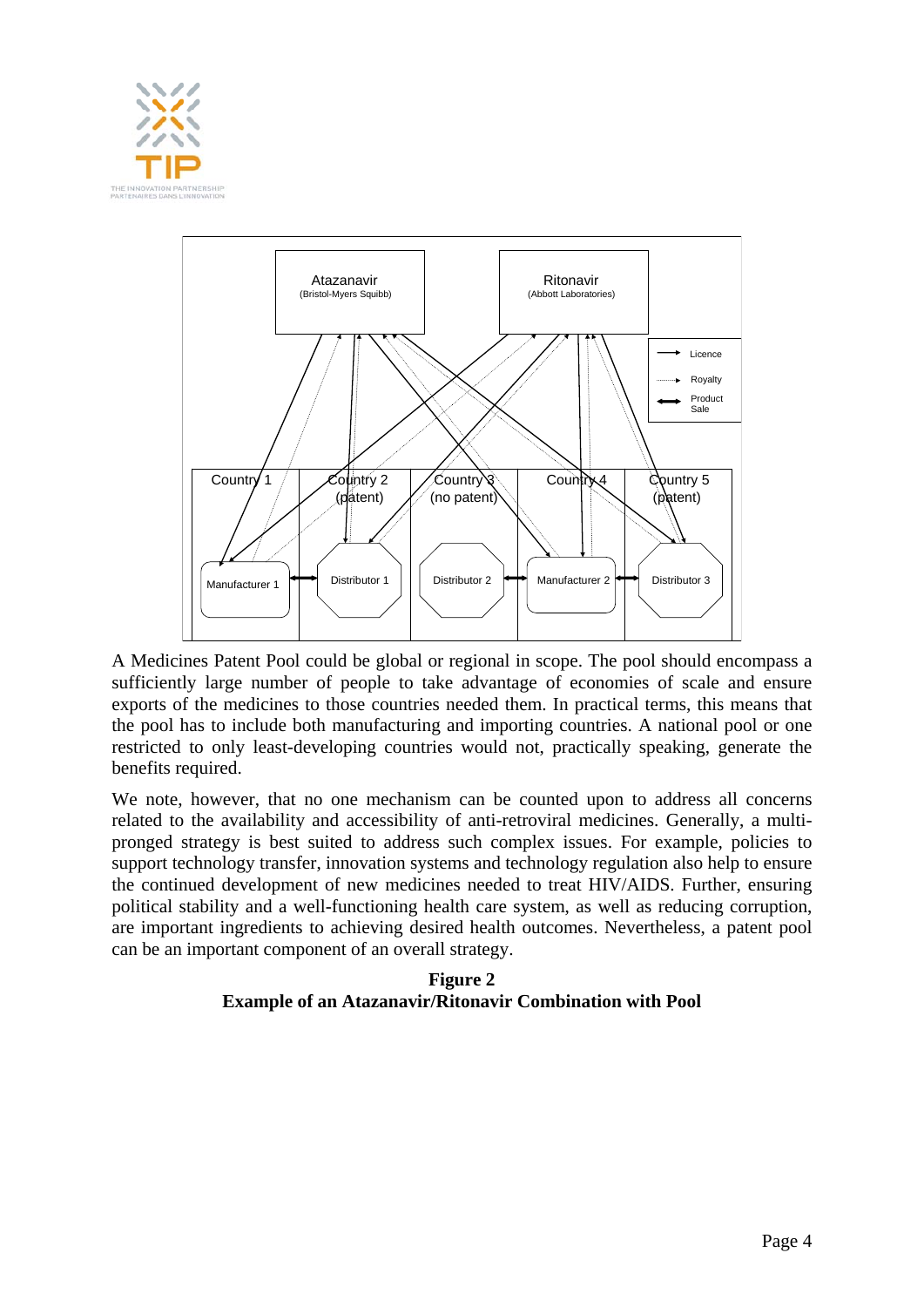A Medicines Patent Pool could be global or regional in scope. The pool should encompass a sufficiently large number of people to take advantage of economies of scale and ensure exports of the medicines to those countries needed them. In practical terms, this means that the pool has to include both manufacturing and importing countries. A national pool or one restricted to only least-developing countries would not, practically speaking, generate the benefits required.

We note, however, that no one mechanism can be counted upon to address all concerns related to the availability and accessibility of anti-retroviral medicines. Generally, a multi-pronged strategy is best suited to address such complex issues. For example, policies to support technology transfer, innovation systems and technology regulation also help to ensure the continued development of new medicines needed to treat HIV/AIDS. Further, ensuring political stability and a well-functioning health care system, as well as reducing corruption, are important ingredients to achieving desired health outcomes. Nevertheless, a patent pool can be an important component of an overall strategy.

**Figure 2**
**Example of an Atazanavir/Ritonavir Combination with Pool**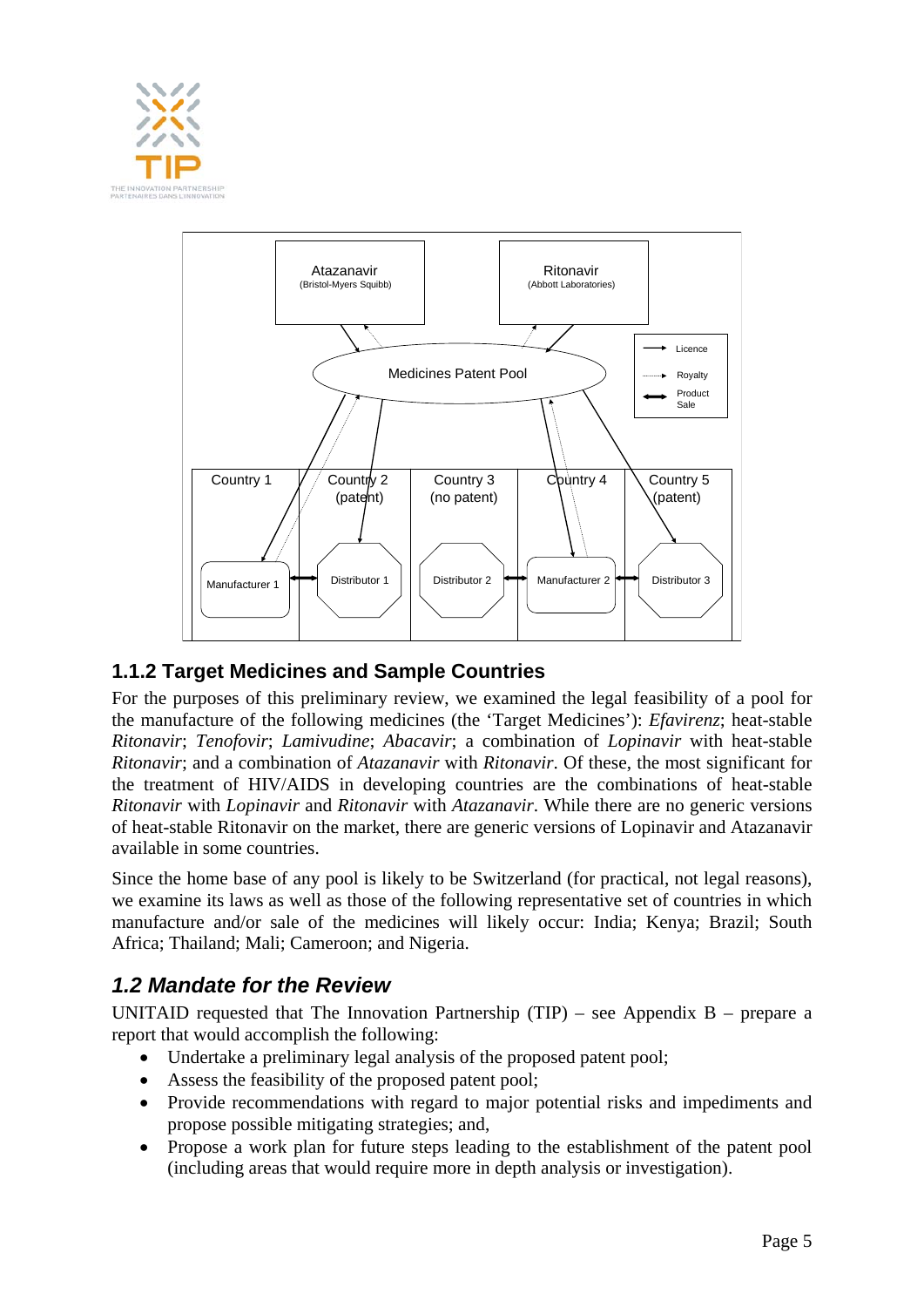## 1.1.2 Target Medicines and Sample Countries

For the purposes of this preliminary review, we examined the legal feasibility of a pool for the manufacture of the following medicines (the 'Target Medicines'): *Efavirenz*; heat-stable *Ritonavir*; *Tenofovir*; *Lamivudine*; *Abacavir*; a combination of *Lopinavir* with heat-stable *Ritonavir*; and a combination of *Atazanavir* with *Ritonavir*. Of these, the most significant for the treatment of HIV/AIDS in developing countries are the combinations of heat-stable *Ritonavir* with *Lopinavir* and *Ritonavir* with *Atazanavir*. While there are no generic versions of heat-stable Ritonavir on the market, there are generic versions of Lopinavir and Atazanavir available in some countries.

Since the home base of any pool is likely to be Switzerland (for practical, not legal reasons), we examine its laws as well as those of the following representative set of countries in which manufacture and/or sale of the medicines will likely occur: India; Kenya; Brazil; South Africa; Thailand; Mali; Cameroon; and Nigeria.

## *1.2 Mandate for the Review*

UNITAID requested that The Innovation Partnership (TIP) – see Appendix B – prepare a report that would accomplish the following:

- Undertake a preliminary legal analysis of the proposed patent pool;
- Assess the feasibility of the proposed patent pool;
- Provide recommendations with regard to major potential risks and impediments and propose possible mitigating strategies; and,
- Propose a work plan for future steps leading to the establishment of the patent pool (including areas that would require more in depth analysis or investigation).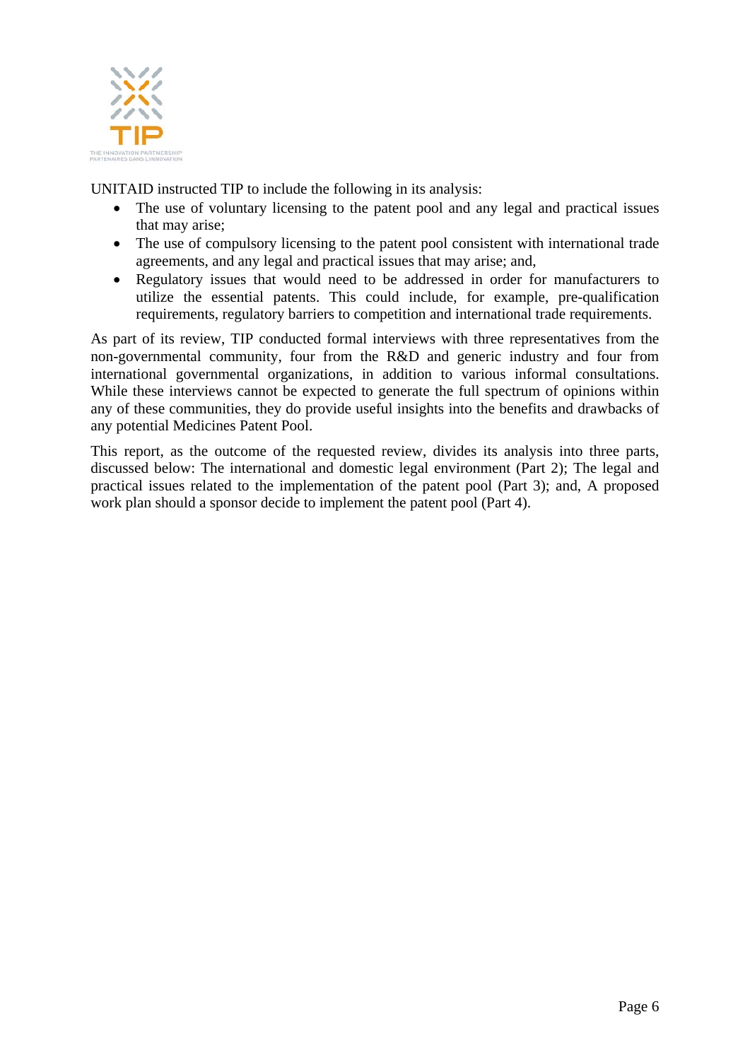UNITAID instructed TIP to include the following in its analysis:

- The use of voluntary licensing to the patent pool and any legal and practical issues that may arise;
- The use of compulsory licensing to the patent pool consistent with international trade agreements, and any legal and practical issues that may arise; and,
- Regulatory issues that would need to be addressed in order for manufacturers to utilize the essential patents. This could include, for example, pre-qualification requirements, regulatory barriers to competition and international trade requirements.

As part of its review, TIP conducted formal interviews with three representatives from the non-governmental community, four from the R&D and generic industry and four from international governmental organizations, in addition to various informal consultations. While these interviews cannot be expected to generate the full spectrum of opinions within any of these communities, they do provide useful insights into the benefits and drawbacks of any potential Medicines Patent Pool.

This report, as the outcome of the requested review, divides its analysis into three parts, discussed below: The international and domestic legal environment (Part 2); The legal and practical issues related to the implementation of the patent pool (Part 3); and, A proposed work plan should a sponsor decide to implement the patent pool (Part 4).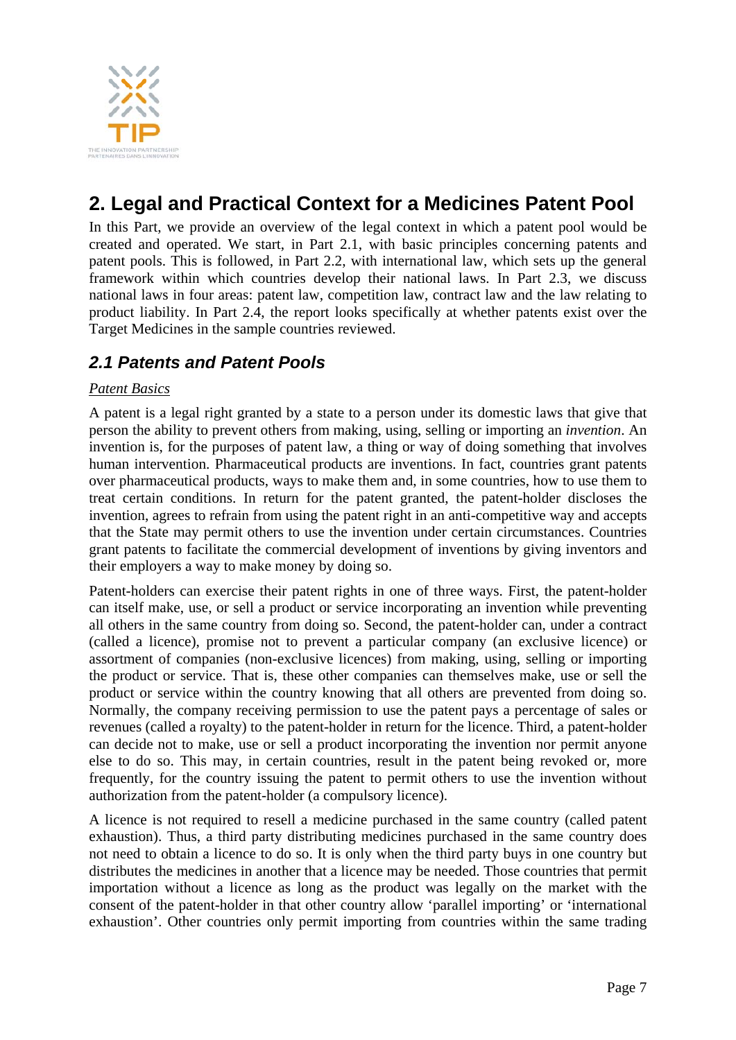# 2. Legal and Practical Context for a Medicines Patent Pool

In this Part, we provide an overview of the legal context in which a patent pool would be created and operated. We start, in Part 2.1, with basic principles concerning patents and patent pools. This is followed, in Part 2.2, with international law, which sets up the general framework within which countries develop their national laws. In Part 2.3, we discuss national laws in four areas: patent law, competition law, contract law and the law relating to product liability. In Part 2.4, the report looks specifically at whether patents exist over the Target Medicines in the sample countries reviewed.

## *2.1 Patents and Patent Pools*

<u>*Patent Basics*</u>

A patent is a legal right granted by a state to a person under its domestic laws that give that person the ability to prevent others from making, using, selling or importing an *invention*. An invention is, for the purposes of patent law, a thing or way of doing something that involves human intervention. Pharmaceutical products are inventions. In fact, countries grant patents over pharmaceutical products, ways to make them and, in some countries, how to use them to treat certain conditions. In return for the patent granted, the patent-holder discloses the invention, agrees to refrain from using the patent right in an anti-competitive way and accepts that the State may permit others to use the invention under certain circumstances. Countries grant patents to facilitate the commercial development of inventions by giving inventors and their employers a way to make money by doing so.

Patent-holders can exercise their patent rights in one of three ways. First, the patent-holder can itself make, use, or sell a product or service incorporating an invention while preventing all others in the same country from doing so. Second, the patent-holder can, under a contract (called a licence), promise not to prevent a particular company (an exclusive licence) or assortment of companies (non-exclusive licences) from making, using, selling or importing the product or service. That is, these other companies can themselves make, use or sell the product or service within the country knowing that all others are prevented from doing so. Normally, the company receiving permission to use the patent pays a percentage of sales or revenues (called a royalty) to the patent-holder in return for the licence. Third, a patent-holder can decide not to make, use or sell a product incorporating the invention nor permit anyone else to do so. This may, in certain countries, result in the patent being revoked or, more frequently, for the country issuing the patent to permit others to use the invention without authorization from the patent-holder (a compulsory licence).

A licence is not required to resell a medicine purchased in the same country (called patent exhaustion). Thus, a third party distributing medicines purchased in the same country does not need to obtain a licence to do so. It is only when the third party buys in one country but distributes the medicines in another that a licence may be needed. Those countries that permit importation without a licence as long as the product was legally on the market with the consent of the patent-holder in that other country allow 'parallel importing' or 'international exhaustion'. Other countries only permit importing from countries within the same trading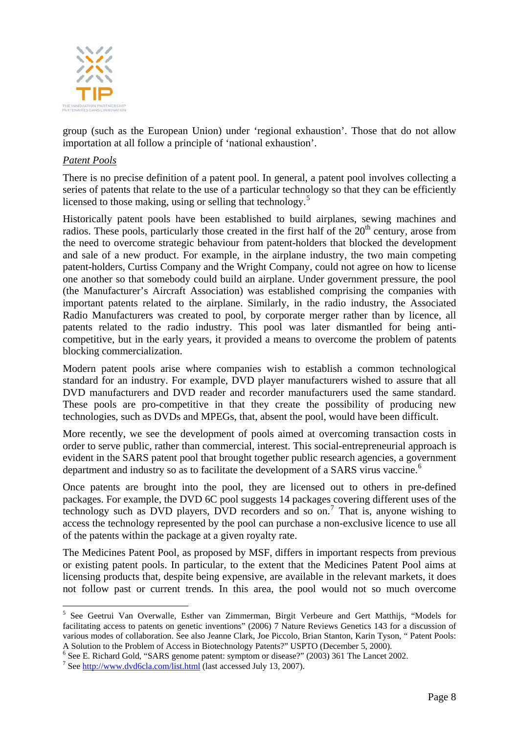group (such as the European Union) under 'regional exhaustion'. Those that do not allow importation at all follow a principle of 'national exhaustion'.

*Patent Pools*

There is no precise definition of a patent pool. In general, a patent pool involves collecting a series of patents that relate to the use of a particular technology so that they can be efficiently licensed to those making, using or selling that technology.[5]

Historically patent pools have been established to build airplanes, sewing machines and radios. These pools, particularly those created in the first half of the 20th century, arose from the need to overcome strategic behaviour from patent-holders that blocked the development and sale of a new product. For example, in the airplane industry, the two main competing patent-holders, Curtiss Company and the Wright Company, could not agree on how to license one another so that somebody could build an airplane. Under government pressure, the pool (the Manufacturer's Aircraft Association) was established comprising the companies with important patents related to the airplane. Similarly, in the radio industry, the Associated Radio Manufacturers was created to pool, by corporate merger rather than by licence, all patents related to the radio industry. This pool was later dismantled for being anti-competitive, but in the early years, it provided a means to overcome the problem of patents blocking commercialization.

Modern patent pools arise where companies wish to establish a common technological standard for an industry. For example, DVD player manufacturers wished to assure that all DVD manufacturers and DVD reader and recorder manufacturers used the same standard. These pools are pro-competitive in that they create the possibility of producing new technologies, such as DVDs and MPEGs, that, absent the pool, would have been difficult.

More recently, we see the development of pools aimed at overcoming transaction costs in order to serve public, rather than commercial, interest. This social-entrepreneurial approach is evident in the SARS patent pool that brought together public research agencies, a government department and industry so as to facilitate the development of a SARS virus vaccine.[6]

Once patents are brought into the pool, they are licensed out to others in pre-defined packages. For example, the DVD 6C pool suggests 14 packages covering different uses of the technology such as DVD players, DVD recorders and so on.[7] That is, anyone wishing to access the technology represented by the pool can purchase a non-exclusive licence to use all of the patents within the package at a given royalty rate.

The Medicines Patent Pool, as proposed by MSF, differs in important respects from previous or existing patent pools. In particular, to the extent that the Medicines Patent Pool aims at licensing products that, despite being expensive, are available in the relevant markets, it does not follow past or current trends. In this area, the pool would not so much overcome

---

[5] See Geetrui Van Overwalle, Esther van Zimmerman, Birgit Verbeure and Gert Matthijs, "Models for facilitating access to patents on genetic inventions" (2006) 7 Nature Reviews Genetics 143 for a discussion of various modes of collaboration. See also Jeanne Clark, Joe Piccolo, Brian Stanton, Karin Tyson, " Patent Pools: A Solution to the Problem of Access in Biotechnology Patents?" USPTO (December 5, 2000).

[6] See E. Richard Gold, "SARS genome patent: symptom or disease?" (2003) 361 The Lancet 2002.

[7] See http://www.dvd6cla.com/list.html (last accessed July 13, 2007).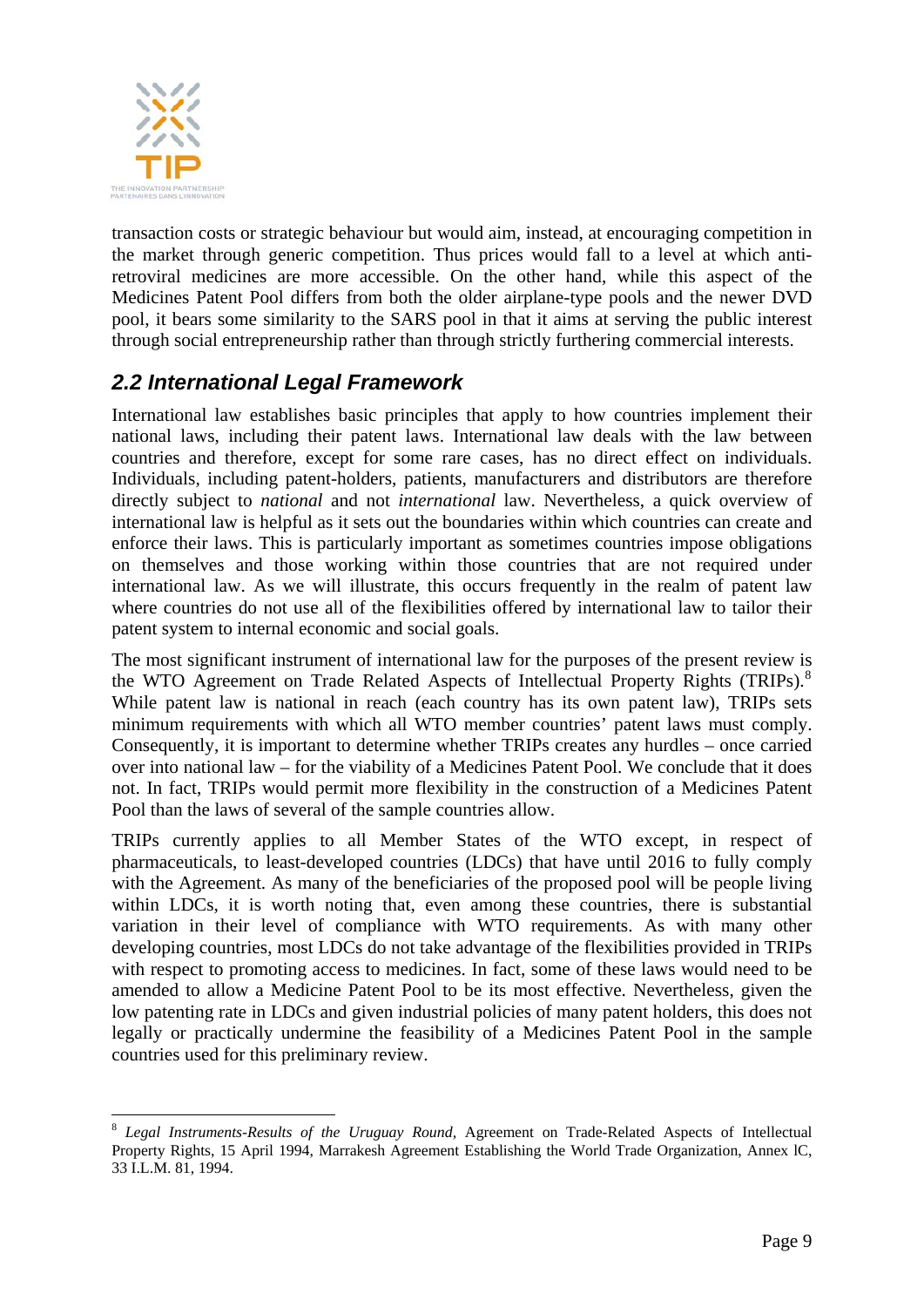transaction costs or strategic behaviour but would aim, instead, at encouraging competition in the market through generic competition. Thus prices would fall to a level at which anti-retroviral medicines are more accessible. On the other hand, while this aspect of the Medicines Patent Pool differs from both the older airplane-type pools and the newer DVD pool, it bears some similarity to the SARS pool in that it aims at serving the public interest through social entrepreneurship rather than through strictly furthering commercial interests.

## *2.2 International Legal Framework*

International law establishes basic principles that apply to how countries implement their national laws, including their patent laws. International law deals with the law between countries and therefore, except for some rare cases, has no direct effect on individuals. Individuals, including patent-holders, patients, manufacturers and distributors are therefore directly subject to *national* and not *international* law. Nevertheless, a quick overview of international law is helpful as it sets out the boundaries within which countries can create and enforce their laws. This is particularly important as sometimes countries impose obligations on themselves and those working within those countries that are not required under international law. As we will illustrate, this occurs frequently in the realm of patent law where countries do not use all of the flexibilities offered by international law to tailor their patent system to internal economic and social goals.

The most significant instrument of international law for the purposes of the present review is the WTO Agreement on Trade Related Aspects of Intellectual Property Rights (TRIPs).[8] While patent law is national in reach (each country has its own patent law), TRIPs sets minimum requirements with which all WTO member countries' patent laws must comply. Consequently, it is important to determine whether TRIPs creates any hurdles – once carried over into national law – for the viability of a Medicines Patent Pool. We conclude that it does not. In fact, TRIPs would permit more flexibility in the construction of a Medicines Patent Pool than the laws of several of the sample countries allow.

TRIPs currently applies to all Member States of the WTO except, in respect of pharmaceuticals, to least-developed countries (LDCs) that have until 2016 to fully comply with the Agreement. As many of the beneficiaries of the proposed pool will be people living within LDCs, it is worth noting that, even among these countries, there is substantial variation in their level of compliance with WTO requirements. As with many other developing countries, most LDCs do not take advantage of the flexibilities provided in TRIPs with respect to promoting access to medicines. In fact, some of these laws would need to be amended to allow a Medicine Patent Pool to be its most effective. Nevertheless, given the low patenting rate in LDCs and given industrial policies of many patent holders, this does not legally or practically undermine the feasibility of a Medicines Patent Pool in the sample countries used for this preliminary review.

---

[8] *Legal Instruments-Results of the Uruguay Round,* Agreement on Trade-Related Aspects of Intellectual Property Rights, 15 April 1994, Marrakesh Agreement Establishing the World Trade Organization, Annex lC, 33 I.L.M. 81, 1994.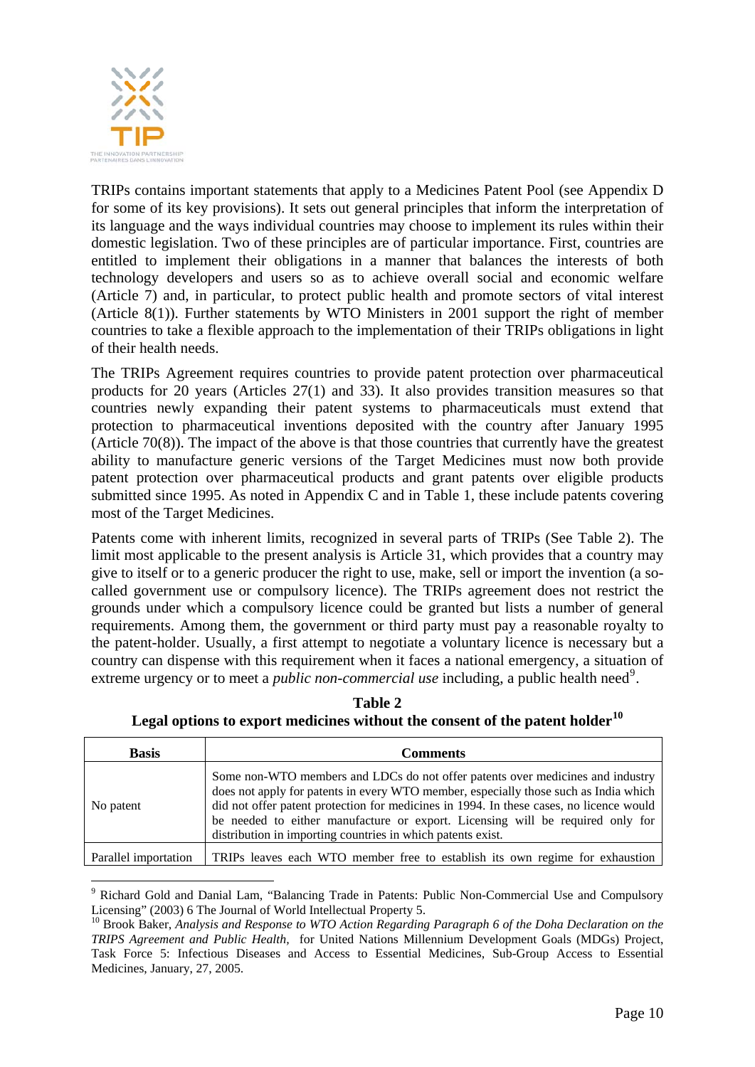TRIPs contains important statements that apply to a Medicines Patent Pool (see Appendix D for some of its key provisions). It sets out general principles that inform the interpretation of its language and the ways individual countries may choose to implement its rules within their domestic legislation. Two of these principles are of particular importance. First, countries are entitled to implement their obligations in a manner that balances the interests of both technology developers and users so as to achieve overall social and economic welfare (Article 7) and, in particular, to protect public health and promote sectors of vital interest (Article 8(1)). Further statements by WTO Ministers in 2001 support the right of member countries to take a flexible approach to the implementation of their TRIPs obligations in light of their health needs.

The TRIPs Agreement requires countries to provide patent protection over pharmaceutical products for 20 years (Articles 27(1) and 33). It also provides transition measures so that countries newly expanding their patent systems to pharmaceuticals must extend that protection to pharmaceutical inventions deposited with the country after January 1995 (Article 70(8)). The impact of the above is that those countries that currently have the greatest ability to manufacture generic versions of the Target Medicines must now both provide patent protection over pharmaceutical products and grant patents over eligible products submitted since 1995. As noted in Appendix C and in Table 1, these include patents covering most of the Target Medicines.

Patents come with inherent limits, recognized in several parts of TRIPs (See Table 2). The limit most applicable to the present analysis is Article 31, which provides that a country may give to itself or to a generic producer the right to use, make, sell or import the invention (a so-called government use or compulsory licence). The TRIPs agreement does not restrict the grounds under which a compulsory licence could be granted but lists a number of general requirements. Among them, the government or third party must pay a reasonable royalty to the patent-holder. Usually, a first attempt to negotiate a voluntary licence is necessary but a country can dispense with this requirement when it faces a national emergency, a situation of extreme urgency or to meet a *public non-commercial use* including, a public health need[9].

**Table 2**
**Legal options to export medicines without the consent of the patent holder[10]**

| Basis | Comments |
|---|---|
| No patent | Some non-WTO members and LDCs do not offer patents over medicines and industry does not apply for patents in every WTO member, especially those such as India which did not offer patent protection for medicines in 1994. In these cases, no licence would be needed to either manufacture or export. Licensing will be required only for distribution in importing countries in which patents exist. |
| Parallel importation | TRIPs leaves each WTO member free to establish its own regime for exhaustion |

[9] Richard Gold and Danial Lam, "Balancing Trade in Patents: Public Non-Commercial Use and Compulsory Licensing" (2003) 6 The Journal of World Intellectual Property 5.

[10] Brook Baker, *Analysis and Response to WTO Action Regarding Paragraph 6 of the Doha Declaration on the TRIPS Agreement and Public Health,* for United Nations Millennium Development Goals (MDGs) Project, Task Force 5: Infectious Diseases and Access to Essential Medicines, Sub-Group Access to Essential Medicines, January, 27, 2005.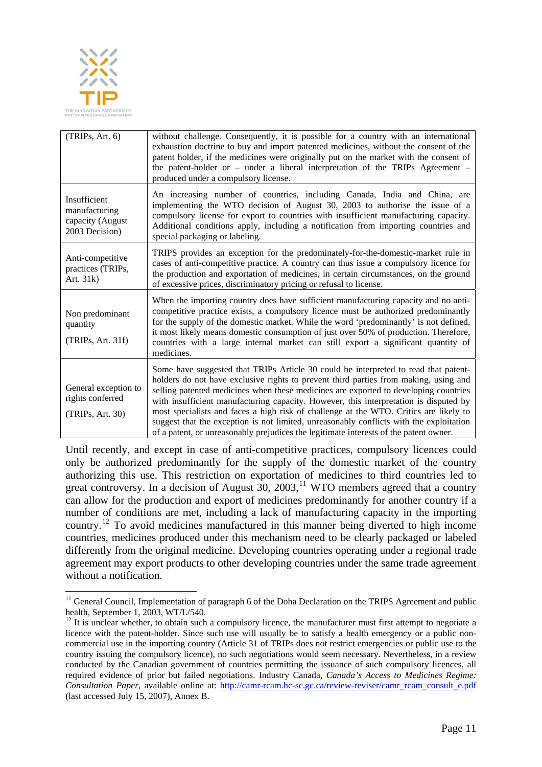| (TRIPs, Art. 6) | without challenge. Consequently, it is possible for a country with an international exhaustion doctrine to buy and import patented medicines, without the consent of the patent holder, if the medicines were originally put on the market with the consent of the patent-holder or – under a liberal interpretation of the TRIPs Agreement – produced under a compulsory license. |
|---|---|
| Insufficient manufacturing capacity (August 2003 Decision) | An increasing number of countries, including Canada, India and China, are implementing the WTO decision of August 30, 2003 to authorise the issue of a compulsory license for export to countries with insufficient manufacturing capacity. Additional conditions apply, including a notification from importing countries and special packaging or labeling. |
| Anti-competitive practices (TRIPs, Art. 31k) | TRIPS provides an exception for the predominately-for-the-domestic-market rule in cases of anti-competitive practice. A country can thus issue a compulsory licence for the production and exportation of medicines, in certain circumstances, on the ground of excessive prices, discriminatory pricing or refusal to license. |
| Non predominant quantity (TRIPs, Art. 31f) | When the importing country does have sufficient manufacturing capacity and no anti-competitive practice exists, a compulsory licence must be authorized predominantly for the supply of the domestic market. While the word 'predominantly' is not defined, it most likely means domestic consumption of just over 50% of production. Therefore, countries with a large internal market can still export a significant quantity of medicines. |
| General exception to rights conferred (TRIPs, Art. 30) | Some have suggested that TRIPs Article 30 could be interpreted to read that patent-holders do not have exclusive rights to prevent third parties from making, using and selling patented medicines when these medicines are exported to developing countries with insufficient manufacturing capacity. However, this interpretation is disputed by most specialists and faces a high risk of challenge at the WTO. Critics are likely to suggest that the exception is not limited, unreasonably conflicts with the exploitation of a patent, or unreasonably prejudices the legitimate interests of the patent owner. |

Until recently, and except in case of anti-competitive practices, compulsory licences could only be authorized predominantly for the supply of the domestic market of the country authorizing this use. This restriction on exportation of medicines to third countries led to great controversy. In a decision of August 30, 2003,[11] WTO members agreed that a country can allow for the production and export of medicines predominantly for another country if a number of conditions are met, including a lack of manufacturing capacity in the importing country.[12] To avoid medicines manufactured in this manner being diverted to high income countries, medicines produced under this mechanism need to be clearly packaged or labeled differently from the original medicine. Developing countries operating under a regional trade agreement may export products to other developing countries under the same trade agreement without a notification.

---

[11] General Council, Implementation of paragraph 6 of the Doha Declaration on the TRIPS Agreement and public health, September 1, 2003, WT/L/540.

[12] It is unclear whether, to obtain such a compulsory licence, the manufacturer must first attempt to negotiate a licence with the patent-holder. Since such use will usually be to satisfy a health emergency or a public non-commercial use in the importing country (Article 31 of TRIPs does not restrict emergencies or public use to the country issuing the compulsory licence), no such negotiations would seem necessary. Nevertheless, in a review conducted by the Canadian government of countries permitting the issuance of such compulsory licences, all required evidence of prior but failed negotiations. Industry Canada, *Canada's Access to Medicines Regime: Consultation Paper*, available online at: http://camr-rcam.hc-sc.gc.ca/review-reviser/camr_rcam_consult_e.pdf (last accessed July 15, 2007), Annex B.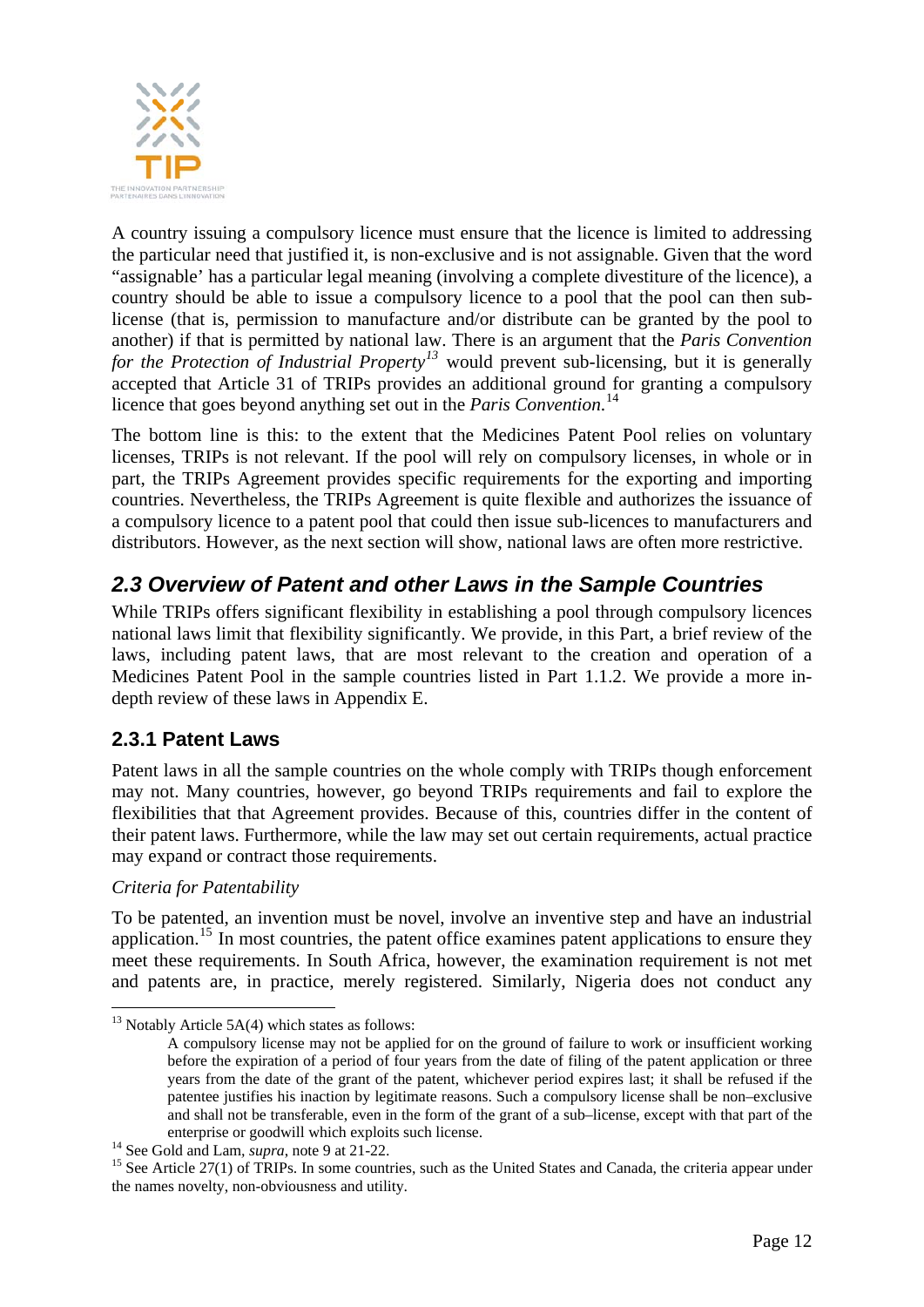A country issuing a compulsory licence must ensure that the licence is limited to addressing the particular need that justified it, is non-exclusive and is not assignable. Given that the word "assignable' has a particular legal meaning (involving a complete divestiture of the licence), a country should be able to issue a compulsory licence to a pool that the pool can then sub-license (that is, permission to manufacture and/or distribute can be granted by the pool to another) if that is permitted by national law. There is an argument that the *Paris Convention for the Protection of Industrial Property*[13] would prevent sub-licensing, but it is generally accepted that Article 31 of TRIPs provides an additional ground for granting a compulsory licence that goes beyond anything set out in the *Paris Convention.*[14]

The bottom line is this: to the extent that the Medicines Patent Pool relies on voluntary licenses, TRIPs is not relevant. If the pool will rely on compulsory licenses, in whole or in part, the TRIPs Agreement provides specific requirements for the exporting and importing countries. Nevertheless, the TRIPs Agreement is quite flexible and authorizes the issuance of a compulsory licence to a patent pool that could then issue sub-licences to manufacturers and distributors. However, as the next section will show, national laws are often more restrictive.

## *2.3 Overview of Patent and other Laws in the Sample Countries*

While TRIPs offers significant flexibility in establishing a pool through compulsory licences national laws limit that flexibility significantly. We provide, in this Part, a brief review of the laws, including patent laws, that are most relevant to the creation and operation of a Medicines Patent Pool in the sample countries listed in Part 1.1.2. We provide a more in-depth review of these laws in Appendix E.

### 2.3.1 Patent Laws

Patent laws in all the sample countries on the whole comply with TRIPs though enforcement may not. Many countries, however, go beyond TRIPs requirements and fail to explore the flexibilities that that Agreement provides. Because of this, countries differ in the content of their patent laws. Furthermore, while the law may set out certain requirements, actual practice may expand or contract those requirements.

*Criteria for Patentability*

To be patented, an invention must be novel, involve an inventive step and have an industrial application.[15] In most countries, the patent office examines patent applications to ensure they meet these requirements. In South Africa, however, the examination requirement is not met and patents are, in practice, merely registered. Similarly, Nigeria does not conduct any

---

[13] Notably Article 5A(4) which states as follows:

> A compulsory license may not be applied for on the ground of failure to work or insufficient working before the expiration of a period of four years from the date of filing of the patent application or three years from the date of the grant of the patent, whichever period expires last; it shall be refused if the patentee justifies his inaction by legitimate reasons. Such a compulsory license shall be non–exclusive and shall not be transferable, even in the form of the grant of a sub–license, except with that part of the enterprise or goodwill which exploits such license.

[14] See Gold and Lam, *supra*, note 9 at 21-22.

[15] See Article 27(1) of TRIPs. In some countries, such as the United States and Canada, the criteria appear under the names novelty, non-obviousness and utility.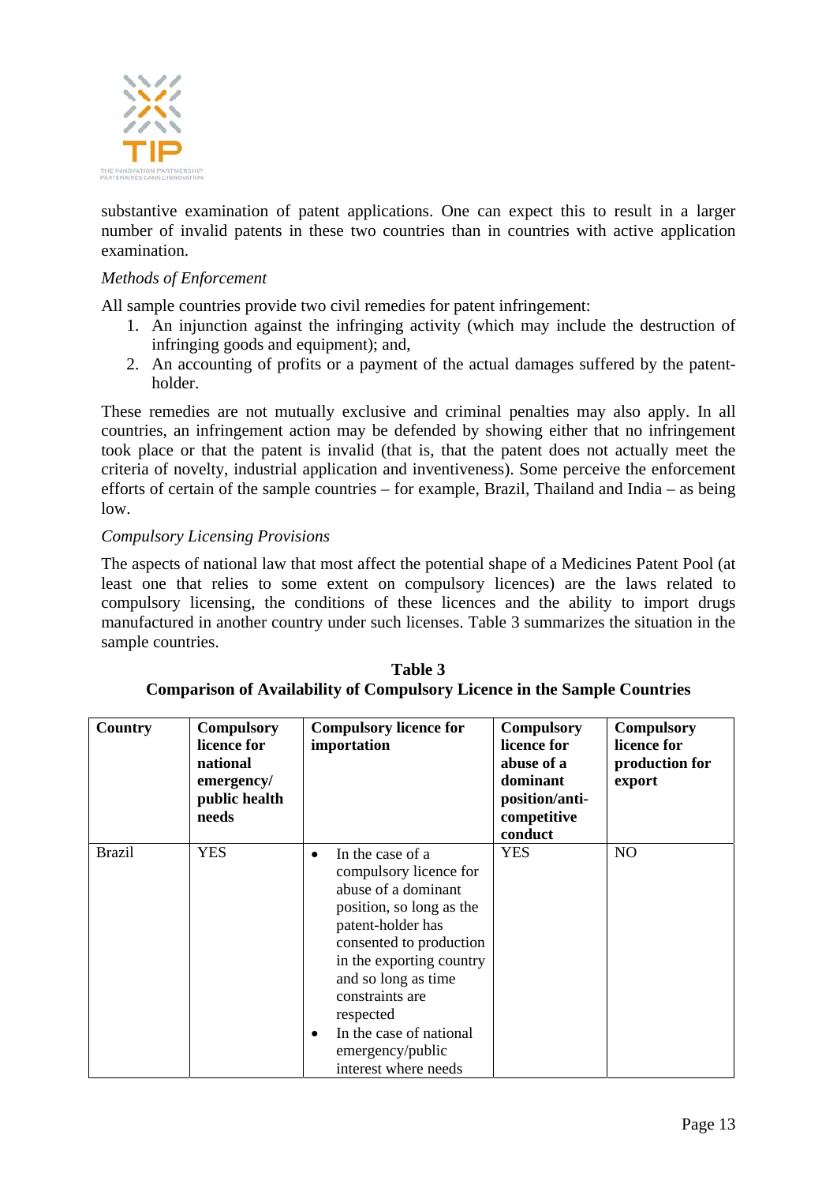substantive examination of patent applications. One can expect this to result in a larger number of invalid patents in these two countries than in countries with active application examination.

*Methods of Enforcement*

All sample countries provide two civil remedies for patent infringement:

1. An injunction against the infringing activity (which may include the destruction of infringing goods and equipment); and,
2. An accounting of profits or a payment of the actual damages suffered by the patent-holder.

These remedies are not mutually exclusive and criminal penalties may also apply. In all countries, an infringement action may be defended by showing either that no infringement took place or that the patent is invalid (that is, that the patent does not actually meet the criteria of novelty, industrial application and inventiveness). Some perceive the enforcement efforts of certain of the sample countries – for example, Brazil, Thailand and India – as being low.

*Compulsory Licensing Provisions*

The aspects of national law that most affect the potential shape of a Medicines Patent Pool (at least one that relies to some extent on compulsory licences) are the laws related to compulsory licensing, the conditions of these licences and the ability to import drugs manufactured in another country under such licenses. Table 3 summarizes the situation in the sample countries.

**Table 3**
**Comparison of Availability of Compulsory Licence in the Sample Countries**

| Country | Compulsory licence for national emergency/ public health needs | Compulsory licence for importation | Compulsory licence for abuse of a dominant position/anti-competitive conduct | Compulsory licence for production for export |
|---|---|---|---|---|
| Brazil | YES | • In the case of a compulsory licence for abuse of a dominant position, so long as the patent-holder has consented to production in the exporting country and so long as time constraints are respected<br>• In the case of national emergency/public interest where needs | YES | NO |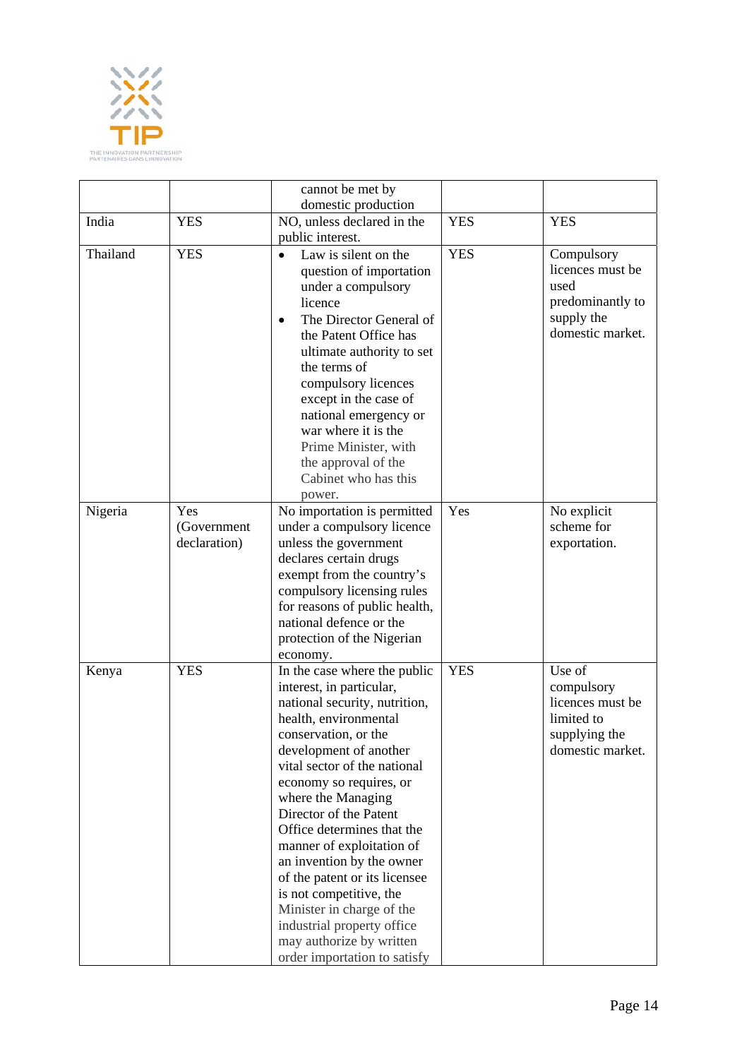| | | cannot be met by domestic production | | |
|---|---|---|---|---|
| India | YES | NO, unless declared in the public interest. | YES | YES |
| Thailand | YES | • Law is silent on the question of importation under a compulsory licence<br>• The Director General of the Patent Office has ultimate authority to set the terms of compulsory licences except in the case of national emergency or war where it is the Prime Minister, with the approval of the Cabinet who has this power. | YES | Compulsory licences must be used predominantly to supply the domestic market. |
| Nigeria | Yes (Government declaration) | No importation is permitted under a compulsory licence unless the government declares certain drugs exempt from the country's compulsory licensing rules for reasons of public health, national defence or the protection of the Nigerian economy. | Yes | No explicit scheme for exportation. |
| Kenya | YES | In the case where the public interest, in particular, national security, nutrition, health, environmental conservation, or the development of another vital sector of the national economy so requires, or where the Managing Director of the Patent Office determines that the manner of exploitation of an invention by the owner of the patent or its licensee is not competitive, the Minister in charge of the industrial property office may authorize by written order importation to satisfy | YES | Use of compulsory licences must be limited to supplying the domestic market. |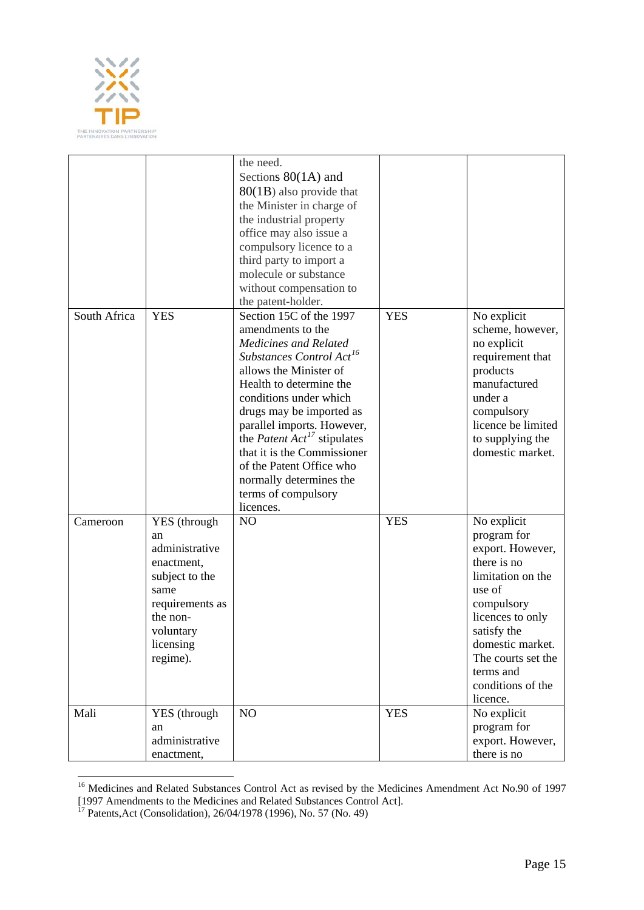| | | | | |
|---|---|---|---|---|
| | | the need. Sections 80(1A) and 80(1B) also provide that the Minister in charge of the industrial property office may also issue a compulsory licence to a third party to import a molecule or substance without compensation to the patent-holder. | | |
| South Africa | YES | Section 15C of the 1997 amendments to the *Medicines and Related Substances Control Act*[16] allows the Minister of Health to determine the conditions under which drugs may be imported as parallel imports. However, the *Patent Act*[17] stipulates that it is the Commissioner of the Patent Office who normally determines the terms of compulsory licences. | YES | No explicit scheme, however, no explicit requirement that products manufactured under a compulsory licence be limited to supplying the domestic market. |
| Cameroon | YES (through an administrative enactment, subject to the same requirements as the non-voluntary licensing regime). | NO | YES | No explicit program for export. However, there is no limitation on the use of compulsory licences to only satisfy the domestic market. The courts set the terms and conditions of the licence. |
| Mali | YES (through an administrative enactment, | NO | YES | No explicit program for export. However, there is no |

[16] Medicines and Related Substances Control Act as revised by the Medicines Amendment Act No.90 of 1997 [1997 Amendments to the Medicines and Related Substances Control Act].

[17] Patents,Act (Consolidation), 26/04/1978 (1996), No. 57 (No. 49)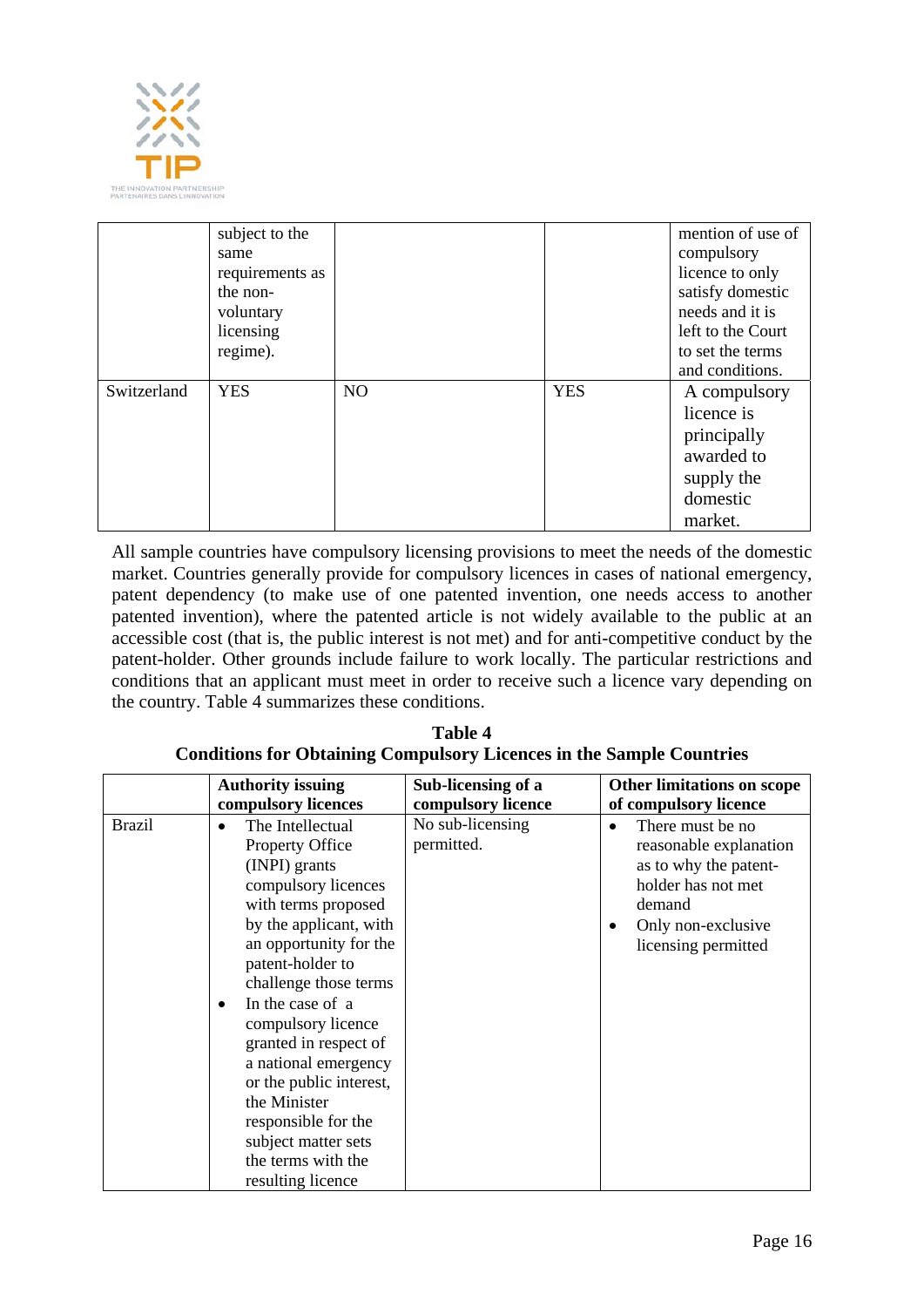| | subject to the same requirements as the non-voluntary licensing regime). | | | mention of use of compulsory licence to only satisfy domestic needs and it is left to the Court to set the terms and conditions. |
|---|---|---|---|---|
| Switzerland | YES | NO | YES | A compulsory licence is principally awarded to supply the domestic market. |

All sample countries have compulsory licensing provisions to meet the needs of the domestic market. Countries generally provide for compulsory licences in cases of national emergency, patent dependency (to make use of one patented invention, one needs access to another patented invention), where the patented article is not widely available to the public at an accessible cost (that is, the public interest is not met) and for anti-competitive conduct by the patent-holder. Other grounds include failure to work locally. The particular restrictions and conditions that an applicant must meet in order to receive such a licence vary depending on the country. Table 4 summarizes these conditions.

**Table 4**
**Conditions for Obtaining Compulsory Licences in the Sample Countries**

| | **Authority issuing compulsory licences** | **Sub-licensing of a compulsory licence** | **Other limitations on scope of compulsory licence** |
|---|---|---|---|
| Brazil | • The Intellectual Property Office (INPI) grants compulsory licences with terms proposed by the applicant, with an opportunity for the patent-holder to challenge those terms<br>• In the case of a compulsory licence granted in respect of a national emergency or the public interest, the Minister responsible for the subject matter sets the terms with the resulting licence | No sub-licensing permitted. | • There must be no reasonable explanation as to why the patent-holder has not met demand<br>• Only non-exclusive licensing permitted |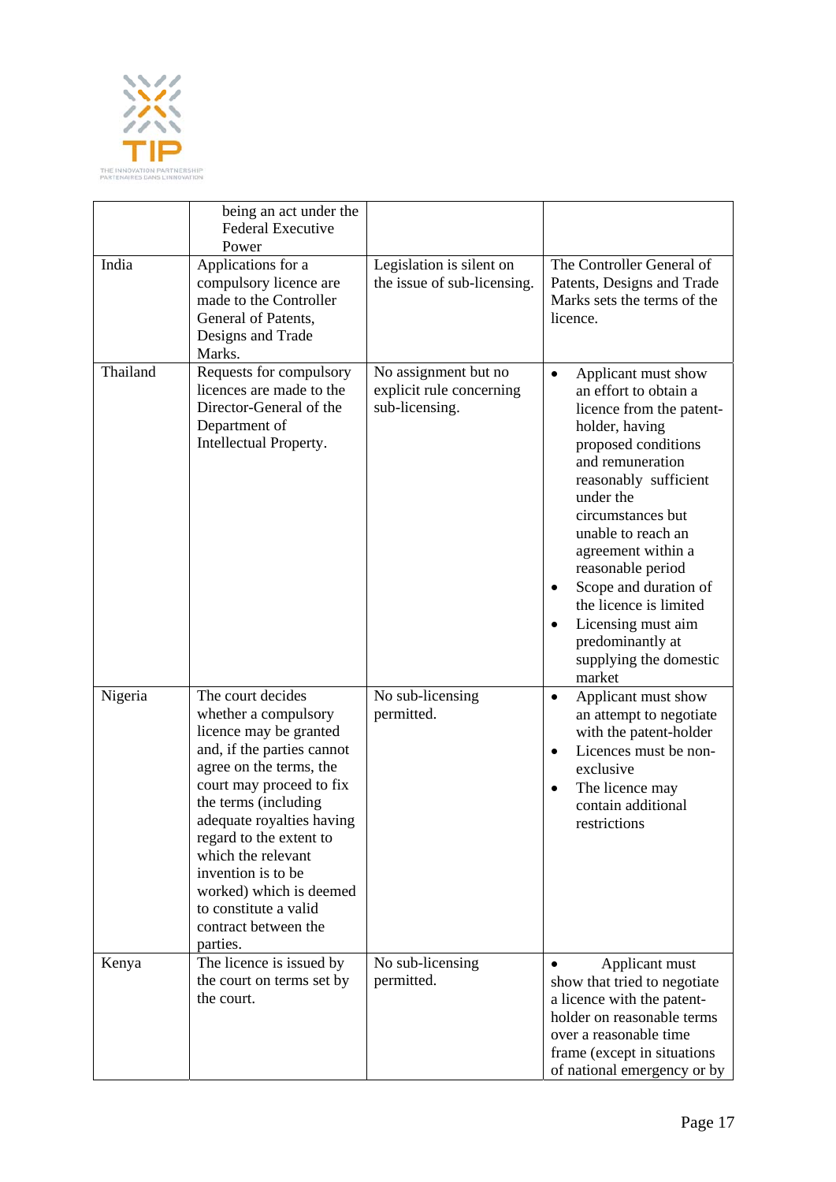| | | | |
|---|---|---|---|
| | being an act under the Federal Executive Power | | |
| India | Applications for a compulsory licence are made to the Controller General of Patents, Designs and Trade Marks. | Legislation is silent on the issue of sub-licensing. | The Controller General of Patents, Designs and Trade Marks sets the terms of the licence. |
| Thailand | Requests for compulsory licences are made to the Director-General of the Department of Intellectual Property. | No assignment but no explicit rule concerning sub-licensing. | • Applicant must show an effort to obtain a licence from the patent-holder, having proposed conditions and remuneration reasonably sufficient under the circumstances but unable to reach an agreement within a reasonable period<br>• Scope and duration of the licence is limited<br>• Licensing must aim predominantly at supplying the domestic market |
| Nigeria | The court decides whether a compulsory licence may be granted and, if the parties cannot agree on the terms, the court may proceed to fix the terms (including adequate royalties having regard to the extent to which the relevant invention is to be worked) which is deemed to constitute a valid contract between the parties. | No sub-licensing permitted. | • Applicant must show an attempt to negotiate with the patent-holder<br>• Licences must be non-exclusive<br>• The licence may contain additional restrictions |
| Kenya | The licence is issued by the court on terms set by the court. | No sub-licensing permitted. | • Applicant must show that tried to negotiate a licence with the patent-holder on reasonable terms over a reasonable time frame (except in situations of national emergency or by |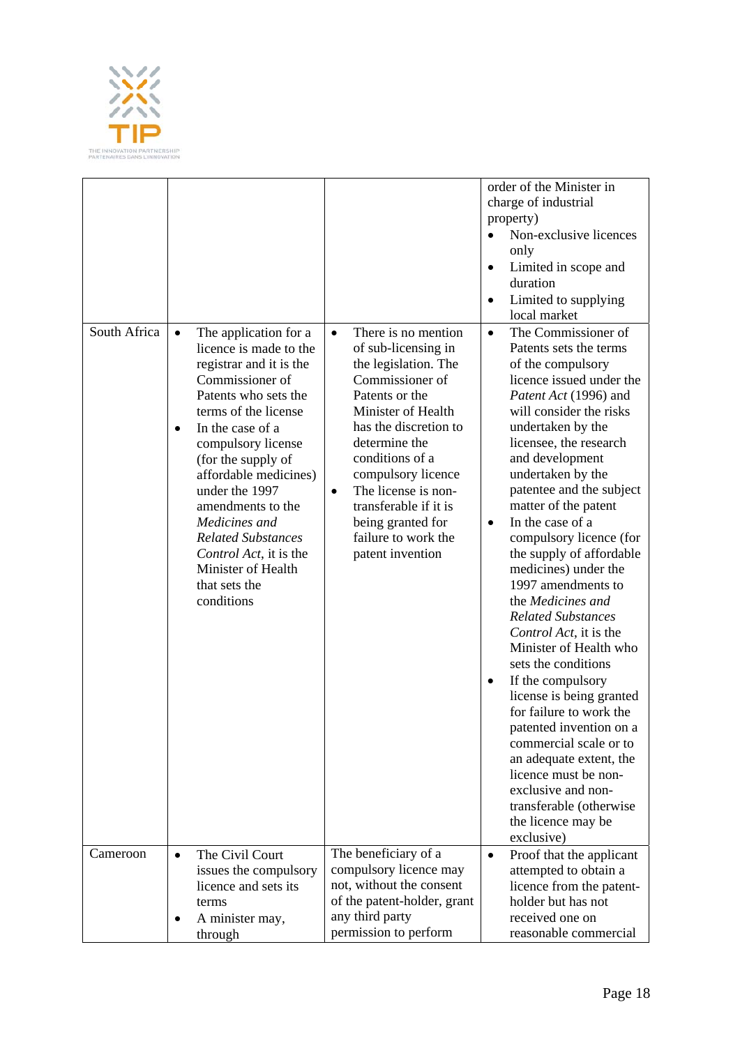| | | | |
|---|---|---|---|
| | | | order of the Minister in charge of industrial property)<br>• Non-exclusive licences only<br>• Limited in scope and duration<br>• Limited to supplying local market |
| South Africa | • The application for a licence is made to the registrar and it is the Commissioner of Patents who sets the terms of the license<br>• In the case of a compulsory license (for the supply of affordable medicines) under the 1997 amendments to the *Medicines and Related Substances Control Act*, it is the Minister of Health that sets the conditions | • There is no mention of sub-licensing in the legislation. The Commissioner of Patents or the Minister of Health has the discretion to determine the conditions of a compulsory licence<br>• The license is non-transferable if it is being granted for failure to work the patent invention | • The Commissioner of Patents sets the terms of the compulsory licence issued under the *Patent Act* (1996) and will consider the risks undertaken by the licensee, the research and development undertaken by the patentee and the subject matter of the patent<br>• In the case of a compulsory licence (for the supply of affordable medicines) under the 1997 amendments to the *Medicines and Related Substances Control Act*, it is the Minister of Health who sets the conditions<br>• If the compulsory license is being granted for failure to work the patented invention on a commercial scale or to an adequate extent, the licence must be non-exclusive and non-transferable (otherwise the licence may be exclusive) |
| Cameroon | • The Civil Court issues the compulsory licence and sets its terms<br>• A minister may, through | The beneficiary of a compulsory licence may not, without the consent of the patent-holder, grant any third party permission to perform | • Proof that the applicant attempted to obtain a licence from the patent-holder but has not received one on reasonable commercial |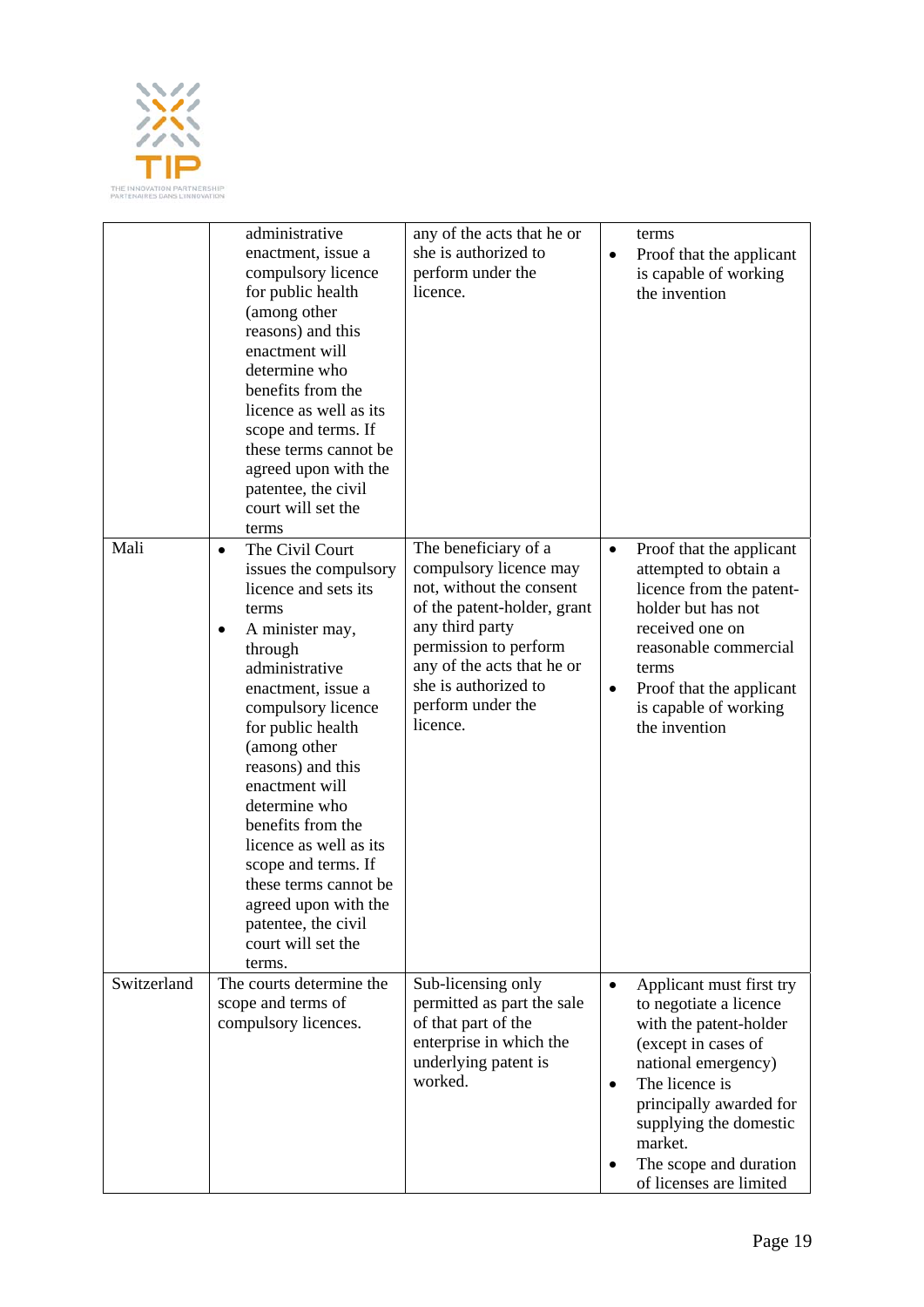| | | | |
|---|---|---|---|
| | administrative enactment, issue a compulsory licence for public health (among other reasons) and this enactment will determine who benefits from the licence as well as its scope and terms. If these terms cannot be agreed upon with the patentee, the civil court will set the terms | any of the acts that he or she is authorized to perform under the licence. | terms<br>• Proof that the applicant is capable of working the invention |
| Mali | • The Civil Court issues the compulsory licence and sets its terms<br>• A minister may, through administrative enactment, issue a compulsory licence for public health (among other reasons) and this enactment will determine who benefits from the licence as well as its scope and terms. If these terms cannot be agreed upon with the patentee, the civil court will set the terms. | The beneficiary of a compulsory licence may not, without the consent of the patent-holder, grant any third party permission to perform any of the acts that he or she is authorized to perform under the licence. | • Proof that the applicant attempted to obtain a licence from the patent-holder but has not received one on reasonable commercial terms<br>• Proof that the applicant is capable of working the invention |
| Switzerland | The courts determine the scope and terms of compulsory licences. | Sub-licensing only permitted as part the sale of that part of the enterprise in which the underlying patent is worked. | • Applicant must first try to negotiate a licence with the patent-holder (except in cases of national emergency)<br>• The licence is principally awarded for supplying the domestic market.<br>• The scope and duration of licenses are limited |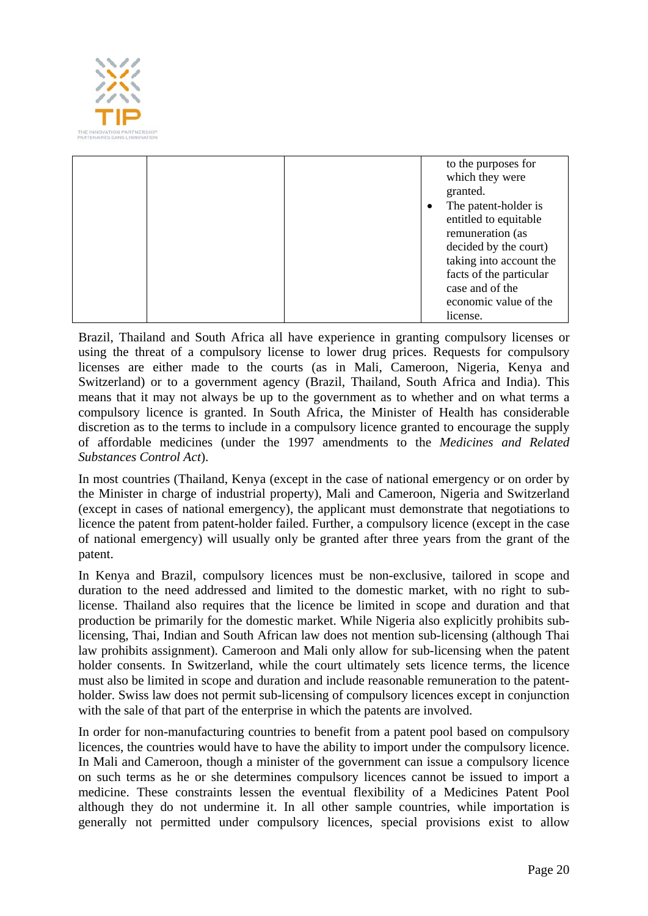| | | | to the purposes for which they were granted.<br>• The patent-holder is entitled to equitable remuneration (as decided by the court) taking into account the facts of the particular case and of the economic value of the license. |
|---|---|---|---|

Brazil, Thailand and South Africa all have experience in granting compulsory licenses or using the threat of a compulsory license to lower drug prices. Requests for compulsory licenses are either made to the courts (as in Mali, Cameroon, Nigeria, Kenya and Switzerland) or to a government agency (Brazil, Thailand, South Africa and India). This means that it may not always be up to the government as to whether and on what terms a compulsory licence is granted. In South Africa, the Minister of Health has considerable discretion as to the terms to include in a compulsory licence granted to encourage the supply of affordable medicines (under the 1997 amendments to the *Medicines and Related Substances Control Act*).

In most countries (Thailand, Kenya (except in the case of national emergency or on order by the Minister in charge of industrial property), Mali and Cameroon, Nigeria and Switzerland (except in cases of national emergency), the applicant must demonstrate that negotiations to licence the patent from patent-holder failed. Further, a compulsory licence (except in the case of national emergency) will usually only be granted after three years from the grant of the patent.

In Kenya and Brazil, compulsory licences must be non-exclusive, tailored in scope and duration to the need addressed and limited to the domestic market, with no right to sub-license. Thailand also requires that the licence be limited in scope and duration and that production be primarily for the domestic market. While Nigeria also explicitly prohibits sub-licensing, Thai, Indian and South African law does not mention sub-licensing (although Thai law prohibits assignment). Cameroon and Mali only allow for sub-licensing when the patent holder consents. In Switzerland, while the court ultimately sets licence terms, the licence must also be limited in scope and duration and include reasonable remuneration to the patent-holder. Swiss law does not permit sub-licensing of compulsory licences except in conjunction with the sale of that part of the enterprise in which the patents are involved.

In order for non-manufacturing countries to benefit from a patent pool based on compulsory licences, the countries would have to have the ability to import under the compulsory licence. In Mali and Cameroon, though a minister of the government can issue a compulsory licence on such terms as he or she determines compulsory licences cannot be issued to import a medicine. These constraints lessen the eventual flexibility of a Medicines Patent Pool although they do not undermine it. In all other sample countries, while importation is generally not permitted under compulsory licences, special provisions exist to allow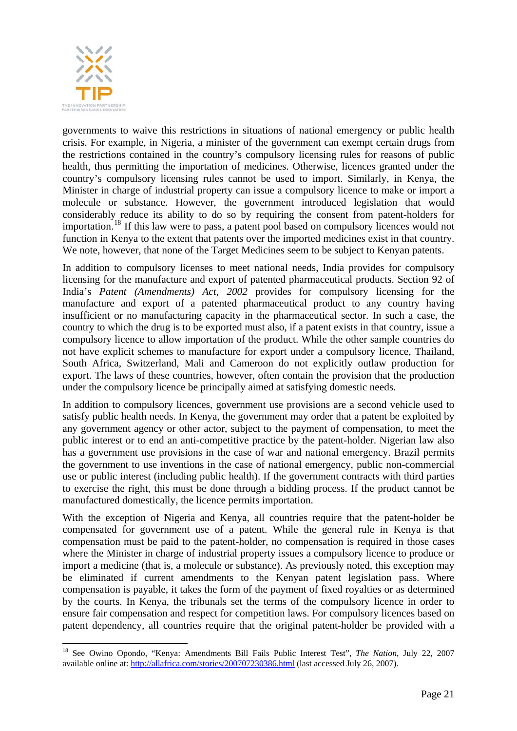governments to waive this restrictions in situations of national emergency or public health crisis. For example, in Nigeria, a minister of the government can exempt certain drugs from the restrictions contained in the country's compulsory licensing rules for reasons of public health, thus permitting the importation of medicines. Otherwise, licences granted under the country's compulsory licensing rules cannot be used to import. Similarly, in Kenya, the Minister in charge of industrial property can issue a compulsory licence to make or import a molecule or substance. However, the government introduced legislation that would considerably reduce its ability to do so by requiring the consent from patent-holders for importation.[18] If this law were to pass, a patent pool based on compulsory licences would not function in Kenya to the extent that patents over the imported medicines exist in that country. We note, however, that none of the Target Medicines seem to be subject to Kenyan patents.

In addition to compulsory licenses to meet national needs, India provides for compulsory licensing for the manufacture and export of patented pharmaceutical products. Section 92 of India's *Patent (Amendments) Act, 2002* provides for compulsory licensing for the manufacture and export of a patented pharmaceutical product to any country having insufficient or no manufacturing capacity in the pharmaceutical sector. In such a case, the country to which the drug is to be exported must also, if a patent exists in that country, issue a compulsory licence to allow importation of the product. While the other sample countries do not have explicit schemes to manufacture for export under a compulsory licence, Thailand, South Africa, Switzerland, Mali and Cameroon do not explicitly outlaw production for export. The laws of these countries, however, often contain the provision that the production under the compulsory licence be principally aimed at satisfying domestic needs.

In addition to compulsory licences, government use provisions are a second vehicle used to satisfy public health needs. In Kenya, the government may order that a patent be exploited by any government agency or other actor, subject to the payment of compensation, to meet the public interest or to end an anti-competitive practice by the patent-holder. Nigerian law also has a government use provisions in the case of war and national emergency. Brazil permits the government to use inventions in the case of national emergency, public non-commercial use or public interest (including public health). If the government contracts with third parties to exercise the right, this must be done through a bidding process. If the product cannot be manufactured domestically, the licence permits importation.

With the exception of Nigeria and Kenya, all countries require that the patent-holder be compensated for government use of a patent. While the general rule in Kenya is that compensation must be paid to the patent-holder, no compensation is required in those cases where the Minister in charge of industrial property issues a compulsory licence to produce or import a medicine (that is, a molecule or substance). As previously noted, this exception may be eliminated if current amendments to the Kenyan patent legislation pass. Where compensation is payable, it takes the form of the payment of fixed royalties or as determined by the courts. In Kenya, the tribunals set the terms of the compulsory licence in order to ensure fair compensation and respect for competition laws. For compulsory licences based on patent dependency, all countries require that the original patent-holder be provided with a

---

[18] See Owino Opondo, "Kenya: Amendments Bill Fails Public Interest Test", *The Nation*, July 22, 2007 available online at: http://allafrica.com/stories/200707230386.html (last accessed July 26, 2007).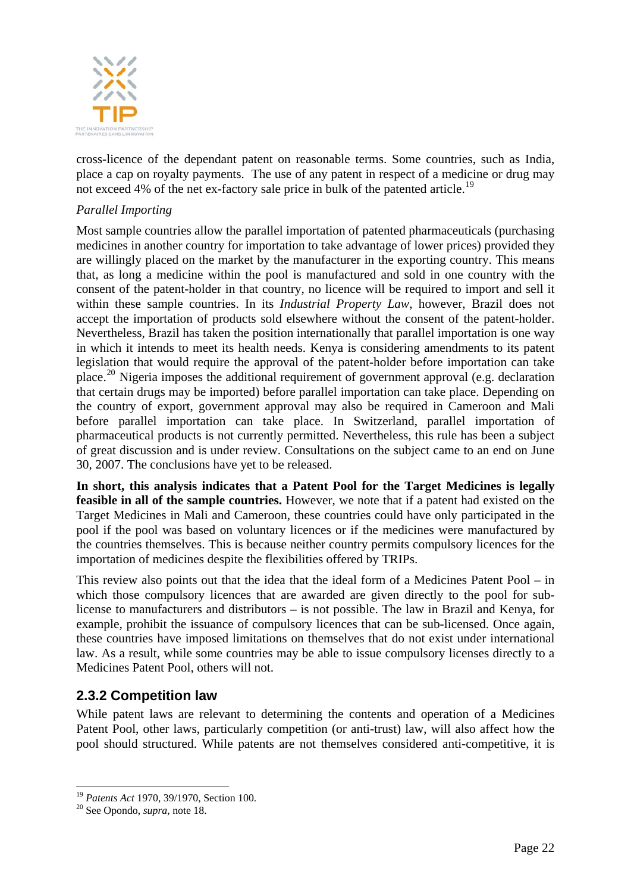cross-licence of the dependant patent on reasonable terms. Some countries, such as India, place a cap on royalty payments. The use of any patent in respect of a medicine or drug may not exceed 4% of the net ex-factory sale price in bulk of the patented article.[19]

*Parallel Importing*

Most sample countries allow the parallel importation of patented pharmaceuticals (purchasing medicines in another country for importation to take advantage of lower prices) provided they are willingly placed on the market by the manufacturer in the exporting country. This means that, as long a medicine within the pool is manufactured and sold in one country with the consent of the patent-holder in that country, no licence will be required to import and sell it within these sample countries. In its *Industrial Property Law*, however, Brazil does not accept the importation of products sold elsewhere without the consent of the patent-holder. Nevertheless, Brazil has taken the position internationally that parallel importation is one way in which it intends to meet its health needs. Kenya is considering amendments to its patent legislation that would require the approval of the patent-holder before importation can take place.[20] Nigeria imposes the additional requirement of government approval (e.g. declaration that certain drugs may be imported) before parallel importation can take place. Depending on the country of export, government approval may also be required in Cameroon and Mali before parallel importation can take place. In Switzerland, parallel importation of pharmaceutical products is not currently permitted. Nevertheless, this rule has been a subject of great discussion and is under review. Consultations on the subject came to an end on June 30, 2007. The conclusions have yet to be released.

**In short, this analysis indicates that a Patent Pool for the Target Medicines is legally feasible in all of the sample countries.** However, we note that if a patent had existed on the Target Medicines in Mali and Cameroon, these countries could have only participated in the pool if the pool was based on voluntary licences or if the medicines were manufactured by the countries themselves. This is because neither country permits compulsory licences for the importation of medicines despite the flexibilities offered by TRIPs.

This review also points out that the idea that the ideal form of a Medicines Patent Pool – in which those compulsory licences that are awarded are given directly to the pool for sub-license to manufacturers and distributors – is not possible. The law in Brazil and Kenya, for example, prohibit the issuance of compulsory licences that can be sub-licensed. Once again, these countries have imposed limitations on themselves that do not exist under international law. As a result, while some countries may be able to issue compulsory licenses directly to a Medicines Patent Pool, others will not.

### 2.3.2 Competition law

While patent laws are relevant to determining the contents and operation of a Medicines Patent Pool, other laws, particularly competition (or anti-trust) law, will also affect how the pool should structured. While patents are not themselves considered anti-competitive, it is

---

[19] *Patents Act* 1970, 39/1970, Section 100.

[20] See Opondo, *supra*, note 18.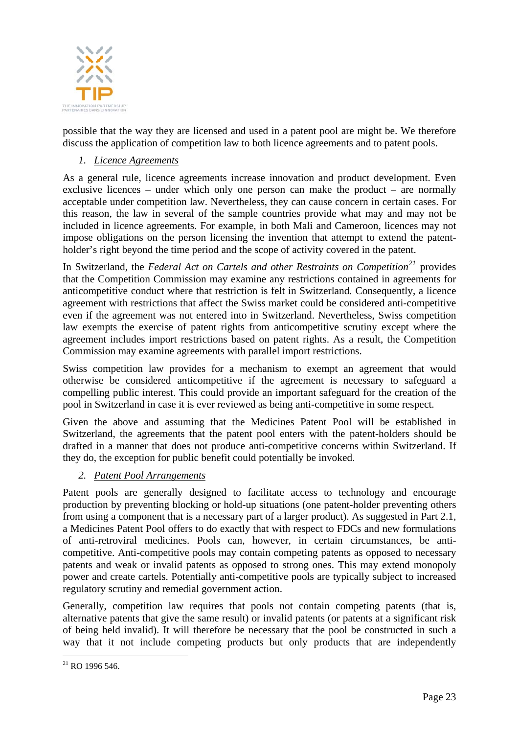possible that the way they are licensed and used in a patent pool are might be. We therefore discuss the application of competition law to both licence agreements and to patent pools.

1. *Licence Agreements*

As a general rule, licence agreements increase innovation and product development. Even exclusive licences – under which only one person can make the product – are normally acceptable under competition law. Nevertheless, they can cause concern in certain cases. For this reason, the law in several of the sample countries provide what may and may not be included in licence agreements. For example, in both Mali and Cameroon, licences may not impose obligations on the person licensing the invention that attempt to extend the patent-holder's right beyond the time period and the scope of activity covered in the patent.

In Switzerland, the *Federal Act on Cartels and other Restraints on Competition*[21] provides that the Competition Commission may examine any restrictions contained in agreements for anticompetitive conduct where that restriction is felt in Switzerland. Consequently, a licence agreement with restrictions that affect the Swiss market could be considered anti-competitive even if the agreement was not entered into in Switzerland. Nevertheless, Swiss competition law exempts the exercise of patent rights from anticompetitive scrutiny except where the agreement includes import restrictions based on patent rights. As a result, the Competition Commission may examine agreements with parallel import restrictions.

Swiss competition law provides for a mechanism to exempt an agreement that would otherwise be considered anticompetitive if the agreement is necessary to safeguard a compelling public interest. This could provide an important safeguard for the creation of the pool in Switzerland in case it is ever reviewed as being anti-competitive in some respect.

Given the above and assuming that the Medicines Patent Pool will be established in Switzerland, the agreements that the patent pool enters with the patent-holders should be drafted in a manner that does not produce anti-competitive concerns within Switzerland. If they do, the exception for public benefit could potentially be invoked.

2. *Patent Pool Arrangements*

Patent pools are generally designed to facilitate access to technology and encourage production by preventing blocking or hold-up situations (one patent-holder preventing others from using a component that is a necessary part of a larger product). As suggested in Part 2.1, a Medicines Patent Pool offers to do exactly that with respect to FDCs and new formulations of anti-retroviral medicines. Pools can, however, in certain circumstances, be anti-competitive. Anti-competitive pools may contain competing patents as opposed to necessary patents and weak or invalid patents as opposed to strong ones. This may extend monopoly power and create cartels. Potentially anti-competitive pools are typically subject to increased regulatory scrutiny and remedial government action.

Generally, competition law requires that pools not contain competing patents (that is, alternative patents that give the same result) or invalid patents (or patents at a significant risk of being held invalid). It will therefore be necessary that the pool be constructed in such a way that it not include competing products but only products that are independently

[21] RO 1996 546.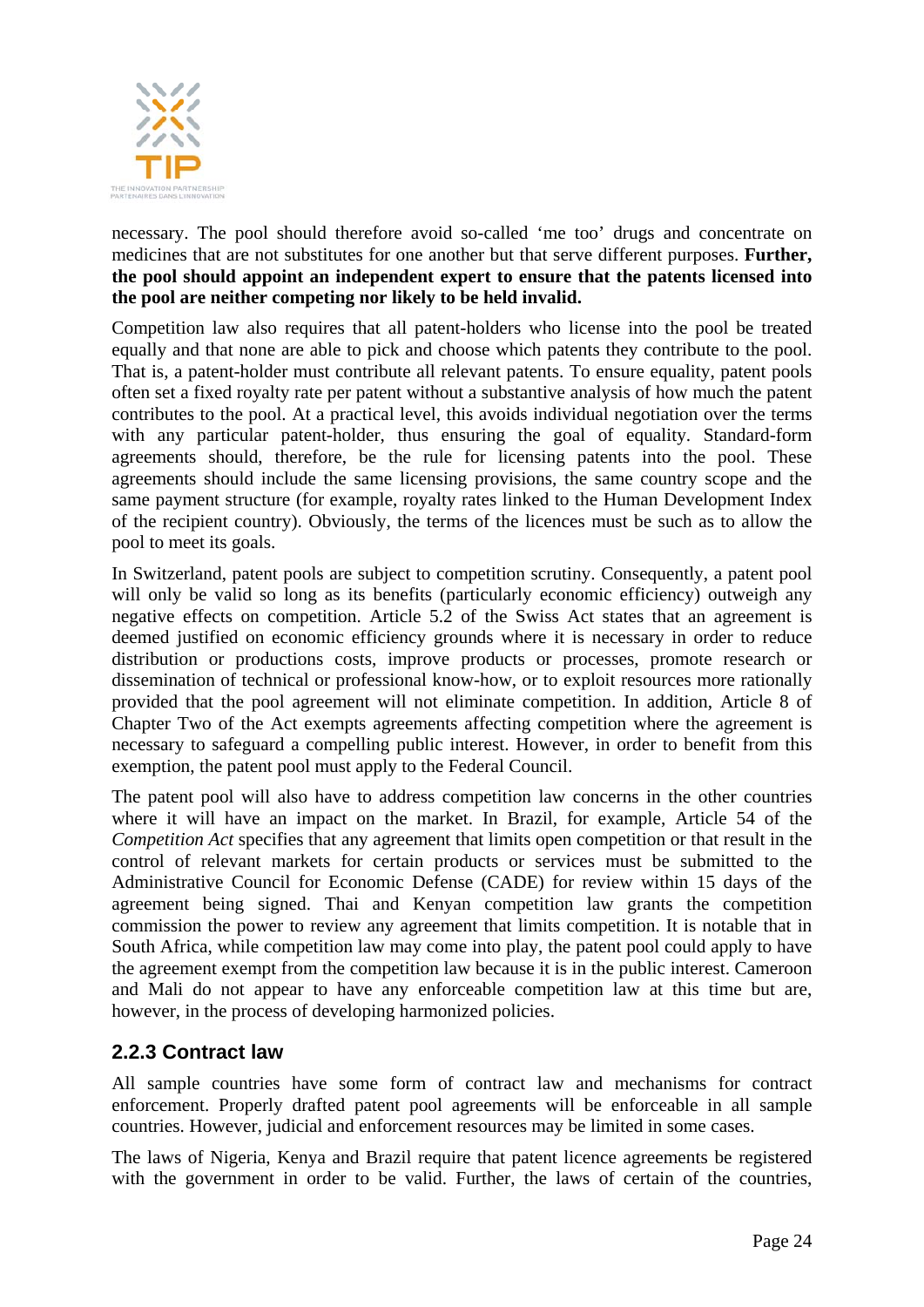necessary. The pool should therefore avoid so-called 'me too' drugs and concentrate on medicines that are not substitutes for one another but that serve different purposes. **Further, the pool should appoint an independent expert to ensure that the patents licensed into the pool are neither competing nor likely to be held invalid.**

Competition law also requires that all patent-holders who license into the pool be treated equally and that none are able to pick and choose which patents they contribute to the pool. That is, a patent-holder must contribute all relevant patents. To ensure equality, patent pools often set a fixed royalty rate per patent without a substantive analysis of how much the patent contributes to the pool. At a practical level, this avoids individual negotiation over the terms with any particular patent-holder, thus ensuring the goal of equality. Standard-form agreements should, therefore, be the rule for licensing patents into the pool. These agreements should include the same licensing provisions, the same country scope and the same payment structure (for example, royalty rates linked to the Human Development Index of the recipient country). Obviously, the terms of the licences must be such as to allow the pool to meet its goals.

In Switzerland, patent pools are subject to competition scrutiny. Consequently, a patent pool will only be valid so long as its benefits (particularly economic efficiency) outweigh any negative effects on competition. Article 5.2 of the Swiss Act states that an agreement is deemed justified on economic efficiency grounds where it is necessary in order to reduce distribution or productions costs, improve products or processes, promote research or dissemination of technical or professional know-how, or to exploit resources more rationally provided that the pool agreement will not eliminate competition. In addition, Article 8 of Chapter Two of the Act exempts agreements affecting competition where the agreement is necessary to safeguard a compelling public interest. However, in order to benefit from this exemption, the patent pool must apply to the Federal Council.

The patent pool will also have to address competition law concerns in the other countries where it will have an impact on the market. In Brazil, for example, Article 54 of the *Competition Act* specifies that any agreement that limits open competition or that result in the control of relevant markets for certain products or services must be submitted to the Administrative Council for Economic Defense (CADE) for review within 15 days of the agreement being signed. Thai and Kenyan competition law grants the competition commission the power to review any agreement that limits competition. It is notable that in South Africa, while competition law may come into play, the patent pool could apply to have the agreement exempt from the competition law because it is in the public interest. Cameroon and Mali do not appear to have any enforceable competition law at this time but are, however, in the process of developing harmonized policies.

### 2.2.3 Contract law

All sample countries have some form of contract law and mechanisms for contract enforcement. Properly drafted patent pool agreements will be enforceable in all sample countries. However, judicial and enforcement resources may be limited in some cases.

The laws of Nigeria, Kenya and Brazil require that patent licence agreements be registered with the government in order to be valid. Further, the laws of certain of the countries,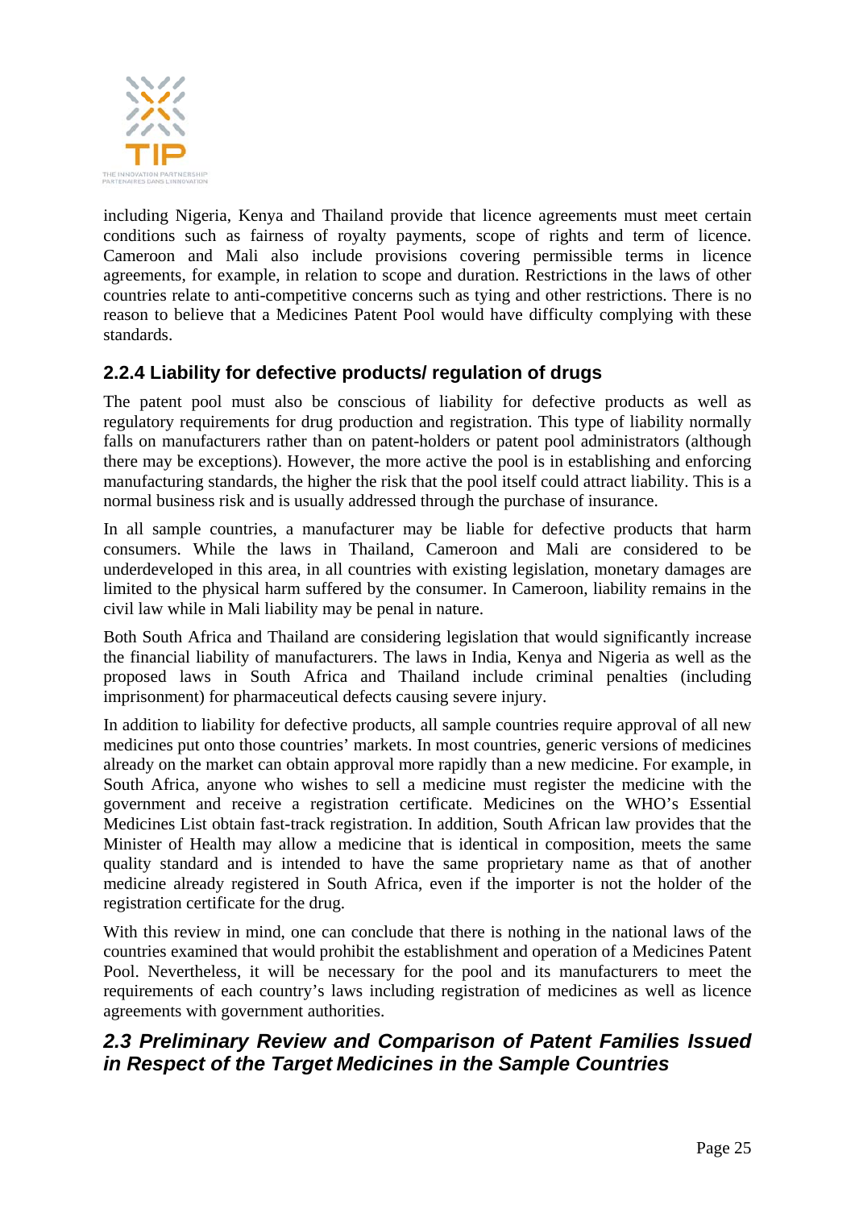including Nigeria, Kenya and Thailand provide that licence agreements must meet certain conditions such as fairness of royalty payments, scope of rights and term of licence. Cameroon and Mali also include provisions covering permissible terms in licence agreements, for example, in relation to scope and duration. Restrictions in the laws of other countries relate to anti-competitive concerns such as tying and other restrictions. There is no reason to believe that a Medicines Patent Pool would have difficulty complying with these standards.

### 2.2.4 Liability for defective products/ regulation of drugs

The patent pool must also be conscious of liability for defective products as well as regulatory requirements for drug production and registration. This type of liability normally falls on manufacturers rather than on patent-holders or patent pool administrators (although there may be exceptions). However, the more active the pool is in establishing and enforcing manufacturing standards, the higher the risk that the pool itself could attract liability. This is a normal business risk and is usually addressed through the purchase of insurance.

In all sample countries, a manufacturer may be liable for defective products that harm consumers. While the laws in Thailand, Cameroon and Mali are considered to be underdeveloped in this area, in all countries with existing legislation, monetary damages are limited to the physical harm suffered by the consumer. In Cameroon, liability remains in the civil law while in Mali liability may be penal in nature.

Both South Africa and Thailand are considering legislation that would significantly increase the financial liability of manufacturers. The laws in India, Kenya and Nigeria as well as the proposed laws in South Africa and Thailand include criminal penalties (including imprisonment) for pharmaceutical defects causing severe injury.

In addition to liability for defective products, all sample countries require approval of all new medicines put onto those countries' markets. In most countries, generic versions of medicines already on the market can obtain approval more rapidly than a new medicine. For example, in South Africa, anyone who wishes to sell a medicine must register the medicine with the government and receive a registration certificate. Medicines on the WHO's Essential Medicines List obtain fast-track registration. In addition, South African law provides that the Minister of Health may allow a medicine that is identical in composition, meets the same quality standard and is intended to have the same proprietary name as that of another medicine already registered in South Africa, even if the importer is not the holder of the registration certificate for the drug.

With this review in mind, one can conclude that there is nothing in the national laws of the countries examined that would prohibit the establishment and operation of a Medicines Patent Pool. Nevertheless, it will be necessary for the pool and its manufacturers to meet the requirements of each country's laws including registration of medicines as well as licence agreements with government authorities.

## *2.3 Preliminary Review and Comparison of Patent Families Issued in Respect of the Target Medicines in the Sample Countries*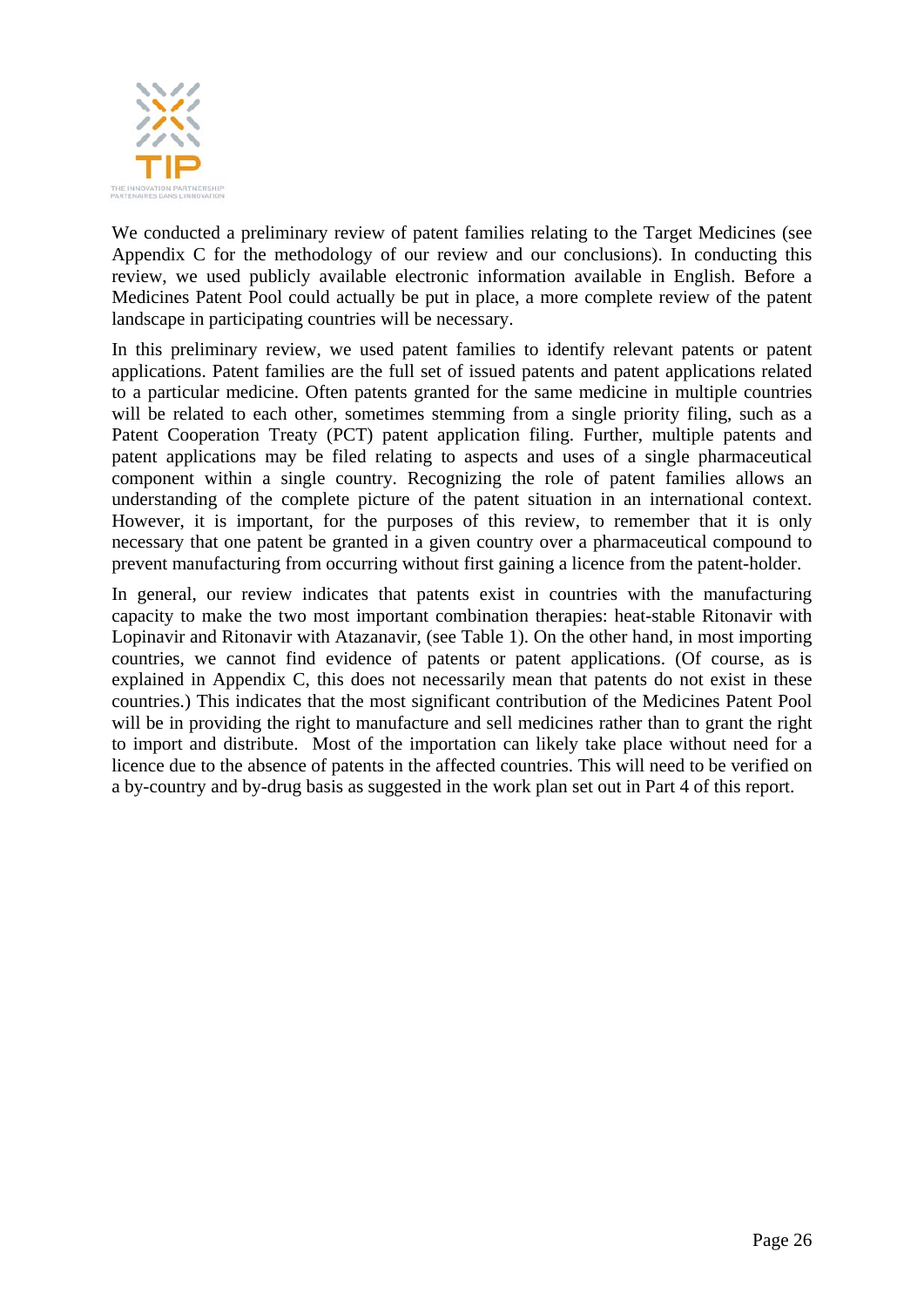We conducted a preliminary review of patent families relating to the Target Medicines (see Appendix C for the methodology of our review and our conclusions). In conducting this review, we used publicly available electronic information available in English. Before a Medicines Patent Pool could actually be put in place, a more complete review of the patent landscape in participating countries will be necessary.

In this preliminary review, we used patent families to identify relevant patents or patent applications. Patent families are the full set of issued patents and patent applications related to a particular medicine. Often patents granted for the same medicine in multiple countries will be related to each other, sometimes stemming from a single priority filing, such as a Patent Cooperation Treaty (PCT) patent application filing. Further, multiple patents and patent applications may be filed relating to aspects and uses of a single pharmaceutical component within a single country. Recognizing the role of patent families allows an understanding of the complete picture of the patent situation in an international context. However, it is important, for the purposes of this review, to remember that it is only necessary that one patent be granted in a given country over a pharmaceutical compound to prevent manufacturing from occurring without first gaining a licence from the patent-holder.

In general, our review indicates that patents exist in countries with the manufacturing capacity to make the two most important combination therapies: heat-stable Ritonavir with Lopinavir and Ritonavir with Atazanavir, (see Table 1). On the other hand, in most importing countries, we cannot find evidence of patents or patent applications. (Of course, as is explained in Appendix C, this does not necessarily mean that patents do not exist in these countries.) This indicates that the most significant contribution of the Medicines Patent Pool will be in providing the right to manufacture and sell medicines rather than to grant the right to import and distribute. Most of the importation can likely take place without need for a licence due to the absence of patents in the affected countries. This will need to be verified on a by-country and by-drug basis as suggested in the work plan set out in Part 4 of this report.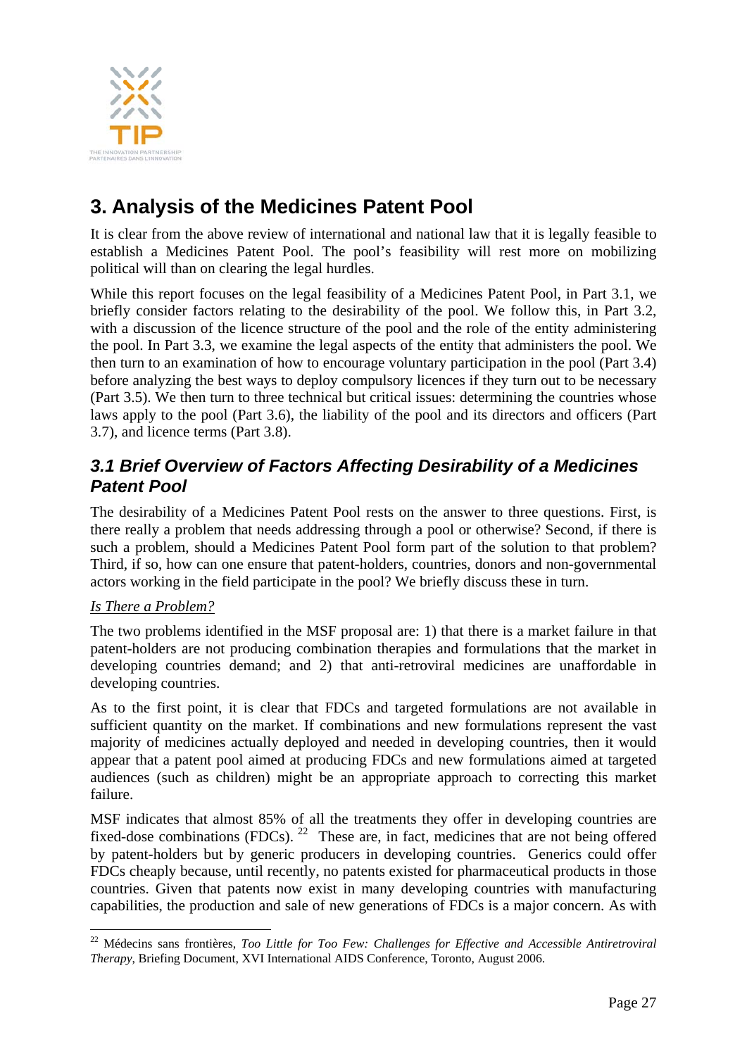## 3. Analysis of the Medicines Patent Pool

It is clear from the above review of international and national law that it is legally feasible to establish a Medicines Patent Pool. The pool's feasibility will rest more on mobilizing political will than on clearing the legal hurdles.

While this report focuses on the legal feasibility of a Medicines Patent Pool, in Part 3.1, we briefly consider factors relating to the desirability of the pool. We follow this, in Part 3.2, with a discussion of the licence structure of the pool and the role of the entity administering the pool. In Part 3.3, we examine the legal aspects of the entity that administers the pool. We then turn to an examination of how to encourage voluntary participation in the pool (Part 3.4) before analyzing the best ways to deploy compulsory licences if they turn out to be necessary (Part 3.5). We then turn to three technical but critical issues: determining the countries whose laws apply to the pool (Part 3.6), the liability of the pool and its directors and officers (Part 3.7), and licence terms (Part 3.8).

### *3.1 Brief Overview of Factors Affecting Desirability of a Medicines Patent Pool*

The desirability of a Medicines Patent Pool rests on the answer to three questions. First, is there really a problem that needs addressing through a pool or otherwise? Second, if there is such a problem, should a Medicines Patent Pool form part of the solution to that problem? Third, if so, how can one ensure that patent-holders, countries, donors and non-governmental actors working in the field participate in the pool? We briefly discuss these in turn.

*Is There a Problem?*

The two problems identified in the MSF proposal are: 1) that there is a market failure in that patent-holders are not producing combination therapies and formulations that the market in developing countries demand; and 2) that anti-retroviral medicines are unaffordable in developing countries.

As to the first point, it is clear that FDCs and targeted formulations are not available in sufficient quantity on the market. If combinations and new formulations represent the vast majority of medicines actually deployed and needed in developing countries, then it would appear that a patent pool aimed at producing FDCs and new formulations aimed at targeted audiences (such as children) might be an appropriate approach to correcting this market failure.

MSF indicates that almost 85% of all the treatments they offer in developing countries are fixed-dose combinations (FDCs).[22] These are, in fact, medicines that are not being offered by patent-holders but by generic producers in developing countries. Generics could offer FDCs cheaply because, until recently, no patents existed for pharmaceutical products in those countries. Given that patents now exist in many developing countries with manufacturing capabilities, the production and sale of new generations of FDCs is a major concern. As with

[22] Médecins sans frontières, *Too Little for Too Few: Challenges for Effective and Accessible Antiretroviral Therapy*, Briefing Document, XVI International AIDS Conference, Toronto, August 2006.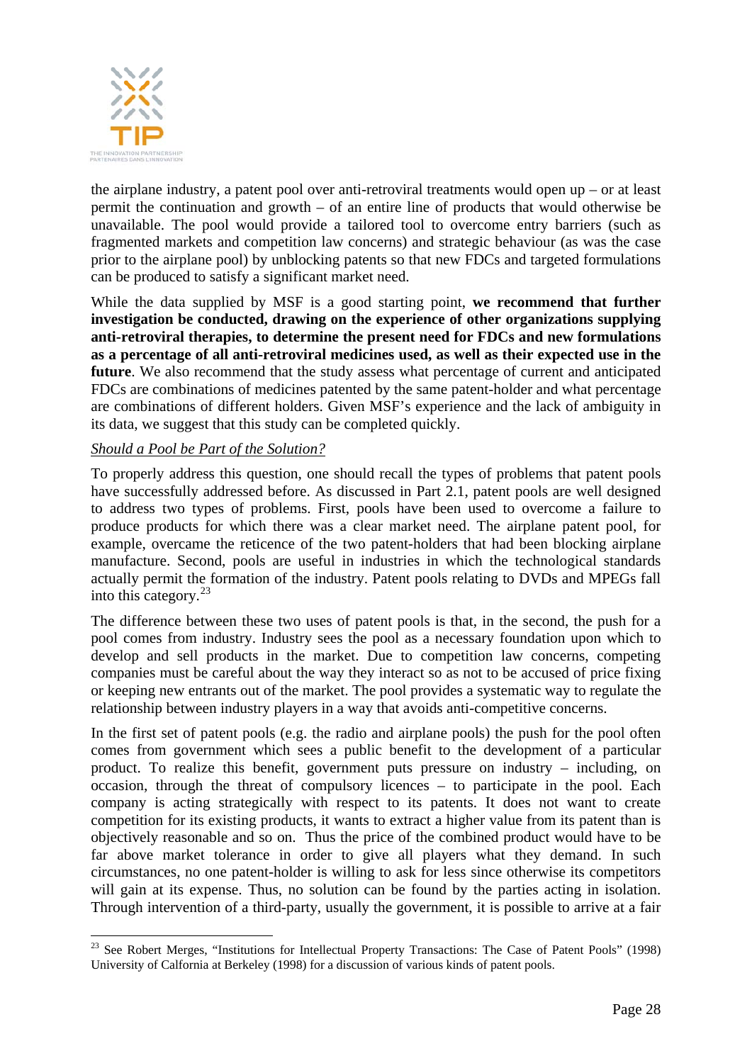the airplane industry, a patent pool over anti-retroviral treatments would open up – or at least permit the continuation and growth – of an entire line of products that would otherwise be unavailable. The pool would provide a tailored tool to overcome entry barriers (such as fragmented markets and competition law concerns) and strategic behaviour (as was the case prior to the airplane pool) by unblocking patents so that new FDCs and targeted formulations can be produced to satisfy a significant market need.

While the data supplied by MSF is a good starting point, **we recommend that further investigation be conducted, drawing on the experience of other organizations supplying anti-retroviral therapies, to determine the present need for FDCs and new formulations as a percentage of all anti-retroviral medicines used, as well as their expected use in the future**. We also recommend that the study assess what percentage of current and anticipated FDCs are combinations of medicines patented by the same patent-holder and what percentage are combinations of different holders. Given MSF's experience and the lack of ambiguity in its data, we suggest that this study can be completed quickly.

*Should a Pool be Part of the Solution?*

To properly address this question, one should recall the types of problems that patent pools have successfully addressed before. As discussed in Part 2.1, patent pools are well designed to address two types of problems. First, pools have been used to overcome a failure to produce products for which there was a clear market need. The airplane patent pool, for example, overcame the reticence of the two patent-holders that had been blocking airplane manufacture. Second, pools are useful in industries in which the technological standards actually permit the formation of the industry. Patent pools relating to DVDs and MPEGs fall into this category.[23]

The difference between these two uses of patent pools is that, in the second, the push for a pool comes from industry. Industry sees the pool as a necessary foundation upon which to develop and sell products in the market. Due to competition law concerns, competing companies must be careful about the way they interact so as not to be accused of price fixing or keeping new entrants out of the market. The pool provides a systematic way to regulate the relationship between industry players in a way that avoids anti-competitive concerns.

In the first set of patent pools (e.g. the radio and airplane pools) the push for the pool often comes from government which sees a public benefit to the development of a particular product. To realize this benefit, government puts pressure on industry – including, on occasion, through the threat of compulsory licences – to participate in the pool. Each company is acting strategically with respect to its patents. It does not want to create competition for its existing products, it wants to extract a higher value from its patent than is objectively reasonable and so on. Thus the price of the combined product would have to be far above market tolerance in order to give all players what they demand. In such circumstances, no one patent-holder is willing to ask for less since otherwise its competitors will gain at its expense. Thus, no solution can be found by the parties acting in isolation. Through intervention of a third-party, usually the government, it is possible to arrive at a fair

[23] See Robert Merges, "Institutions for Intellectual Property Transactions: The Case of Patent Pools" (1998) University of Calfornia at Berkeley (1998) for a discussion of various kinds of patent pools.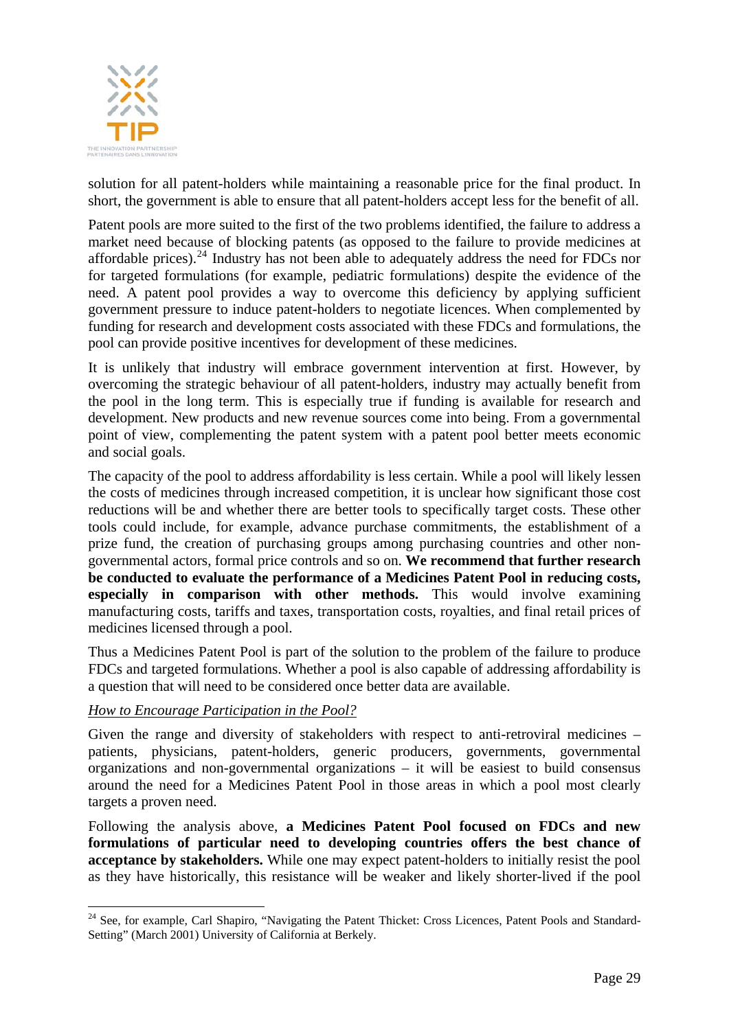solution for all patent-holders while maintaining a reasonable price for the final product. In short, the government is able to ensure that all patent-holders accept less for the benefit of all.

Patent pools are more suited to the first of the two problems identified, the failure to address a market need because of blocking patents (as opposed to the failure to provide medicines at affordable prices).[24] Industry has not been able to adequately address the need for FDCs nor for targeted formulations (for example, pediatric formulations) despite the evidence of the need. A patent pool provides a way to overcome this deficiency by applying sufficient government pressure to induce patent-holders to negotiate licences. When complemented by funding for research and development costs associated with these FDCs and formulations, the pool can provide positive incentives for development of these medicines.

It is unlikely that industry will embrace government intervention at first. However, by overcoming the strategic behaviour of all patent-holders, industry may actually benefit from the pool in the long term. This is especially true if funding is available for research and development. New products and new revenue sources come into being. From a governmental point of view, complementing the patent system with a patent pool better meets economic and social goals.

The capacity of the pool to address affordability is less certain. While a pool will likely lessen the costs of medicines through increased competition, it is unclear how significant those cost reductions will be and whether there are better tools to specifically target costs. These other tools could include, for example, advance purchase commitments, the establishment of a prize fund, the creation of purchasing groups among purchasing countries and other non-governmental actors, formal price controls and so on. **We recommend that further research be conducted to evaluate the performance of a Medicines Patent Pool in reducing costs, especially in comparison with other methods.** This would involve examining manufacturing costs, tariffs and taxes, transportation costs, royalties, and final retail prices of medicines licensed through a pool.

Thus a Medicines Patent Pool is part of the solution to the problem of the failure to produce FDCs and targeted formulations. Whether a pool is also capable of addressing affordability is a question that will need to be considered once better data are available.

*How to Encourage Participation in the Pool?*

Given the range and diversity of stakeholders with respect to anti-retroviral medicines – patients, physicians, patent-holders, generic producers, governments, governmental organizations and non-governmental organizations – it will be easiest to build consensus around the need for a Medicines Patent Pool in those areas in which a pool most clearly targets a proven need.

Following the analysis above, **a Medicines Patent Pool focused on FDCs and new formulations of particular need to developing countries offers the best chance of acceptance by stakeholders.** While one may expect patent-holders to initially resist the pool as they have historically, this resistance will be weaker and likely shorter-lived if the pool

---

[24] See, for example, Carl Shapiro, "Navigating the Patent Thicket: Cross Licences, Patent Pools and Standard-Setting" (March 2001) University of California at Berkely.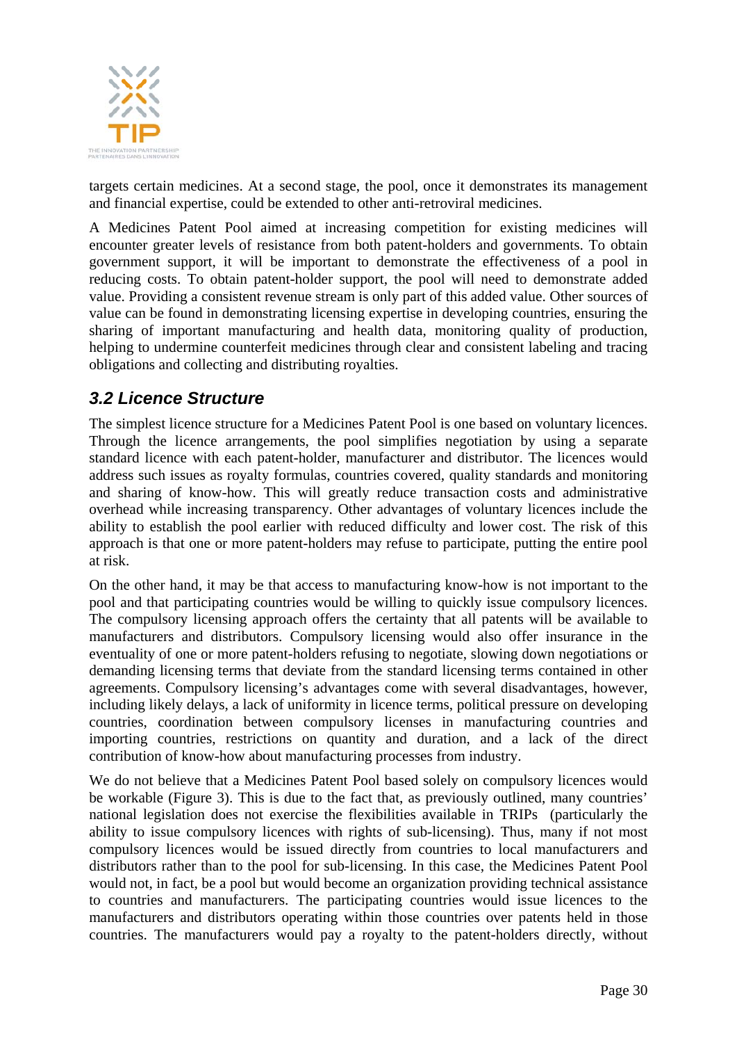targets certain medicines. At a second stage, the pool, once it demonstrates its management and financial expertise, could be extended to other anti-retroviral medicines.

A Medicines Patent Pool aimed at increasing competition for existing medicines will encounter greater levels of resistance from both patent-holders and governments. To obtain government support, it will be important to demonstrate the effectiveness of a pool in reducing costs. To obtain patent-holder support, the pool will need to demonstrate added value. Providing a consistent revenue stream is only part of this added value. Other sources of value can be found in demonstrating licensing expertise in developing countries, ensuring the sharing of important manufacturing and health data, monitoring quality of production, helping to undermine counterfeit medicines through clear and consistent labeling and tracing obligations and collecting and distributing royalties.

### *3.2 Licence Structure*

The simplest licence structure for a Medicines Patent Pool is one based on voluntary licences. Through the licence arrangements, the pool simplifies negotiation by using a separate standard licence with each patent-holder, manufacturer and distributor. The licences would address such issues as royalty formulas, countries covered, quality standards and monitoring and sharing of know-how. This will greatly reduce transaction costs and administrative overhead while increasing transparency. Other advantages of voluntary licences include the ability to establish the pool earlier with reduced difficulty and lower cost. The risk of this approach is that one or more patent-holders may refuse to participate, putting the entire pool at risk.

On the other hand, it may be that access to manufacturing know-how is not important to the pool and that participating countries would be willing to quickly issue compulsory licences. The compulsory licensing approach offers the certainty that all patents will be available to manufacturers and distributors. Compulsory licensing would also offer insurance in the eventuality of one or more patent-holders refusing to negotiate, slowing down negotiations or demanding licensing terms that deviate from the standard licensing terms contained in other agreements. Compulsory licensing's advantages come with several disadvantages, however, including likely delays, a lack of uniformity in licence terms, political pressure on developing countries, coordination between compulsory licenses in manufacturing countries and importing countries, restrictions on quantity and duration, and a lack of the direct contribution of know-how about manufacturing processes from industry.

We do not believe that a Medicines Patent Pool based solely on compulsory licences would be workable (Figure 3). This is due to the fact that, as previously outlined, many countries' national legislation does not exercise the flexibilities available in TRIPs (particularly the ability to issue compulsory licences with rights of sub-licensing). Thus, many if not most compulsory licences would be issued directly from countries to local manufacturers and distributors rather than to the pool for sub-licensing. In this case, the Medicines Patent Pool would not, in fact, be a pool but would become an organization providing technical assistance to countries and manufacturers. The participating countries would issue licences to the manufacturers and distributors operating within those countries over patents held in those countries. The manufacturers would pay a royalty to the patent-holders directly, without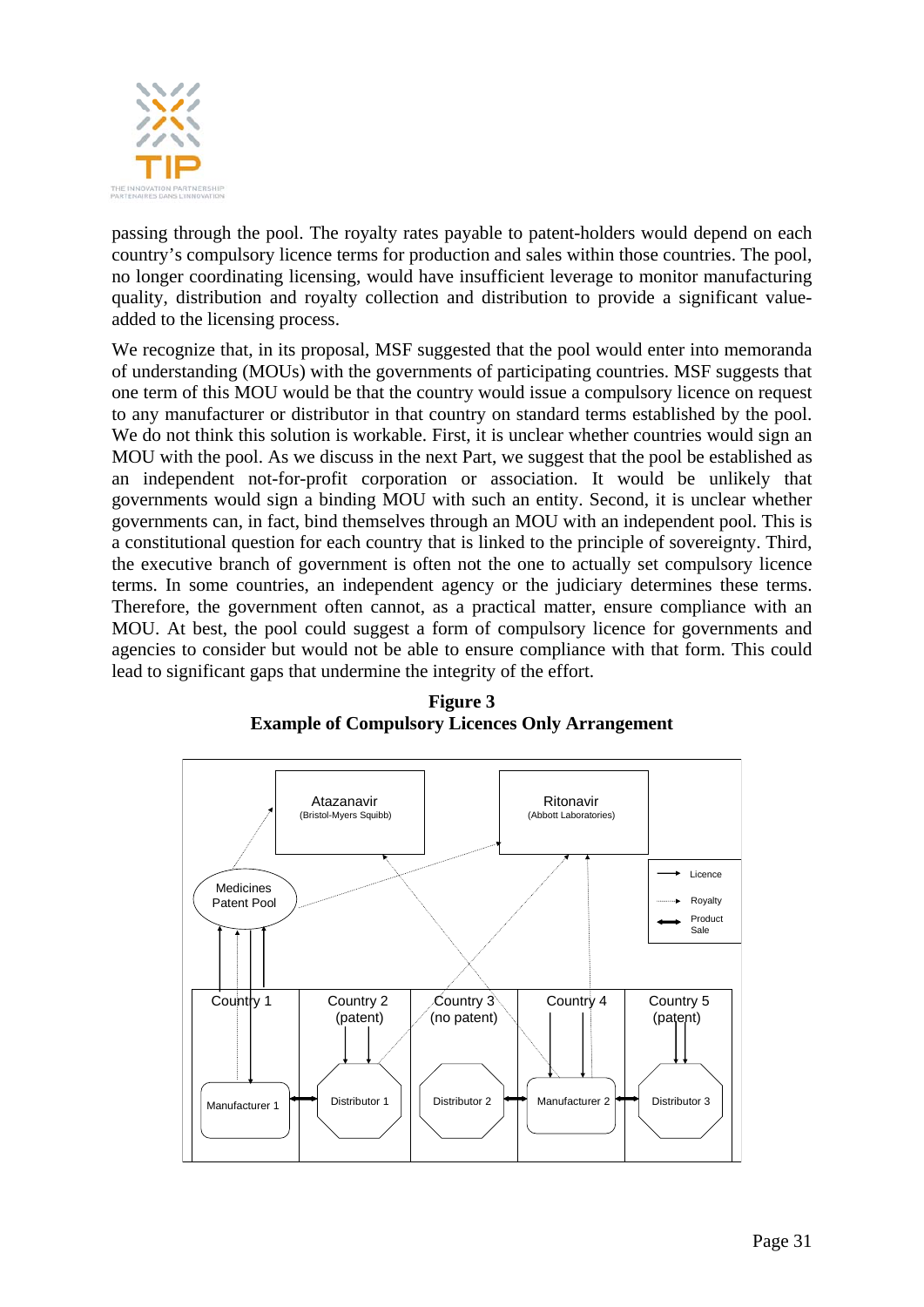passing through the pool. The royalty rates payable to patent-holders would depend on each country's compulsory licence terms for production and sales within those countries. The pool, no longer coordinating licensing, would have insufficient leverage to monitor manufacturing quality, distribution and royalty collection and distribution to provide a significant value-added to the licensing process.

We recognize that, in its proposal, MSF suggested that the pool would enter into memoranda of understanding (MOUs) with the governments of participating countries. MSF suggests that one term of this MOU would be that the country would issue a compulsory licence on request to any manufacturer or distributor in that country on standard terms established by the pool. We do not think this solution is workable. First, it is unclear whether countries would sign an MOU with the pool. As we discuss in the next Part, we suggest that the pool be established as an independent not-for-profit corporation or association. It would be unlikely that governments would sign a binding MOU with such an entity. Second, it is unclear whether governments can, in fact, bind themselves through an MOU with an independent pool. This is a constitutional question for each country that is linked to the principle of sovereignty. Third, the executive branch of government is often not the one to actually set compulsory licence terms. In some countries, an independent agency or the judiciary determines these terms. Therefore, the government often cannot, as a practical matter, ensure compliance with an MOU. At best, the pool could suggest a form of compulsory licence for governments and agencies to consider but would not be able to ensure compliance with that form. This could lead to significant gaps that undermine the integrity of the effort.

**Figure 3**
**Example of Compulsory Licences Only Arrangement**

Atazanavir (Bristol-Myers Squibb) | Ritonavir (Abbott Laboratories) | Medicines Patent Pool

Country 1: Manufacturer 1 | Country 2 (patent): Distributor 1 | Country 3 (no patent): Distributor 2 | Country 4: Manufacturer 2 | Country 5 (patent): Distributor 3

Legend: → Licence; ⋯→ Royalty; ⟷ Product Sale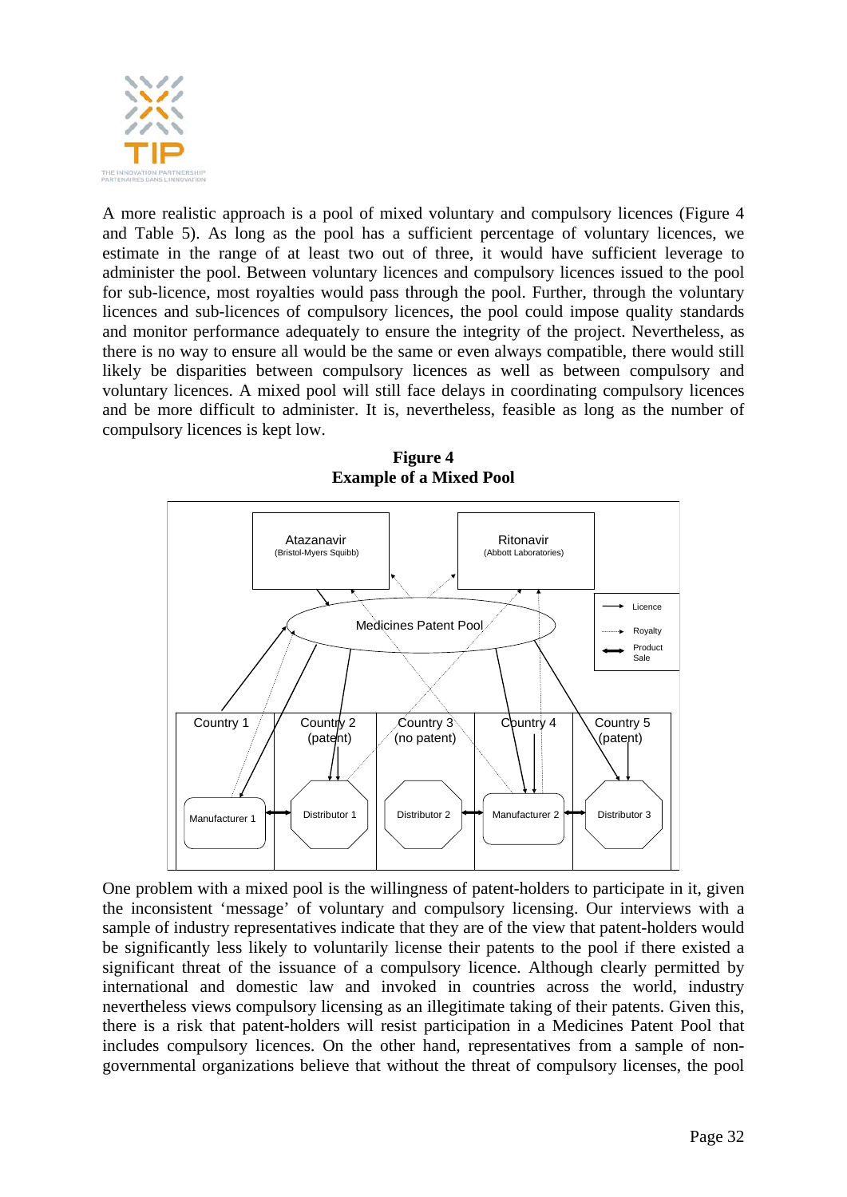A more realistic approach is a pool of mixed voluntary and compulsory licences (Figure 4 and Table 5). As long as the pool has a sufficient percentage of voluntary licences, we estimate in the range of at least two out of three, it would have sufficient leverage to administer the pool. Between voluntary licences and compulsory licences issued to the pool for sub-licence, most royalties would pass through the pool. Further, through the voluntary licences and sub-licences of compulsory licences, the pool could impose quality standards and monitor performance adequately to ensure the integrity of the project. Nevertheless, as there is no way to ensure all would be the same or even always compatible, there would still likely be disparities between compulsory licences as well as between compulsory and voluntary licences. A mixed pool will still face delays in coordinating compulsory licences and be more difficult to administer. It is, nevertheless, feasible as long as the number of compulsory licences is kept low.

**Figure 4**
**Example of a Mixed Pool**

Atazanavir (Bristol-Myers Squibb)

Ritonavir (Abbott Laboratories)

Medicines Patent Pool

Licence

Royalty

Product Sale

Country 1

Country 2 (patent)

Country 3 (no patent)

Country 4

Country 5 (patent)

Manufacturer 1

Distributor 1

Distributor 2

Manufacturer 2

Distributor 3

One problem with a mixed pool is the willingness of patent-holders to participate in it, given the inconsistent 'message' of voluntary and compulsory licensing. Our interviews with a sample of industry representatives indicate that they are of the view that patent-holders would be significantly less likely to voluntarily license their patents to the pool if there existed a significant threat of the issuance of a compulsory licence. Although clearly permitted by international and domestic law and invoked in countries across the world, industry nevertheless views compulsory licensing as an illegitimate taking of their patents. Given this, there is a risk that patent-holders will resist participation in a Medicines Patent Pool that includes compulsory licences. On the other hand, representatives from a sample of non-governmental organizations believe that without the threat of compulsory licenses, the pool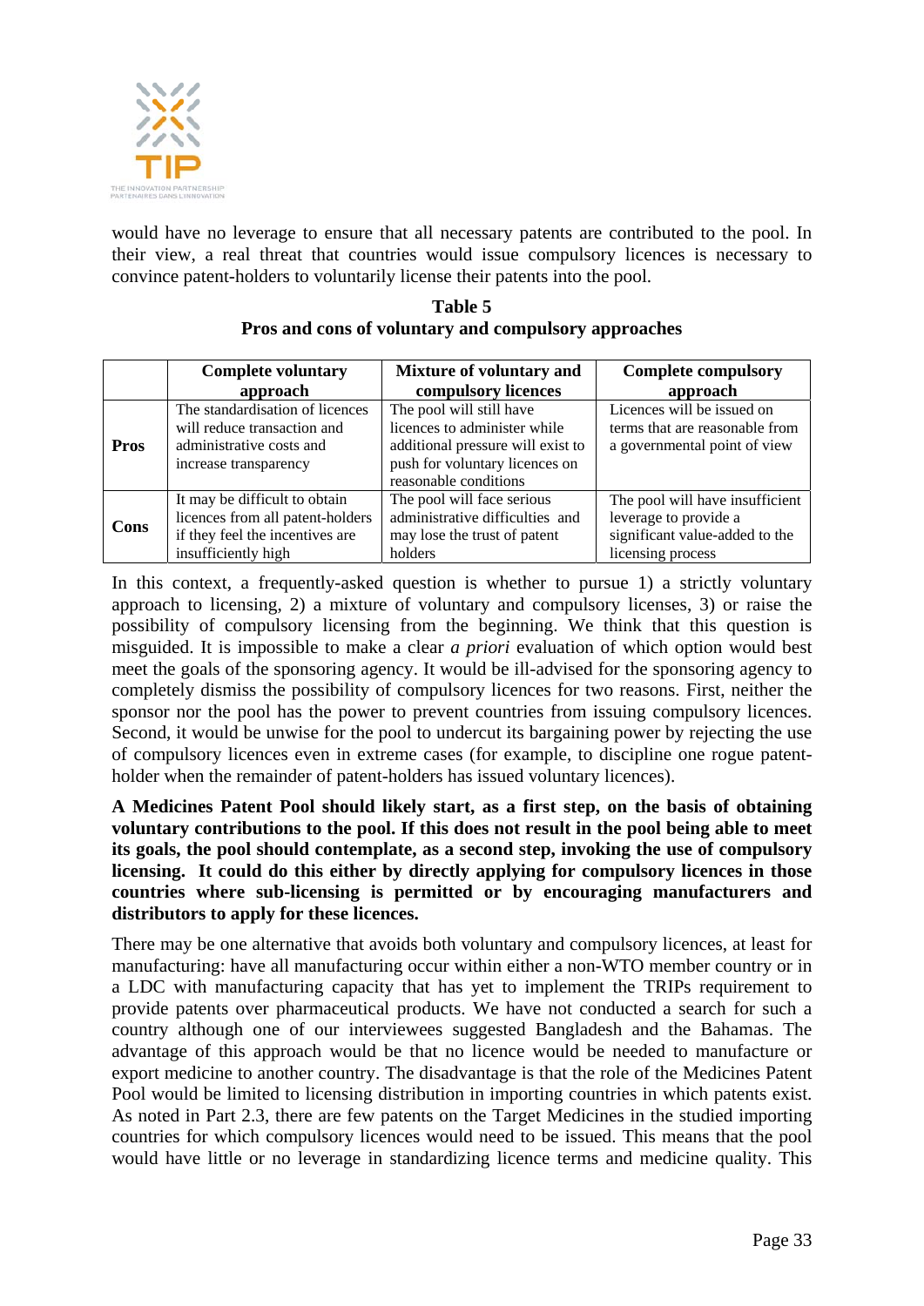would have no leverage to ensure that all necessary patents are contributed to the pool. In their view, a real threat that countries would issue compulsory licences is necessary to convince patent-holders to voluntarily license their patents into the pool.

**Table 5**
**Pros and cons of voluntary and compulsory approaches**

| | Complete voluntary approach | Mixture of voluntary and compulsory licences | Complete compulsory approach |
|---|---|---|---|
| **Pros** | The standardisation of licences will reduce transaction and administrative costs and increase transparency | The pool will still have licences to administer while additional pressure will exist to push for voluntary licences on reasonable conditions | Licences will be issued on terms that are reasonable from a governmental point of view |
| **Cons** | It may be difficult to obtain licences from all patent-holders if they feel the incentives are insufficiently high | The pool will face serious administrative difficulties and may lose the trust of patent holders | The pool will have insufficient leverage to provide a significant value-added to the licensing process |

In this context, a frequently-asked question is whether to pursue 1) a strictly voluntary approach to licensing, 2) a mixture of voluntary and compulsory licenses, 3) or raise the possibility of compulsory licensing from the beginning. We think that this question is misguided. It is impossible to make a clear *a priori* evaluation of which option would best meet the goals of the sponsoring agency. It would be ill-advised for the sponsoring agency to completely dismiss the possibility of compulsory licences for two reasons. First, neither the sponsor nor the pool has the power to prevent countries from issuing compulsory licences. Second, it would be unwise for the pool to undercut its bargaining power by rejecting the use of compulsory licences even in extreme cases (for example, to discipline one rogue patent-holder when the remainder of patent-holders has issued voluntary licences).

**A Medicines Patent Pool should likely start, as a first step, on the basis of obtaining voluntary contributions to the pool. If this does not result in the pool being able to meet its goals, the pool should contemplate, as a second step, invoking the use of compulsory licensing. It could do this either by directly applying for compulsory licences in those countries where sub-licensing is permitted or by encouraging manufacturers and distributors to apply for these licences.**

There may be one alternative that avoids both voluntary and compulsory licences, at least for manufacturing: have all manufacturing occur within either a non-WTO member country or in a LDC with manufacturing capacity that has yet to implement the TRIPs requirement to provide patents over pharmaceutical products. We have not conducted a search for such a country although one of our interviewees suggested Bangladesh and the Bahamas. The advantage of this approach would be that no licence would be needed to manufacture or export medicine to another country. The disadvantage is that the role of the Medicines Patent Pool would be limited to licensing distribution in importing countries in which patents exist. As noted in Part 2.3, there are few patents on the Target Medicines in the studied importing countries for which compulsory licences would need to be issued. This means that the pool would have little or no leverage in standardizing licence terms and medicine quality. This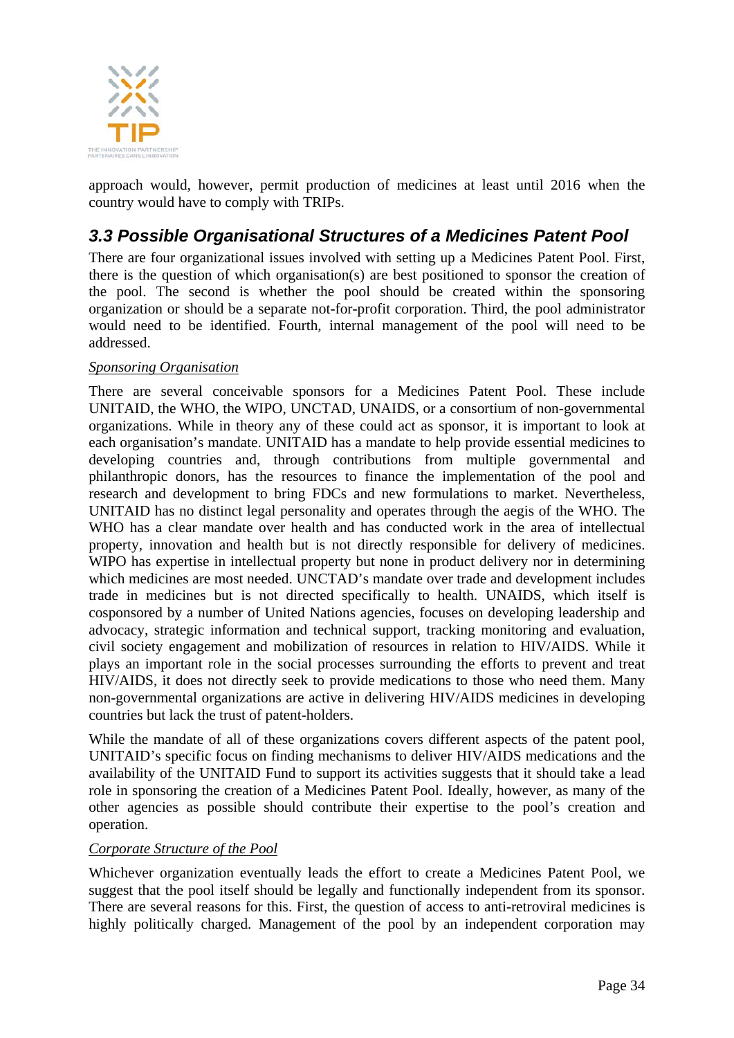approach would, however, permit production of medicines at least until 2016 when the country would have to comply with TRIPs.

## *3.3 Possible Organisational Structures of a Medicines Patent Pool*

There are four organizational issues involved with setting up a Medicines Patent Pool. First, there is the question of which organisation(s) are best positioned to sponsor the creation of the pool. The second is whether the pool should be created within the sponsoring organization or should be a separate not-for-profit corporation. Third, the pool administrator would need to be identified. Fourth, internal management of the pool will need to be addressed.

*Sponsoring Organisation*

There are several conceivable sponsors for a Medicines Patent Pool. These include UNITAID, the WHO, the WIPO, UNCTAD, UNAIDS, or a consortium of non-governmental organizations. While in theory any of these could act as sponsor, it is important to look at each organisation's mandate. UNITAID has a mandate to help provide essential medicines to developing countries and, through contributions from multiple governmental and philanthropic donors, has the resources to finance the implementation of the pool and research and development to bring FDCs and new formulations to market. Nevertheless, UNITAID has no distinct legal personality and operates through the aegis of the WHO. The WHO has a clear mandate over health and has conducted work in the area of intellectual property, innovation and health but is not directly responsible for delivery of medicines. WIPO has expertise in intellectual property but none in product delivery nor in determining which medicines are most needed. UNCTAD's mandate over trade and development includes trade in medicines but is not directed specifically to health. UNAIDS, which itself is cosponsored by a number of United Nations agencies, focuses on developing leadership and advocacy, strategic information and technical support, tracking monitoring and evaluation, civil society engagement and mobilization of resources in relation to HIV/AIDS. While it plays an important role in the social processes surrounding the efforts to prevent and treat HIV/AIDS, it does not directly seek to provide medications to those who need them. Many non-governmental organizations are active in delivering HIV/AIDS medicines in developing countries but lack the trust of patent-holders.

While the mandate of all of these organizations covers different aspects of the patent pool, UNITAID's specific focus on finding mechanisms to deliver HIV/AIDS medications and the availability of the UNITAID Fund to support its activities suggests that it should take a lead role in sponsoring the creation of a Medicines Patent Pool. Ideally, however, as many of the other agencies as possible should contribute their expertise to the pool's creation and operation.

*Corporate Structure of the Pool*

Whichever organization eventually leads the effort to create a Medicines Patent Pool, we suggest that the pool itself should be legally and functionally independent from its sponsor. There are several reasons for this. First, the question of access to anti-retroviral medicines is highly politically charged. Management of the pool by an independent corporation may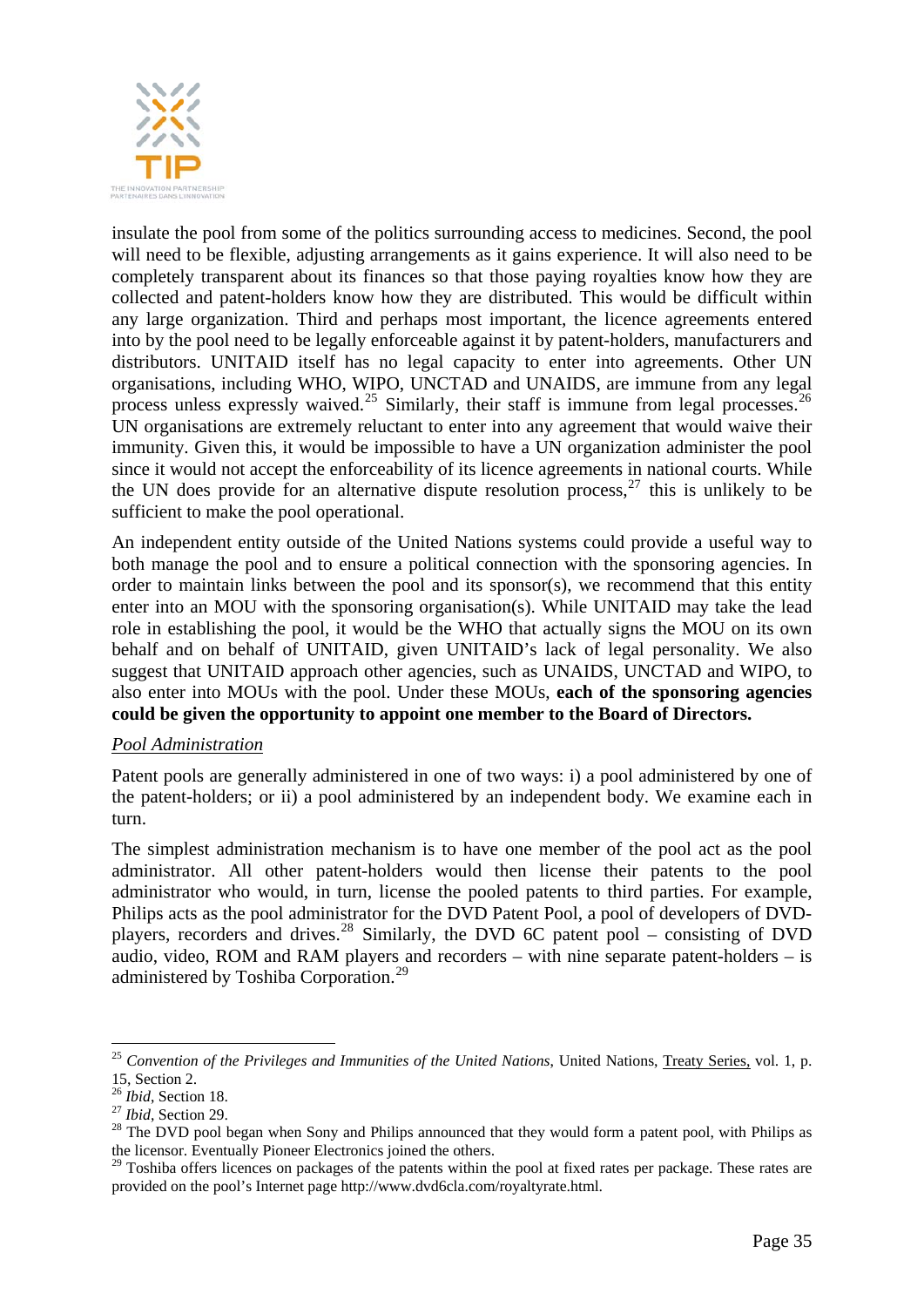insulate the pool from some of the politics surrounding access to medicines. Second, the pool will need to be flexible, adjusting arrangements as it gains experience. It will also need to be completely transparent about its finances so that those paying royalties know how they are collected and patent-holders know how they are distributed. This would be difficult within any large organization. Third and perhaps most important, the licence agreements entered into by the pool need to be legally enforceable against it by patent-holders, manufacturers and distributors. UNITAID itself has no legal capacity to enter into agreements. Other UN organisations, including WHO, WIPO, UNCTAD and UNAIDS, are immune from any legal process unless expressly waived.[25] Similarly, their staff is immune from legal processes.[26] UN organisations are extremely reluctant to enter into any agreement that would waive their immunity. Given this, it would be impossible to have a UN organization administer the pool since it would not accept the enforceability of its licence agreements in national courts. While the UN does provide for an alternative dispute resolution process,[27] this is unlikely to be sufficient to make the pool operational.

An independent entity outside of the United Nations systems could provide a useful way to both manage the pool and to ensure a political connection with the sponsoring agencies. In order to maintain links between the pool and its sponsor(s), we recommend that this entity enter into an MOU with the sponsoring organisation(s). While UNITAID may take the lead role in establishing the pool, it would be the WHO that actually signs the MOU on its own behalf and on behalf of UNITAID, given UNITAID's lack of legal personality. We also suggest that UNITAID approach other agencies, such as UNAIDS, UNCTAD and WIPO, to also enter into MOUs with the pool. Under these MOUs, **each of the sponsoring agencies could be given the opportunity to appoint one member to the Board of Directors.**

*Pool Administration*

Patent pools are generally administered in one of two ways: i) a pool administered by one of the patent-holders; or ii) a pool administered by an independent body. We examine each in turn.

The simplest administration mechanism is to have one member of the pool act as the pool administrator. All other patent-holders would then license their patents to the pool administrator who would, in turn, license the pooled patents to third parties. For example, Philips acts as the pool administrator for the DVD Patent Pool, a pool of developers of DVD-players, recorders and drives.[28] Similarly, the DVD 6C patent pool – consisting of DVD audio, video, ROM and RAM players and recorders – with nine separate patent-holders – is administered by Toshiba Corporation.[29]

---

[25] *Convention of the Privileges and Immunities of the United Nations*, United Nations, Treaty Series, vol. 1, p. 15, Section 2.

[26] *Ibid*, Section 18.

[27] *Ibid*, Section 29.

[28] The DVD pool began when Sony and Philips announced that they would form a patent pool, with Philips as the licensor. Eventually Pioneer Electronics joined the others.

[29] Toshiba offers licences on packages of the patents within the pool at fixed rates per package. These rates are provided on the pool's Internet page http://www.dvd6cla.com/royaltyrate.html.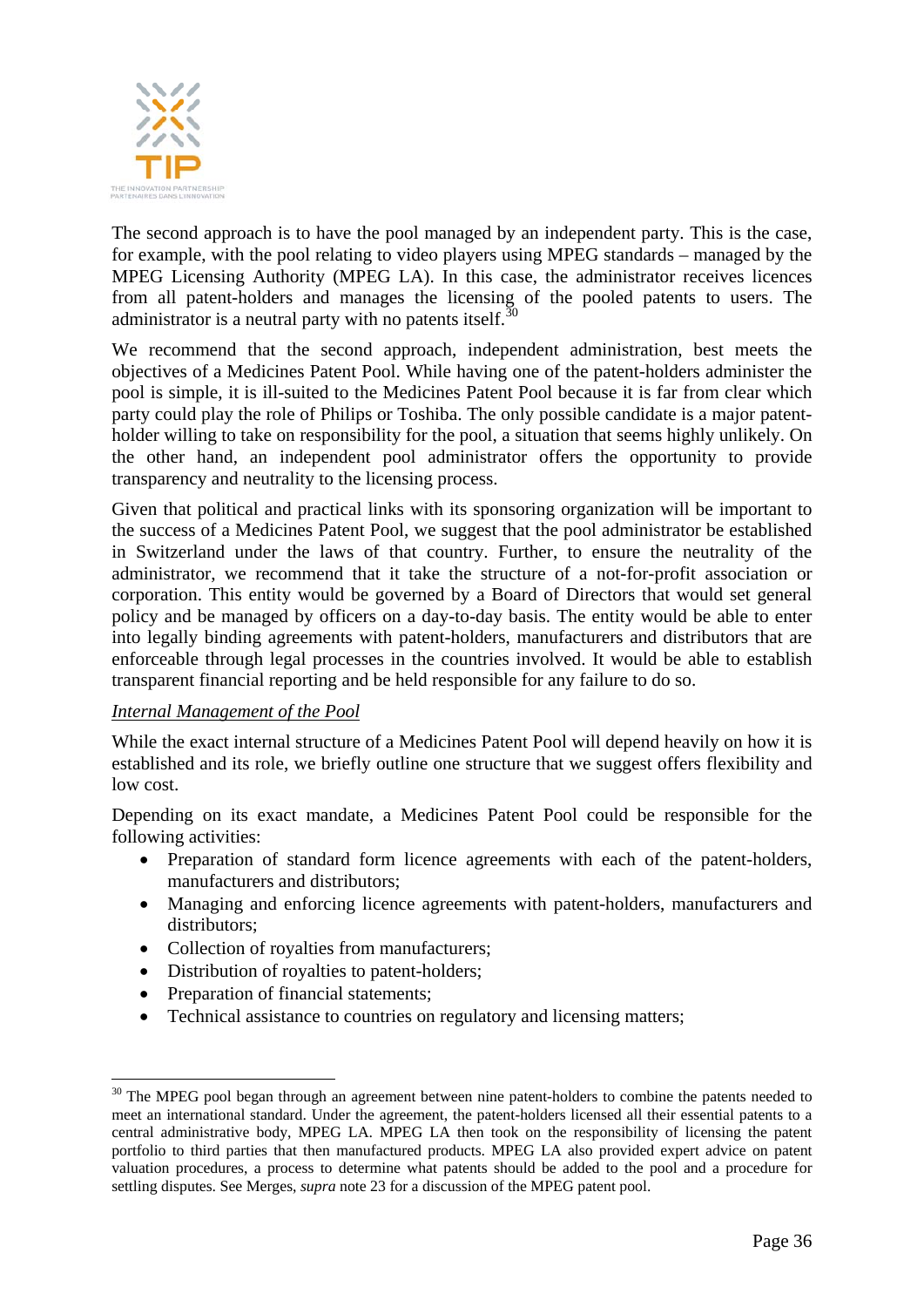The second approach is to have the pool managed by an independent party. This is the case, for example, with the pool relating to video players using MPEG standards – managed by the MPEG Licensing Authority (MPEG LA). In this case, the administrator receives licences from all patent-holders and manages the licensing of the pooled patents to users. The administrator is a neutral party with no patents itself.[30]

We recommend that the second approach, independent administration, best meets the objectives of a Medicines Patent Pool. While having one of the patent-holders administer the pool is simple, it is ill-suited to the Medicines Patent Pool because it is far from clear which party could play the role of Philips or Toshiba. The only possible candidate is a major patent-holder willing to take on responsibility for the pool, a situation that seems highly unlikely. On the other hand, an independent pool administrator offers the opportunity to provide transparency and neutrality to the licensing process.

Given that political and practical links with its sponsoring organization will be important to the success of a Medicines Patent Pool, we suggest that the pool administrator be established in Switzerland under the laws of that country. Further, to ensure the neutrality of the administrator, we recommend that it take the structure of a not-for-profit association or corporation. This entity would be governed by a Board of Directors that would set general policy and be managed by officers on a day-to-day basis. The entity would be able to enter into legally binding agreements with patent-holders, manufacturers and distributors that are enforceable through legal processes in the countries involved. It would be able to establish transparent financial reporting and be held responsible for any failure to do so.

*Internal Management of the Pool*

While the exact internal structure of a Medicines Patent Pool will depend heavily on how it is established and its role, we briefly outline one structure that we suggest offers flexibility and low cost.

Depending on its exact mandate, a Medicines Patent Pool could be responsible for the following activities:

- Preparation of standard form licence agreements with each of the patent-holders, manufacturers and distributors;
- Managing and enforcing licence agreements with patent-holders, manufacturers and distributors;
- Collection of royalties from manufacturers;
- Distribution of royalties to patent-holders;
- Preparation of financial statements;
- Technical assistance to countries on regulatory and licensing matters;

---

[30] The MPEG pool began through an agreement between nine patent-holders to combine the patents needed to meet an international standard. Under the agreement, the patent-holders licensed all their essential patents to a central administrative body, MPEG LA. MPEG LA then took on the responsibility of licensing the patent portfolio to third parties that then manufactured products. MPEG LA also provided expert advice on patent valuation procedures, a process to determine what patents should be added to the pool and a procedure for settling disputes. See Merges, *supra* note 23 for a discussion of the MPEG patent pool.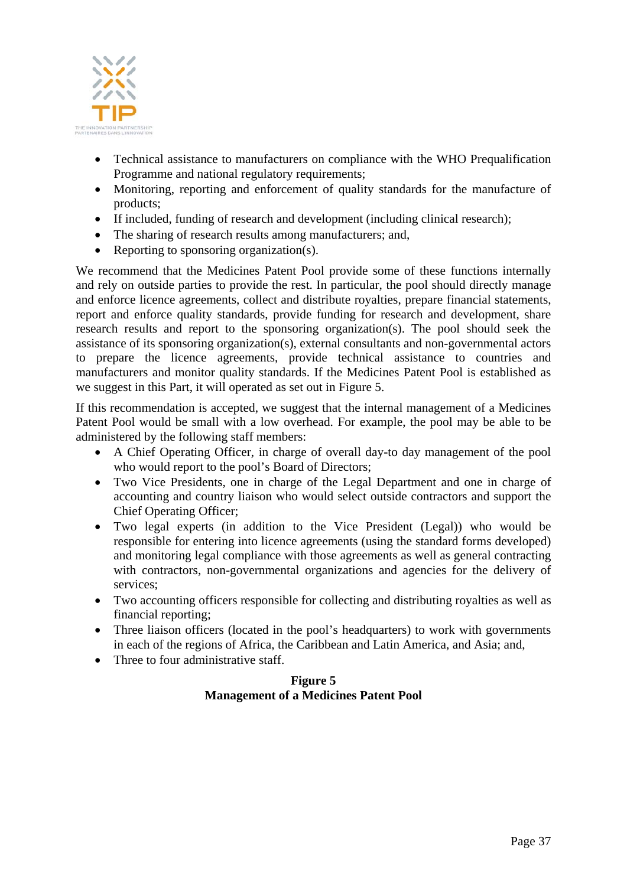- Technical assistance to manufacturers on compliance with the WHO Prequalification Programme and national regulatory requirements;
- Monitoring, reporting and enforcement of quality standards for the manufacture of products;
- If included, funding of research and development (including clinical research);
- The sharing of research results among manufacturers; and,
- Reporting to sponsoring organization(s).

We recommend that the Medicines Patent Pool provide some of these functions internally and rely on outside parties to provide the rest. In particular, the pool should directly manage and enforce licence agreements, collect and distribute royalties, prepare financial statements, report and enforce quality standards, provide funding for research and development, share research results and report to the sponsoring organization(s). The pool should seek the assistance of its sponsoring organization(s), external consultants and non-governmental actors to prepare the licence agreements, provide technical assistance to countries and manufacturers and monitor quality standards. If the Medicines Patent Pool is established as we suggest in this Part, it will operated as set out in Figure 5.

If this recommendation is accepted, we suggest that the internal management of a Medicines Patent Pool would be small with a low overhead. For example, the pool may be able to be administered by the following staff members:

- A Chief Operating Officer, in charge of overall day-to day management of the pool who would report to the pool's Board of Directors;
- Two Vice Presidents, one in charge of the Legal Department and one in charge of accounting and country liaison who would select outside contractors and support the Chief Operating Officer;
- Two legal experts (in addition to the Vice President (Legal)) who would be responsible for entering into licence agreements (using the standard forms developed) and monitoring legal compliance with those agreements as well as general contracting with contractors, non-governmental organizations and agencies for the delivery of services;
- Two accounting officers responsible for collecting and distributing royalties as well as financial reporting;
- Three liaison officers (located in the pool's headquarters) to work with governments in each of the regions of Africa, the Caribbean and Latin America, and Asia; and,
- Three to four administrative staff.

**Figure 5**
**Management of a Medicines Patent Pool**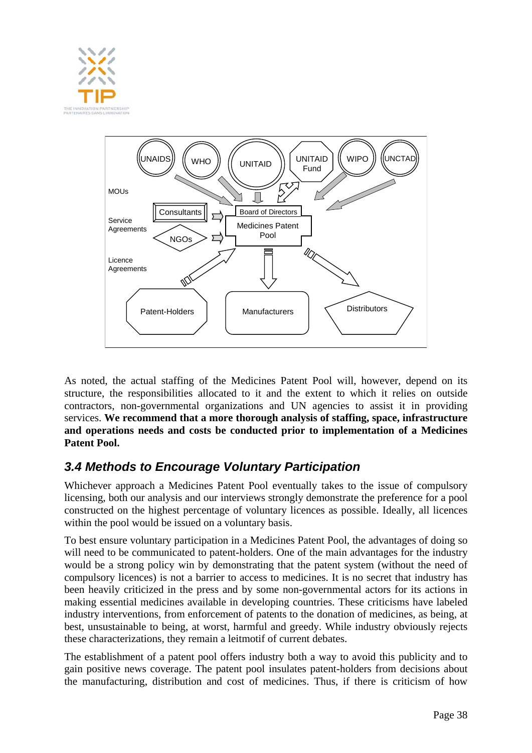MOUs

Service Agreements

Licence Agreements

UNAIDS

WHO

UNITAID

UNITAID Fund

WIPO

UNCTAD

Consultants

NGOs

Board of Directors

Medicines Patent Pool

Patent-Holders

Manufacturers

Distributors

As noted, the actual staffing of the Medicines Patent Pool will, however, depend on its structure, the responsibilities allocated to it and the extent to which it relies on outside contractors, non-governmental organizations and UN agencies to assist it in providing services. **We recommend that a more thorough analysis of staffing, space, infrastructure and operations needs and costs be conducted prior to implementation of a Medicines Patent Pool.**

### *3.4 Methods to Encourage Voluntary Participation*

Whichever approach a Medicines Patent Pool eventually takes to the issue of compulsory licensing, both our analysis and our interviews strongly demonstrate the preference for a pool constructed on the highest percentage of voluntary licences as possible. Ideally, all licences within the pool would be issued on a voluntary basis.

To best ensure voluntary participation in a Medicines Patent Pool, the advantages of doing so will need to be communicated to patent-holders. One of the main advantages for the industry would be a strong policy win by demonstrating that the patent system (without the need of compulsory licences) is not a barrier to access to medicines. It is no secret that industry has been heavily criticized in the press and by some non-governmental actors for its actions in making essential medicines available in developing countries. These criticisms have labeled industry interventions, from enforcement of patents to the donation of medicines, as being, at best, unsustainable to being, at worst, harmful and greedy. While industry obviously rejects these characterizations, they remain a leitmotif of current debates.

The establishment of a patent pool offers industry both a way to avoid this publicity and to gain positive news coverage. The patent pool insulates patent-holders from decisions about the manufacturing, distribution and cost of medicines. Thus, if there is criticism of how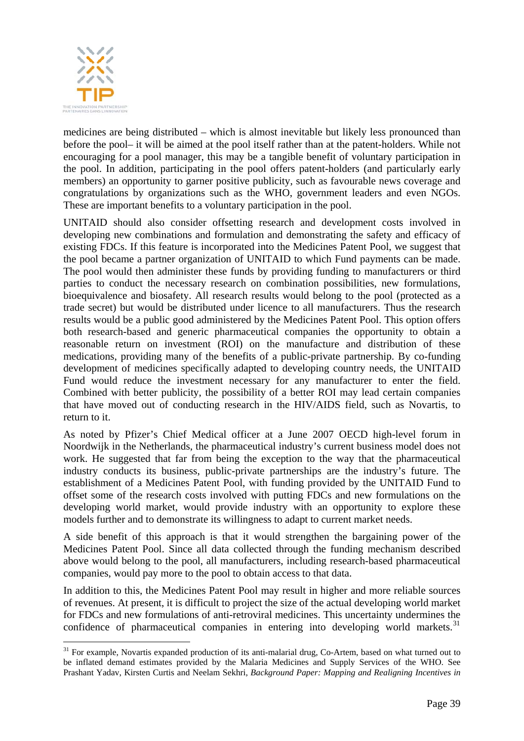medicines are being distributed – which is almost inevitable but likely less pronounced than before the pool– it will be aimed at the pool itself rather than at the patent-holders. While not encouraging for a pool manager, this may be a tangible benefit of voluntary participation in the pool. In addition, participating in the pool offers patent-holders (and particularly early members) an opportunity to garner positive publicity, such as favourable news coverage and congratulations by organizations such as the WHO, government leaders and even NGOs. These are important benefits to a voluntary participation in the pool.

UNITAID should also consider offsetting research and development costs involved in developing new combinations and formulation and demonstrating the safety and efficacy of existing FDCs. If this feature is incorporated into the Medicines Patent Pool, we suggest that the pool became a partner organization of UNITAID to which Fund payments can be made. The pool would then administer these funds by providing funding to manufacturers or third parties to conduct the necessary research on combination possibilities, new formulations, bioequivalence and biosafety. All research results would belong to the pool (protected as a trade secret) but would be distributed under licence to all manufacturers. Thus the research results would be a public good administered by the Medicines Patent Pool. This option offers both research-based and generic pharmaceutical companies the opportunity to obtain a reasonable return on investment (ROI) on the manufacture and distribution of these medications, providing many of the benefits of a public-private partnership. By co-funding development of medicines specifically adapted to developing country needs, the UNITAID Fund would reduce the investment necessary for any manufacturer to enter the field. Combined with better publicity, the possibility of a better ROI may lead certain companies that have moved out of conducting research in the HIV/AIDS field, such as Novartis, to return to it.

As noted by Pfizer's Chief Medical officer at a June 2007 OECD high-level forum in Noordwijk in the Netherlands, the pharmaceutical industry's current business model does not work. He suggested that far from being the exception to the way that the pharmaceutical industry conducts its business, public-private partnerships are the industry's future. The establishment of a Medicines Patent Pool, with funding provided by the UNITAID Fund to offset some of the research costs involved with putting FDCs and new formulations on the developing world market, would provide industry with an opportunity to explore these models further and to demonstrate its willingness to adapt to current market needs.

A side benefit of this approach is that it would strengthen the bargaining power of the Medicines Patent Pool. Since all data collected through the funding mechanism described above would belong to the pool, all manufacturers, including research-based pharmaceutical companies, would pay more to the pool to obtain access to that data.

In addition to this, the Medicines Patent Pool may result in higher and more reliable sources of revenues. At present, it is difficult to project the size of the actual developing world market for FDCs and new formulations of anti-retroviral medicines. This uncertainty undermines the confidence of pharmaceutical companies in entering into developing world markets.[31]

[31] For example, Novartis expanded production of its anti-malarial drug, Co-Artem, based on what turned out to be inflated demand estimates provided by the Malaria Medicines and Supply Services of the WHO. See Prashant Yadav, Kirsten Curtis and Neelam Sekhri, *Background Paper: Mapping and Realigning Incentives in*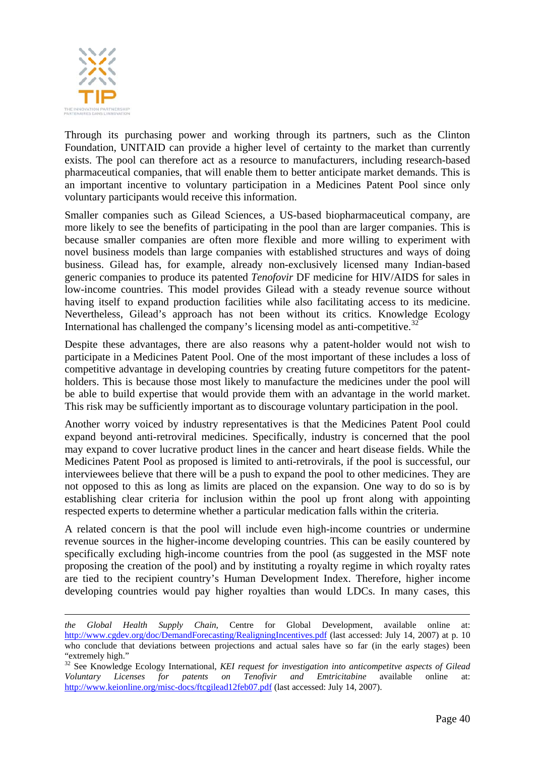Through its purchasing power and working through its partners, such as the Clinton Foundation, UNITAID can provide a higher level of certainty to the market than currently exists. The pool can therefore act as a resource to manufacturers, including research-based pharmaceutical companies, that will enable them to better anticipate market demands. This is an important incentive to voluntary participation in a Medicines Patent Pool since only voluntary participants would receive this information.

Smaller companies such as Gilead Sciences, a US-based biopharmaceutical company, are more likely to see the benefits of participating in the pool than are larger companies. This is because smaller companies are often more flexible and more willing to experiment with novel business models than large companies with established structures and ways of doing business. Gilead has, for example, already non-exclusively licensed many Indian-based generic companies to produce its patented *Tenofovir* DF medicine for HIV/AIDS for sales in low-income countries. This model provides Gilead with a steady revenue source without having itself to expand production facilities while also facilitating access to its medicine. Nevertheless, Gilead's approach has not been without its critics. Knowledge Ecology International has challenged the company's licensing model as anti-competitive.[32]

Despite these advantages, there are also reasons why a patent-holder would not wish to participate in a Medicines Patent Pool. One of the most important of these includes a loss of competitive advantage in developing countries by creating future competitors for the patent-holders. This is because those most likely to manufacture the medicines under the pool will be able to build expertise that would provide them with an advantage in the world market. This risk may be sufficiently important as to discourage voluntary participation in the pool.

Another worry voiced by industry representatives is that the Medicines Patent Pool could expand beyond anti-retroviral medicines. Specifically, industry is concerned that the pool may expand to cover lucrative product lines in the cancer and heart disease fields. While the Medicines Patent Pool as proposed is limited to anti-retrovirals, if the pool is successful, our interviewees believe that there will be a push to expand the pool to other medicines. They are not opposed to this as long as limits are placed on the expansion. One way to do so is by establishing clear criteria for inclusion within the pool up front along with appointing respected experts to determine whether a particular medication falls within the criteria.

A related concern is that the pool will include even high-income countries or undermine revenue sources in the higher-income developing countries. This can be easily countered by specifically excluding high-income countries from the pool (as suggested in the MSF note proposing the creation of the pool) and by instituting a royalty regime in which royalty rates are tied to the recipient country's Human Development Index. Therefore, higher income developing countries would pay higher royalties than would LDCs. In many cases, this

---

*the Global Health Supply Chain,* Centre for Global Development, available online at: http://www.cgdev.org/doc/DemandForecasting/RealigningIncentives.pdf (last accessed: July 14, 2007) at p. 10 who conclude that deviations between projections and actual sales have so far (in the early stages) been "extremely high."

[32] See Knowledge Ecology International, *KEI request for investigation into anticompetitve aspects of Gilead Voluntary Licenses for patents on Tenofivir and Emtricitabine* available online at: http://www.keionline.org/misc-docs/ftcgilead12feb07.pdf (last accessed: July 14, 2007).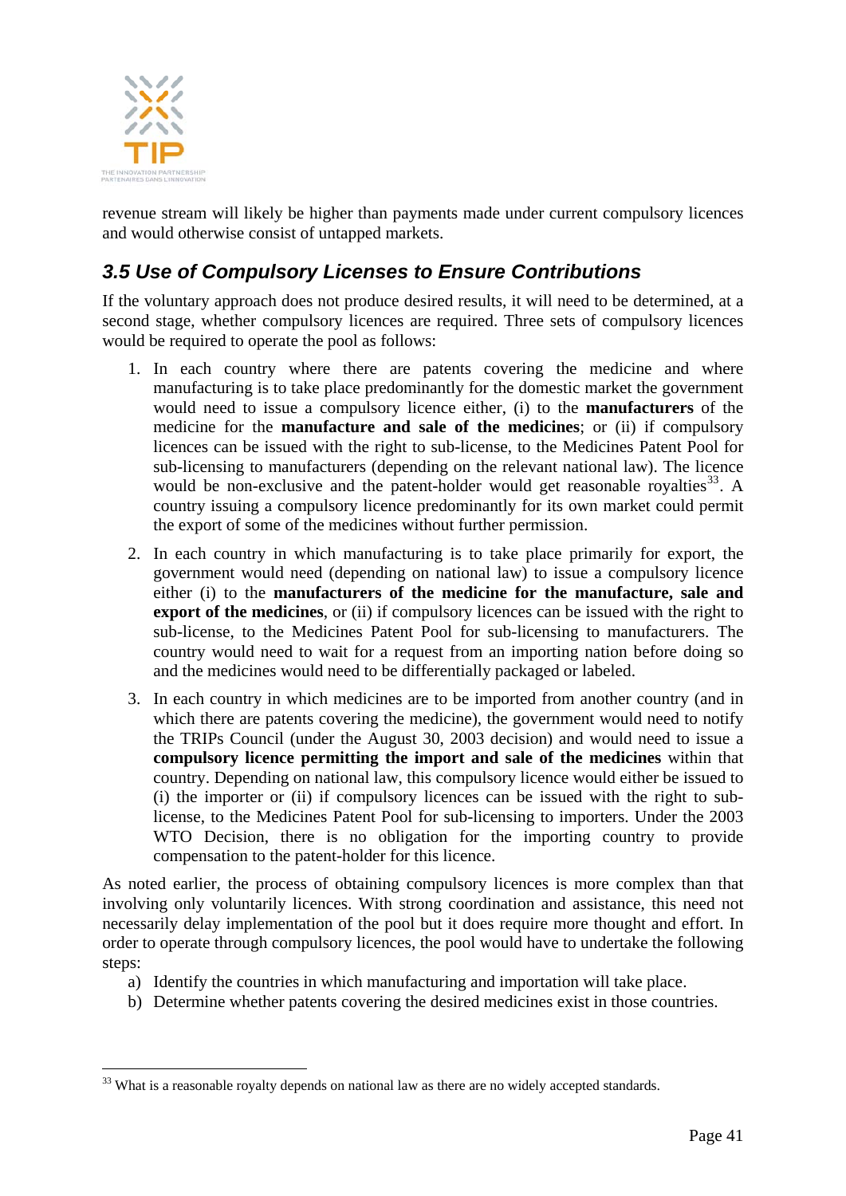revenue stream will likely be higher than payments made under current compulsory licences and would otherwise consist of untapped markets.

### *3.5 Use of Compulsory Licenses to Ensure Contributions*

If the voluntary approach does not produce desired results, it will need to be determined, at a second stage, whether compulsory licences are required. Three sets of compulsory licences would be required to operate the pool as follows:

1. In each country where there are patents covering the medicine and where manufacturing is to take place predominantly for the domestic market the government would need to issue a compulsory licence either, (i) to the **manufacturers** of the medicine for the **manufacture and sale of the medicines**; or (ii) if compulsory licences can be issued with the right to sub-license, to the Medicines Patent Pool for sub-licensing to manufacturers (depending on the relevant national law). The licence would be non-exclusive and the patent-holder would get reasonable royalties[33]. A country issuing a compulsory licence predominantly for its own market could permit the export of some of the medicines without further permission.
2. In each country in which manufacturing is to take place primarily for export, the government would need (depending on national law) to issue a compulsory licence either (i) to the **manufacturers of the medicine for the manufacture, sale and export of the medicines**, or (ii) if compulsory licences can be issued with the right to sub-license, to the Medicines Patent Pool for sub-licensing to manufacturers. The country would need to wait for a request from an importing nation before doing so and the medicines would need to be differentially packaged or labeled.
3. In each country in which medicines are to be imported from another country (and in which there are patents covering the medicine), the government would need to notify the TRIPs Council (under the August 30, 2003 decision) and would need to issue a **compulsory licence permitting the import and sale of the medicines** within that country. Depending on national law, this compulsory licence would either be issued to (i) the importer or (ii) if compulsory licences can be issued with the right to sub-license, to the Medicines Patent Pool for sub-licensing to importers. Under the 2003 WTO Decision, there is no obligation for the importing country to provide compensation to the patent-holder for this licence.

As noted earlier, the process of obtaining compulsory licences is more complex than that involving only voluntarily licences. With strong coordination and assistance, this need not necessarily delay implementation of the pool but it does require more thought and effort. In order to operate through compulsory licences, the pool would have to undertake the following steps:

a) Identify the countries in which manufacturing and importation will take place.
b) Determine whether patents covering the desired medicines exist in those countries.

[33] What is a reasonable royalty depends on national law as there are no widely accepted standards.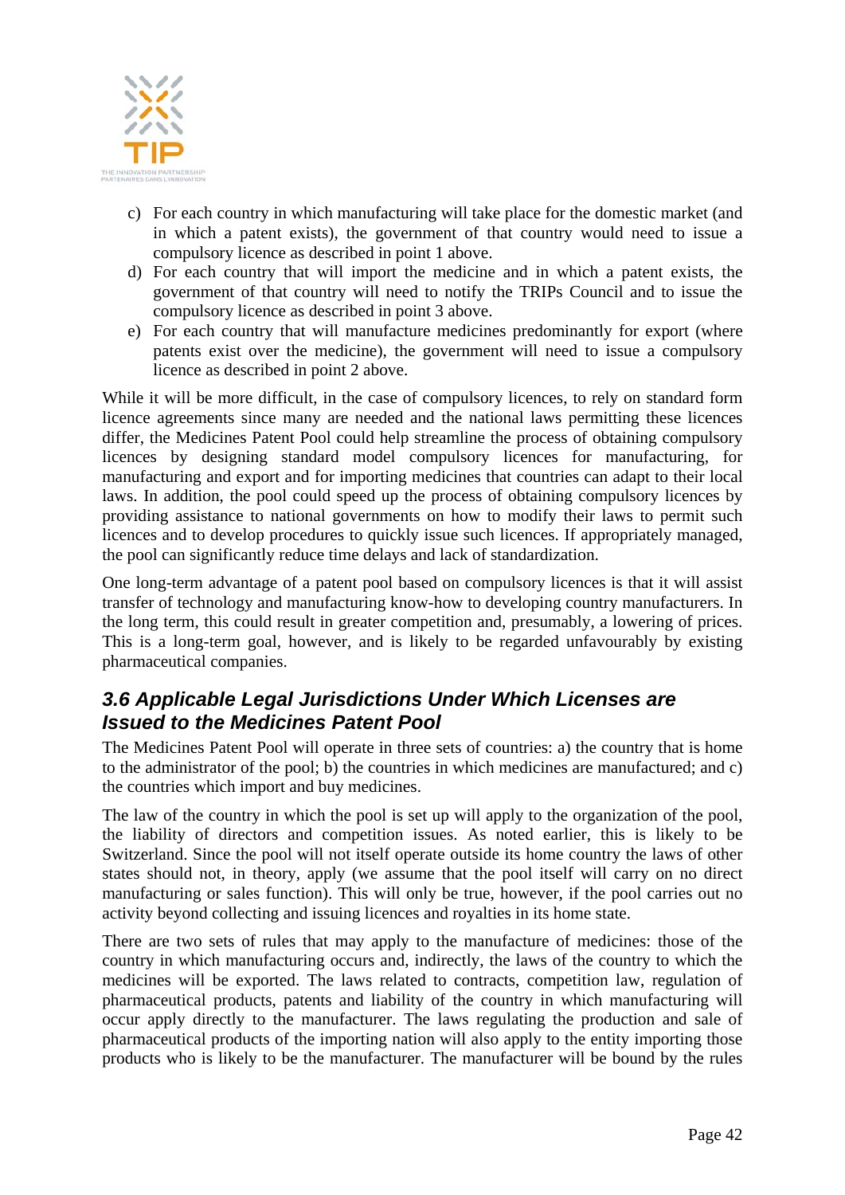c) For each country in which manufacturing will take place for the domestic market (and in which a patent exists), the government of that country would need to issue a compulsory licence as described in point 1 above.
d) For each country that will import the medicine and in which a patent exists, the government of that country will need to notify the TRIPs Council and to issue the compulsory licence as described in point 3 above.
e) For each country that will manufacture medicines predominantly for export (where patents exist over the medicine), the government will need to issue a compulsory licence as described in point 2 above.

While it will be more difficult, in the case of compulsory licences, to rely on standard form licence agreements since many are needed and the national laws permitting these licences differ, the Medicines Patent Pool could help streamline the process of obtaining compulsory licences by designing standard model compulsory licences for manufacturing, for manufacturing and export and for importing medicines that countries can adapt to their local laws. In addition, the pool could speed up the process of obtaining compulsory licences by providing assistance to national governments on how to modify their laws to permit such licences and to develop procedures to quickly issue such licences. If appropriately managed, the pool can significantly reduce time delays and lack of standardization.

One long-term advantage of a patent pool based on compulsory licences is that it will assist transfer of technology and manufacturing know-how to developing country manufacturers. In the long term, this could result in greater competition and, presumably, a lowering of prices. This is a long-term goal, however, and is likely to be regarded unfavourably by existing pharmaceutical companies.

### *3.6 Applicable Legal Jurisdictions Under Which Licenses are Issued to the Medicines Patent Pool*

The Medicines Patent Pool will operate in three sets of countries: a) the country that is home to the administrator of the pool; b) the countries in which medicines are manufactured; and c) the countries which import and buy medicines.

The law of the country in which the pool is set up will apply to the organization of the pool, the liability of directors and competition issues. As noted earlier, this is likely to be Switzerland. Since the pool will not itself operate outside its home country the laws of other states should not, in theory, apply (we assume that the pool itself will carry on no direct manufacturing or sales function). This will only be true, however, if the pool carries out no activity beyond collecting and issuing licences and royalties in its home state.

There are two sets of rules that may apply to the manufacture of medicines: those of the country in which manufacturing occurs and, indirectly, the laws of the country to which the medicines will be exported. The laws related to contracts, competition law, regulation of pharmaceutical products, patents and liability of the country in which manufacturing will occur apply directly to the manufacturer. The laws regulating the production and sale of pharmaceutical products of the importing nation will also apply to the entity importing those products who is likely to be the manufacturer. The manufacturer will be bound by the rules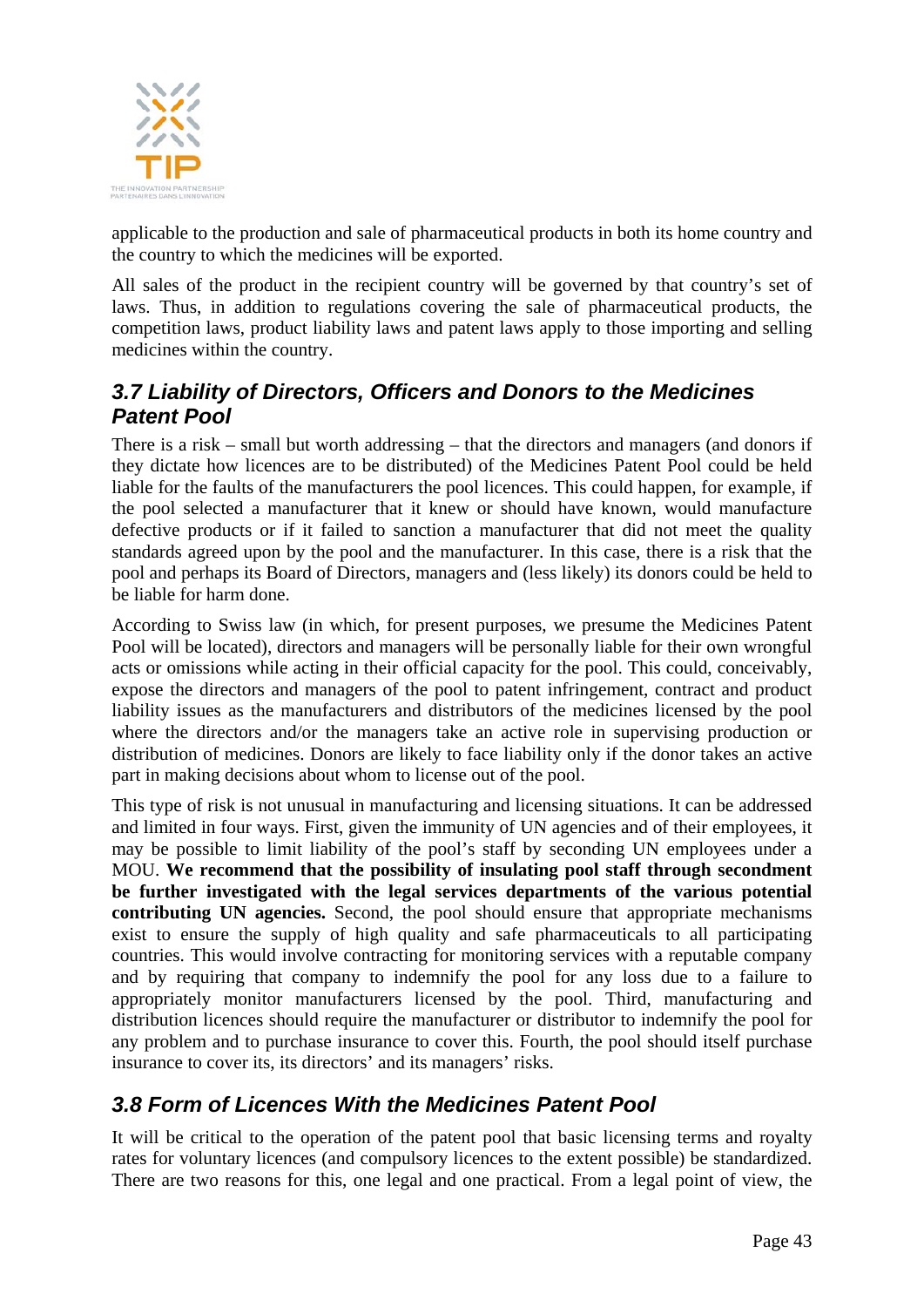applicable to the production and sale of pharmaceutical products in both its home country and the country to which the medicines will be exported.

All sales of the product in the recipient country will be governed by that country's set of laws. Thus, in addition to regulations covering the sale of pharmaceutical products, the competition laws, product liability laws and patent laws apply to those importing and selling medicines within the country.

### *3.7 Liability of Directors, Officers and Donors to the Medicines Patent Pool*

There is a risk – small but worth addressing – that the directors and managers (and donors if they dictate how licences are to be distributed) of the Medicines Patent Pool could be held liable for the faults of the manufacturers the pool licences. This could happen, for example, if the pool selected a manufacturer that it knew or should have known, would manufacture defective products or if it failed to sanction a manufacturer that did not meet the quality standards agreed upon by the pool and the manufacturer. In this case, there is a risk that the pool and perhaps its Board of Directors, managers and (less likely) its donors could be held to be liable for harm done.

According to Swiss law (in which, for present purposes, we presume the Medicines Patent Pool will be located), directors and managers will be personally liable for their own wrongful acts or omissions while acting in their official capacity for the pool. This could, conceivably, expose the directors and managers of the pool to patent infringement, contract and product liability issues as the manufacturers and distributors of the medicines licensed by the pool where the directors and/or the managers take an active role in supervising production or distribution of medicines. Donors are likely to face liability only if the donor takes an active part in making decisions about whom to license out of the pool.

This type of risk is not unusual in manufacturing and licensing situations. It can be addressed and limited in four ways. First, given the immunity of UN agencies and of their employees, it may be possible to limit liability of the pool's staff by seconding UN employees under a MOU. **We recommend that the possibility of insulating pool staff through secondment be further investigated with the legal services departments of the various potential contributing UN agencies.** Second, the pool should ensure that appropriate mechanisms exist to ensure the supply of high quality and safe pharmaceuticals to all participating countries. This would involve contracting for monitoring services with a reputable company and by requiring that company to indemnify the pool for any loss due to a failure to appropriately monitor manufacturers licensed by the pool. Third, manufacturing and distribution licences should require the manufacturer or distributor to indemnify the pool for any problem and to purchase insurance to cover this. Fourth, the pool should itself purchase insurance to cover its, its directors' and its managers' risks.

### *3.8 Form of Licences With the Medicines Patent Pool*

It will be critical to the operation of the patent pool that basic licensing terms and royalty rates for voluntary licences (and compulsory licences to the extent possible) be standardized. There are two reasons for this, one legal and one practical. From a legal point of view, the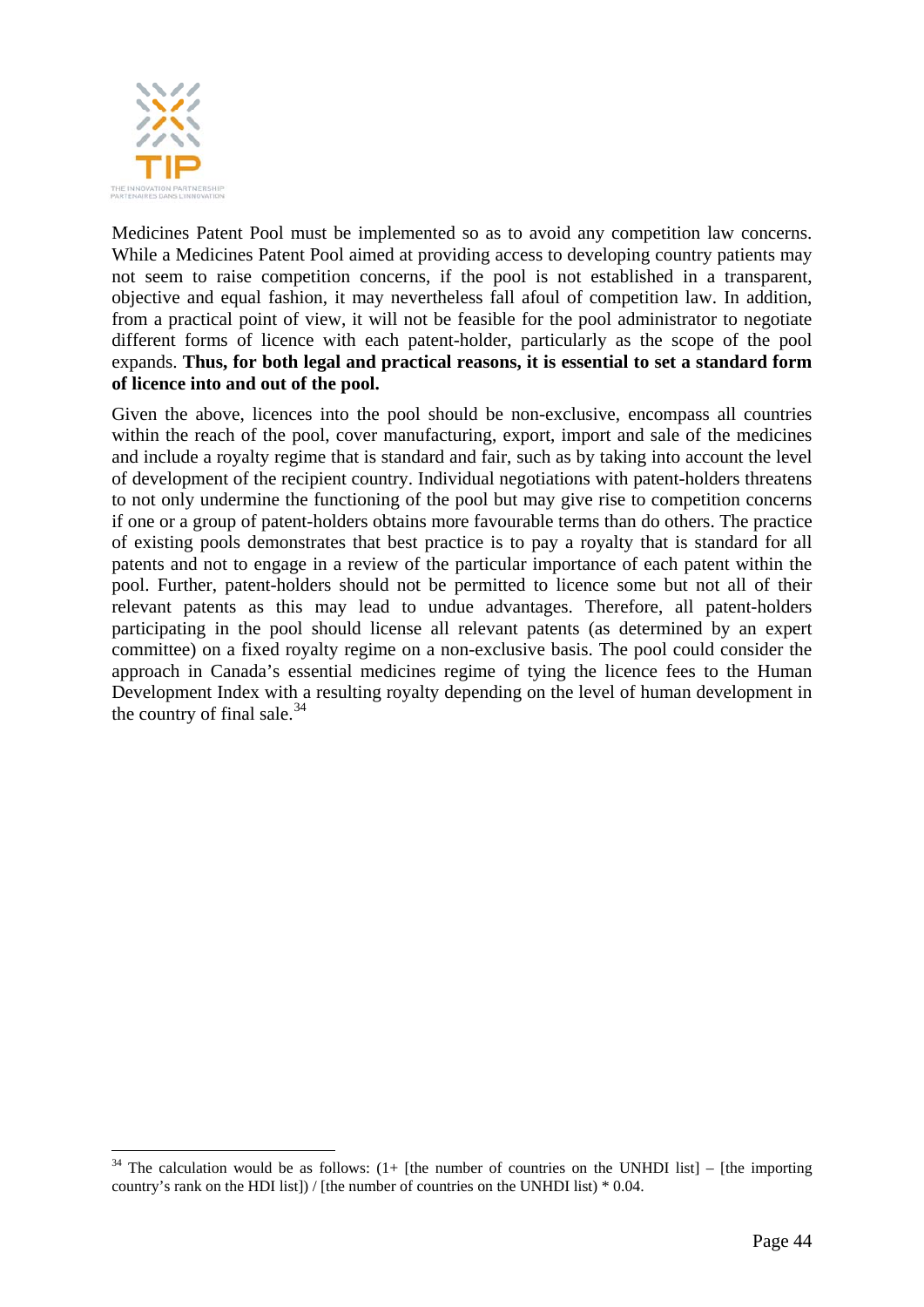Medicines Patent Pool must be implemented so as to avoid any competition law concerns. While a Medicines Patent Pool aimed at providing access to developing country patients may not seem to raise competition concerns, if the pool is not established in a transparent, objective and equal fashion, it may nevertheless fall afoul of competition law. In addition, from a practical point of view, it will not be feasible for the pool administrator to negotiate different forms of licence with each patent-holder, particularly as the scope of the pool expands. **Thus, for both legal and practical reasons, it is essential to set a standard form of licence into and out of the pool.**

Given the above, licences into the pool should be non-exclusive, encompass all countries within the reach of the pool, cover manufacturing, export, import and sale of the medicines and include a royalty regime that is standard and fair, such as by taking into account the level of development of the recipient country. Individual negotiations with patent-holders threatens to not only undermine the functioning of the pool but may give rise to competition concerns if one or a group of patent-holders obtains more favourable terms than do others. The practice of existing pools demonstrates that best practice is to pay a royalty that is standard for all patents and not to engage in a review of the particular importance of each patent within the pool. Further, patent-holders should not be permitted to licence some but not all of their relevant patents as this may lead to undue advantages. Therefore, all patent-holders participating in the pool should license all relevant patents (as determined by an expert committee) on a fixed royalty regime on a non-exclusive basis. The pool could consider the approach in Canada's essential medicines regime of tying the licence fees to the Human Development Index with a resulting royalty depending on the level of human development in the country of final sale.[34]

[34] The calculation would be as follows: (1+ [the number of countries on the UNHDI list] – [the importing country's rank on the HDI list]) / [the number of countries on the UNHDI list) * 0.04.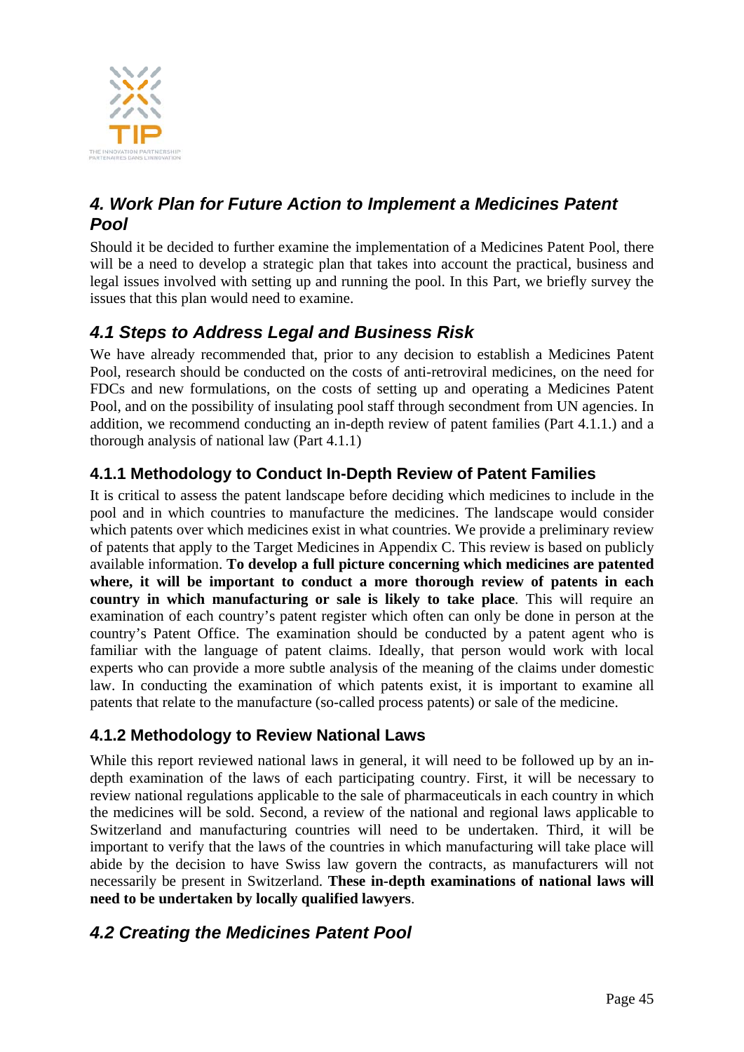## *4. Work Plan for Future Action to Implement a Medicines Patent Pool*

Should it be decided to further examine the implementation of a Medicines Patent Pool, there will be a need to develop a strategic plan that takes into account the practical, business and legal issues involved with setting up and running the pool. In this Part, we briefly survey the issues that this plan would need to examine.

### *4.1 Steps to Address Legal and Business Risk*

We have already recommended that, prior to any decision to establish a Medicines Patent Pool, research should be conducted on the costs of anti-retroviral medicines, on the need for FDCs and new formulations, on the costs of setting up and operating a Medicines Patent Pool, and on the possibility of insulating pool staff through secondment from UN agencies. In addition, we recommend conducting an in-depth review of patent families (Part 4.1.1.) and a thorough analysis of national law (Part 4.1.1)

#### 4.1.1 Methodology to Conduct In-Depth Review of Patent Families

It is critical to assess the patent landscape before deciding which medicines to include in the pool and in which countries to manufacture the medicines. The landscape would consider which patents over which medicines exist in what countries. We provide a preliminary review of patents that apply to the Target Medicines in Appendix C. This review is based on publicly available information. **To develop a full picture concerning which medicines are patented where, it will be important to conduct a more thorough review of patents in each country in which manufacturing or sale is likely to take place**. This will require an examination of each country's patent register which often can only be done in person at the country's Patent Office. The examination should be conducted by a patent agent who is familiar with the language of patent claims. Ideally, that person would work with local experts who can provide a more subtle analysis of the meaning of the claims under domestic law. In conducting the examination of which patents exist, it is important to examine all patents that relate to the manufacture (so-called process patents) or sale of the medicine.

#### 4.1.2 Methodology to Review National Laws

While this report reviewed national laws in general, it will need to be followed up by an in-depth examination of the laws of each participating country. First, it will be necessary to review national regulations applicable to the sale of pharmaceuticals in each country in which the medicines will be sold. Second, a review of the national and regional laws applicable to Switzerland and manufacturing countries will need to be undertaken. Third, it will be important to verify that the laws of the countries in which manufacturing will take place will abide by the decision to have Swiss law govern the contracts, as manufacturers will not necessarily be present in Switzerland. **These in-depth examinations of national laws will need to be undertaken by locally qualified lawyers**.

### *4.2 Creating the Medicines Patent Pool*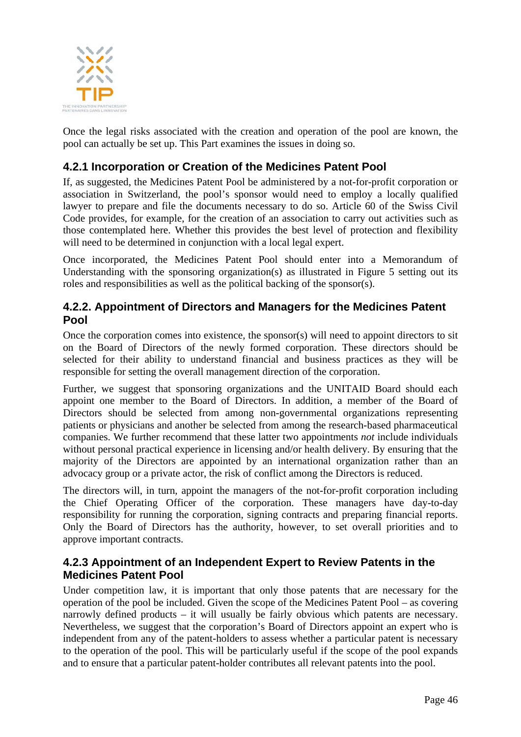Once the legal risks associated with the creation and operation of the pool are known, the pool can actually be set up. This Part examines the issues in doing so.

### 4.2.1 Incorporation or Creation of the Medicines Patent Pool

If, as suggested, the Medicines Patent Pool be administered by a not-for-profit corporation or association in Switzerland, the pool's sponsor would need to employ a locally qualified lawyer to prepare and file the documents necessary to do so. Article 60 of the Swiss Civil Code provides, for example, for the creation of an association to carry out activities such as those contemplated here. Whether this provides the best level of protection and flexibility will need to be determined in conjunction with a local legal expert.

Once incorporated, the Medicines Patent Pool should enter into a Memorandum of Understanding with the sponsoring organization(s) as illustrated in Figure 5 setting out its roles and responsibilities as well as the political backing of the sponsor(s).

### 4.2.2. Appointment of Directors and Managers for the Medicines Patent Pool

Once the corporation comes into existence, the sponsor(s) will need to appoint directors to sit on the Board of Directors of the newly formed corporation. These directors should be selected for their ability to understand financial and business practices as they will be responsible for setting the overall management direction of the corporation.

Further, we suggest that sponsoring organizations and the UNITAID Board should each appoint one member to the Board of Directors. In addition, a member of the Board of Directors should be selected from among non-governmental organizations representing patients or physicians and another be selected from among the research-based pharmaceutical companies. We further recommend that these latter two appointments *not* include individuals without personal practical experience in licensing and/or health delivery. By ensuring that the majority of the Directors are appointed by an international organization rather than an advocacy group or a private actor, the risk of conflict among the Directors is reduced.

The directors will, in turn, appoint the managers of the not-for-profit corporation including the Chief Operating Officer of the corporation. These managers have day-to-day responsibility for running the corporation, signing contracts and preparing financial reports. Only the Board of Directors has the authority, however, to set overall priorities and to approve important contracts.

### 4.2.3 Appointment of an Independent Expert to Review Patents in the Medicines Patent Pool

Under competition law, it is important that only those patents that are necessary for the operation of the pool be included. Given the scope of the Medicines Patent Pool – as covering narrowly defined products – it will usually be fairly obvious which patents are necessary. Nevertheless, we suggest that the corporation's Board of Directors appoint an expert who is independent from any of the patent-holders to assess whether a particular patent is necessary to the operation of the pool. This will be particularly useful if the scope of the pool expands and to ensure that a particular patent-holder contributes all relevant patents into the pool.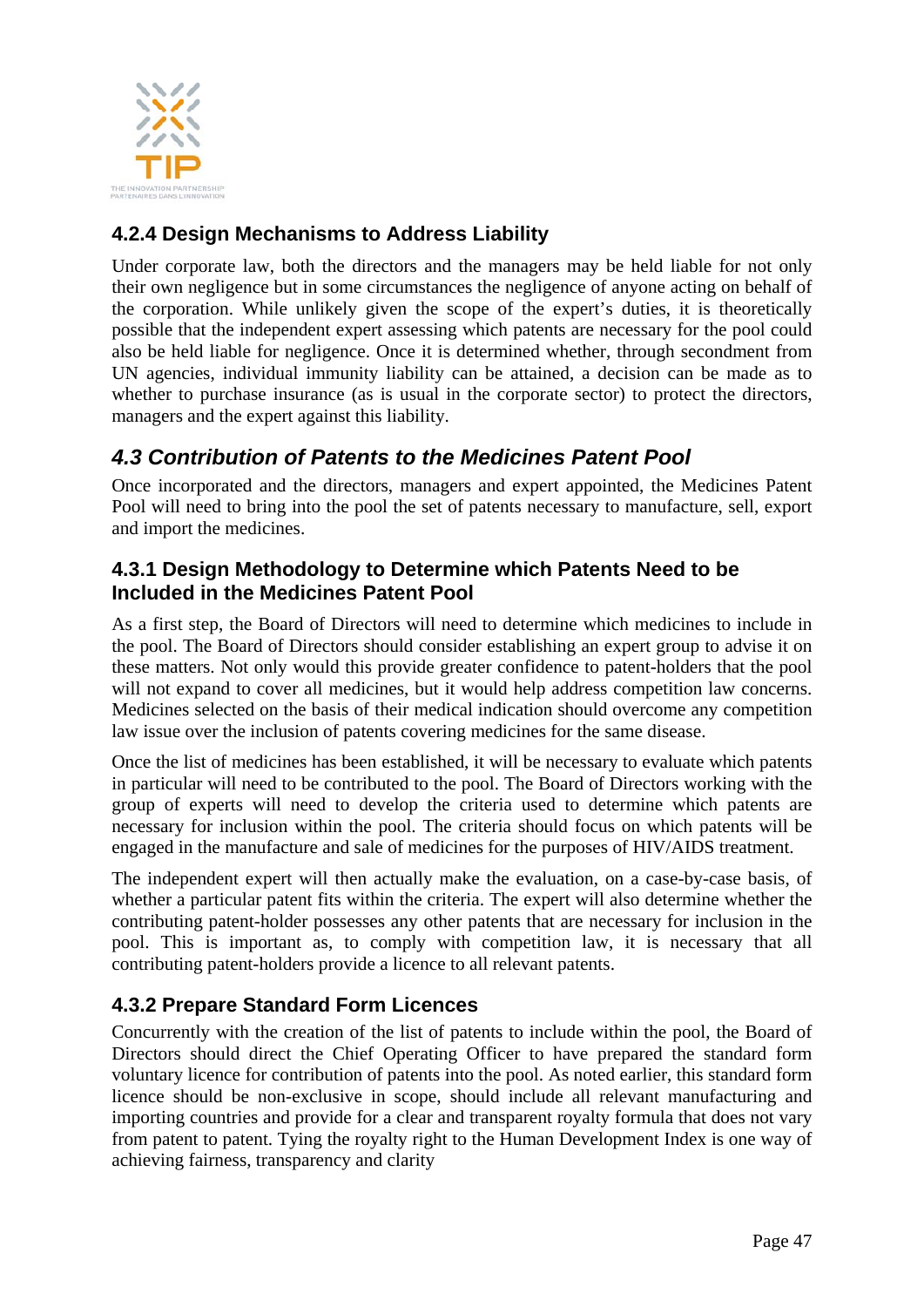#### 4.2.4 Design Mechanisms to Address Liability

Under corporate law, both the directors and the managers may be held liable for not only their own negligence but in some circumstances the negligence of anyone acting on behalf of the corporation. While unlikely given the scope of the expert's duties, it is theoretically possible that the independent expert assessing which patents are necessary for the pool could also be held liable for negligence. Once it is determined whether, through secondment from UN agencies, individual immunity liability can be attained, a decision can be made as to whether to purchase insurance (as is usual in the corporate sector) to protect the directors, managers and the expert against this liability.

### *4.3 Contribution of Patents to the Medicines Patent Pool*

Once incorporated and the directors, managers and expert appointed, the Medicines Patent Pool will need to bring into the pool the set of patents necessary to manufacture, sell, export and import the medicines.

#### 4.3.1 Design Methodology to Determine which Patents Need to be Included in the Medicines Patent Pool

As a first step, the Board of Directors will need to determine which medicines to include in the pool. The Board of Directors should consider establishing an expert group to advise it on these matters. Not only would this provide greater confidence to patent-holders that the pool will not expand to cover all medicines, but it would help address competition law concerns. Medicines selected on the basis of their medical indication should overcome any competition law issue over the inclusion of patents covering medicines for the same disease.

Once the list of medicines has been established, it will be necessary to evaluate which patents in particular will need to be contributed to the pool. The Board of Directors working with the group of experts will need to develop the criteria used to determine which patents are necessary for inclusion within the pool. The criteria should focus on which patents will be engaged in the manufacture and sale of medicines for the purposes of HIV/AIDS treatment.

The independent expert will then actually make the evaluation, on a case-by-case basis, of whether a particular patent fits within the criteria. The expert will also determine whether the contributing patent-holder possesses any other patents that are necessary for inclusion in the pool. This is important as, to comply with competition law, it is necessary that all contributing patent-holders provide a licence to all relevant patents.

#### 4.3.2 Prepare Standard Form Licences

Concurrently with the creation of the list of patents to include within the pool, the Board of Directors should direct the Chief Operating Officer to have prepared the standard form voluntary licence for contribution of patents into the pool. As noted earlier, this standard form licence should be non-exclusive in scope, should include all relevant manufacturing and importing countries and provide for a clear and transparent royalty formula that does not vary from patent to patent. Tying the royalty right to the Human Development Index is one way of achieving fairness, transparency and clarity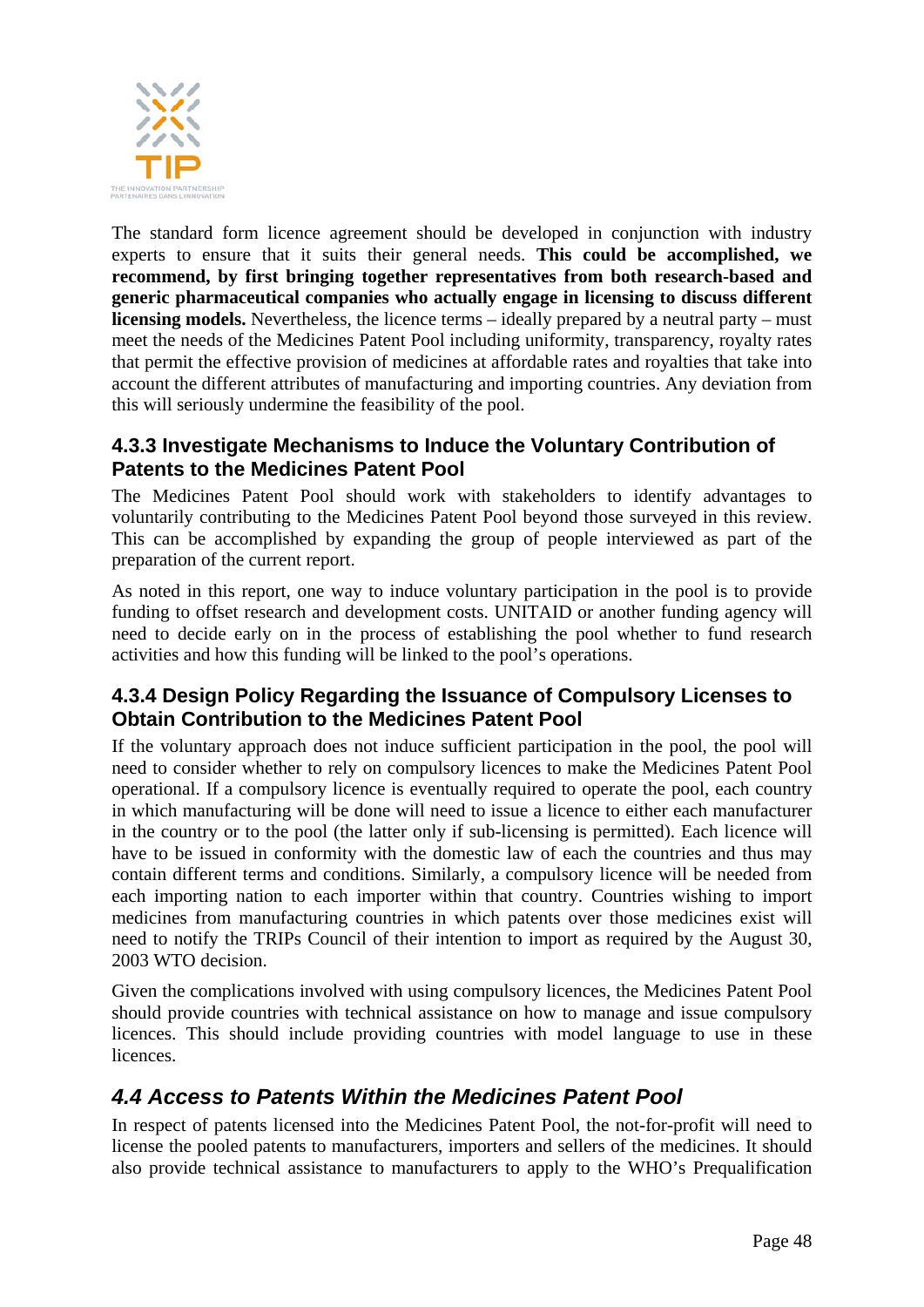The standard form licence agreement should be developed in conjunction with industry experts to ensure that it suits their general needs. **This could be accomplished, we recommend, by first bringing together representatives from both research-based and generic pharmaceutical companies who actually engage in licensing to discuss different licensing models.** Nevertheless, the licence terms – ideally prepared by a neutral party – must meet the needs of the Medicines Patent Pool including uniformity, transparency, royalty rates that permit the effective provision of medicines at affordable rates and royalties that take into account the different attributes of manufacturing and importing countries. Any deviation from this will seriously undermine the feasibility of the pool.

### 4.3.3 Investigate Mechanisms to Induce the Voluntary Contribution of Patents to the Medicines Patent Pool

The Medicines Patent Pool should work with stakeholders to identify advantages to voluntarily contributing to the Medicines Patent Pool beyond those surveyed in this review. This can be accomplished by expanding the group of people interviewed as part of the preparation of the current report.

As noted in this report, one way to induce voluntary participation in the pool is to provide funding to offset research and development costs. UNITAID or another funding agency will need to decide early on in the process of establishing the pool whether to fund research activities and how this funding will be linked to the pool's operations.

### 4.3.4 Design Policy Regarding the Issuance of Compulsory Licenses to Obtain Contribution to the Medicines Patent Pool

If the voluntary approach does not induce sufficient participation in the pool, the pool will need to consider whether to rely on compulsory licences to make the Medicines Patent Pool operational. If a compulsory licence is eventually required to operate the pool, each country in which manufacturing will be done will need to issue a licence to either each manufacturer in the country or to the pool (the latter only if sub-licensing is permitted). Each licence will have to be issued in conformity with the domestic law of each the countries and thus may contain different terms and conditions. Similarly, a compulsory licence will be needed from each importing nation to each importer within that country. Countries wishing to import medicines from manufacturing countries in which patents over those medicines exist will need to notify the TRIPs Council of their intention to import as required by the August 30, 2003 WTO decision.

Given the complications involved with using compulsory licences, the Medicines Patent Pool should provide countries with technical assistance on how to manage and issue compulsory licences. This should include providing countries with model language to use in these licences.

## *4.4 Access to Patents Within the Medicines Patent Pool*

In respect of patents licensed into the Medicines Patent Pool, the not-for-profit will need to license the pooled patents to manufacturers, importers and sellers of the medicines. It should also provide technical assistance to manufacturers to apply to the WHO's Prequalification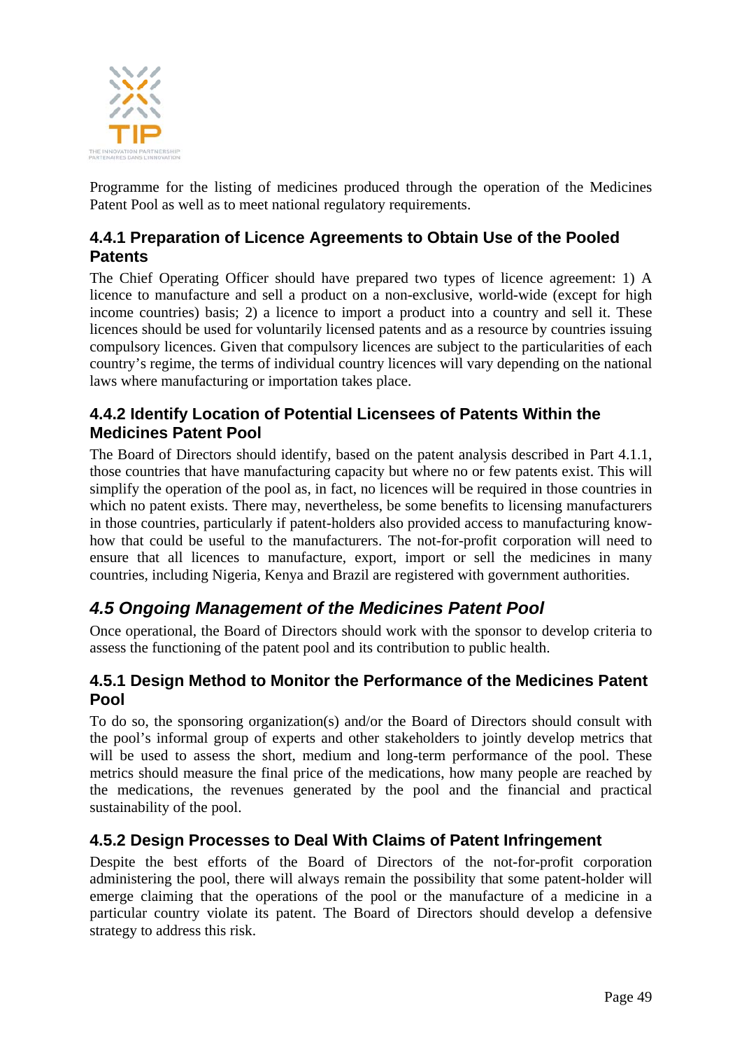Programme for the listing of medicines produced through the operation of the Medicines Patent Pool as well as to meet national regulatory requirements.

### 4.4.1 Preparation of Licence Agreements to Obtain Use of the Pooled Patents

The Chief Operating Officer should have prepared two types of licence agreement: 1) A licence to manufacture and sell a product on a non-exclusive, world-wide (except for high income countries) basis; 2) a licence to import a product into a country and sell it. These licences should be used for voluntarily licensed patents and as a resource by countries issuing compulsory licences. Given that compulsory licences are subject to the particularities of each country's regime, the terms of individual country licences will vary depending on the national laws where manufacturing or importation takes place.

### 4.4.2 Identify Location of Potential Licensees of Patents Within the Medicines Patent Pool

The Board of Directors should identify, based on the patent analysis described in Part 4.1.1, those countries that have manufacturing capacity but where no or few patents exist. This will simplify the operation of the pool as, in fact, no licences will be required in those countries in which no patent exists. There may, nevertheless, be some benefits to licensing manufacturers in those countries, particularly if patent-holders also provided access to manufacturing know-how that could be useful to the manufacturers. The not-for-profit corporation will need to ensure that all licences to manufacture, export, import or sell the medicines in many countries, including Nigeria, Kenya and Brazil are registered with government authorities.

## *4.5 Ongoing Management of the Medicines Patent Pool*

Once operational, the Board of Directors should work with the sponsor to develop criteria to assess the functioning of the patent pool and its contribution to public health.

### 4.5.1 Design Method to Monitor the Performance of the Medicines Patent Pool

To do so, the sponsoring organization(s) and/or the Board of Directors should consult with the pool's informal group of experts and other stakeholders to jointly develop metrics that will be used to assess the short, medium and long-term performance of the pool. These metrics should measure the final price of the medications, how many people are reached by the medications, the revenues generated by the pool and the financial and practical sustainability of the pool.

### 4.5.2 Design Processes to Deal With Claims of Patent Infringement

Despite the best efforts of the Board of Directors of the not-for-profit corporation administering the pool, there will always remain the possibility that some patent-holder will emerge claiming that the operations of the pool or the manufacture of a medicine in a particular country violate its patent. The Board of Directors should develop a defensive strategy to address this risk.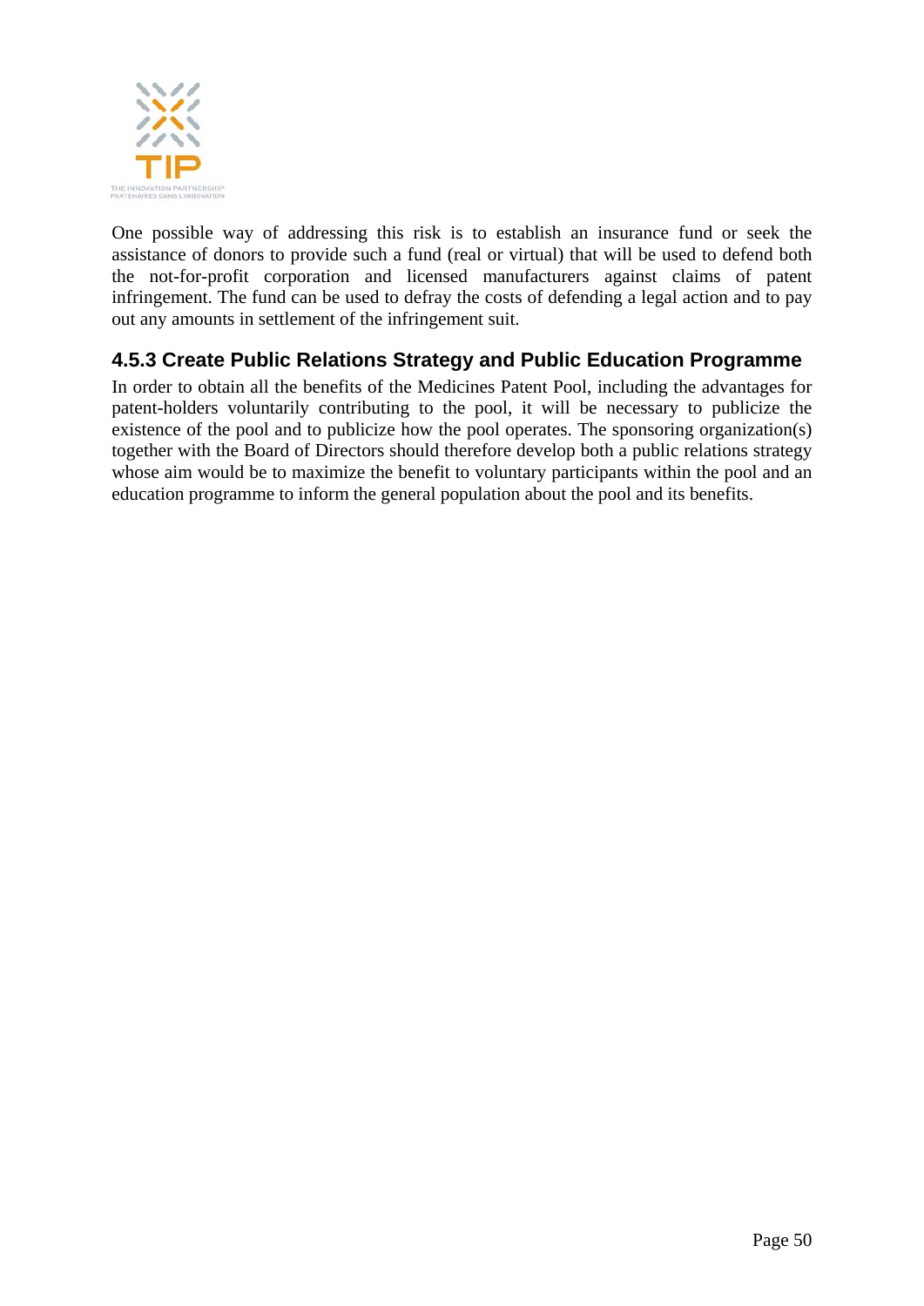One possible way of addressing this risk is to establish an insurance fund or seek the assistance of donors to provide such a fund (real or virtual) that will be used to defend both the not-for-profit corporation and licensed manufacturers against claims of patent infringement. The fund can be used to defray the costs of defending a legal action and to pay out any amounts in settlement of the infringement suit.

### 4.5.3 Create Public Relations Strategy and Public Education Programme

In order to obtain all the benefits of the Medicines Patent Pool, including the advantages for patent-holders voluntarily contributing to the pool, it will be necessary to publicize the existence of the pool and to publicize how the pool operates. The sponsoring organization(s) together with the Board of Directors should therefore develop both a public relations strategy whose aim would be to maximize the benefit to voluntary participants within the pool and an education programme to inform the general population about the pool and its benefits.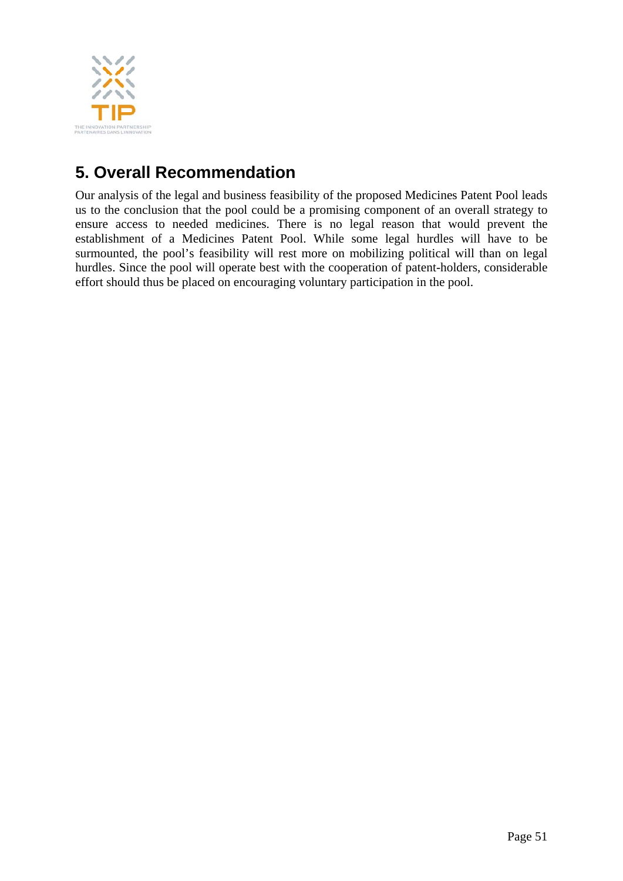## 5. Overall Recommendation

Our analysis of the legal and business feasibility of the proposed Medicines Patent Pool leads us to the conclusion that the pool could be a promising component of an overall strategy to ensure access to needed medicines. There is no legal reason that would prevent the establishment of a Medicines Patent Pool. While some legal hurdles will have to be surmounted, the pool's feasibility will rest more on mobilizing political will than on legal hurdles. Since the pool will operate best with the cooperation of patent-holders, considerable effort should thus be placed on encouraging voluntary participation in the pool.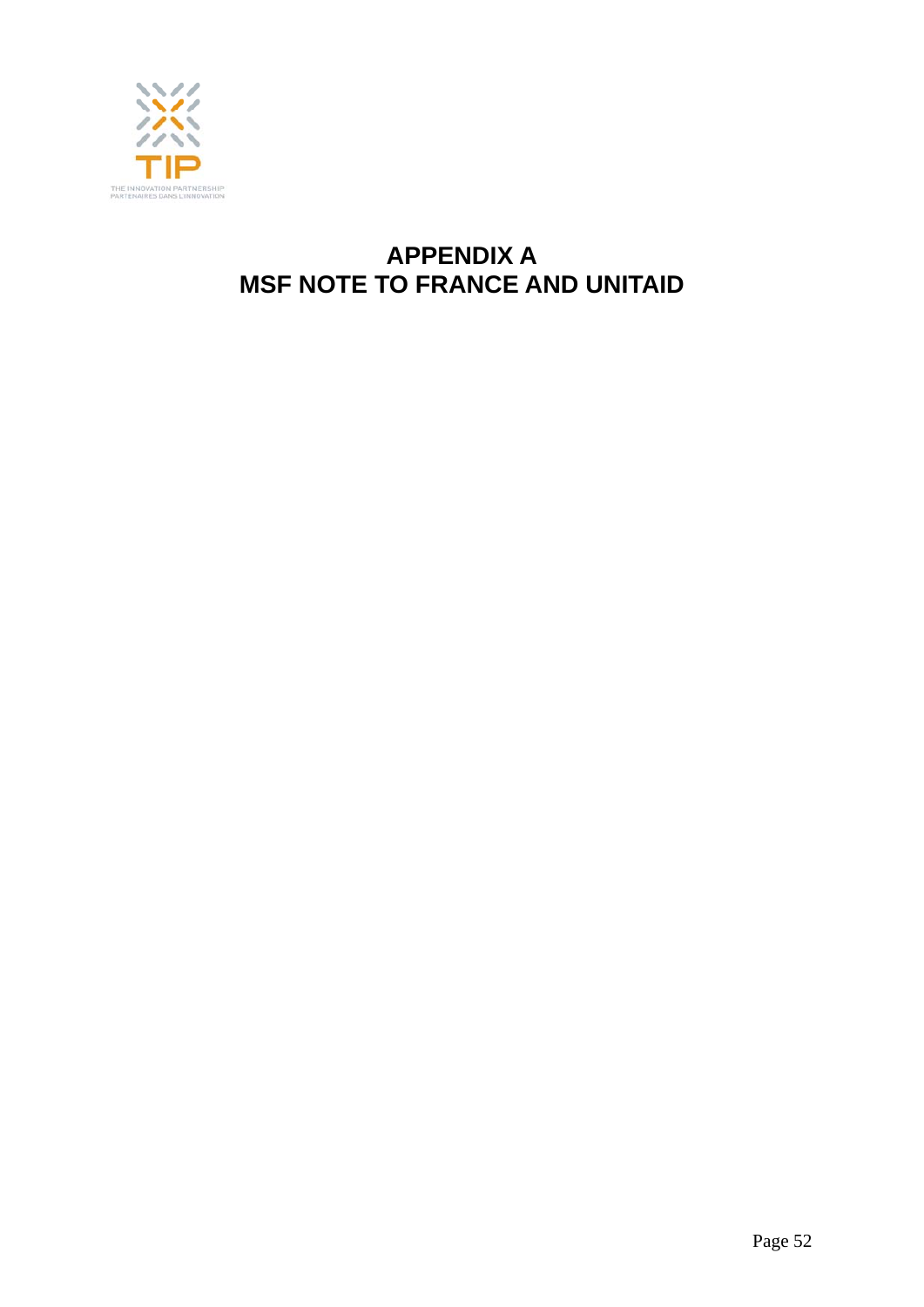# APPENDIX A
# MSF NOTE TO FRANCE AND UNITAID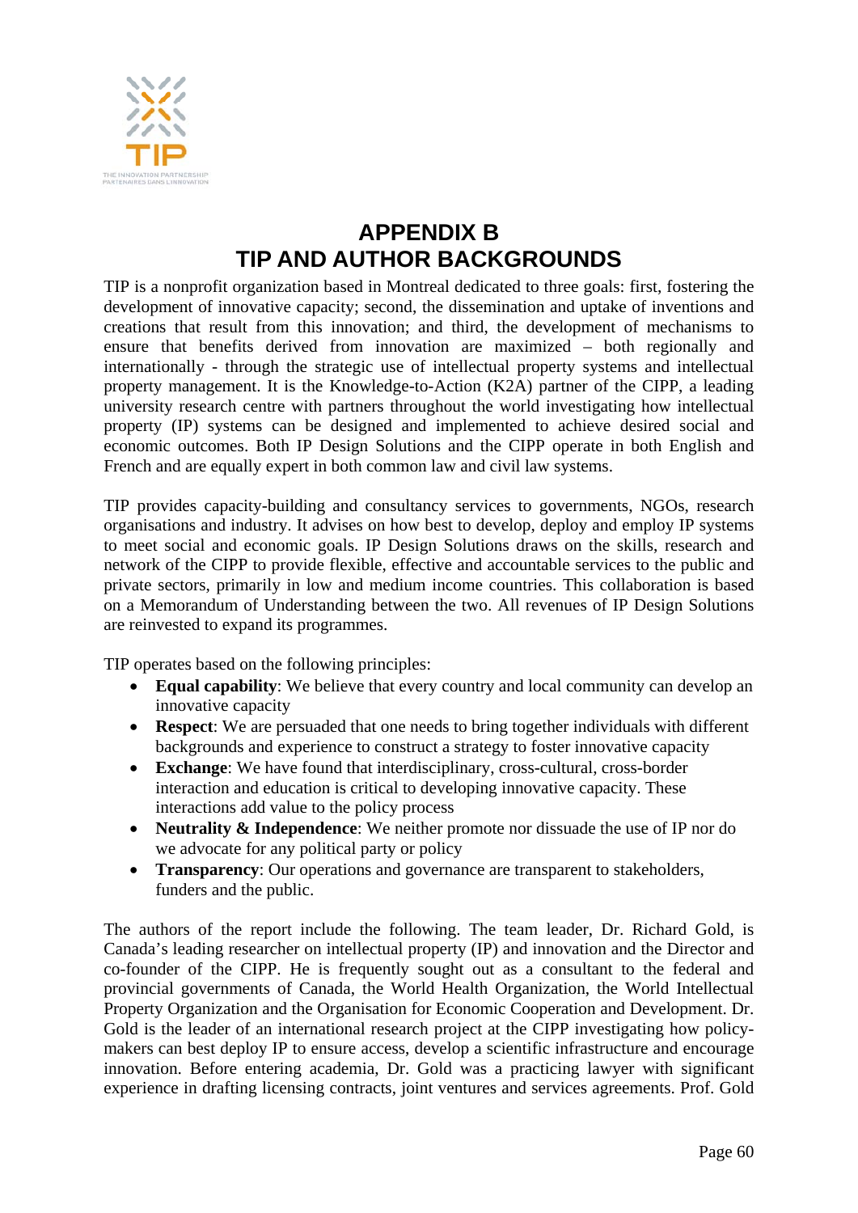# APPENDIX B
# TIP AND AUTHOR BACKGROUNDS

TIP is a nonprofit organization based in Montreal dedicated to three goals: first, fostering the development of innovative capacity; second, the dissemination and uptake of inventions and creations that result from this innovation; and third, the development of mechanisms to ensure that benefits derived from innovation are maximized – both regionally and internationally - through the strategic use of intellectual property systems and intellectual property management. It is the Knowledge-to-Action (K2A) partner of the CIPP, a leading university research centre with partners throughout the world investigating how intellectual property (IP) systems can be designed and implemented to achieve desired social and economic outcomes. Both IP Design Solutions and the CIPP operate in both English and French and are equally expert in both common law and civil law systems.

TIP provides capacity-building and consultancy services to governments, NGOs, research organisations and industry. It advises on how best to develop, deploy and employ IP systems to meet social and economic goals. IP Design Solutions draws on the skills, research and network of the CIPP to provide flexible, effective and accountable services to the public and private sectors, primarily in low and medium income countries. This collaboration is based on a Memorandum of Understanding between the two. All revenues of IP Design Solutions are reinvested to expand its programmes.

TIP operates based on the following principles:

- **Equal capability**: We believe that every country and local community can develop an innovative capacity
- **Respect**: We are persuaded that one needs to bring together individuals with different backgrounds and experience to construct a strategy to foster innovative capacity
- **Exchange**: We have found that interdisciplinary, cross-cultural, cross-border interaction and education is critical to developing innovative capacity. These interactions add value to the policy process
- **Neutrality & Independence**: We neither promote nor dissuade the use of IP nor do we advocate for any political party or policy
- **Transparency**: Our operations and governance are transparent to stakeholders, funders and the public.

The authors of the report include the following. The team leader, Dr. Richard Gold, is Canada's leading researcher on intellectual property (IP) and innovation and the Director and co-founder of the CIPP. He is frequently sought out as a consultant to the federal and provincial governments of Canada, the World Health Organization, the World Intellectual Property Organization and the Organisation for Economic Cooperation and Development. Dr. Gold is the leader of an international research project at the CIPP investigating how policy-makers can best deploy IP to ensure access, develop a scientific infrastructure and encourage innovation. Before entering academia, Dr. Gold was a practicing lawyer with significant experience in drafting licensing contracts, joint ventures and services agreements. Prof. Gold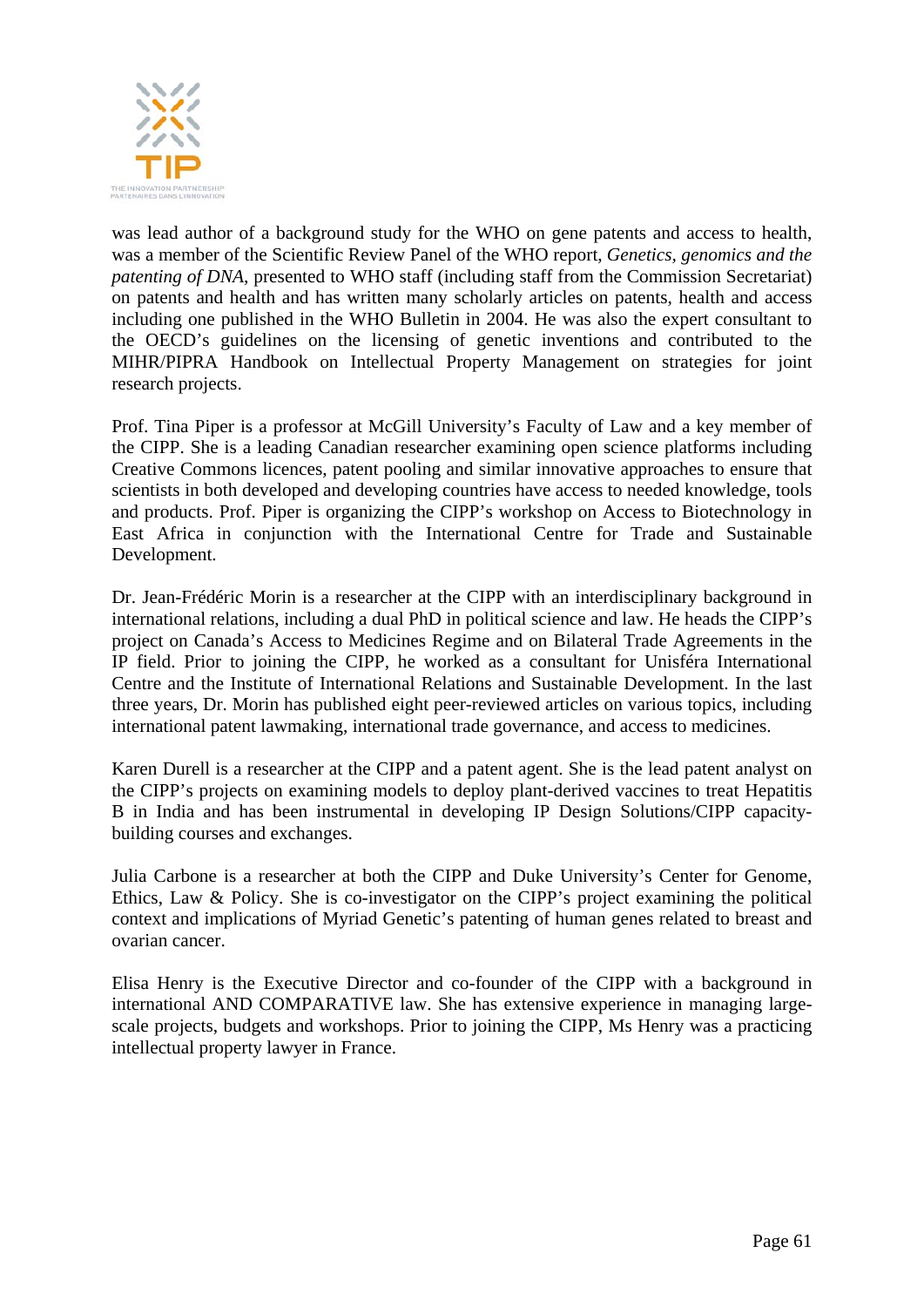was lead author of a background study for the WHO on gene patents and access to health, was a member of the Scientific Review Panel of the WHO report, *Genetics, genomics and the patenting of DNA*, presented to WHO staff (including staff from the Commission Secretariat) on patents and health and has written many scholarly articles on patents, health and access including one published in the WHO Bulletin in 2004. He was also the expert consultant to the OECD's guidelines on the licensing of genetic inventions and contributed to the MIHR/PIPRA Handbook on Intellectual Property Management on strategies for joint research projects.

Prof. Tina Piper is a professor at McGill University's Faculty of Law and a key member of the CIPP. She is a leading Canadian researcher examining open science platforms including Creative Commons licences, patent pooling and similar innovative approaches to ensure that scientists in both developed and developing countries have access to needed knowledge, tools and products. Prof. Piper is organizing the CIPP's workshop on Access to Biotechnology in East Africa in conjunction with the International Centre for Trade and Sustainable Development.

Dr. Jean-Frédéric Morin is a researcher at the CIPP with an interdisciplinary background in international relations, including a dual PhD in political science and law. He heads the CIPP's project on Canada's Access to Medicines Regime and on Bilateral Trade Agreements in the IP field. Prior to joining the CIPP, he worked as a consultant for Unisféra International Centre and the Institute of International Relations and Sustainable Development. In the last three years, Dr. Morin has published eight peer-reviewed articles on various topics, including international patent lawmaking, international trade governance, and access to medicines.

Karen Durell is a researcher at the CIPP and a patent agent. She is the lead patent analyst on the CIPP's projects on examining models to deploy plant-derived vaccines to treat Hepatitis B in India and has been instrumental in developing IP Design Solutions/CIPP capacity-building courses and exchanges.

Julia Carbone is a researcher at both the CIPP and Duke University's Center for Genome, Ethics, Law & Policy. She is co-investigator on the CIPP's project examining the political context and implications of Myriad Genetic's patenting of human genes related to breast and ovarian cancer.

Elisa Henry is the Executive Director and co-founder of the CIPP with a background in international AND COMPARATIVE law. She has extensive experience in managing large-scale projects, budgets and workshops. Prior to joining the CIPP, Ms Henry was a practicing intellectual property lawyer in France.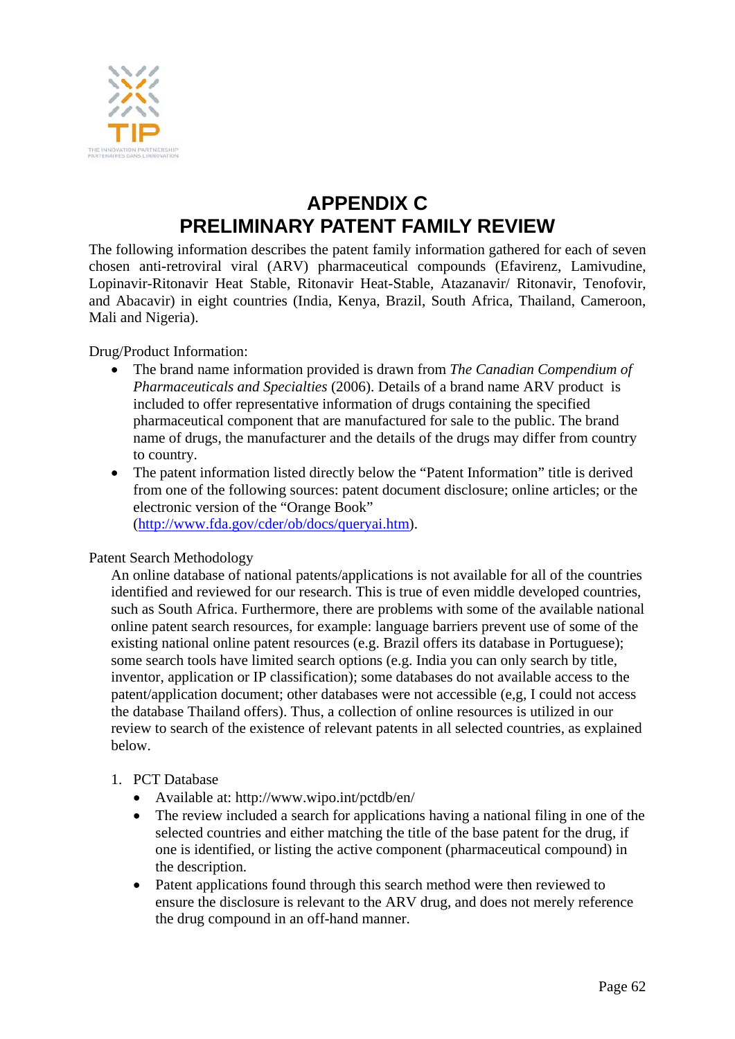# APPENDIX C
# PRELIMINARY PATENT FAMILY REVIEW

The following information describes the patent family information gathered for each of seven chosen anti-retroviral viral (ARV) pharmaceutical compounds (Efavirenz, Lamivudine, Lopinavir-Ritonavir Heat Stable, Ritonavir Heat-Stable, Atazanavir/ Ritonavir, Tenofovir, and Abacavir) in eight countries (India, Kenya, Brazil, South Africa, Thailand, Cameroon, Mali and Nigeria).

Drug/Product Information:

- The brand name information provided is drawn from *The Canadian Compendium of Pharmaceuticals and Specialties* (2006). Details of a brand name ARV product is included to offer representative information of drugs containing the specified pharmaceutical component that are manufactured for sale to the public. The brand name of drugs, the manufacturer and the details of the drugs may differ from country to country.
- The patent information listed directly below the "Patent Information" title is derived from one of the following sources: patent document disclosure; online articles; or the electronic version of the "Orange Book" (http://www.fda.gov/cder/ob/docs/queryai.htm).

Patent Search Methodology

An online database of national patents/applications is not available for all of the countries identified and reviewed for our research. This is true of even middle developed countries, such as South Africa. Furthermore, there are problems with some of the available national online patent search resources, for example: language barriers prevent use of some of the existing national online patent resources (e.g. Brazil offers its database in Portuguese); some search tools have limited search options (e.g. India you can only search by title, inventor, application or IP classification); some databases do not available access to the patent/application document; other databases were not accessible (e,g, I could not access the database Thailand offers). Thus, a collection of online resources is utilized in our review to search of the existence of relevant patents in all selected countries, as explained below.

1. PCT Database
   - Available at: http://www.wipo.int/pctdb/en/
   - The review included a search for applications having a national filing in one of the selected countries and either matching the title of the base patent for the drug, if one is identified, or listing the active component (pharmaceutical compound) in the description.
   - Patent applications found through this search method were then reviewed to ensure the disclosure is relevant to the ARV drug, and does not merely reference the drug compound in an off-hand manner.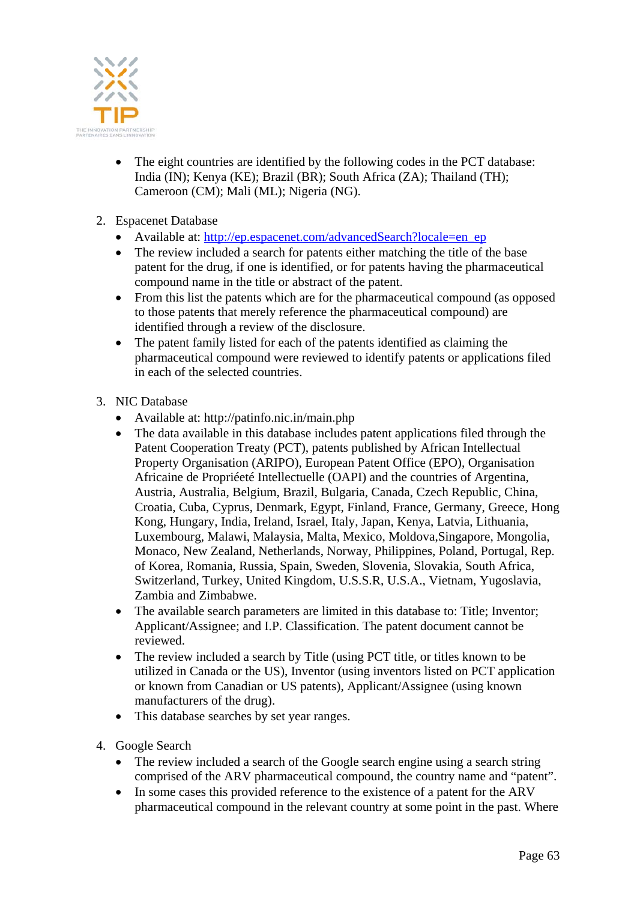- The eight countries are identified by the following codes in the PCT database: India (IN); Kenya (KE); Brazil (BR); South Africa (ZA); Thailand (TH); Cameroon (CM); Mali (ML); Nigeria (NG).

2. Espacenet Database
   - Available at: http://ep.espacenet.com/advancedSearch?locale=en_ep
   - The review included a search for patents either matching the title of the base patent for the drug, if one is identified, or for patents having the pharmaceutical compound name in the title or abstract of the patent.
   - From this list the patents which are for the pharmaceutical compound (as opposed to those patents that merely reference the pharmaceutical compound) are identified through a review of the disclosure.
   - The patent family listed for each of the patents identified as claiming the pharmaceutical compound were reviewed to identify patents or applications filed in each of the selected countries.

3. NIC Database
   - Available at: http://patinfo.nic.in/main.php
   - The data available in this database includes patent applications filed through the Patent Cooperation Treaty (PCT), patents published by African Intellectual Property Organisation (ARIPO), European Patent Office (EPO), Organisation Africaine de Propriéété Intellectuelle (OAPI) and the countries of Argentina, Austria, Australia, Belgium, Brazil, Bulgaria, Canada, Czech Republic, China, Croatia, Cuba, Cyprus, Denmark, Egypt, Finland, France, Germany, Greece, Hong Kong, Hungary, India, Ireland, Israel, Italy, Japan, Kenya, Latvia, Lithuania, Luxembourg, Malawi, Malaysia, Malta, Mexico, Moldova,Singapore, Mongolia, Monaco, New Zealand, Netherlands, Norway, Philippines, Poland, Portugal, Rep. of Korea, Romania, Russia, Spain, Sweden, Slovenia, Slovakia, South Africa, Switzerland, Turkey, United Kingdom, U.S.S.R, U.S.A., Vietnam, Yugoslavia, Zambia and Zimbabwe.
   - The available search parameters are limited in this database to: Title; Inventor; Applicant/Assignee; and I.P. Classification. The patent document cannot be reviewed.
   - The review included a search by Title (using PCT title, or titles known to be utilized in Canada or the US), Inventor (using inventors listed on PCT application or known from Canadian or US patents), Applicant/Assignee (using known manufacturers of the drug).
   - This database searches by set year ranges.

4. Google Search
   - The review included a search of the Google search engine using a search string comprised of the ARV pharmaceutical compound, the country name and "patent".
   - In some cases this provided reference to the existence of a patent for the ARV pharmaceutical compound in the relevant country at some point in the past. Where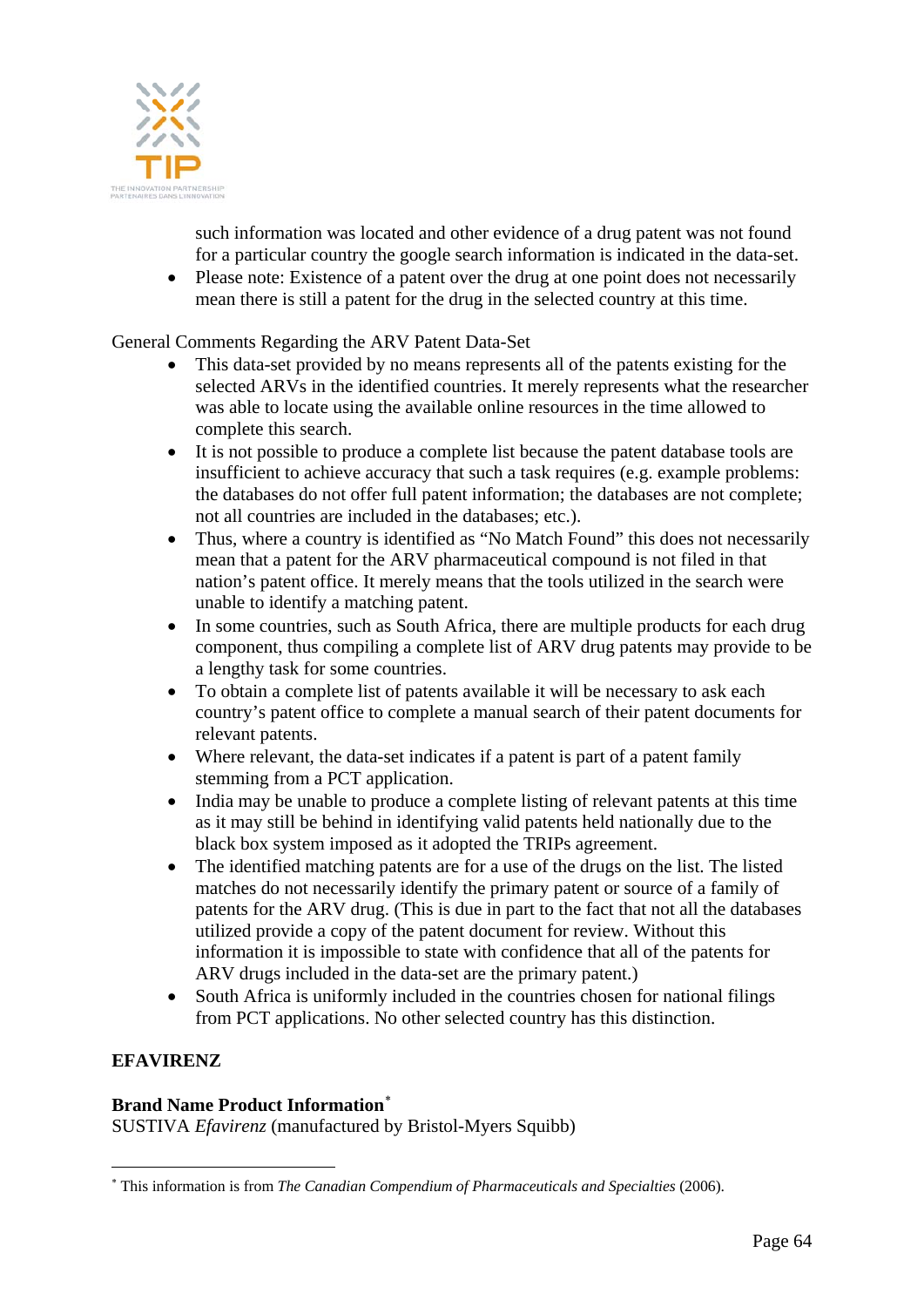such information was located and other evidence of a drug patent was not found for a particular country the google search information is indicated in the data-set.

- Please note: Existence of a patent over the drug at one point does not necessarily mean there is still a patent for the drug in the selected country at this time.

General Comments Regarding the ARV Patent Data-Set

- This data-set provided by no means represents all of the patents existing for the selected ARVs in the identified countries. It merely represents what the researcher was able to locate using the available online resources in the time allowed to complete this search.
- It is not possible to produce a complete list because the patent database tools are insufficient to achieve accuracy that such a task requires (e.g. example problems: the databases do not offer full patent information; the databases are not complete; not all countries are included in the databases; etc.).
- Thus, where a country is identified as "No Match Found" this does not necessarily mean that a patent for the ARV pharmaceutical compound is not filed in that nation's patent office. It merely means that the tools utilized in the search were unable to identify a matching patent.
- In some countries, such as South Africa, there are multiple products for each drug component, thus compiling a complete list of ARV drug patents may provide to be a lengthy task for some countries.
- To obtain a complete list of patents available it will be necessary to ask each country's patent office to complete a manual search of their patent documents for relevant patents.
- Where relevant, the data-set indicates if a patent is part of a patent family stemming from a PCT application.
- India may be unable to produce a complete listing of relevant patents at this time as it may still be behind in identifying valid patents held nationally due to the black box system imposed as it adopted the TRIPs agreement.
- The identified matching patents are for a use of the drugs on the list. The listed matches do not necessarily identify the primary patent or source of a family of patents for the ARV drug. (This is due in part to the fact that not all the databases utilized provide a copy of the patent document for review. Without this information it is impossible to state with confidence that all of the patents for ARV drugs included in the data-set are the primary patent.)
- South Africa is uniformly included in the countries chosen for national filings from PCT applications. No other selected country has this distinction.

**EFAVIRENZ**

**Brand Name Product Information***

SUSTIVA *Efavirenz* (manufactured by Bristol-Myers Squibb)

* This information is from *The Canadian Compendium of Pharmaceuticals and Specialties* (2006).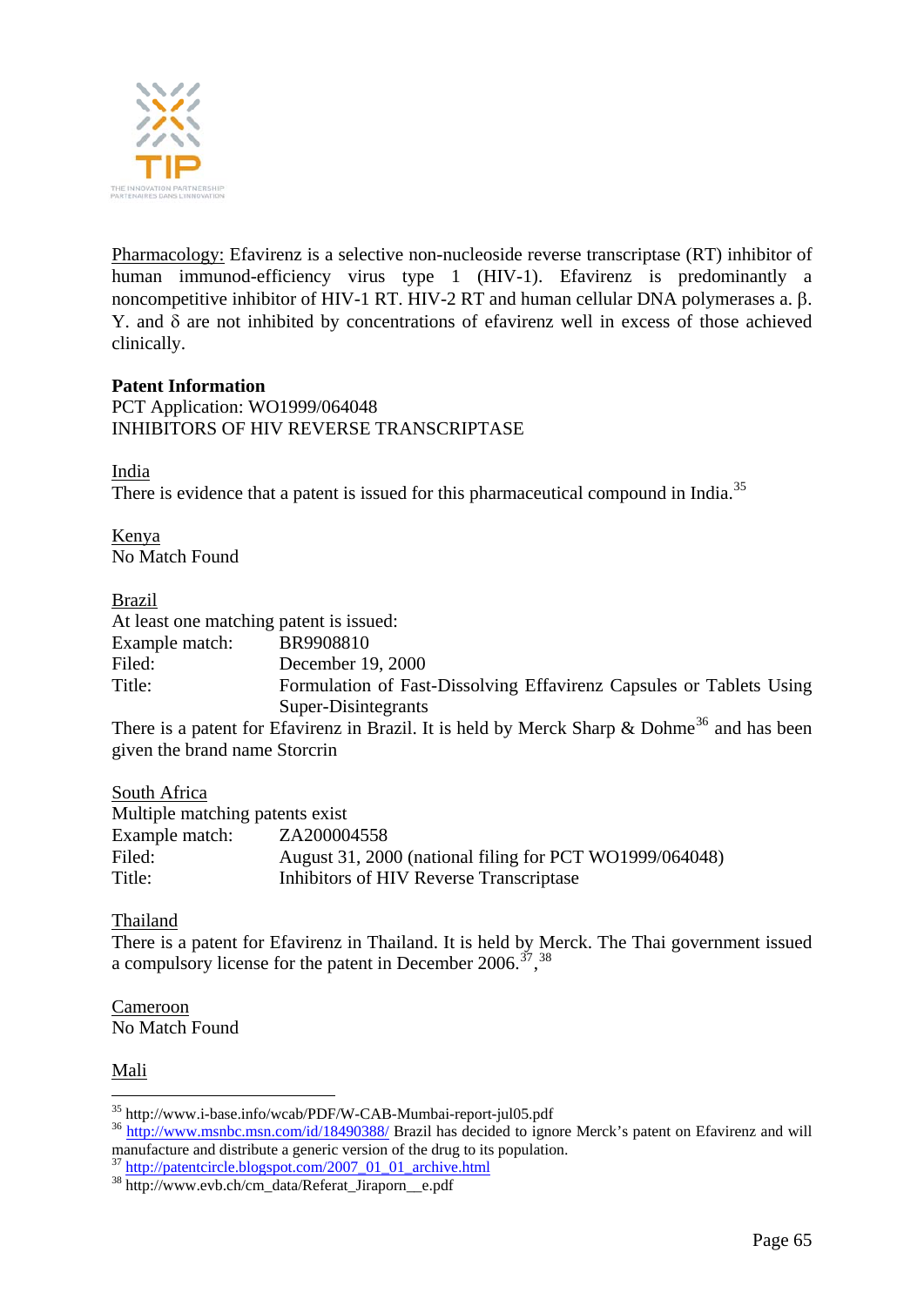Pharmacology: Efavirenz is a selective non-nucleoside reverse transcriptase (RT) inhibitor of human immunod-efficiency virus type 1 (HIV-1). Efavirenz is predominantly a noncompetitive inhibitor of HIV-1 RT. HIV-2 RT and human cellular DNA polymerases a. β. Y. and δ are not inhibited by concentrations of efavirenz well in excess of those achieved clinically.

**Patent Information**
PCT Application: WO1999/064048
INHIBITORS OF HIV REVERSE TRANSCRIPTASE

India
There is evidence that a patent is issued for this pharmaceutical compound in India.[35]

Kenya
No Match Found

Brazil
At least one matching patent is issued:

| | |
|---|---|
| Example match: | BR9908810 |
| Filed: | December 19, 2000 |
| Title: | Formulation of Fast-Dissolving Effavirenz Capsules or Tablets Using Super-Disintegrants |

There is a patent for Efavirenz in Brazil. It is held by Merck Sharp & Dohme[36] and has been given the brand name Storcrin

South Africa
Multiple matching patents exist

| | |
|---|---|
| Example match: | ZA200004558 |
| Filed: | August 31, 2000 (national filing for PCT WO1999/064048) |
| Title: | Inhibitors of HIV Reverse Transcriptase |

Thailand
There is a patent for Efavirenz in Thailand. It is held by Merck. The Thai government issued a compulsory license for the patent in December 2006.[37], [38]

Cameroon
No Match Found

Mali

[35] http://www.i-base.info/wcab/PDF/W-CAB-Mumbai-report-jul05.pdf
[36] http://www.msnbc.msn.com/id/18490388/ Brazil has decided to ignore Merck's patent on Efavirenz and will manufacture and distribute a generic version of the drug to its population.
[37] http://patentcircle.blogspot.com/2007_01_01_archive.html
[38] http://www.evb.ch/cm_data/Referat_Jiraporn__e.pdf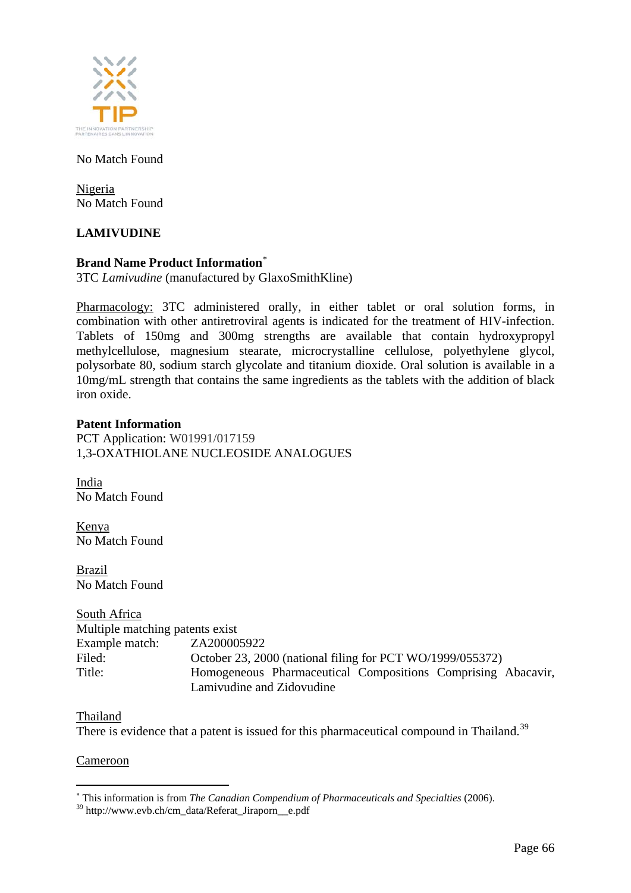No Match Found

<u>Nigeria</u>
No Match Found

**LAMIVUDINE**

**Brand Name Product Information***
3TC *Lamivudine* (manufactured by GlaxoSmithKline)

<u>Pharmacology:</u> 3TC administered orally, in either tablet or oral solution forms, in combination with other antiretroviral agents is indicated for the treatment of HIV-infection. Tablets of 150mg and 300mg strengths are available that contain hydroxypropyl methylcellulose, magnesium stearate, microcrystalline cellulose, polyethylene glycol, polysorbate 80, sodium starch glycolate and titanium dioxide. Oral solution is available in a 10mg/mL strength that contains the same ingredients as the tablets with the addition of black iron oxide.

**Patent Information**
PCT Application: W01991/017159
1,3-OXATHIOLANE NUCLEOSIDE ANALOGUES

<u>India</u>
No Match Found

<u>Kenya</u>
No Match Found

<u>Brazil</u>
No Match Found

<u>South Africa</u>
Multiple matching patents exist

| | |
|---|---|
| Example match: | ZA200005922 |
| Filed: | October 23, 2000 (national filing for PCT WO/1999/055372) |
| Title: | Homogeneous Pharmaceutical Compositions Comprising Abacavir, Lamivudine and Zidovudine |

<u>Thailand</u>
There is evidence that a patent is issued for this pharmaceutical compound in Thailand.[39]

<u>Cameroon</u>

---

* This information is from *The Canadian Compendium of Pharmaceuticals and Specialties* (2006).
[39] http://www.evb.ch/cm_data/Referat_Jiraporn__e.pdf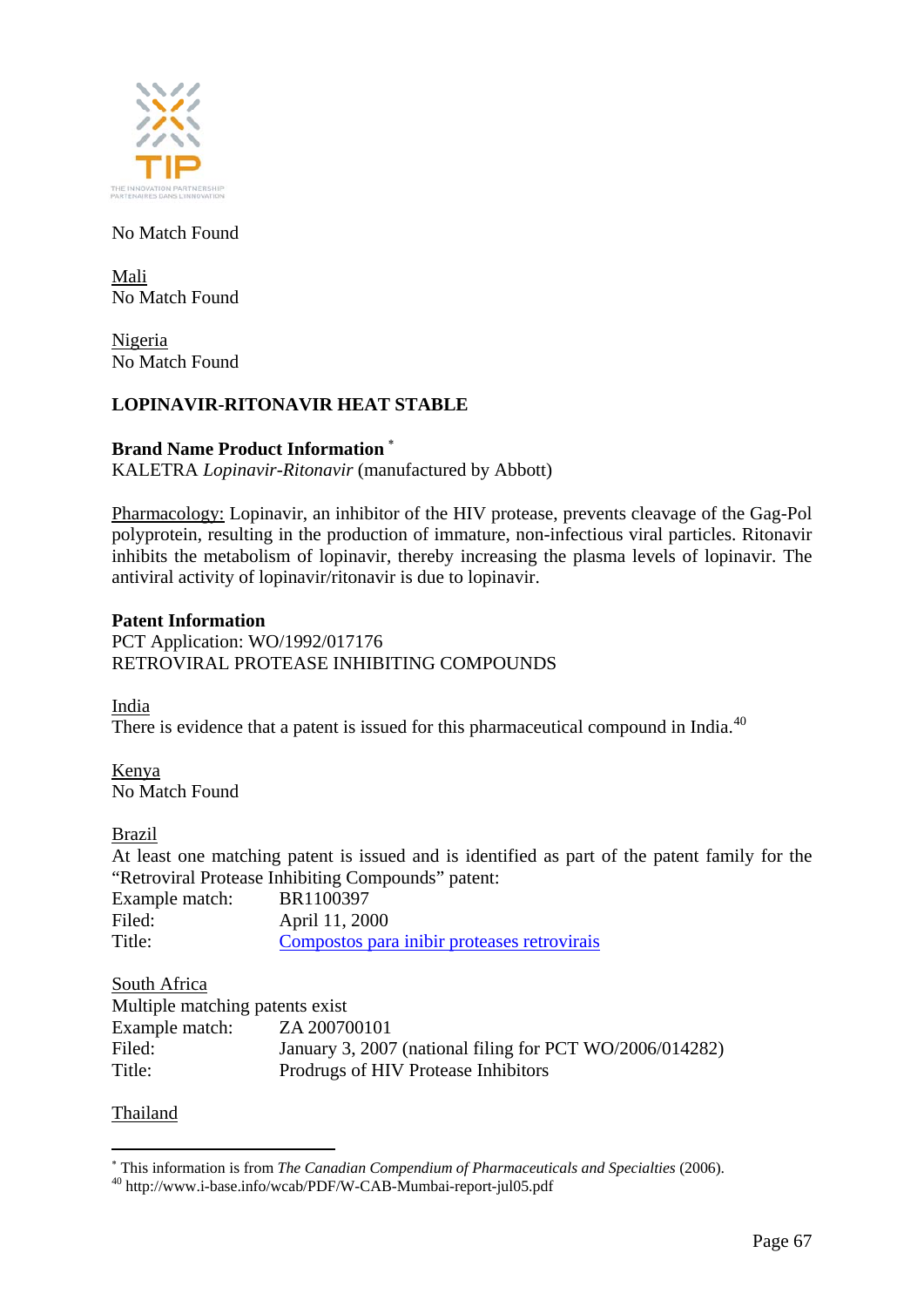No Match Found

Mali
No Match Found

Nigeria
No Match Found

**LOPINAVIR-RITONAVIR HEAT STABLE**

**Brand Name Product Information** *
KALETRA *Lopinavir-Ritonavir* (manufactured by Abbott)

Pharmacology: Lopinavir, an inhibitor of the HIV protease, prevents cleavage of the Gag-Pol polyprotein, resulting in the production of immature, non-infectious viral particles. Ritonavir inhibits the metabolism of lopinavir, thereby increasing the plasma levels of lopinavir. The antiviral activity of lopinavir/ritonavir is due to lopinavir.

**Patent Information**
PCT Application: WO/1992/017176
RETROVIRAL PROTEASE INHIBITING COMPOUNDS

India
There is evidence that a patent is issued for this pharmaceutical compound in India.[40]

Kenya
No Match Found

Brazil
At least one matching patent is issued and is identified as part of the patent family for the "Retroviral Protease Inhibiting Compounds" patent:

| | |
|---|---|
| Example match: | BR1100397 |
| Filed: | April 11, 2000 |
| Title: | Compostos para inibir proteases retrovirais |

South Africa
Multiple matching patents exist

| | |
|---|---|
| Example match: | ZA 200700101 |
| Filed: | January 3, 2007 (national filing for PCT WO/2006/014282) |
| Title: | Prodrugs of HIV Protease Inhibitors |

Thailand

* This information is from *The Canadian Compendium of Pharmaceuticals and Specialties* (2006).
[40] http://www.i-base.info/wcab/PDF/W-CAB-Mumbai-report-jul05.pdf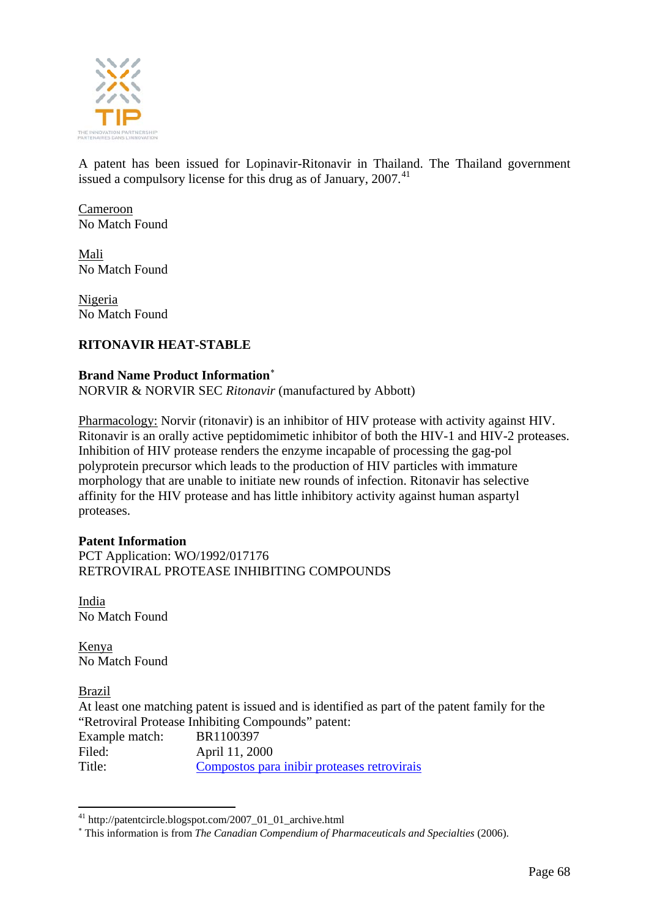A patent has been issued for Lopinavir-Ritonavir in Thailand. The Thailand government issued a compulsory license for this drug as of January, 2007.[41]

Cameroon
No Match Found

Mali
No Match Found

Nigeria
No Match Found

**RITONAVIR HEAT-STABLE**

**Brand Name Product Information**[*]
NORVIR & NORVIR SEC *Ritonavir* (manufactured by Abbott)

Pharmacology: Norvir (ritonavir) is an inhibitor of HIV protease with activity against HIV. Ritonavir is an orally active peptidomimetic inhibitor of both the HIV-1 and HIV-2 proteases. Inhibition of HIV protease renders the enzyme incapable of processing the gag-pol polyprotein precursor which leads to the production of HIV particles with immature morphology that are unable to initiate new rounds of infection. Ritonavir has selective affinity for the HIV protease and has little inhibitory activity against human aspartyl proteases.

**Patent Information**
PCT Application: WO/1992/017176
RETROVIRAL PROTEASE INHIBITING COMPOUNDS

India
No Match Found

Kenya
No Match Found

Brazil
At least one matching patent is issued and is identified as part of the patent family for the "Retroviral Protease Inhibiting Compounds" patent:

| | |
|---|---|
| Example match: | BR1100397 |
| Filed: | April 11, 2000 |
| Title: | Compostos para inibir proteases retrovirais |

---

[41] http://patentcircle.blogspot.com/2007_01_01_archive.html
[*] This information is from *The Canadian Compendium of Pharmaceuticals and Specialties* (2006).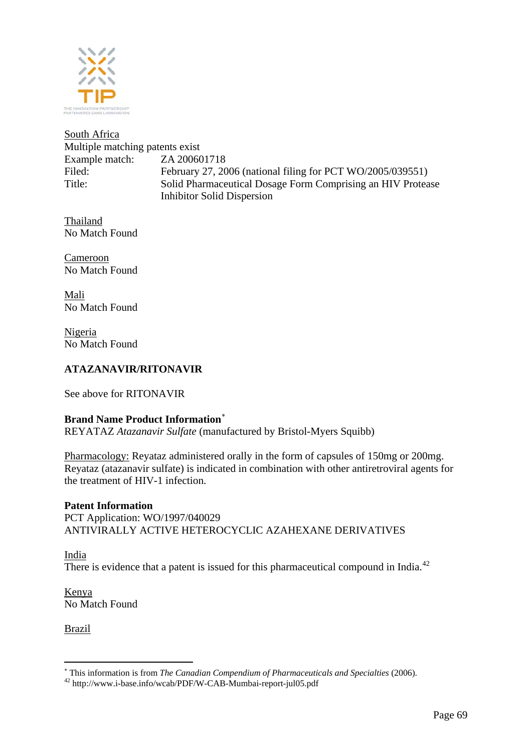South Africa
Multiple matching patents exist

Example match: ZA 200601718
Filed: February 27, 2006 (national filing for PCT WO/2005/039551)
Title: Solid Pharmaceutical Dosage Form Comprising an HIV Protease Inhibitor Solid Dispersion

Thailand
No Match Found

Cameroon
No Match Found

Mali
No Match Found

Nigeria
No Match Found

**ATAZANAVIR/RITONAVIR**

See above for RITONAVIR

**Brand Name Product Information***
REYATAZ *Atazanavir Sulfate* (manufactured by Bristol-Myers Squibb)

Pharmacology: Reyataz administered orally in the form of capsules of 150mg or 200mg. Reyataz (atazanavir sulfate) is indicated in combination with other antiretroviral agents for the treatment of HIV-1 infection.

**Patent Information**
PCT Application: WO/1997/040029
ANTIVIRALLY ACTIVE HETEROCYCLIC AZAHEXANE DERIVATIVES

India
There is evidence that a patent is issued for this pharmaceutical compound in India.[42]

Kenya
No Match Found

Brazil

---

* This information is from *The Canadian Compendium of Pharmaceuticals and Specialties* (2006).

[42] http://www.i-base.info/wcab/PDF/W-CAB-Mumbai-report-jul05.pdf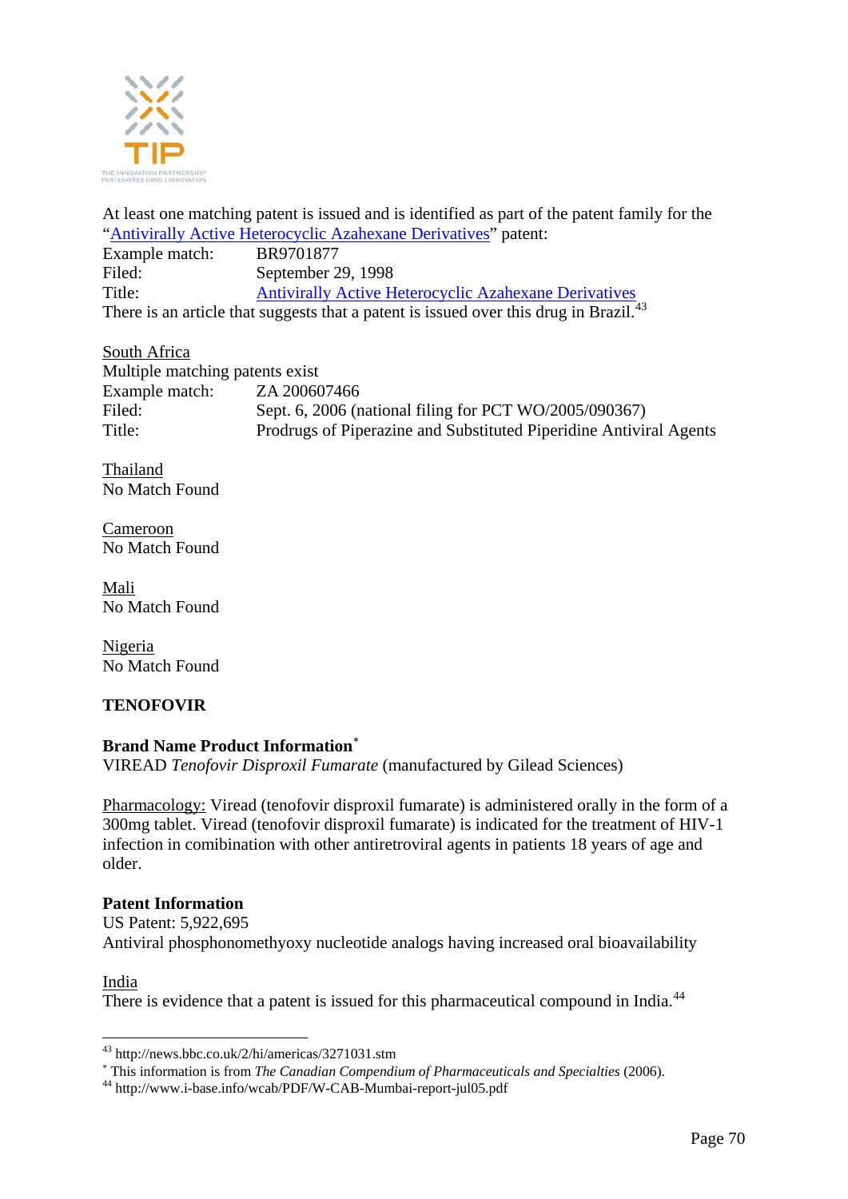At least one matching patent is issued and is identified as part of the patent family for the "Antivirally Active Heterocyclic Azahexane Derivatives" patent:

Example match: BR9701877
Filed: September 29, 1998
Title: Antivirally Active Heterocyclic Azahexane Derivatives

There is an article that suggests that a patent is issued over this drug in Brazil.[43]

South Africa
Multiple matching patents exist
Example match: ZA 200607466
Filed: Sept. 6, 2006 (national filing for PCT WO/2005/090367)
Title: Prodrugs of Piperazine and Substituted Piperidine Antiviral Agents

Thailand
No Match Found

Cameroon
No Match Found

Mali
No Match Found

Nigeria
No Match Found

**TENOFOVIR**

**Brand Name Product Information**[*]
VIREAD *Tenofovir Disproxil Fumarate* (manufactured by Gilead Sciences)

Pharmacology: Viread (tenofovir disproxil fumarate) is administered orally in the form of a 300mg tablet. Viread (tenofovir disproxil fumarate) is indicated for the treatment of HIV-1 infection in comibination with other antiretroviral agents in patients 18 years of age and older.

**Patent Information**
US Patent: 5,922,695
Antiviral phosphonomethyoxy nucleotide analogs having increased oral bioavailability

India
There is evidence that a patent is issued for this pharmaceutical compound in India.[44]

---

[43] http://news.bbc.co.uk/2/hi/americas/3271031.stm
[*] This information is from *The Canadian Compendium of Pharmaceuticals and Specialties* (2006).
[44] http://www.i-base.info/wcab/PDF/W-CAB-Mumbai-report-jul05.pdf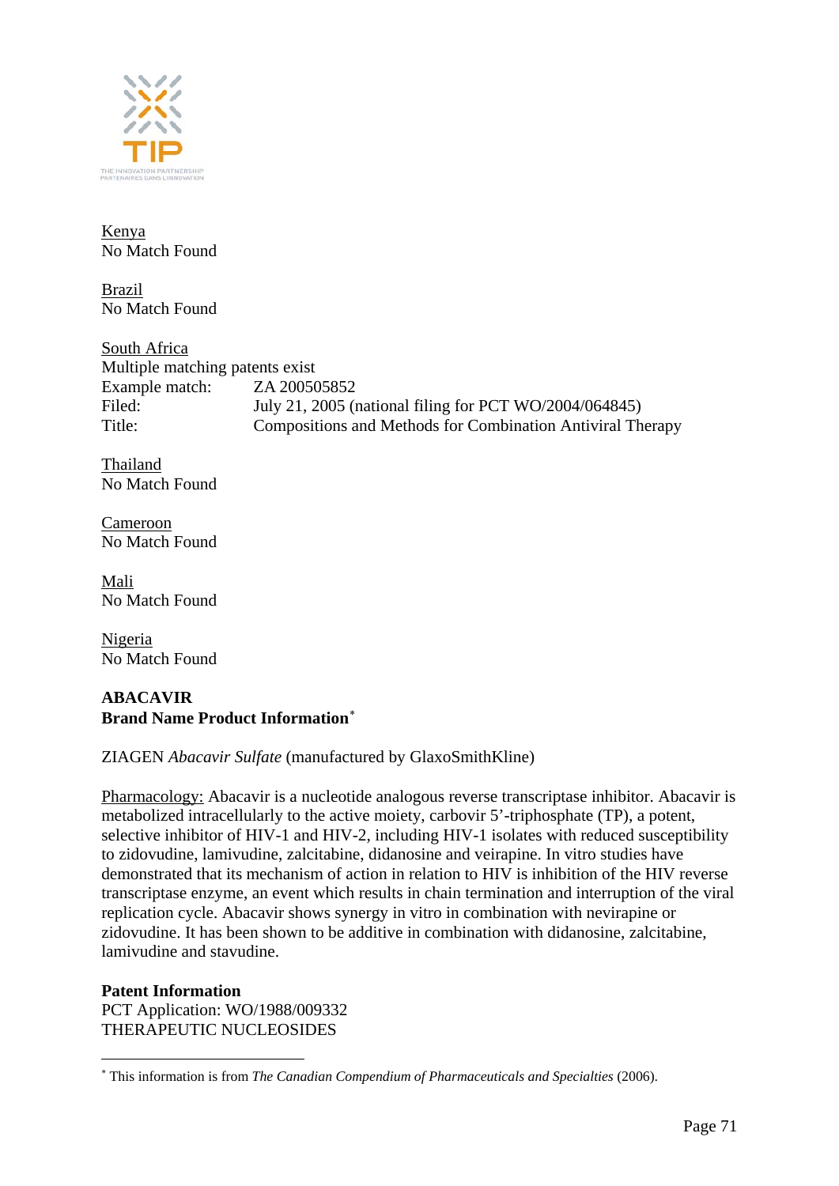Kenya
No Match Found

Brazil
No Match Found

South Africa
Multiple matching patents exist

| | |
|---|---|
| Example match: | ZA 200505852 |
| Filed: | July 21, 2005 (national filing for PCT WO/2004/064845) |
| Title: | Compositions and Methods for Combination Antiviral Therapy |

Thailand
No Match Found

Cameroon
No Match Found

Mali
No Match Found

Nigeria
No Match Found

**ABACAVIR**
**Brand Name Product Information**[*]

ZIAGEN *Abacavir Sulfate* (manufactured by GlaxoSmithKline)

Pharmacology: Abacavir is a nucleotide analogous reverse transcriptase inhibitor. Abacavir is metabolized intracellularly to the active moiety, carbovir 5'-triphosphate (TP), a potent, selective inhibitor of HIV-1 and HIV-2, including HIV-1 isolates with reduced susceptibility to zidovudine, lamivudine, zalcitabine, didanosine and veirapine. In vitro studies have demonstrated that its mechanism of action in relation to HIV is inhibition of the HIV reverse transcriptase enzyme, an event which results in chain termination and interruption of the viral replication cycle. Abacavir shows synergy in vitro in combination with nevirapine or zidovudine. It has been shown to be additive in combination with didanosine, zalcitabine, lamivudine and stavudine.

**Patent Information**
PCT Application: WO/1988/009332
THERAPEUTIC NUCLEOSIDES

[*] This information is from *The Canadian Compendium of Pharmaceuticals and Specialties* (2006).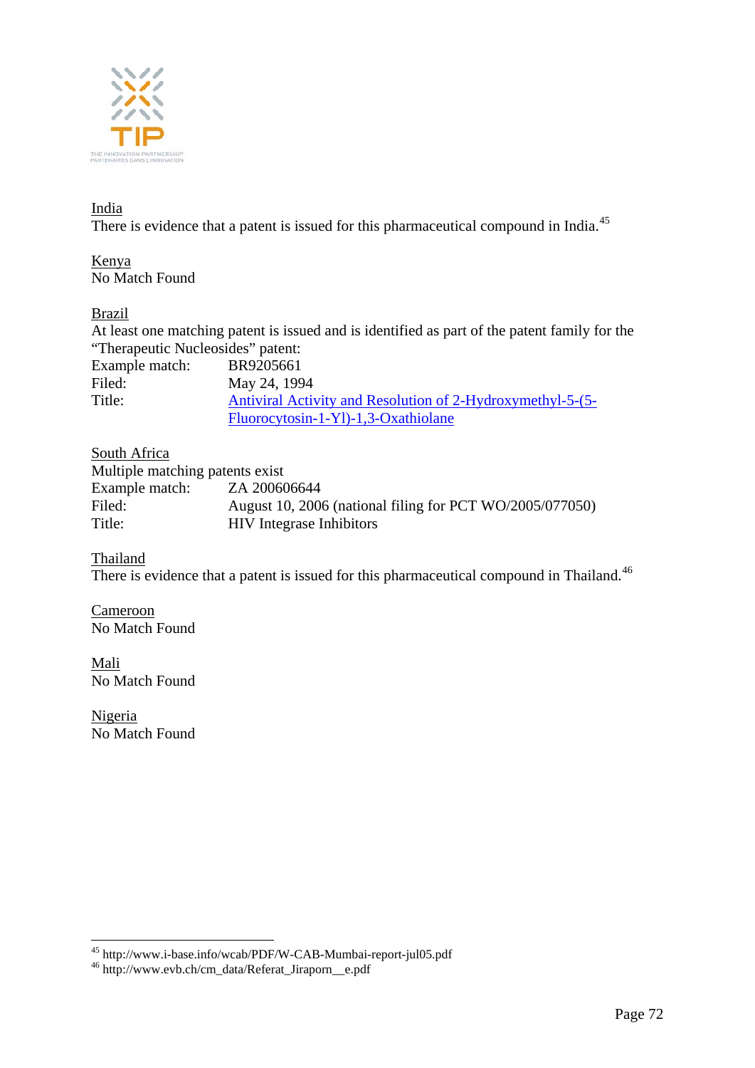India

There is evidence that a patent is issued for this pharmaceutical compound in India.[45]

Kenya

No Match Found

Brazil

At least one matching patent is issued and is identified as part of the patent family for the "Therapeutic Nucleosides" patent:

| | |
|---|---|
| Example match: | BR9205661 |
| Filed: | May 24, 1994 |
| Title: | Antiviral Activity and Resolution of 2-Hydroxymethyl-5-(5-Fluorocytosin-1-Yl)-1,3-Oxathiolane |

South Africa

Multiple matching patents exist

| | |
|---|---|
| Example match: | ZA 200606644 |
| Filed: | August 10, 2006 (national filing for PCT WO/2005/077050) |
| Title: | HIV Integrase Inhibitors |

Thailand

There is evidence that a patent is issued for this pharmaceutical compound in Thailand.[46]

Cameroon

No Match Found

Mali

No Match Found

Nigeria

No Match Found

---

[45] http://www.i-base.info/wcab/PDF/W-CAB-Mumbai-report-jul05.pdf

[46] http://www.evb.ch/cm_data/Referat_Jiraporn__e.pdf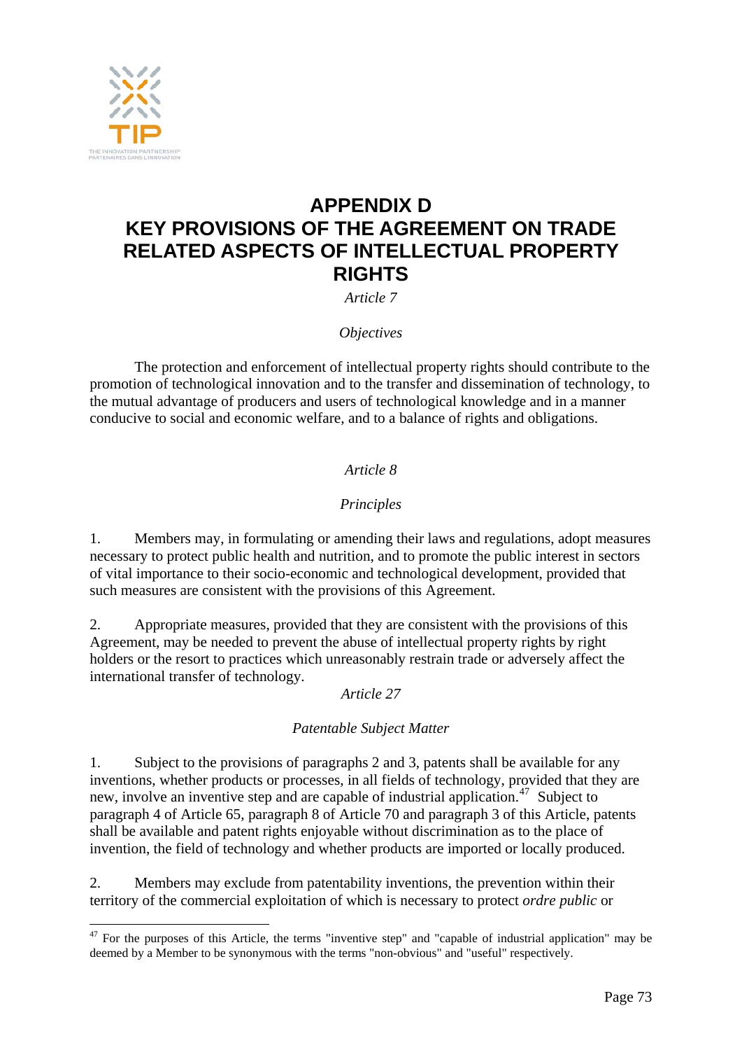# APPENDIX D
# KEY PROVISIONS OF THE AGREEMENT ON TRADE RELATED ASPECTS OF INTELLECTUAL PROPERTY RIGHTS

*Article 7*

*Objectives*

The protection and enforcement of intellectual property rights should contribute to the promotion of technological innovation and to the transfer and dissemination of technology, to the mutual advantage of producers and users of technological knowledge and in a manner conducive to social and economic welfare, and to a balance of rights and obligations.

*Article 8*

*Principles*

1. Members may, in formulating or amending their laws and regulations, adopt measures necessary to protect public health and nutrition, and to promote the public interest in sectors of vital importance to their socio-economic and technological development, provided that such measures are consistent with the provisions of this Agreement.

2. Appropriate measures, provided that they are consistent with the provisions of this Agreement, may be needed to prevent the abuse of intellectual property rights by right holders or the resort to practices which unreasonably restrain trade or adversely affect the international transfer of technology.

*Article 27*

*Patentable Subject Matter*

1. Subject to the provisions of paragraphs 2 and 3, patents shall be available for any inventions, whether products or processes, in all fields of technology, provided that they are new, involve an inventive step and are capable of industrial application.[47] Subject to paragraph 4 of Article 65, paragraph 8 of Article 70 and paragraph 3 of this Article, patents shall be available and patent rights enjoyable without discrimination as to the place of invention, the field of technology and whether products are imported or locally produced.

2. Members may exclude from patentability inventions, the prevention within their territory of the commercial exploitation of which is necessary to protect *ordre public* or

[47] For the purposes of this Article, the terms "inventive step" and "capable of industrial application" may be deemed by a Member to be synonymous with the terms "non-obvious" and "useful" respectively.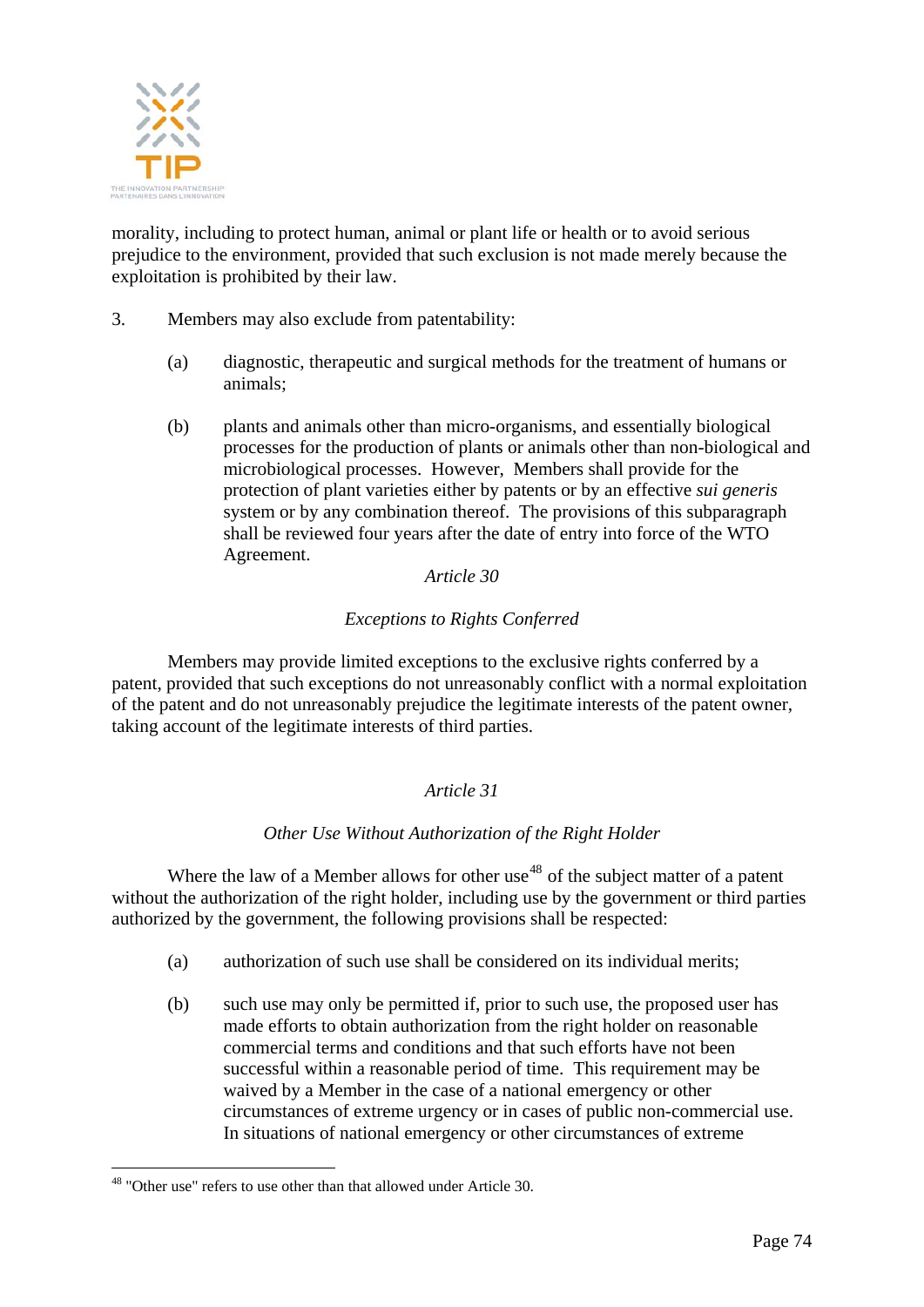morality, including to protect human, animal or plant life or health or to avoid serious prejudice to the environment, provided that such exclusion is not made merely because the exploitation is prohibited by their law.

3. Members may also exclude from patentability:

   (a) diagnostic, therapeutic and surgical methods for the treatment of humans or animals;

   (b) plants and animals other than micro-organisms, and essentially biological processes for the production of plants or animals other than non-biological and microbiological processes. However, Members shall provide for the protection of plant varieties either by patents or by an effective *sui generis* system or by any combination thereof. The provisions of this subparagraph shall be reviewed four years after the date of entry into force of the WTO Agreement.

*Article 30*

*Exceptions to Rights Conferred*

Members may provide limited exceptions to the exclusive rights conferred by a patent, provided that such exceptions do not unreasonably conflict with a normal exploitation of the patent and do not unreasonably prejudice the legitimate interests of the patent owner, taking account of the legitimate interests of third parties.

*Article 31*

*Other Use Without Authorization of the Right Holder*

Where the law of a Member allows for other use[48] of the subject matter of a patent without the authorization of the right holder, including use by the government or third parties authorized by the government, the following provisions shall be respected:

   (a) authorization of such use shall be considered on its individual merits;

   (b) such use may only be permitted if, prior to such use, the proposed user has made efforts to obtain authorization from the right holder on reasonable commercial terms and conditions and that such efforts have not been successful within a reasonable period of time. This requirement may be waived by a Member in the case of a national emergency or other circumstances of extreme urgency or in cases of public non-commercial use. In situations of national emergency or other circumstances of extreme

[48] "Other use" refers to use other than that allowed under Article 30.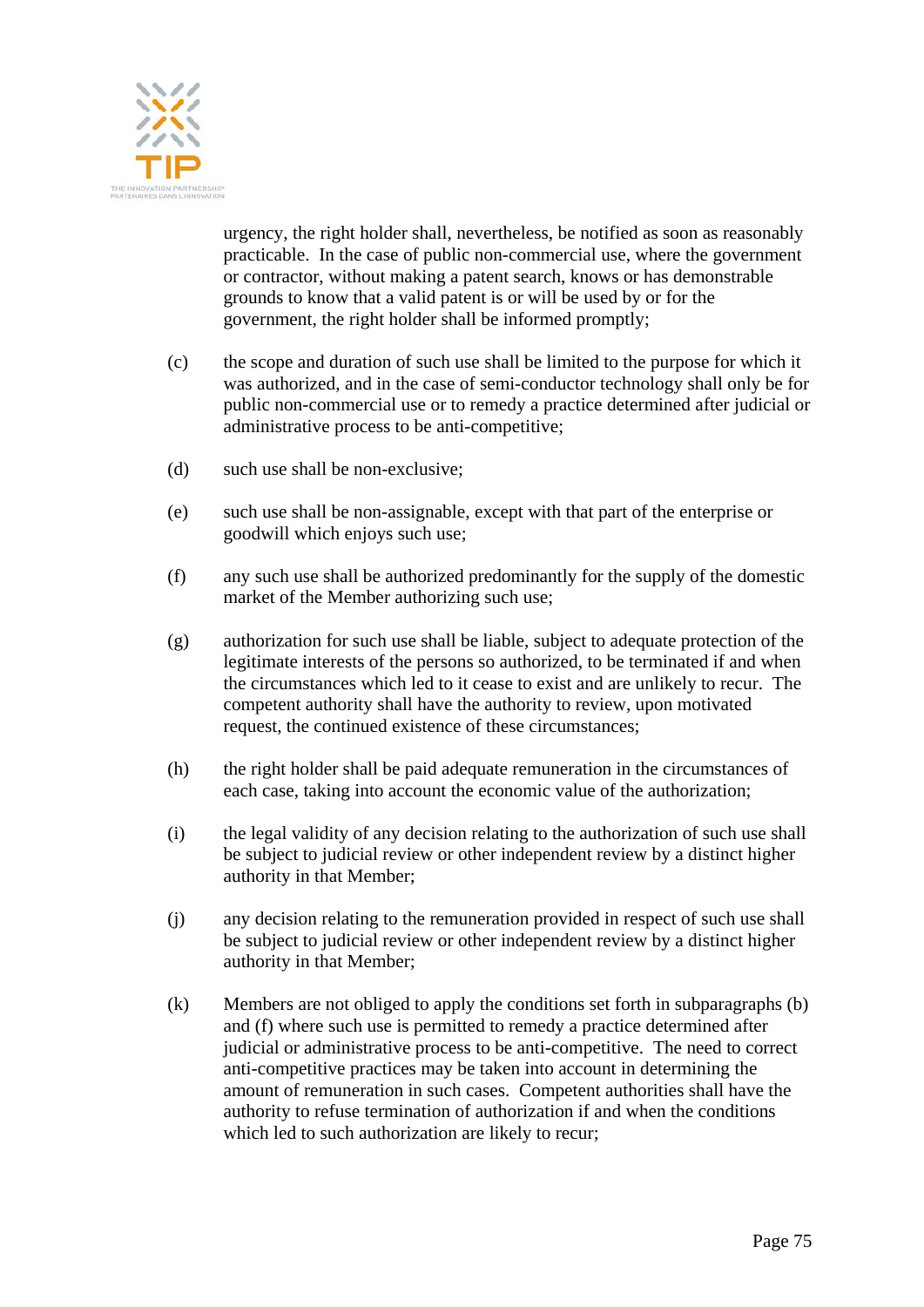urgency, the right holder shall, nevertheless, be notified as soon as reasonably practicable. In the case of public non-commercial use, where the government or contractor, without making a patent search, knows or has demonstrable grounds to know that a valid patent is or will be used by or for the government, the right holder shall be informed promptly;

(c) the scope and duration of such use shall be limited to the purpose for which it was authorized, and in the case of semi-conductor technology shall only be for public non-commercial use or to remedy a practice determined after judicial or administrative process to be anti-competitive;

(d) such use shall be non-exclusive;

(e) such use shall be non-assignable, except with that part of the enterprise or goodwill which enjoys such use;

(f) any such use shall be authorized predominantly for the supply of the domestic market of the Member authorizing such use;

(g) authorization for such use shall be liable, subject to adequate protection of the legitimate interests of the persons so authorized, to be terminated if and when the circumstances which led to it cease to exist and are unlikely to recur. The competent authority shall have the authority to review, upon motivated request, the continued existence of these circumstances;

(h) the right holder shall be paid adequate remuneration in the circumstances of each case, taking into account the economic value of the authorization;

(i) the legal validity of any decision relating to the authorization of such use shall be subject to judicial review or other independent review by a distinct higher authority in that Member;

(j) any decision relating to the remuneration provided in respect of such use shall be subject to judicial review or other independent review by a distinct higher authority in that Member;

(k) Members are not obliged to apply the conditions set forth in subparagraphs (b) and (f) where such use is permitted to remedy a practice determined after judicial or administrative process to be anti-competitive. The need to correct anti-competitive practices may be taken into account in determining the amount of remuneration in such cases. Competent authorities shall have the authority to refuse termination of authorization if and when the conditions which led to such authorization are likely to recur;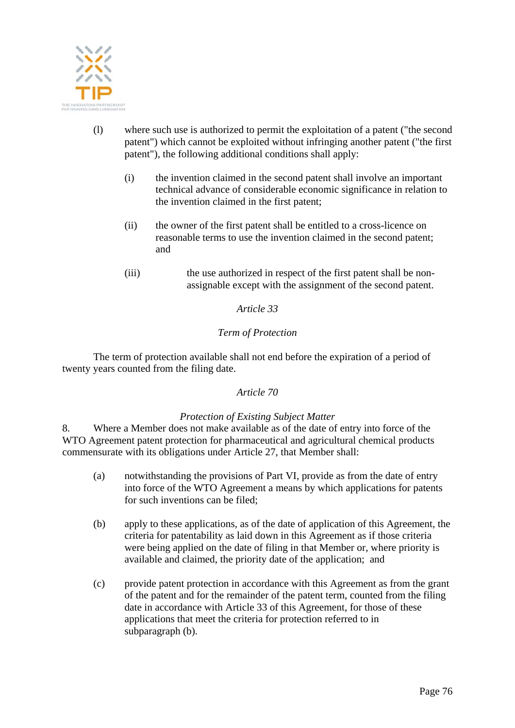(l) where such use is authorized to permit the exploitation of a patent ("the second patent") which cannot be exploited without infringing another patent ("the first patent"), the following additional conditions shall apply:

(i) the invention claimed in the second patent shall involve an important technical advance of considerable economic significance in relation to the invention claimed in the first patent;

(ii) the owner of the first patent shall be entitled to a cross-licence on reasonable terms to use the invention claimed in the second patent; and

(iii) the use authorized in respect of the first patent shall be non-assignable except with the assignment of the second patent.

*Article 33*

*Term of Protection*

The term of protection available shall not end before the expiration of a period of twenty years counted from the filing date.

*Article 70*

*Protection of Existing Subject Matter*

8. Where a Member does not make available as of the date of entry into force of the WTO Agreement patent protection for pharmaceutical and agricultural chemical products commensurate with its obligations under Article 27, that Member shall:

(a) notwithstanding the provisions of Part VI, provide as from the date of entry into force of the WTO Agreement a means by which applications for patents for such inventions can be filed;

(b) apply to these applications, as of the date of application of this Agreement, the criteria for patentability as laid down in this Agreement as if those criteria were being applied on the date of filing in that Member or, where priority is available and claimed, the priority date of the application; and

(c) provide patent protection in accordance with this Agreement as from the grant of the patent and for the remainder of the patent term, counted from the filing date in accordance with Article 33 of this Agreement, for those of these applications that meet the criteria for protection referred to in subparagraph (b).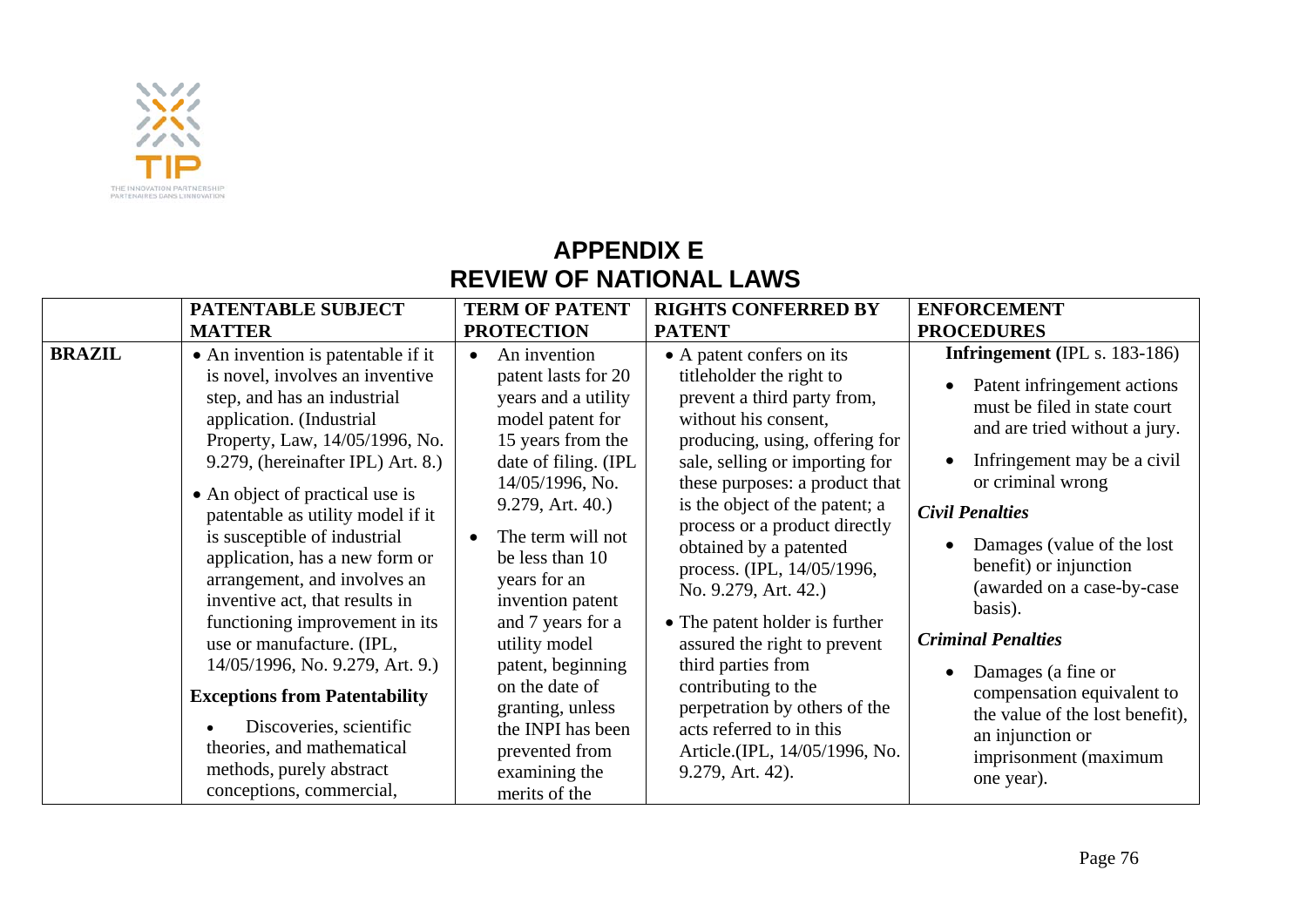# APPENDIX E
# REVIEW OF NATIONAL LAWS

| | PATENTABLE SUBJECT MATTER | TERM OF PATENT PROTECTION | RIGHTS CONFERRED BY PATENT | ENFORCEMENT PROCEDURES |
|---|---|---|---|---|
| **BRAZIL** | • An invention is patentable if it is novel, involves an inventive step, and has an industrial application. (Industrial Property, Law, 14/05/1996, No. 9.279, (hereinafter IPL) Art. 8.)<br><br>• An object of practical use is patentable as utility model if it is susceptible of industrial application, has a new form or arrangement, and involves an inventive act, that results in functioning improvement in its use or manufacture. (IPL, 14/05/1996, No. 9.279, Art. 9.)<br><br>**Exceptions from Patentability**<br><br>• Discoveries, scientific theories, and mathematical methods, purely abstract conceptions, commercial, | • An invention patent lasts for 20 years and a utility model patent for 15 years from the date of filing. (IPL 14/05/1996, No. 9.279, Art. 40.)<br><br>• The term will not be less than 10 years for an invention patent and 7 years for a utility model patent, beginning on the date of granting, unless the INPI has been prevented from examining the merits of the | • A patent confers on its titleholder the right to prevent a third party from, without his consent, producing, using, offering for sale, selling or importing for these purposes: a product that is the object of the patent; a process or a product directly obtained by a patented process. (IPL, 14/05/1996, No. 9.279, Art. 42.)<br><br>• The patent holder is further assured the right to prevent third parties from contributing to the perpetration by others of the acts referred to in this Article.(IPL, 14/05/1996, No. 9.279, Art. 42). | **Infringement** (IPL s. 183-186)<br><br>• Patent infringement actions must be filed in state court and are tried without a jury.<br><br>• Infringement may be a civil or criminal wrong<br><br>***Civil Penalties***<br><br>• Damages (value of the lost benefit) or injunction (awarded on a case-by-case basis).<br><br>***Criminal Penalties***<br><br>• Damages (a fine or compensation equivalent to the value of the lost benefit), an injunction or imprisonment (maximum one year). |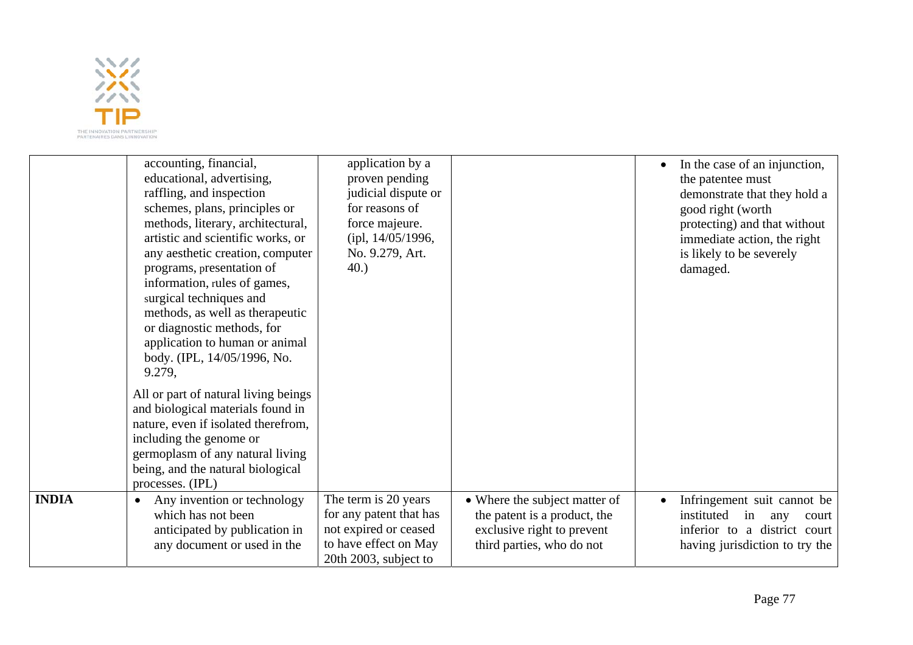| | | | | |
|---|---|---|---|---|
| | accounting, financial, educational, advertising, raffling, and inspection schemes, plans, principles or methods, literary, architectural, artistic and scientific works, or any aesthetic creation, computer programs, presentation of information, rules of games, surgical techniques and methods, as well as therapeutic or diagnostic methods, for application to human or animal body. (IPL, 14/05/1996, No. 9.279,<br><br>All or part of natural living beings and biological materials found in nature, even if isolated therefrom, including the genome or germoplasm of any natural living being, and the natural biological processes. (IPL) | application by a proven pending judicial dispute or for reasons of force majeure. (ipl, 14/05/1996, No. 9.279, Art. 40.) | | • In the case of an injunction, the patentee must demonstrate that they hold a good right (worth protecting) and that without immediate action, the right is likely to be severely damaged. |
| **INDIA** | • Any invention or technology which has not been anticipated by publication in any document or used in the | The term is 20 years for any patent that has not expired or ceased to have effect on May 20th 2003, subject to | • Where the subject matter of the patent is a product, the exclusive right to prevent third parties, who do not | • Infringement suit cannot be instituted in any court inferior to a district court having jurisdiction to try the |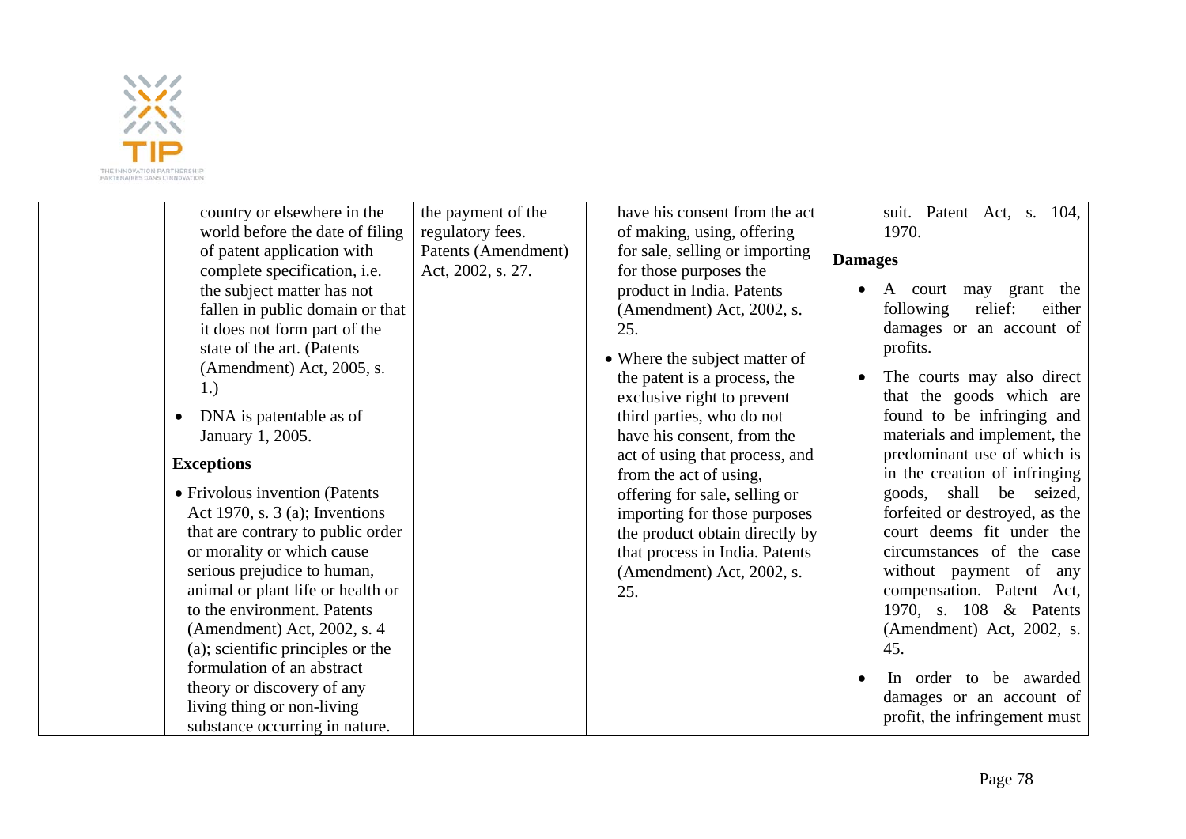| | | | | |
|---|---|---|---|---|
| | country or elsewhere in the world before the date of filing of patent application with complete specification, i.e. the subject matter has not fallen in public domain or that it does not form part of the state of the art. (Patents (Amendment) Act, 2005, s. 1.)<br><br>• DNA is patentable as of January 1, 2005.<br><br>**Exceptions**<br><br>• Frivolous invention (Patents Act 1970, s. 3 (a); Inventions that are contrary to public order or morality or which cause serious prejudice to human, animal or plant life or health or to the environment. Patents (Amendment) Act, 2002, s. 4 (a); scientific principles or the formulation of an abstract theory or discovery of any living thing or non-living substance occurring in nature. | the payment of the regulatory fees. Patents (Amendment) Act, 2002, s. 27. | have his consent from the act of making, using, offering for sale, selling or importing for those purposes the product in India. Patents (Amendment) Act, 2002, s. 25.<br><br>• Where the subject matter of the patent is a process, the exclusive right to prevent third parties, who do not have his consent, from the act of using that process, and from the act of using, offering for sale, selling or importing for those purposes the product obtain directly by that process in India. Patents (Amendment) Act, 2002, s. 25. | suit. Patent Act, s. 104, 1970.<br><br>**Damages**<br><br>• A court may grant the following relief: either damages or an account of profits.<br><br>• The courts may also direct that the goods which are found to be infringing and materials and implement, the predominant use of which is in the creation of infringing goods, shall be seized, forfeited or destroyed, as the court deems fit under the circumstances of the case without payment of any compensation. Patent Act, 1970, s. 108 & Patents (Amendment) Act, 2002, s. 45.<br><br>• In order to be awarded damages or an account of profit, the infringement must |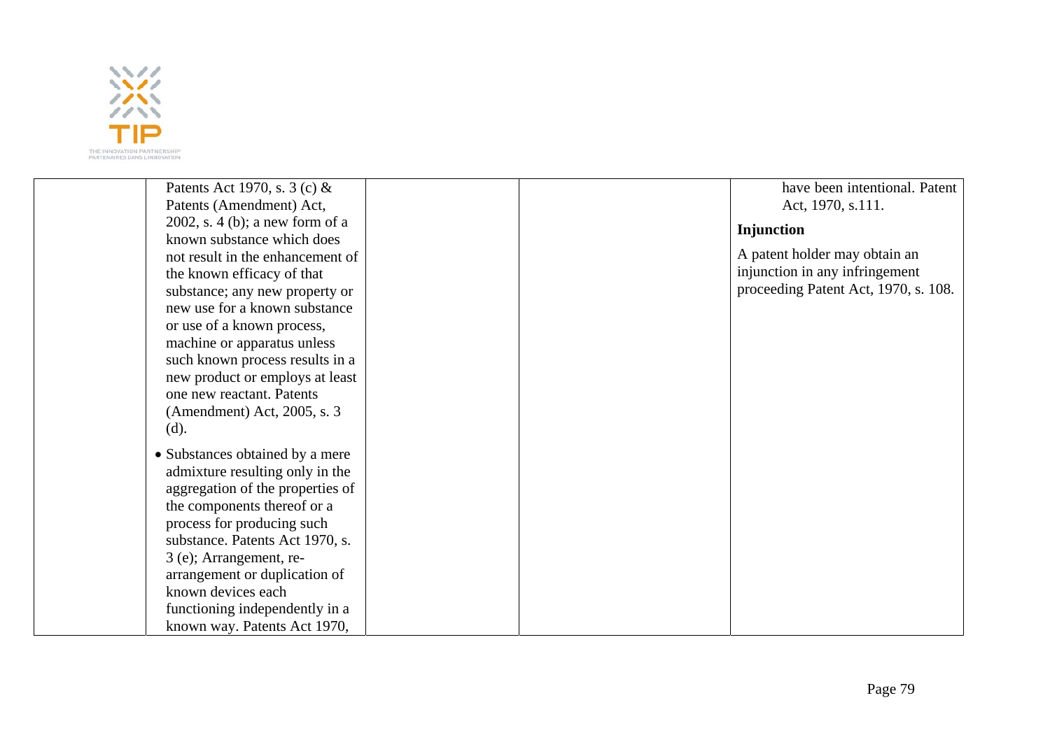|  |  |  |  |  |
|---|---|---|---|---|
|  | Patents Act 1970, s. 3 (c) & Patents (Amendment) Act, 2002, s. 4 (b); a new form of a known substance which does not result in the enhancement of the known efficacy of that substance; any new property or new use for a known substance or use of a known process, machine or apparatus unless such known process results in a new product or employs at least one new reactant. Patents (Amendment) Act, 2005, s. 3 (d).<br><br>• Substances obtained by a mere admixture resulting only in the aggregation of the properties of the components thereof or a process for producing such substance. Patents Act 1970, s. 3 (e); Arrangement, re-arrangement or duplication of known devices each functioning independently in a known way. Patents Act 1970, |  |  | have been intentional. Patent Act, 1970, s.111.<br><br>**Injunction**<br><br>A patent holder may obtain an injunction in any infringement proceeding Patent Act, 1970, s. 108. |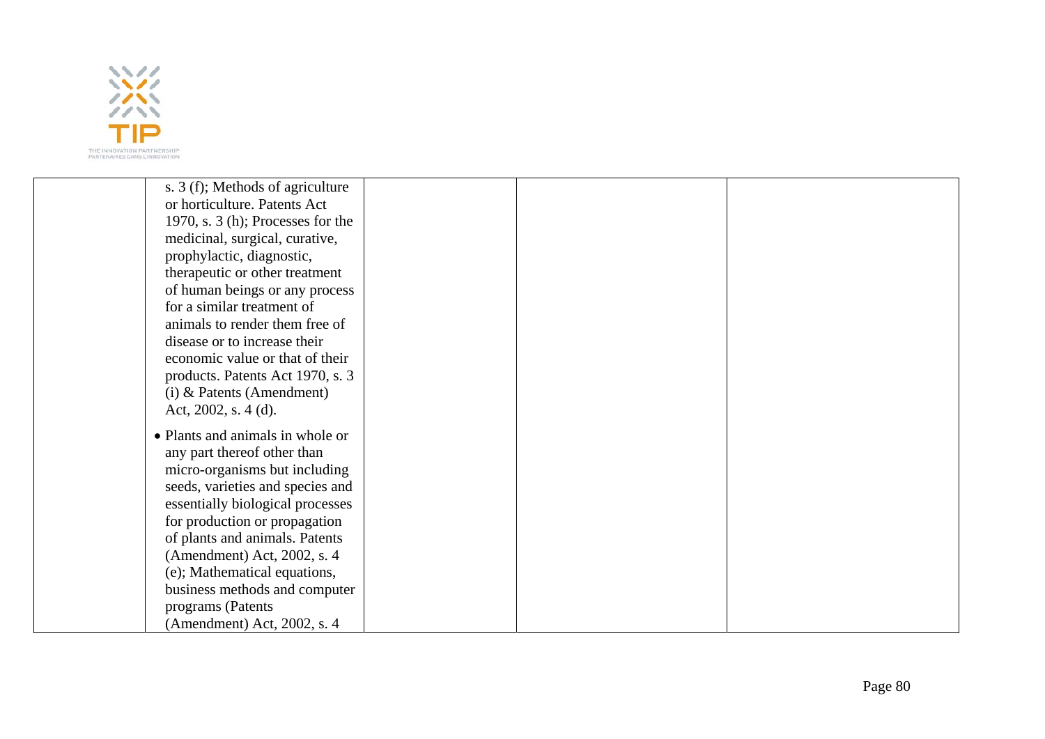| | | | | |
|---|---|---|---|---|
| | s. 3 (f); Methods of agriculture or horticulture. Patents Act 1970, s. 3 (h); Processes for the medicinal, surgical, curative, prophylactic, diagnostic, therapeutic or other treatment of human beings or any process for a similar treatment of animals to render them free of disease or to increase their economic value or that of their products. Patents Act 1970, s. 3 (i) & Patents (Amendment) Act, 2002, s. 4 (d).<br><br>• Plants and animals in whole or any part thereof other than micro-organisms but including seeds, varieties and species and essentially biological processes for production or propagation of plants and animals. Patents (Amendment) Act, 2002, s. 4 (e); Mathematical equations, business methods and computer programs (Patents (Amendment) Act, 2002, s. 4 | | | |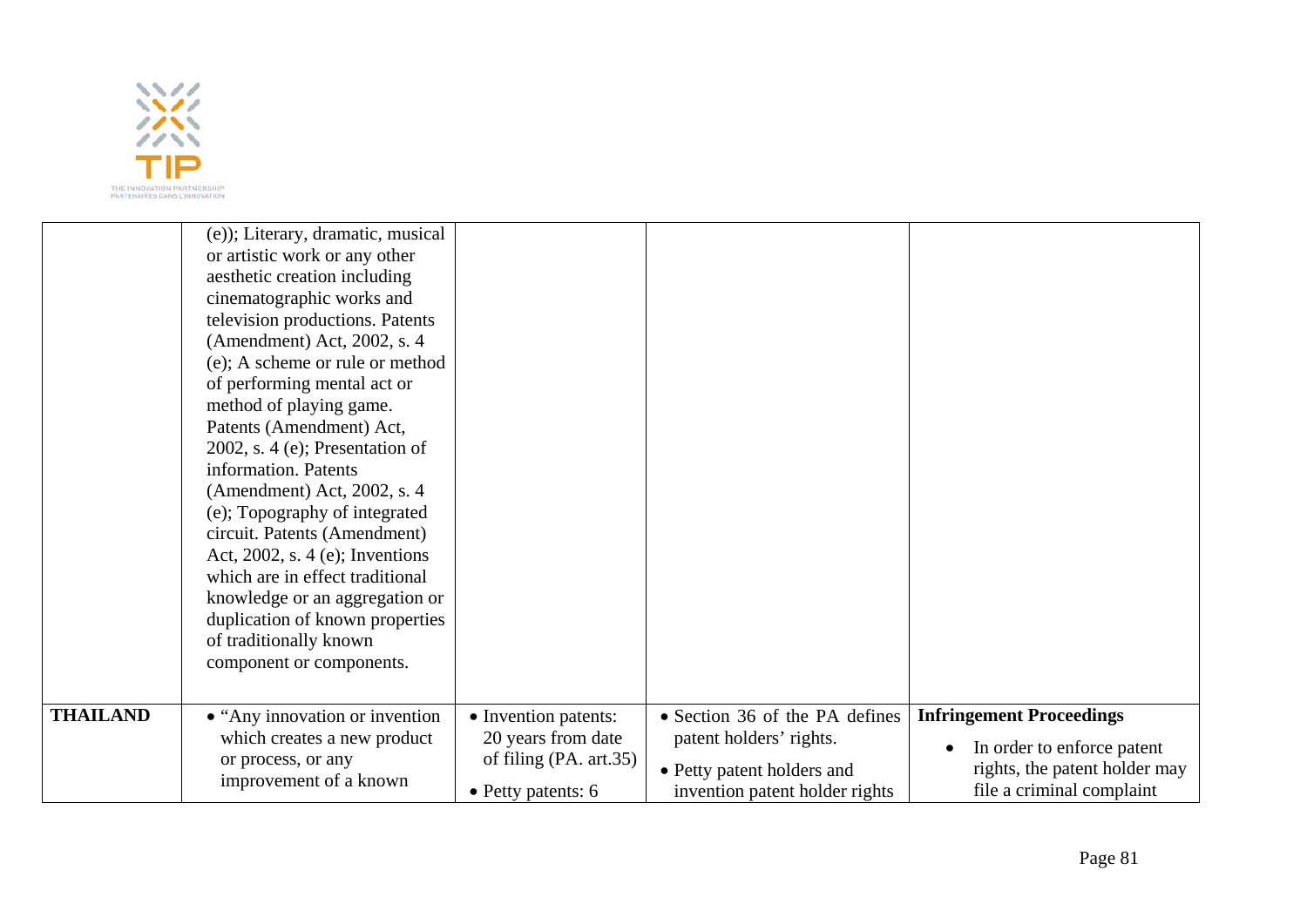| | | | | |
|---|---|---|---|---|
| | (e)); Literary, dramatic, musical or artistic work or any other aesthetic creation including cinematographic works and television productions. Patents (Amendment) Act, 2002, s. 4 (e); A scheme or rule or method of performing mental act or method of playing game. Patents (Amendment) Act, 2002, s. 4 (e); Presentation of information. Patents (Amendment) Act, 2002, s. 4 (e); Topography of integrated circuit. Patents (Amendment) Act, 2002, s. 4 (e); Inventions which are in effect traditional knowledge or an aggregation or duplication of known properties of traditionally known component or components. | | | |
| **THAILAND** | • "Any innovation or invention which creates a new product or process, or any improvement of a known | • Invention patents: 20 years from date of filing (PA. art.35)<br>• Petty patents: 6 | • Section 36 of the PA defines patent holders' rights.<br>• Petty patent holders and invention patent holder rights | **Infringement Proceedings**<br>• In order to enforce patent rights, the patent holder may file a criminal complaint |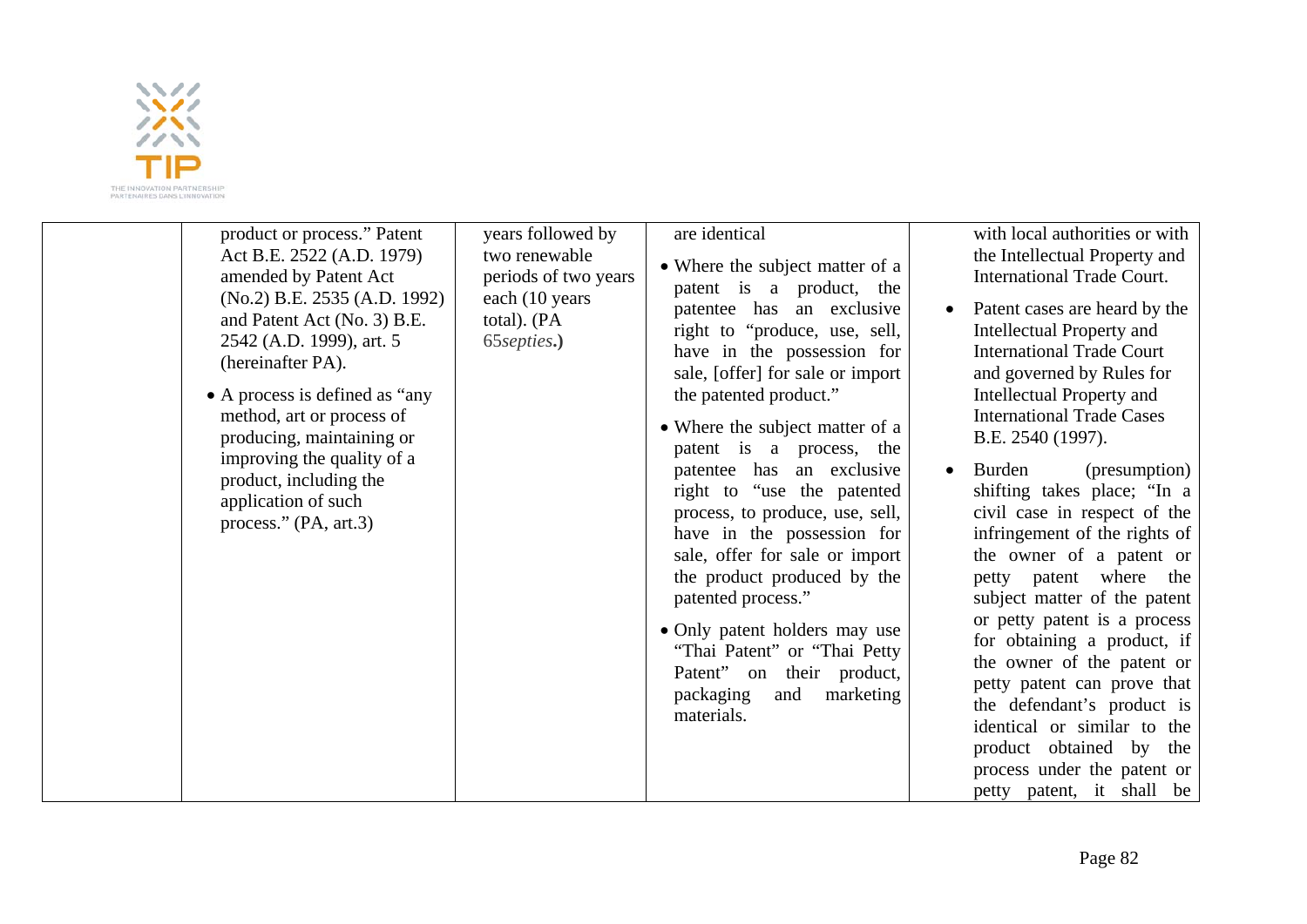|  | product or process." Patent Act B.E. 2522 (A.D. 1979) amended by Patent Act (No.2) B.E. 2535 (A.D. 1992) and Patent Act (No. 3) B.E. 2542 (A.D. 1999), art. 5 (hereinafter PA).<br><br>• A process is defined as "any method, art or process of producing, maintaining or improving the quality of a product, including the application of such process." (PA, art.3) | years followed by two renewable periods of two years each (10 years total). (PA 65*septies*.**)** | are identical<br><br>• Where the subject matter of a patent is a product, the patentee has an exclusive right to "produce, use, sell, have in the possession for sale, [offer] for sale or import the patented product."<br><br>• Where the subject matter of a patent is a process, the patentee has an exclusive right to "use the patented process, to produce, use, sell, have in the possession for sale, offer for sale or import the product produced by the patented process."<br><br>• Only patent holders may use "Thai Patent" or "Thai Petty Patent" on their product, packaging and marketing materials. | with local authorities or with the Intellectual Property and International Trade Court.<br><br>• Patent cases are heard by the Intellectual Property and International Trade Court and governed by Rules for Intellectual Property and International Trade Cases B.E. 2540 (1997).<br><br>• Burden (presumption) shifting takes place; "In a civil case in respect of the infringement of the rights of the owner of a patent or petty patent where the subject matter of the patent or petty patent is a process for obtaining a product, if the owner of the patent or petty patent can prove that the defendant's product is identical or similar to the product obtained by the process under the patent or petty patent, it shall be |
|---|---|---|---|---|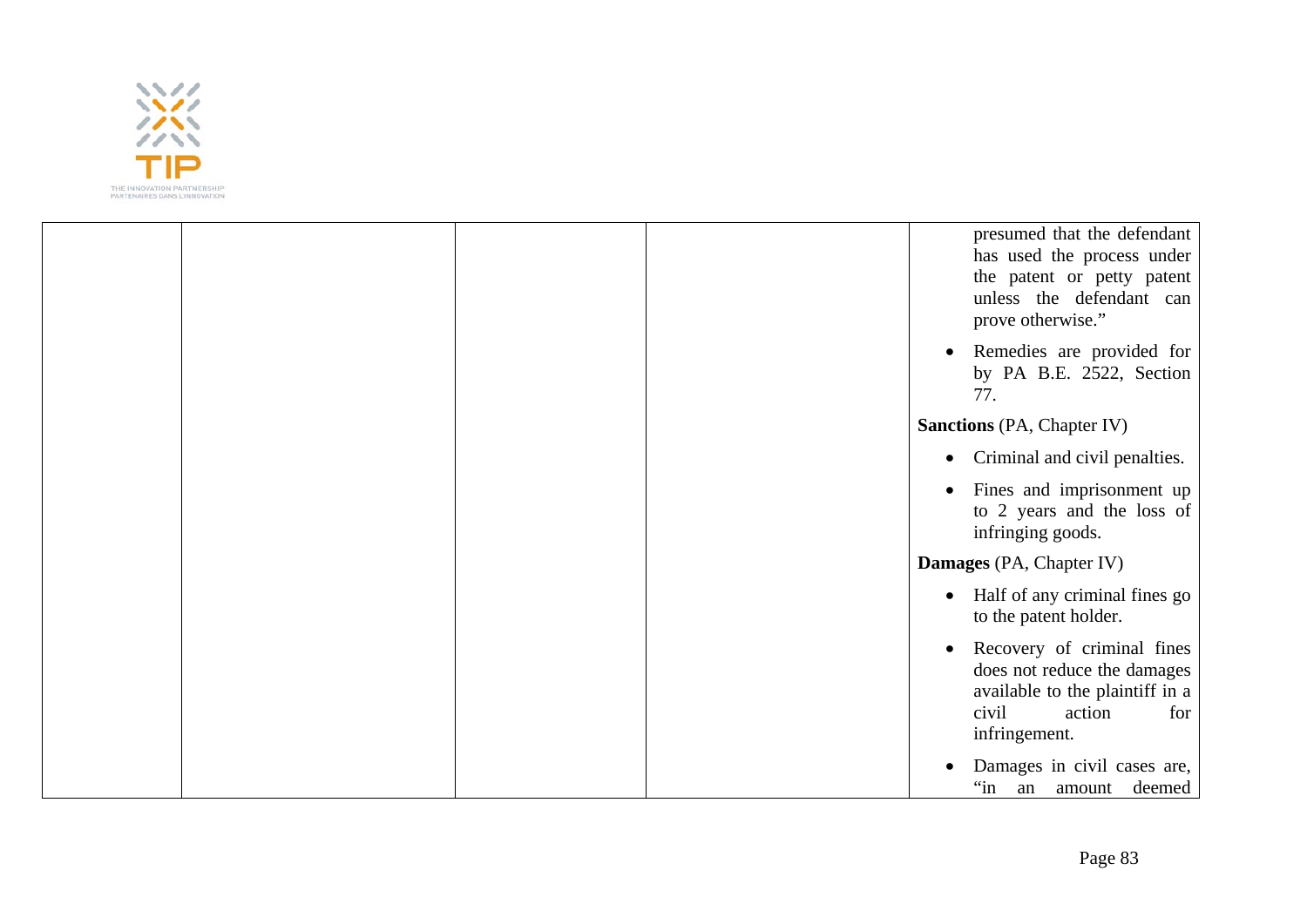|  |  |  |  | presumed that the defendant has used the process under the patent or petty patent unless the defendant can prove otherwise."<br><br>• Remedies are provided for by PA B.E. 2522, Section 77.<br><br>**Sanctions** (PA, Chapter IV)<br><br>• Criminal and civil penalties.<br><br>• Fines and imprisonment up to 2 years and the loss of infringing goods.<br><br>**Damages** (PA, Chapter IV)<br><br>• Half of any criminal fines go to the patent holder.<br><br>• Recovery of criminal fines does not reduce the damages available to the plaintiff in a civil action for infringement.<br><br>• Damages in civil cases are, "in an amount deemed |
|---|---|---|---|---|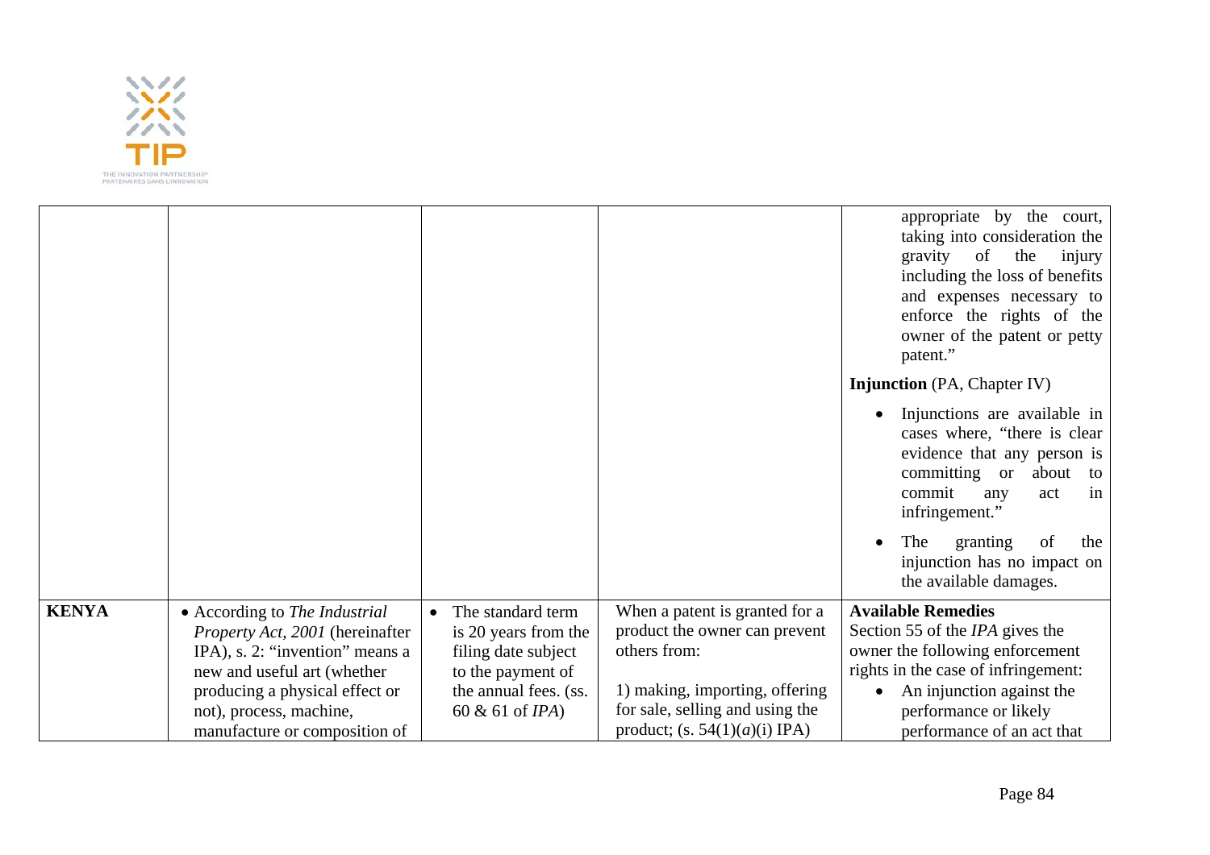| | | | | |
|---|---|---|---|---|
| | | | | appropriate by the court, taking into consideration the gravity of the injury including the loss of benefits and expenses necessary to enforce the rights of the owner of the patent or petty patent."<br><br>**Injunction** (PA, Chapter IV)<br><br>• Injunctions are available in cases where, "there is clear evidence that any person is committing or about to commit any act in infringement."<br><br>• The granting of the injunction has no impact on the available damages. |
| **KENYA** | • According to *The Industrial Property Act, 2001* (hereinafter IPA), s. 2: "invention" means a new and useful art (whether producing a physical effect or not), process, machine, manufacture or composition of | • The standard term is 20 years from the filing date subject to the payment of the annual fees. (ss. 60 & 61 of *IPA*) | When a patent is granted for a product the owner can prevent others from:<br><br>1) making, importing, offering for sale, selling and using the product; (s. 54(1)(*a*)(i) IPA) | **Available Remedies**<br>Section 55 of the *IPA* gives the owner the following enforcement rights in the case of infringement:<br>• An injunction against the performance or likely performance of an act that |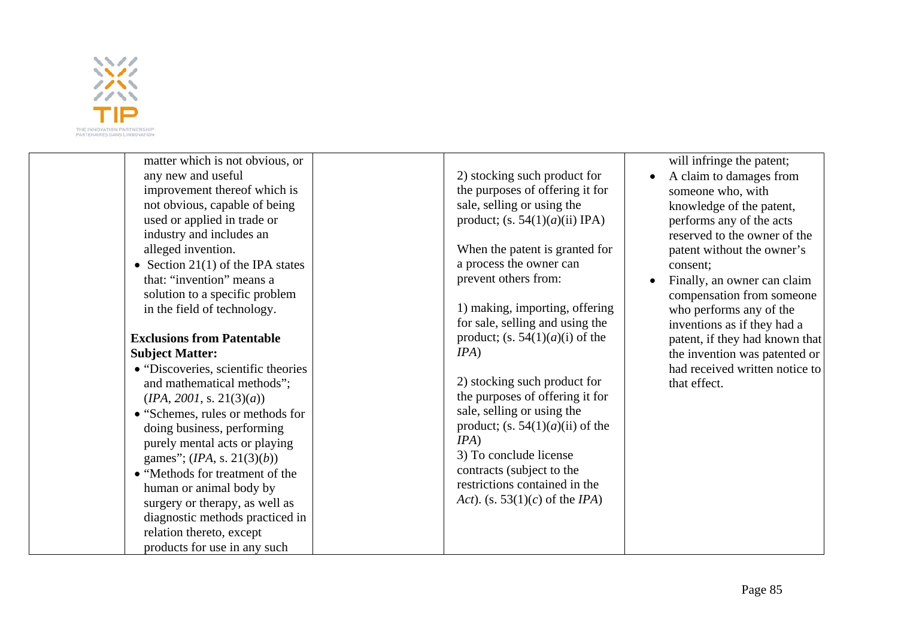| | | | | |
|---|---|---|---|---|
| | matter which is not obvious, or any new and useful improvement thereof which is not obvious, capable of being used or applied in trade or industry and includes an alleged invention.<br>• Section 21(1) of the IPA states that: “invention” means a solution to a specific problem in the field of technology.<br><br>**Exclusions from Patentable Subject Matter:**<br>• “Discoveries, scientific theories and mathematical methods”; (*IPA*, *2001*, s. 21(3)(*a*))<br>• “Schemes, rules or methods for doing business, performing purely mental acts or playing games”; (*IPA*, s. 21(3)(*b*))<br>• “Methods for treatment of the human or animal body by surgery or therapy, as well as diagnostic methods practiced in relation thereto, except products for use in any such | | 2) stocking such product for the purposes of offering it for sale, selling or using the product; (s. 54(1)(*a*)(ii) IPA)<br><br>When the patent is granted for a process the owner can prevent others from:<br><br>1) making, importing, offering for sale, selling and using the product; (s. 54(1)(*a*)(i) of the *IPA*)<br><br>2) stocking such product for the purposes of offering it for sale, selling or using the product; (s. 54(1)(*a*)(ii) of the *IPA*)<br>3) To conclude license contracts (subject to the restrictions contained in the *Act*). (s. 53(1)(*c*) of the *IPA*) | will infringe the patent;<br>• A claim to damages from someone who, with knowledge of the patent, performs any of the acts reserved to the owner of the patent without the owner’s consent;<br>• Finally, an owner can claim compensation from someone who performs any of the inventions as if they had a patent, if they had known that the invention was patented or had received written notice to that effect. |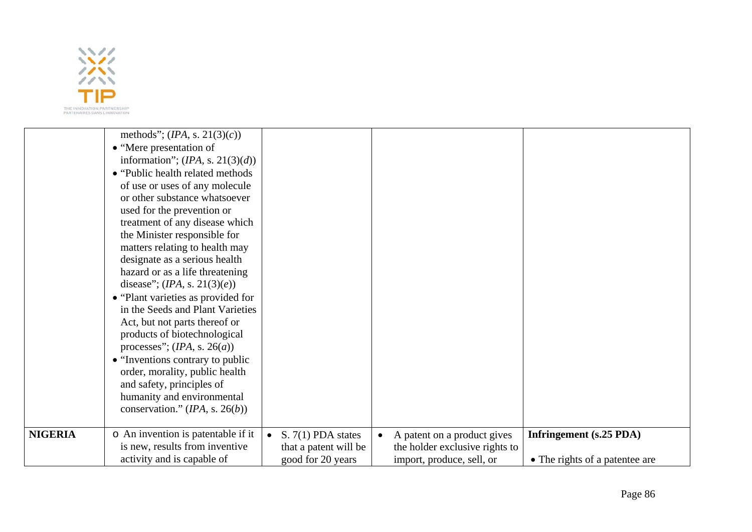| | | | | |
|---|---|---|---|---|
| | methods"; (*IPA*, s. 21(3)(*c*))<br>• "Mere presentation of information"; (*IPA*, s. 21(3)(*d*))<br>• "Public health related methods of use or uses of any molecule or other substance whatsoever used for the prevention or treatment of any disease which the Minister responsible for matters relating to health may designate as a serious health hazard or as a life threatening disease"; (*IPA*, s. 21(3)(*e*))<br>• "Plant varieties as provided for in the Seeds and Plant Varieties Act, but not parts thereof or products of biotechnological processes"; (*IPA*, s. 26(*a*))<br>• "Inventions contrary to public order, morality, public health and safety, principles of humanity and environmental conservation." (*IPA*, s. 26(*b*)) | | | |
| **NIGERIA** | o An invention is patentable if it is new, results from inventive activity and is capable of | • S. 7(1) PDA states that a patent will be good for 20 years | • A patent on a product gives the holder exclusive rights to import, produce, sell, or | **Infringement (s.25 PDA)**<br><br>• The rights of a patentee are |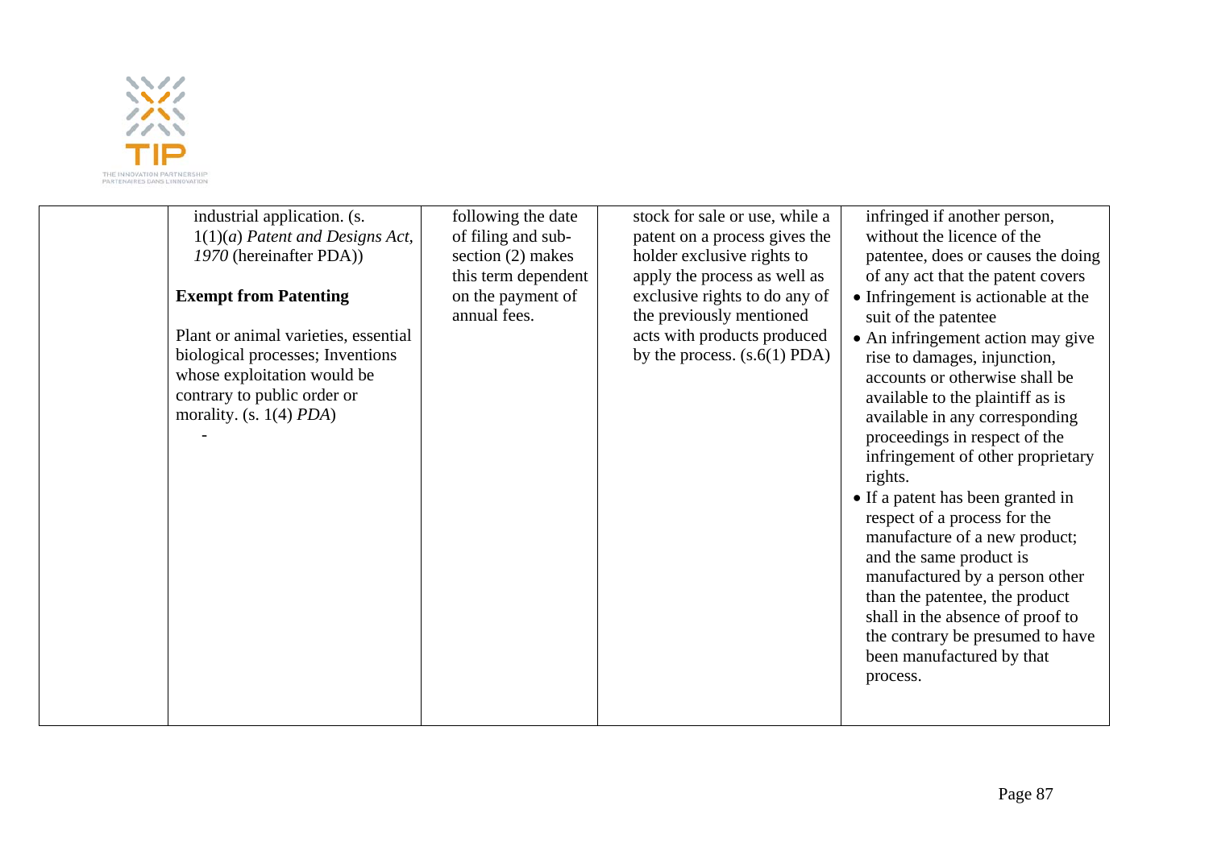|  |  |  |  |  |
|---|---|---|---|---|
|  | industrial application. (s. 1(1)(*a*) *Patent and Designs Act, 1970* (hereinafter PDA))<br><br>**Exempt from Patenting**<br><br>Plant or animal varieties, essential biological processes; Inventions whose exploitation would be contrary to public order or morality. (s. 1(4) *PDA*)<br><br>- | following the date of filing and sub-section (2) makes this term dependent on the payment of annual fees. | stock for sale or use, while a patent on a process gives the holder exclusive rights to apply the process as well as exclusive rights to do any of the previously mentioned acts with products produced by the process. (s.6(1) PDA) | infringed if another person, without the licence of the patentee, does or causes the doing of any act that the patent covers<br>• Infringement is actionable at the suit of the patentee<br>• An infringement action may give rise to damages, injunction, accounts or otherwise shall be available to the plaintiff as is available in any corresponding proceedings in respect of the infringement of other proprietary rights.<br>• If a patent has been granted in respect of a process for the manufacture of a new product; and the same product is manufactured by a person other than the patentee, the product shall in the absence of proof to the contrary be presumed to have been manufactured by that process. |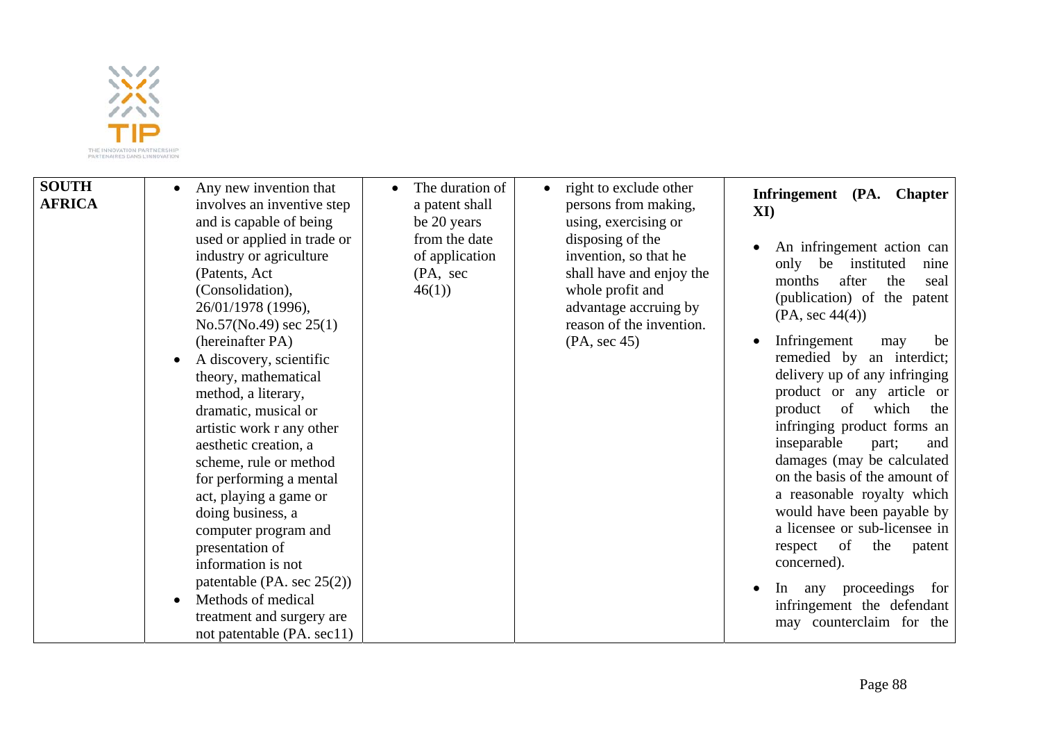| | | | | |
|---|---|---|---|---|
| **SOUTH AFRICA** | • Any new invention that involves an inventive step and is capable of being used or applied in trade or industry or agriculture (Patents, Act (Consolidation), 26/01/1978 (1996), No.57(No.49) sec 25(1) (hereinafter PA)<br>• A discovery, scientific theory, mathematical method, a literary, dramatic, musical or artistic work r any other aesthetic creation, a scheme, rule or method for performing a mental act, playing a game or doing business, a computer program and presentation of information is not patentable (PA. sec 25(2))<br>• Methods of medical treatment and surgery are not patentable (PA. sec11) | • The duration of a patent shall be 20 years from the date of application (PA, sec 46(1)) | • right to exclude other persons from making, using, exercising or disposing of the invention, so that he shall have and enjoy the whole profit and advantage accruing by reason of the invention. (PA, sec 45) | **Infringement (PA. Chapter XI)**<br>• An infringement action can only be instituted nine months after the seal (publication) of the patent (PA, sec 44(4))<br>• Infringement may be remedied by an interdict; delivery up of any infringing product or any article or product of which the infringing product forms an inseparable part; and damages (may be calculated on the basis of the amount of a reasonable royalty which would have been payable by a licensee or sub-licensee in respect of the patent concerned).<br>• In any proceedings for infringement the defendant may counterclaim for the |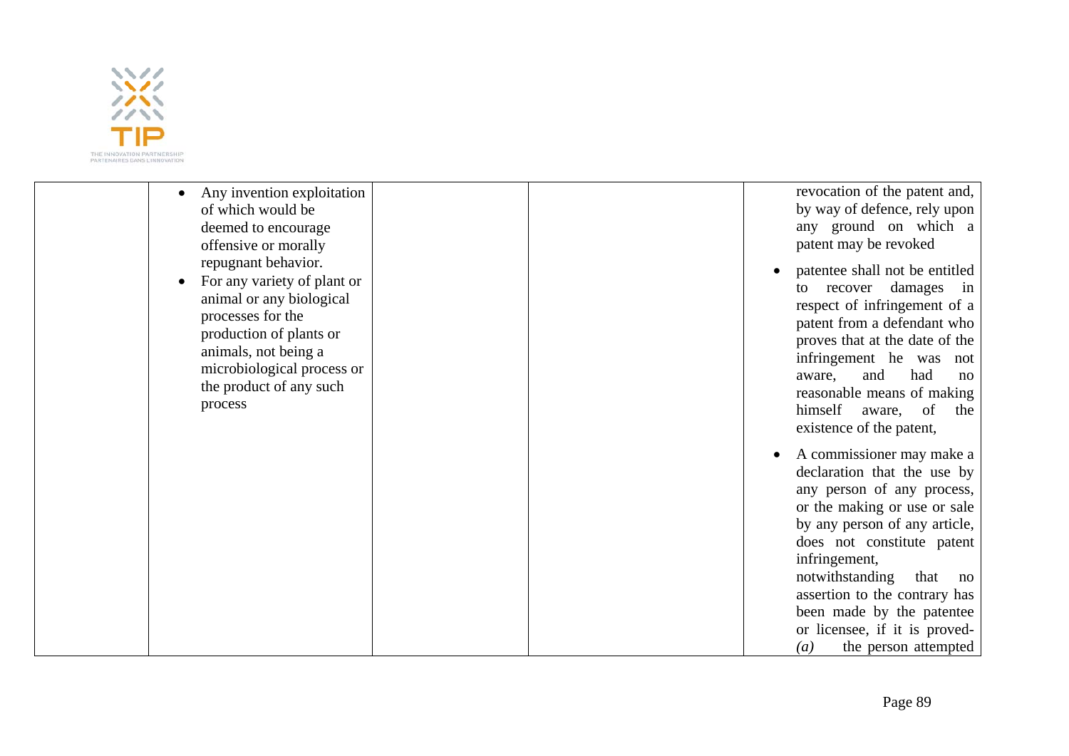| | | | | |
|---|---|---|---|---|
| | • Any invention exploitation of which would be deemed to encourage offensive or morally repugnant behavior.<br>• For any variety of plant or animal or any biological processes for the production of plants or animals, not being a microbiological process or the product of any such process | | | revocation of the patent and, by way of defence, rely upon any ground on which a patent may be revoked<br>• patentee shall not be entitled to recover damages in respect of infringement of a patent from a defendant who proves that at the date of the infringement he was not aware, and had no reasonable means of making himself aware, of the existence of the patent,<br>• A commissioner may make a declaration that the use by any person of any process, or the making or use or sale by any person of any article, does not constitute patent infringement, notwithstanding that no assertion to the contrary has been made by the patentee or licensee, if it is proved-<br>*(a)* the person attempted |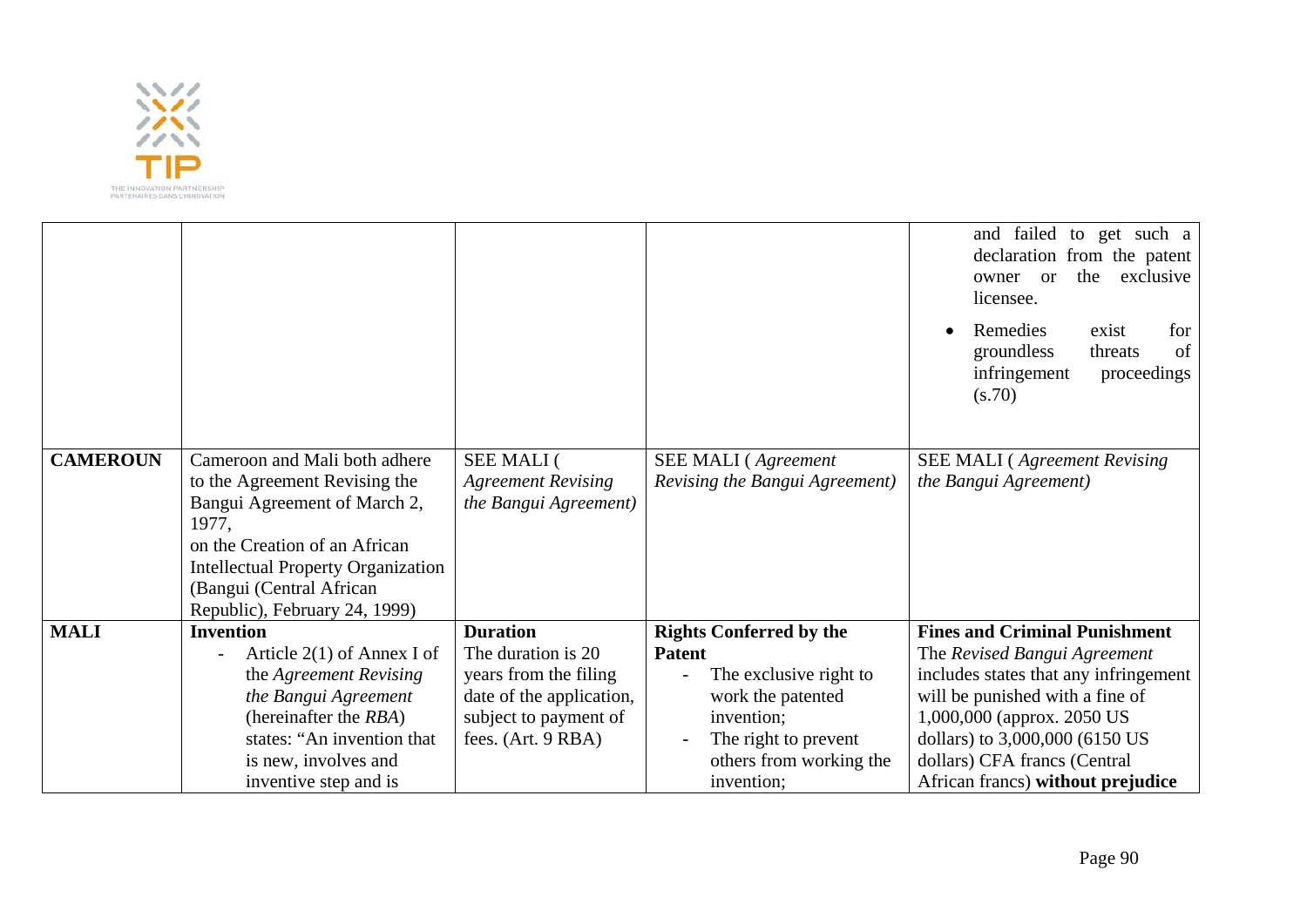| | | | | |
|---|---|---|---|---|
| | | | | and failed to get such a declaration from the patent owner or the exclusive licensee.<br>• Remedies exist for groundless threats of infringement proceedings (s.70) |
| **CAMEROUN** | Cameroon and Mali both adhere to the Agreement Revising the Bangui Agreement of March 2, 1977, on the Creation of an African Intellectual Property Organization (Bangui (Central African Republic), February 24, 1999) | SEE MALI ( *Agreement Revising the Bangui Agreement)* | SEE MALI ( *Agreement Revising the Bangui Agreement)* | SEE MALI ( *Agreement Revising the Bangui Agreement)* |
| **MALI** | **Invention**<br>- Article 2(1) of Annex I of the *Agreement Revising the Bangui Agreement* (hereinafter the *RBA*) states: "An invention that is new, involves and inventive step and is | **Duration**<br>The duration is 20 years from the filing date of the application, subject to payment of fees. (Art. 9 RBA) | **Rights Conferred by the Patent**<br>- The exclusive right to work the patented invention;<br>- The right to prevent others from working the invention; | **Fines and Criminal Punishment**<br>The *Revised Bangui Agreement* includes states that any infringement will be punished with a fine of 1,000,000 (approx. 2050 US dollars) to 3,000,000 (6150 US dollars) CFA francs (Central African francs) **without prejudice** |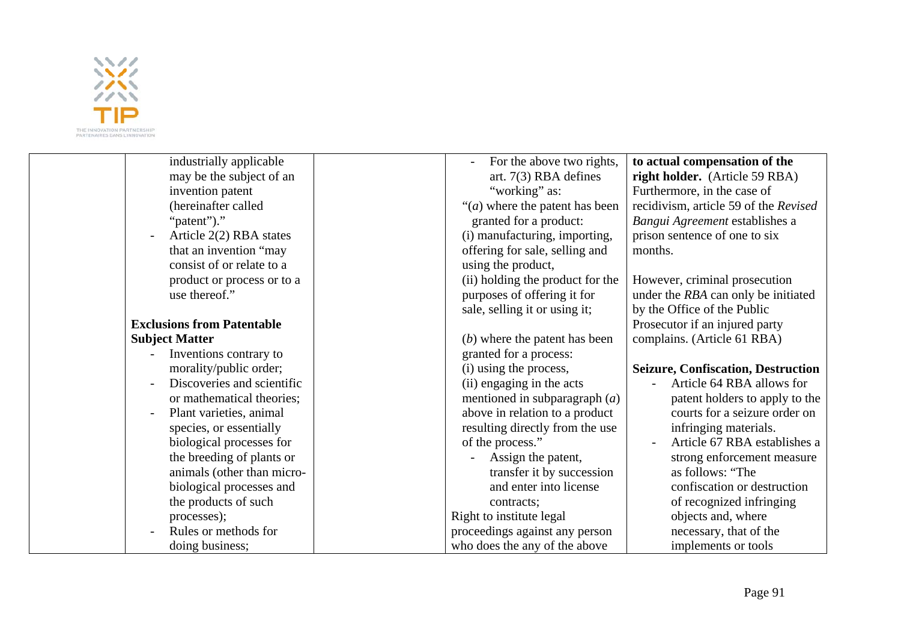| | | | | |
|---|---|---|---|---|
| | industrially applicable may be the subject of an invention patent (hereinafter called "patent")."<br>- Article 2(2) RBA states that an invention "may consist of or relate to a product or process or to a use thereof."<br><br>**Exclusions from Patentable Subject Matter**<br>- Inventions contrary to morality/public order;<br>- Discoveries and scientific or mathematical theories;<br>- Plant varieties, animal species, or essentially biological processes for the breeding of plants or animals (other than micro-biological processes and the products of such processes);<br>- Rules or methods for doing business; | | - For the above two rights, art. 7(3) RBA defines "working" as:<br>"(*a*) where the patent has been granted for a product:<br>(i) manufacturing, importing, offering for sale, selling and using the product,<br>(ii) holding the product for the purposes of offering it for sale, selling it or using it;<br><br>(*b*) where the patent has been granted for a process:<br>(i) using the process,<br>(ii) engaging in the acts mentioned in subparagraph (*a*) above in relation to a product resulting directly from the use of the process."<br>- Assign the patent, transfer it by succession and enter into license contracts;<br>Right to institute legal proceedings against any person who does the any of the above | **to actual compensation of the right holder.** (Article 59 RBA) Furthermore, in the case of recidivism, article 59 of the *Revised Bangui Agreement* establishes a prison sentence of one to six months.<br><br>However, criminal prosecution under the *RBA* can only be initiated by the Office of the Public Prosecutor if an injured party complains. (Article 61 RBA)<br><br>**Seizure, Confiscation, Destruction**<br>- Article 64 RBA allows for patent holders to apply to the courts for a seizure order on infringing materials.<br>- Article 67 RBA establishes a strong enforcement measure as follows: "The confiscation or destruction of recognized infringing objects and, where necessary, that of the implements or tools |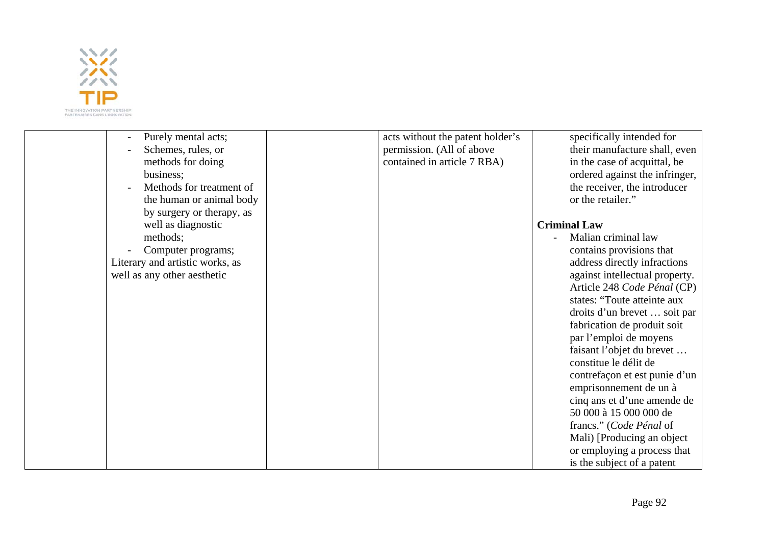|  |  |  |  |  |
|---|---|---|---|---|
|  | - Purely mental acts;<br>- Schemes, rules, or methods for doing business;<br>- Methods for treatment of the human or animal body by surgery or therapy, as well as diagnostic methods;<br>- Computer programs;<br>Literary and artistic works, as well as any other aesthetic |  | acts without the patent holder's permission. (All of above contained in article 7 RBA) | specifically intended for their manufacture shall, even in the case of acquittal, be ordered against the infringer, the receiver, the introducer or the retailer."<br><br>**Criminal Law**<br>- Malian criminal law contains provisions that address directly infractions against intellectual property. Article 248 *Code Pénal* (CP) states: "Toute atteinte aux droits d'un brevet … soit par fabrication de produit soit par l'emploi de moyens faisant l'objet du brevet … constitue le délit de contrefaçon et est punie d'un emprisonnement de un à cinq ans et d'une amende de 50 000 à 15 000 000 de francs." (*Code Pénal* of Mali) [Producing an object or employing a process that is the subject of a patent |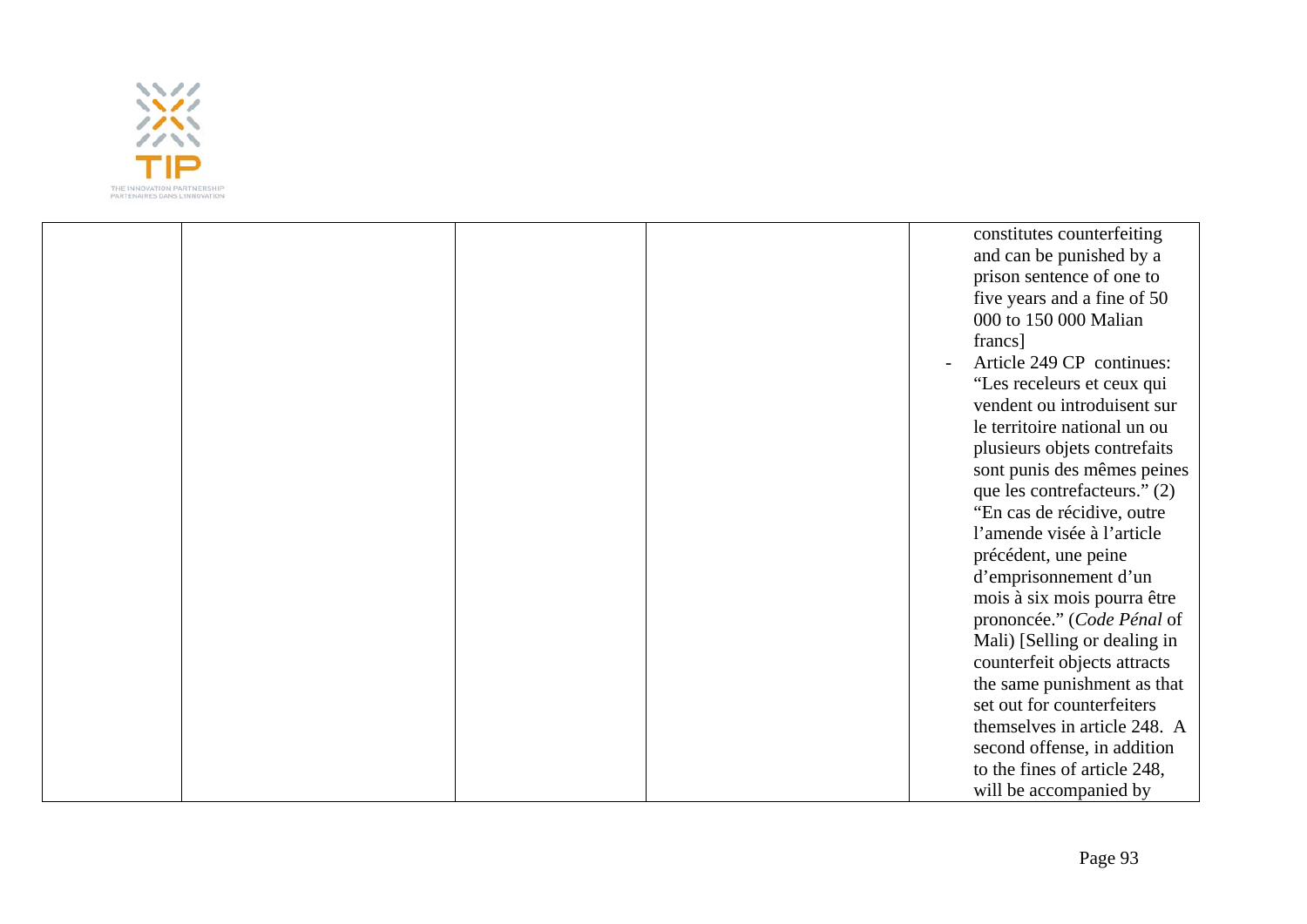|  |  |  |  |  |
|---|---|---|---|---|
|  |  |  |  | constitutes counterfeiting and can be punished by a prison sentence of one to five years and a fine of 50 000 to 150 000 Malian francs]<br>- Article 249 CP continues: “Les receleurs et ceux qui vendent ou introduisent sur le territoire national un ou plusieurs objets contrefaits sont punis des mêmes peines que les contrefacteurs.” (2) “En cas de récidive, outre l’amende visée à l’article précédent, une peine d’emprisonnement d’un mois à six mois pourra être prononcée.” (*Code Pénal* of Mali) [Selling or dealing in counterfeit objects attracts the same punishment as that set out for counterfeiters themselves in article 248. A second offense, in addition to the fines of article 248, will be accompanied by |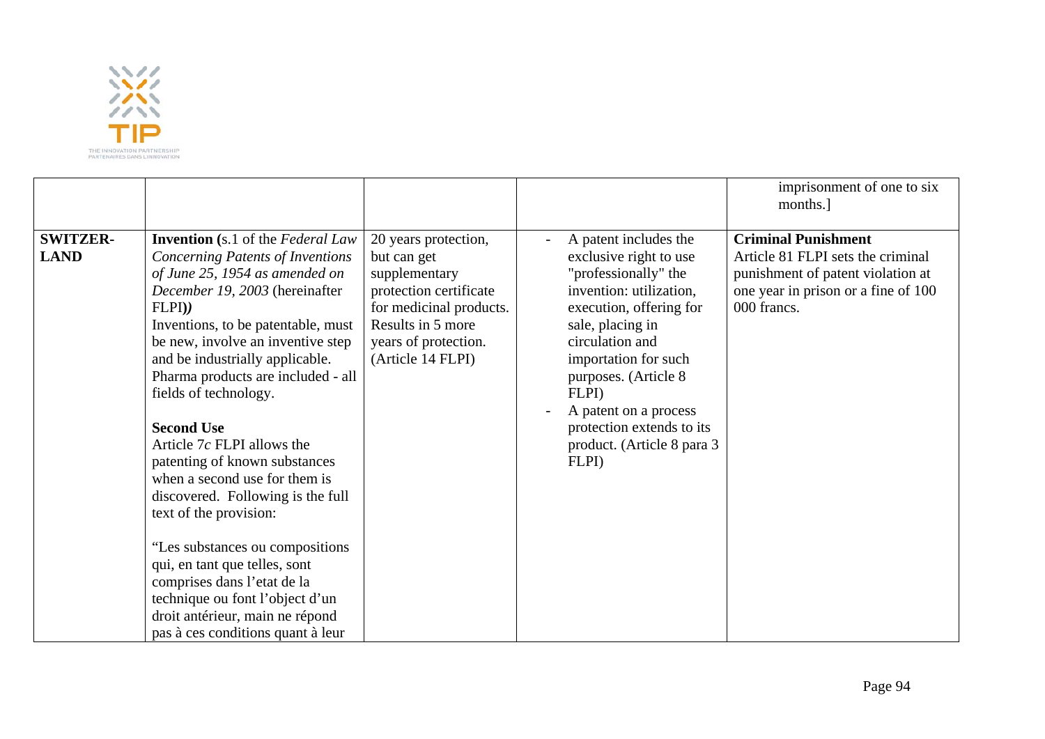| | | | | |
|---|---|---|---|---|
| | | | | imprisonment of one to six months.] |
| **SWITZER-LAND** | **Invention (**s.1 of the *Federal Law Concerning Patents of Inventions of June 25, 1954 as amended on December 19, 2003* (hereinafter FLPI)*)*<br>Inventions, to be patentable, must be new, involve an inventive step and be industrially applicable. Pharma products are included - all fields of technology.<br><br>**Second Use**<br>Article 7*c* FLPI allows the patenting of known substances when a second use for them is discovered. Following is the full text of the provision:<br><br>"Les substances ou compositions qui, en tant que telles, sont comprises dans l'etat de la technique ou font l'object d'un droit antérieur, main ne répond pas à ces conditions quant à leur | 20 years protection, but can get supplementary protection certificate for medicinal products. Results in 5 more years of protection. (Article 14 FLPI) | - A patent includes the exclusive right to use "professionally" the invention: utilization, execution, offering for sale, placing in circulation and importation for such purposes. (Article 8 FLPI)<br>- A patent on a process protection extends to its product. (Article 8 para 3 FLPI) | **Criminal Punishment**<br>Article 81 FLPI sets the criminal punishment of patent violation at one year in prison or a fine of 100 000 francs. |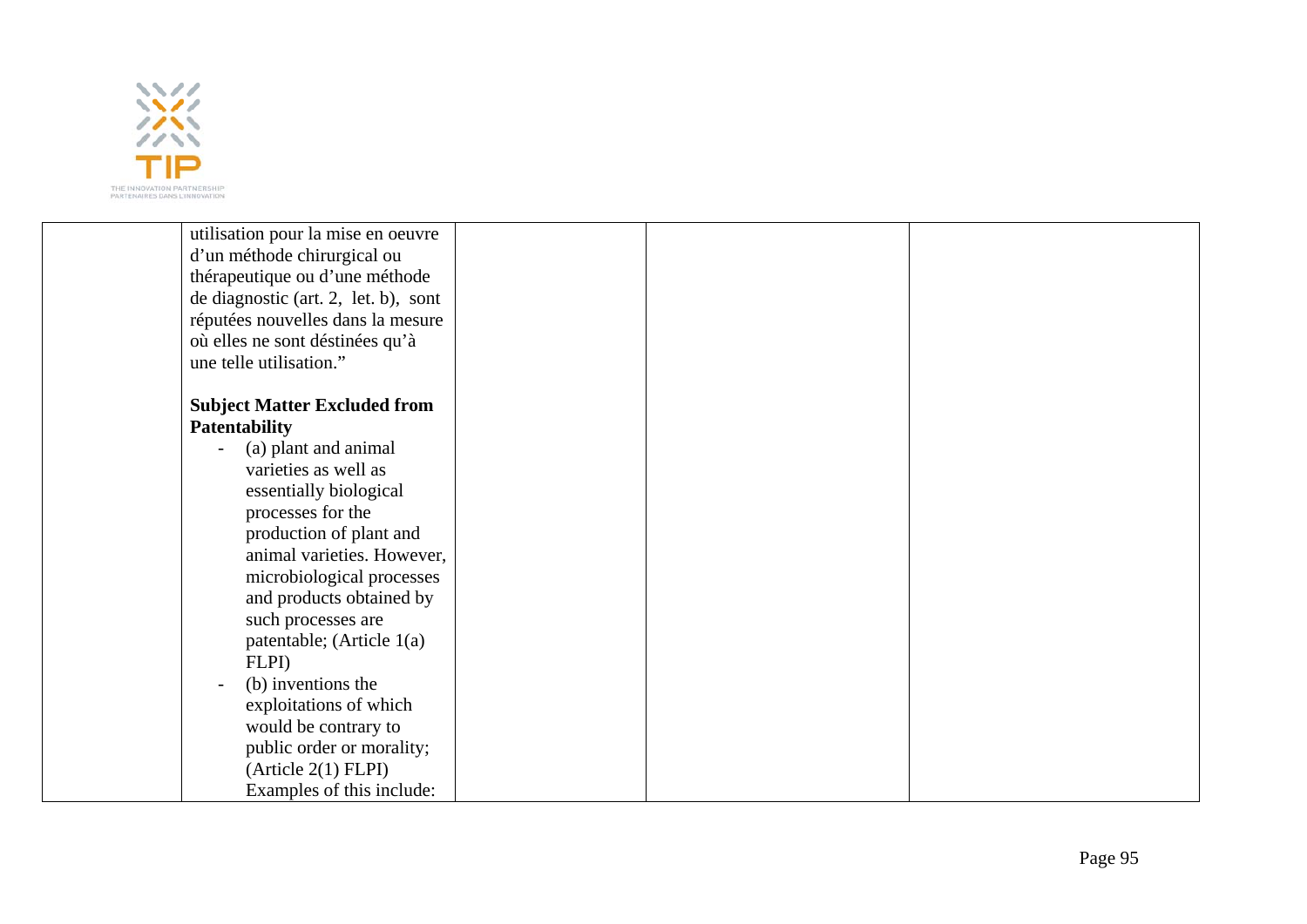| | | | | |
|---|---|---|---|---|
| | utilisation pour la mise en oeuvre d'un méthode chirurgical ou thérapeutique ou d'une méthode de diagnostic (art. 2, let. b), sont réputées nouvelles dans la mesure où elles ne sont déstinées qu'à une telle utilisation."<br><br>**Subject Matter Excluded from Patentability**<br>- (a) plant and animal varieties as well as essentially biological processes for the production of plant and animal varieties. However, microbiological processes and products obtained by such processes are patentable; (Article 1(a) FLPI)<br>- (b) inventions the exploitations of which would be contrary to public order or morality; (Article 2(1) FLPI) Examples of this include: | | | |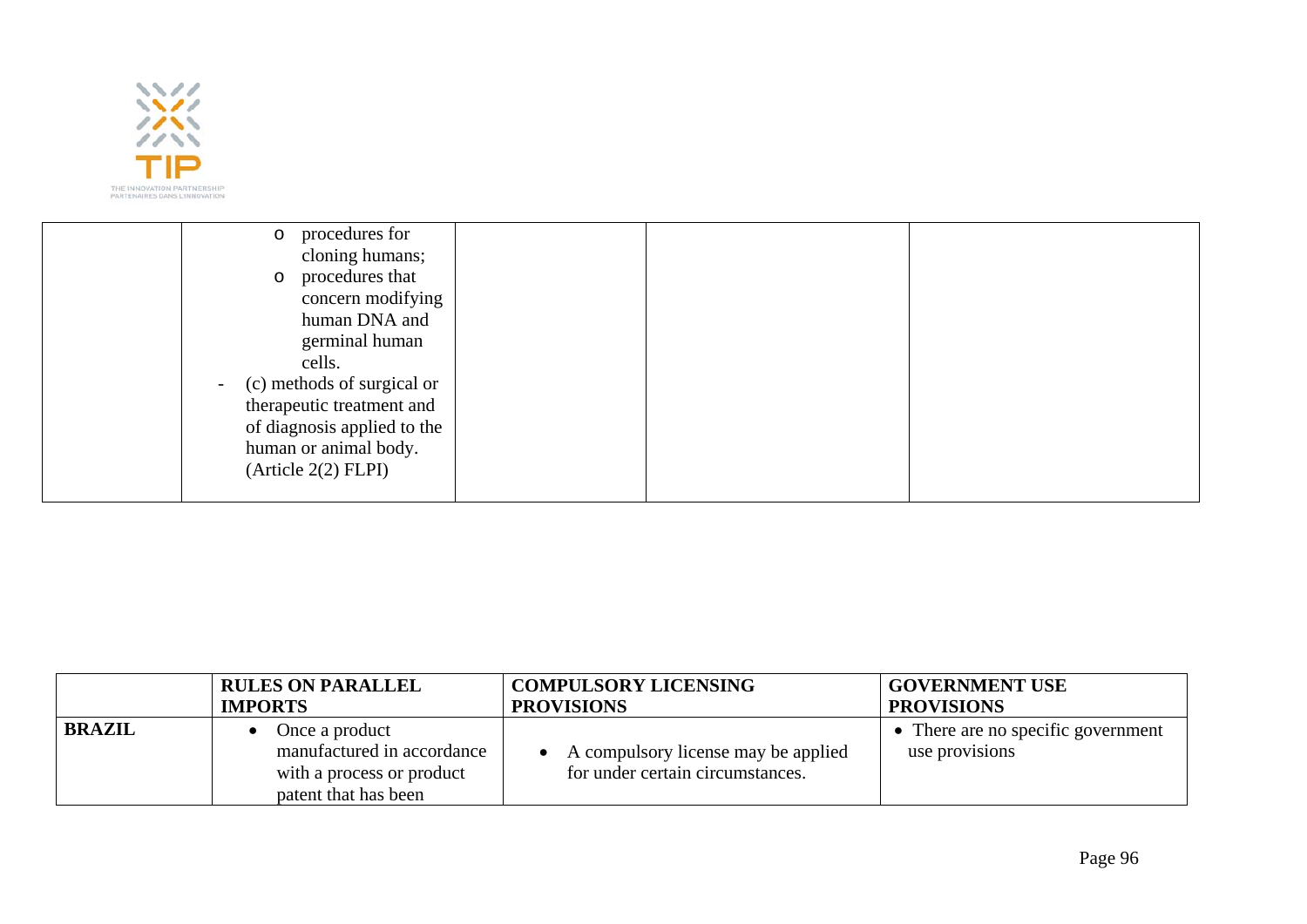| | | | | |
|---|---|---|---|---|
| | o procedures for cloning humans;<br>o procedures that concern modifying human DNA and germinal human cells.<br>- (c) methods of surgical or therapeutic treatment and of diagnosis applied to the human or animal body. (Article 2(2) FLPI) | | | |

| | RULES ON PARALLEL IMPORTS | COMPULSORY LICENSING PROVISIONS | GOVERNMENT USE PROVISIONS |
|---|---|---|---|
| **BRAZIL** | • Once a product manufactured in accordance with a process or product patent that has been | • A compulsory license may be applied for under certain circumstances. | • There are no specific government use provisions |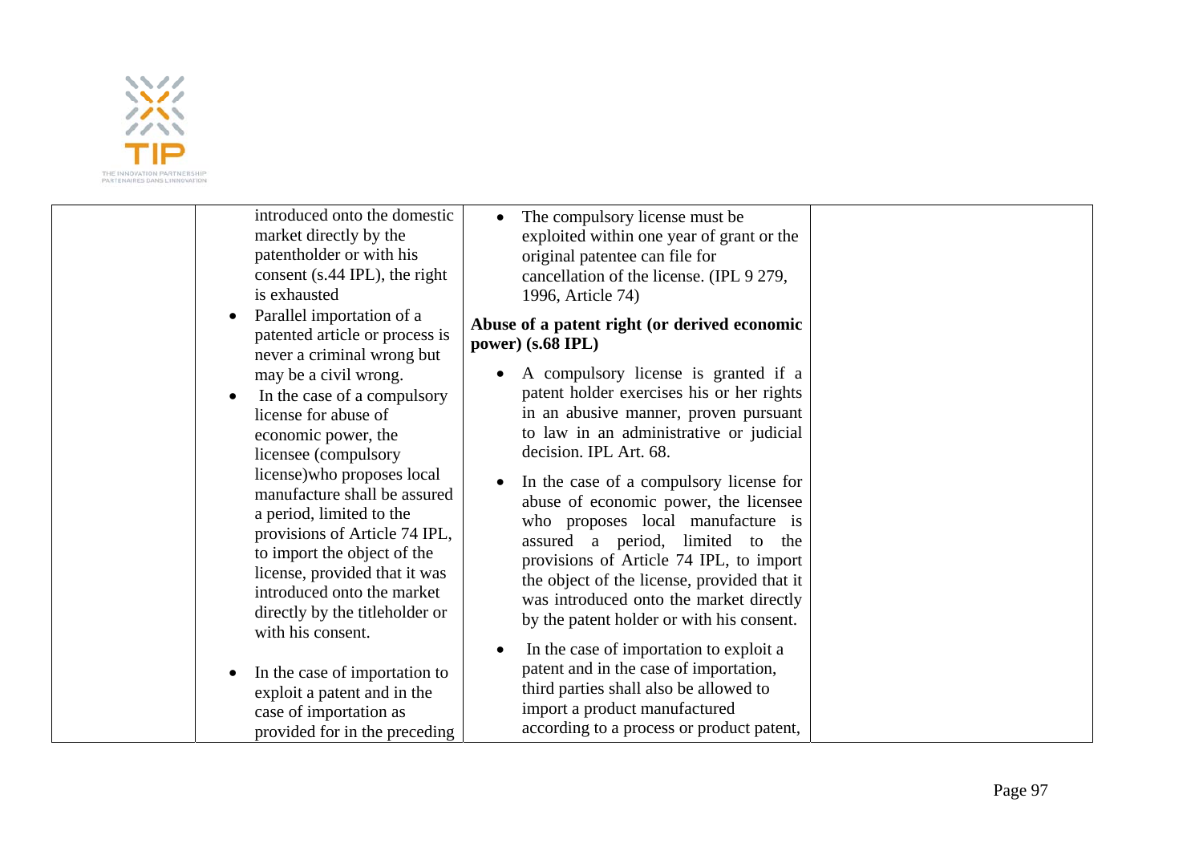| | | | |
|---|---|---|---|
| | introduced onto the domestic market directly by the patentholder or with his consent (s.44 IPL), the right is exhausted<br>• Parallel importation of a patented article or process is never a criminal wrong but may be a civil wrong.<br>• In the case of a compulsory license for abuse of economic power, the licensee (compulsory license)who proposes local manufacture shall be assured a period, limited to the provisions of Article 74 IPL, to import the object of the license, provided that it was introduced onto the market directly by the titleholder or with his consent.<br>• In the case of importation to exploit a patent and in the case of importation as provided for in the preceding | • The compulsory license must be exploited within one year of grant or the original patentee can file for cancellation of the license. (IPL 9 279, 1996, Article 74)<br>**Abuse of a patent right (or derived economic power) (s.68 IPL)**<br>• A compulsory license is granted if a patent holder exercises his or her rights in an abusive manner, proven pursuant to law in an administrative or judicial decision. IPL Art. 68.<br>• In the case of a compulsory license for abuse of economic power, the licensee who proposes local manufacture is assured a period, limited to the provisions of Article 74 IPL, to import the object of the license, provided that it was introduced onto the market directly by the patent holder or with his consent.<br>• In the case of importation to exploit a patent and in the case of importation, third parties shall also be allowed to import a product manufactured according to a process or product patent, | |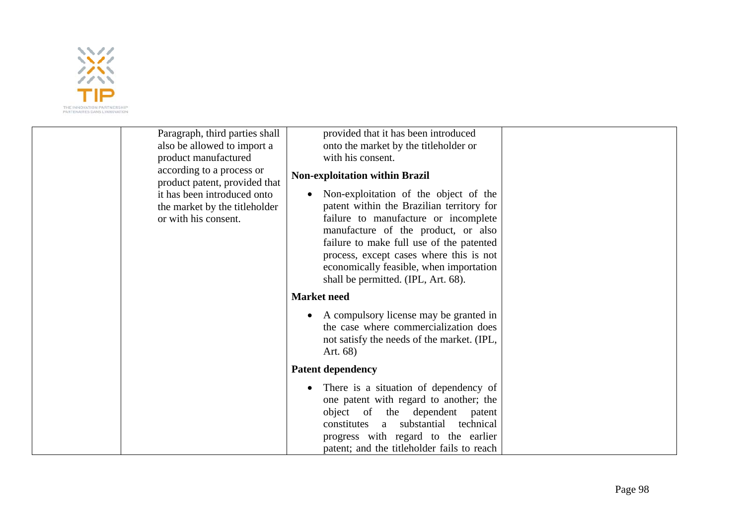| | | | |
|---|---|---|---|
| | Paragraph, third parties shall also be allowed to import a product manufactured according to a process or product patent, provided that it has been introduced onto the market by the titleholder or with his consent. | provided that it has been introduced onto the market by the titleholder or with his consent.<br><br>**Non-exploitation within Brazil**<br><br>• Non-exploitation of the object of the patent within the Brazilian territory for failure to manufacture or incomplete manufacture of the product, or also failure to make full use of the patented process, except cases where this is not economically feasible, when importation shall be permitted. (IPL, Art. 68).<br><br>**Market need**<br><br>• A compulsory license may be granted in the case where commercialization does not satisfy the needs of the market. (IPL, Art. 68)<br><br>**Patent dependency**<br><br>• There is a situation of dependency of one patent with regard to another; the object of the dependent patent constitutes a substantial technical progress with regard to the earlier patent; and the titleholder fails to reach | |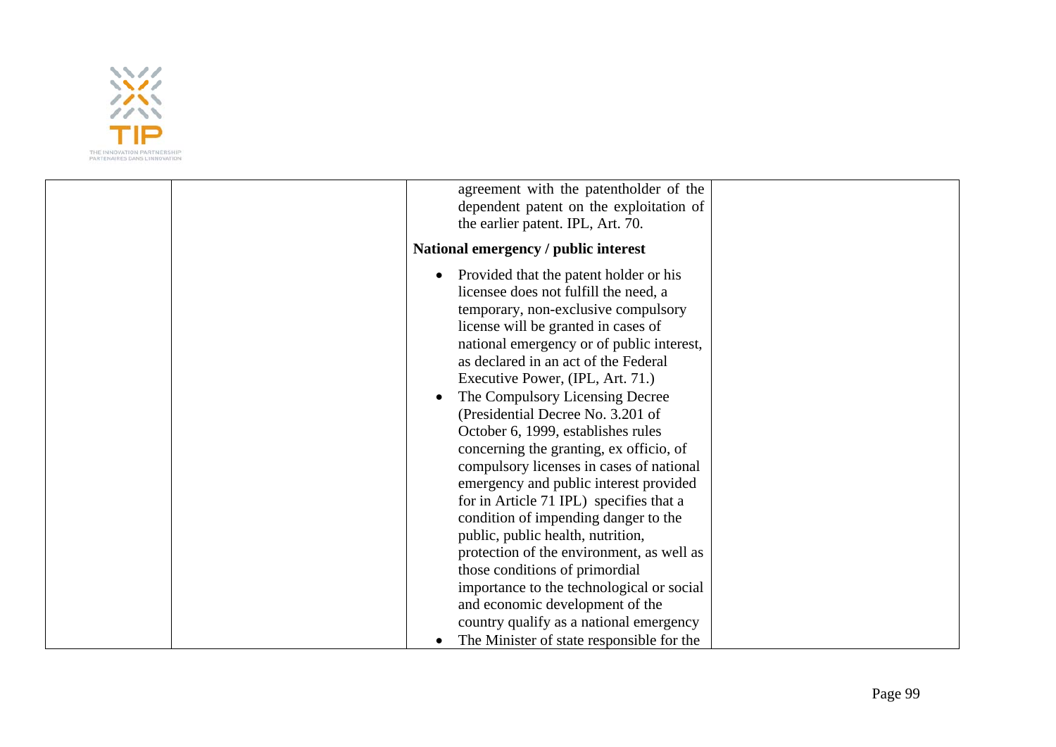| | | | |
|---|---|---|---|
| | | agreement with the patentholder of the dependent patent on the exploitation of the earlier patent. IPL, Art. 70.<br><br>**National emergency / public interest**<br><br>• Provided that the patent holder or his licensee does not fulfill the need, a temporary, non-exclusive compulsory license will be granted in cases of national emergency or of public interest, as declared in an act of the Federal Executive Power, (IPL, Art. 71.)<br>• The Compulsory Licensing Decree (Presidential Decree No. 3.201 of October 6, 1999, establishes rules concerning the granting, ex officio, of compulsory licenses in cases of national emergency and public interest provided for in Article 71 IPL) specifies that a condition of impending danger to the public, public health, nutrition, protection of the environment, as well as those conditions of primordial importance to the technological or social and economic development of the country qualify as a national emergency<br>• The Minister of state responsible for the | |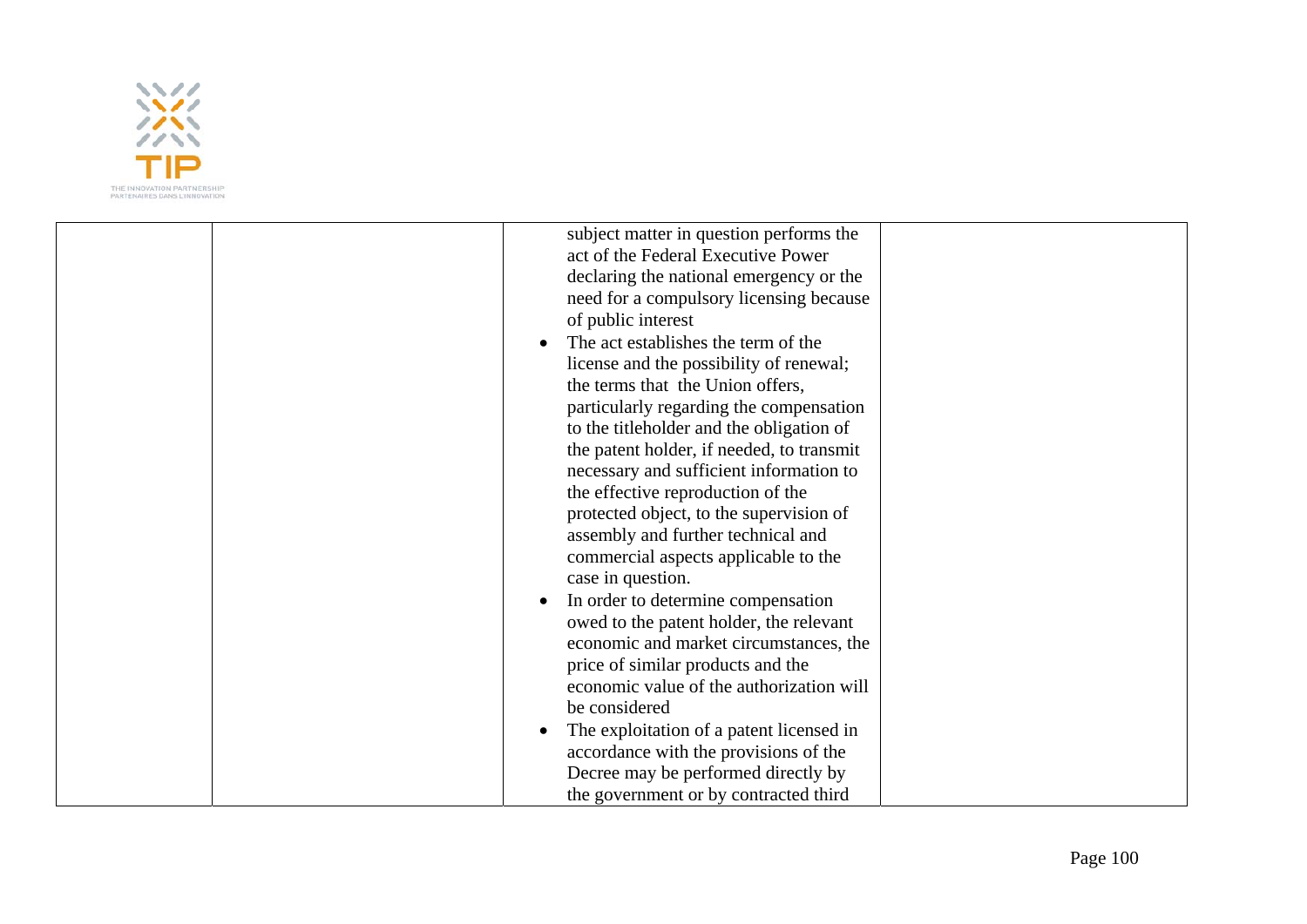|  |  | subject matter in question performs the act of the Federal Executive Power declaring the national emergency or the need for a compulsory licensing because of public interest<br>• The act establishes the term of the license and the possibility of renewal; the terms that the Union offers, particularly regarding the compensation to the titleholder and the obligation of the patent holder, if needed, to transmit necessary and sufficient information to the effective reproduction of the protected object, to the supervision of assembly and further technical and commercial aspects applicable to the case in question.<br>• In order to determine compensation owed to the patent holder, the relevant economic and market circumstances, the price of similar products and the economic value of the authorization will be considered<br>• The exploitation of a patent licensed in accordance with the provisions of the Decree may be performed directly by the government or by contracted third |  |
|---|---|---|---|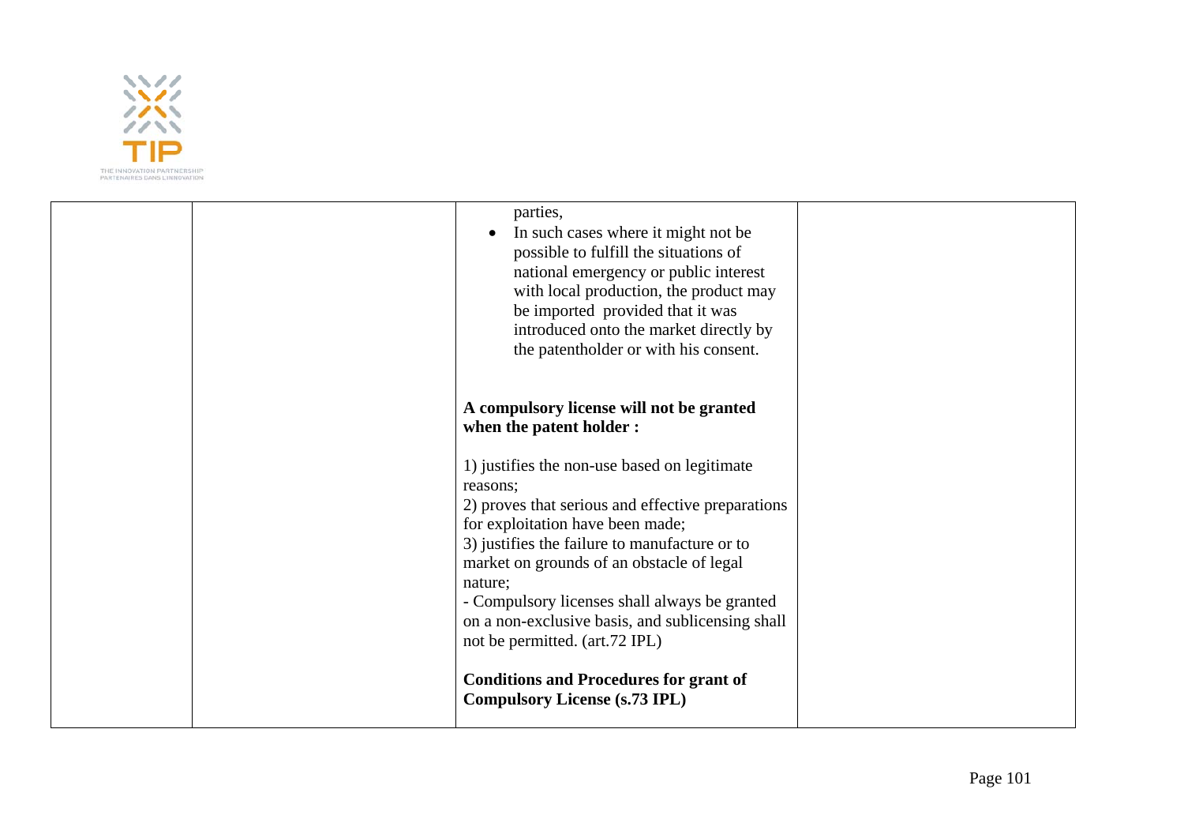| | | parties,<br>• In such cases where it might not be possible to fulfill the situations of national emergency or public interest with local production, the product may be imported provided that it was introduced onto the market directly by the patentholder or with his consent.<br><br>**A compulsory license will not be granted when the patent holder :**<br><br>1) justifies the non-use based on legitimate reasons;<br>2) proves that serious and effective preparations for exploitation have been made;<br>3) justifies the failure to manufacture or to market on grounds of an obstacle of legal nature;<br>- Compulsory licenses shall always be granted on a non-exclusive basis, and sublicensing shall not be permitted. (art.72 IPL)<br><br>**Conditions and Procedures for grant of Compulsory License (s.73 IPL)** | |
|---|---|---|---|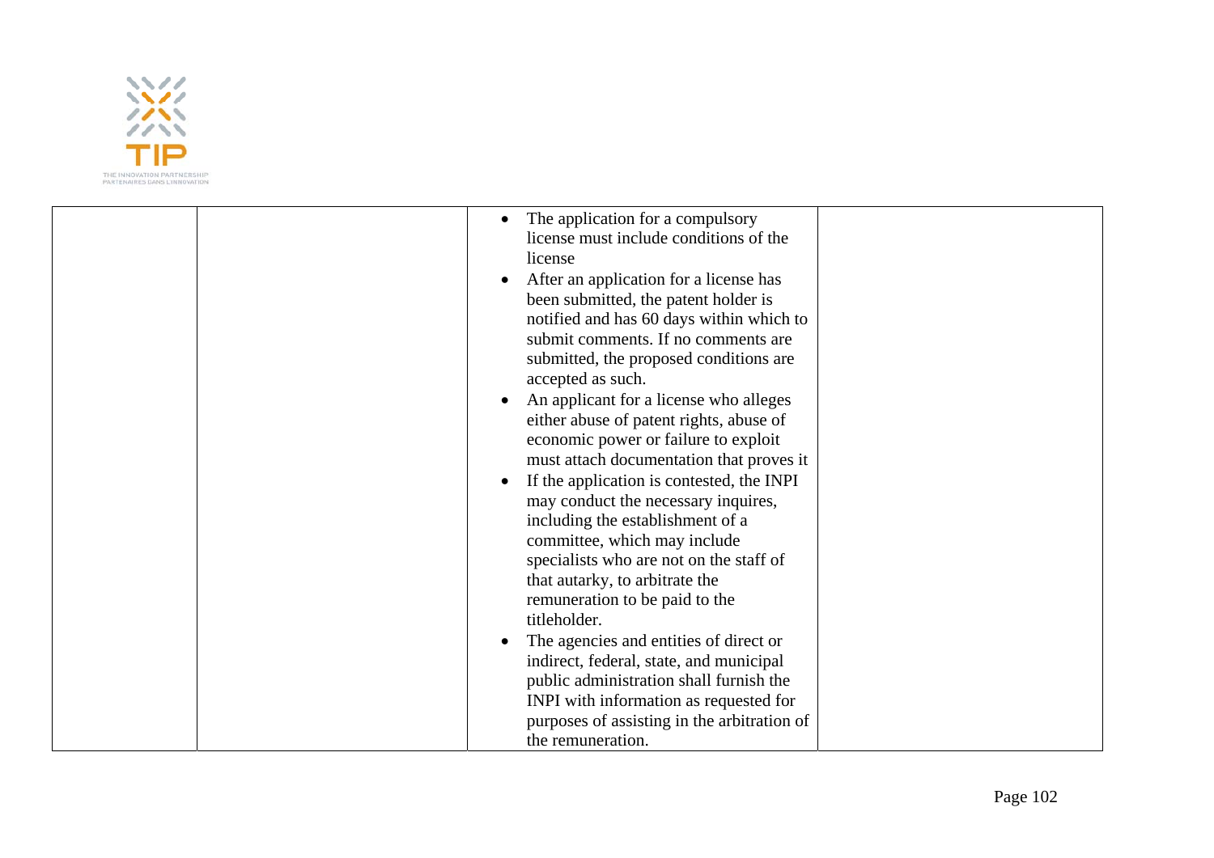|  |  |  |  |
|---|---|---|---|
|  |  | • The application for a compulsory license must include conditions of the license<br>• After an application for a license has been submitted, the patent holder is notified and has 60 days within which to submit comments. If no comments are submitted, the proposed conditions are accepted as such.<br>• An applicant for a license who alleges either abuse of patent rights, abuse of economic power or failure to exploit must attach documentation that proves it<br>• If the application is contested, the INPI may conduct the necessary inquires, including the establishment of a committee, which may include specialists who are not on the staff of that autarky, to arbitrate the remuneration to be paid to the titleholder.<br>• The agencies and entities of direct or indirect, federal, state, and municipal public administration shall furnish the INPI with information as requested for purposes of assisting in the arbitration of the remuneration. |  |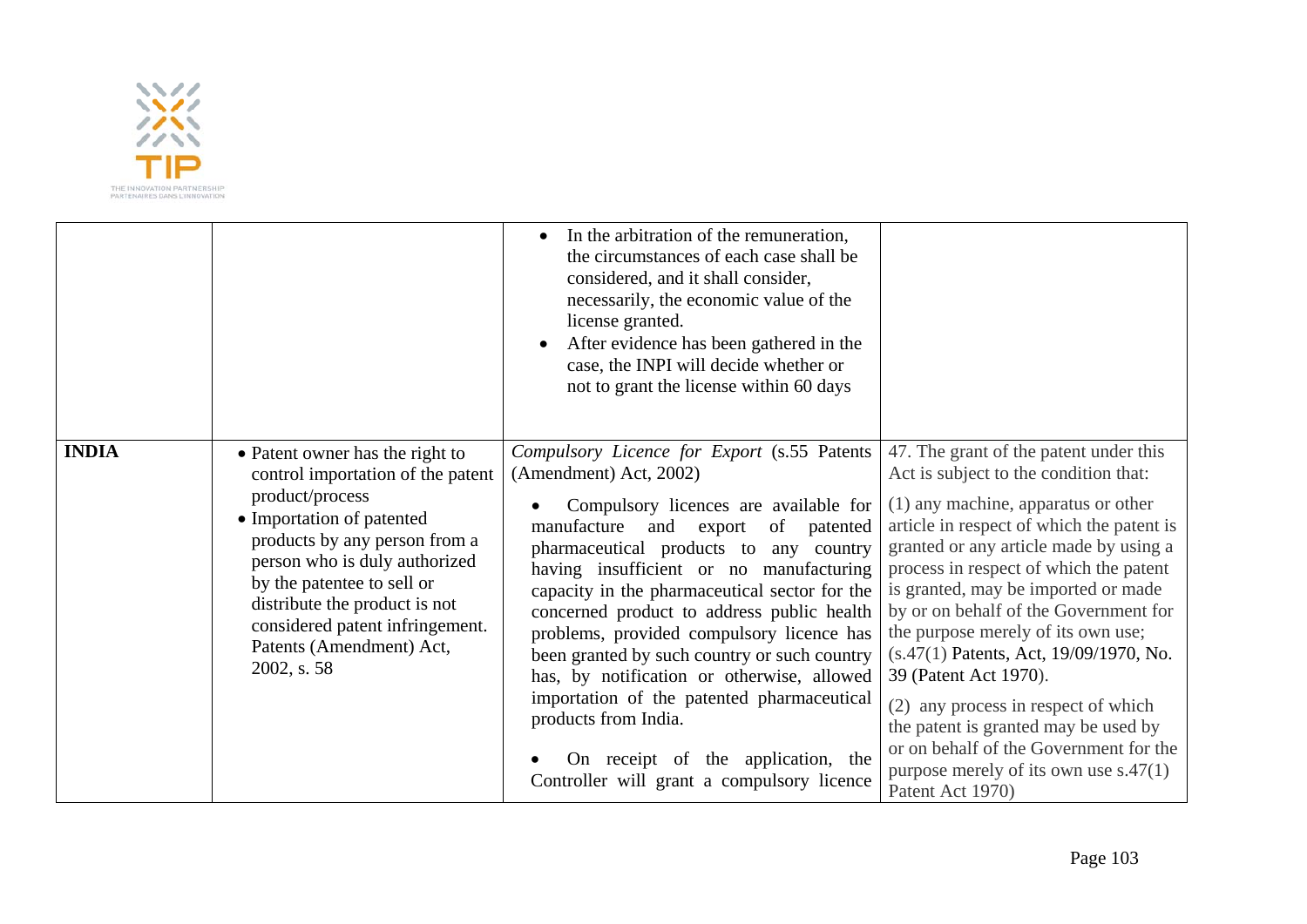| | | | |
|---|---|---|---|
| | | • In the arbitration of the remuneration, the circumstances of each case shall be considered, and it shall consider, necessarily, the economic value of the license granted.<br>• After evidence has been gathered in the case, the INPI will decide whether or not to grant the license within 60 days | |
| **INDIA** | • Patent owner has the right to control importation of the patent product/process<br>• Importation of patented products by any person from a person who is duly authorized by the patentee to sell or distribute the product is not considered patent infringement. Patents (Amendment) Act, 2002, s. 58 | *Compulsory Licence for Export* (s.55 Patents (Amendment) Act, 2002)<br>• Compulsory licences are available for manufacture and export of patented pharmaceutical products to any country having insufficient or no manufacturing capacity in the pharmaceutical sector for the concerned product to address public health problems, provided compulsory licence has been granted by such country or such country has, by notification or otherwise, allowed importation of the patented pharmaceutical products from India.<br>• On receipt of the application, the Controller will grant a compulsory licence | 47. The grant of the patent under this Act is subject to the condition that:<br>(1) any machine, apparatus or other article in respect of which the patent is granted or any article made by using a process in respect of which the patent is granted, may be imported or made by or on behalf of the Government for the purpose merely of its own use; (s.47(1) Patents, Act, 19/09/1970, No. 39 (Patent Act 1970).<br>(2) any process in respect of which the patent is granted may be used by or on behalf of the Government for the purpose merely of its own use s.47(1) Patent Act 1970) |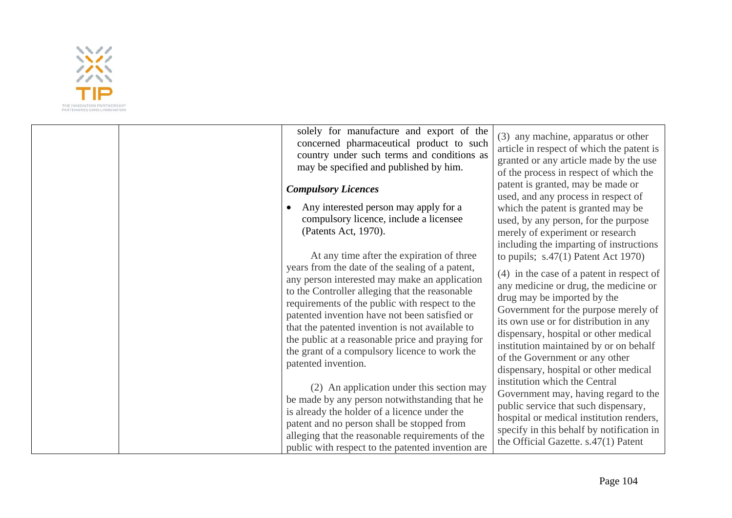| | | solely for manufacture and export of the concerned pharmaceutical product to such country under such terms and conditions as may be specified and published by him.<br><br>***Compulsory Licences***<br><br>• Any interested person may apply for a compulsory licence, include a licensee (Patents Act, 1970).<br><br>At any time after the expiration of three years from the date of the sealing of a patent, any person interested may make an application to the Controller alleging that the reasonable requirements of the public with respect to the patented invention have not been satisfied or that the patented invention is not available to the public at a reasonable price and praying for the grant of a compulsory licence to work the patented invention.<br><br>(2) An application under this section may be made by any person notwithstanding that he is already the holder of a licence under the patent and no person shall be stopped from alleging that the reasonable requirements of the public with respect to the patented invention are | (3) any machine, apparatus or other article in respect of which the patent is granted or any article made by the use of the process in respect of which the patent is granted, may be made or used, and any process in respect of which the patent is granted may be used, by any person, for the purpose merely of experiment or research including the imparting of instructions to pupils; s.47(1) Patent Act 1970)<br><br>(4) in the case of a patent in respect of any medicine or drug, the medicine or drug may be imported by the Government for the purpose merely of its own use or for distribution in any dispensary, hospital or other medical institution maintained by or on behalf of the Government or any other dispensary, hospital or other medical institution which the Central Government may, having regard to the public service that such dispensary, hospital or medical institution renders, specify in this behalf by notification in the Official Gazette. s.47(1) Patent |
|---|---|---|---|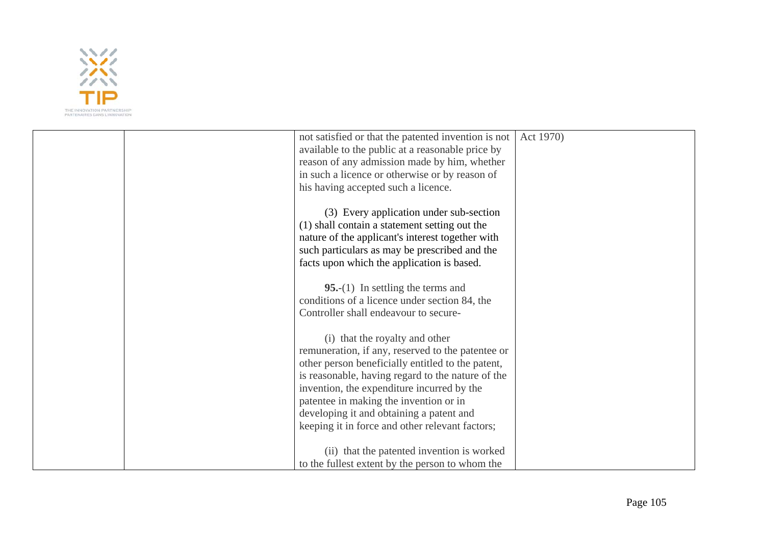| | | not satisfied or that the patented invention is not available to the public at a reasonable price by reason of any admission made by him, whether in such a licence or otherwise or by reason of his having accepted such a licence.<br><br>(3) Every application under sub-section (1) shall contain a statement setting out the nature of the applicant's interest together with such particulars as may be prescribed and the facts upon which the application is based.<br><br>**95.**-(1) In settling the terms and conditions of a licence under section 84, the Controller shall endeavour to secure-<br><br>(i) that the royalty and other remuneration, if any, reserved to the patentee or other person beneficially entitled to the patent, is reasonable, having regard to the nature of the invention, the expenditure incurred by the patentee in making the invention or in developing it and obtaining a patent and keeping it in force and other relevant factors;<br><br>(ii) that the patented invention is worked to the fullest extent by the person to whom the | Act 1970) |
|---|---|---|---|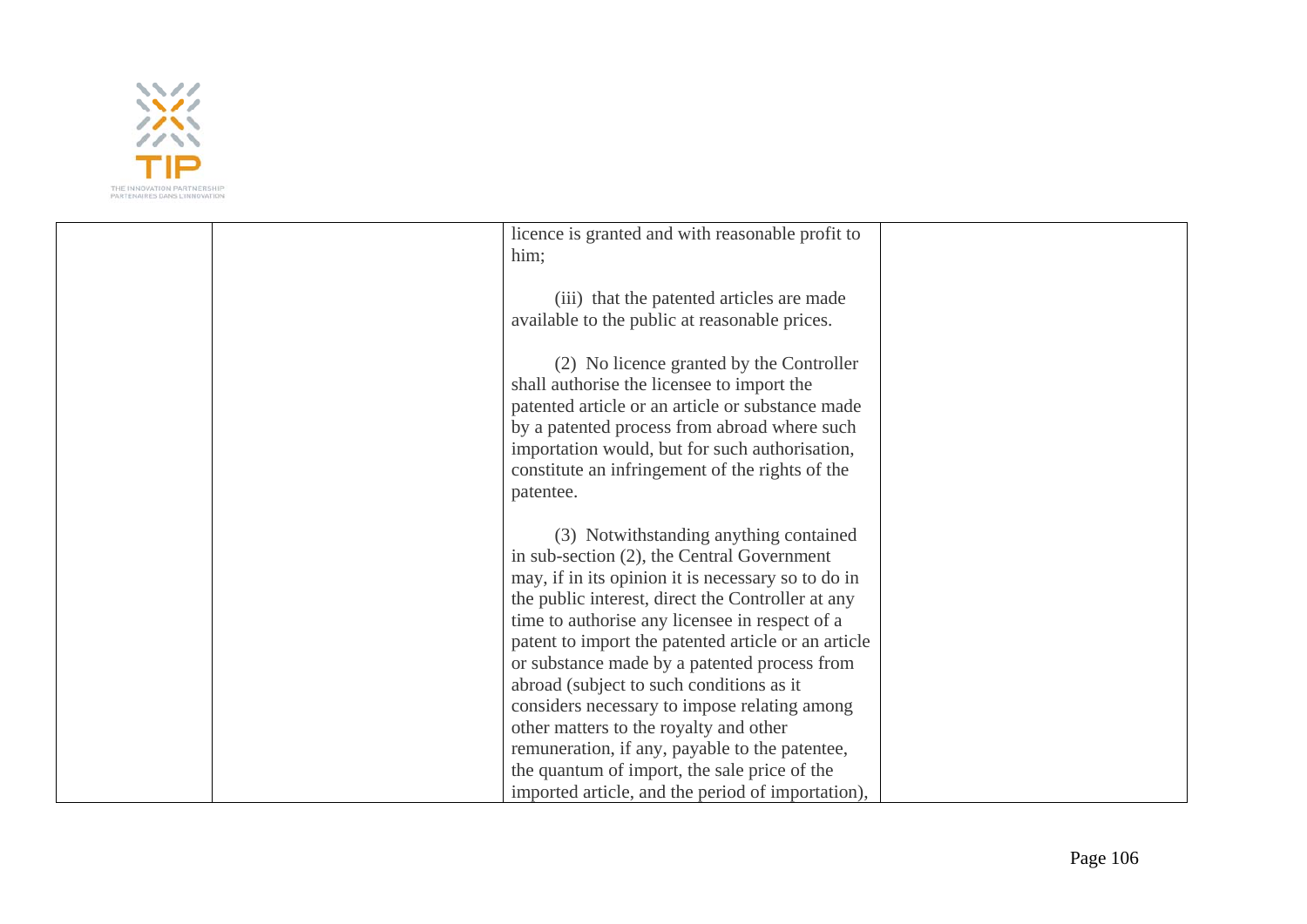|  |  | licence is granted and with reasonable profit to him;<br><br>(iii) that the patented articles are made available to the public at reasonable prices.<br><br>(2) No licence granted by the Controller shall authorise the licensee to import the patented article or an article or substance made by a patented process from abroad where such importation would, but for such authorisation, constitute an infringement of the rights of the patentee.<br><br>(3) Notwithstanding anything contained in sub-section (2), the Central Government may, if in its opinion it is necessary so to do in the public interest, direct the Controller at any time to authorise any licensee in respect of a patent to import the patented article or an article or substance made by a patented process from abroad (subject to such conditions as it considers necessary to impose relating among other matters to the royalty and other remuneration, if any, payable to the patentee, the quantum of import, the sale price of the imported article, and the period of importation), |  |
|---|---|---|---|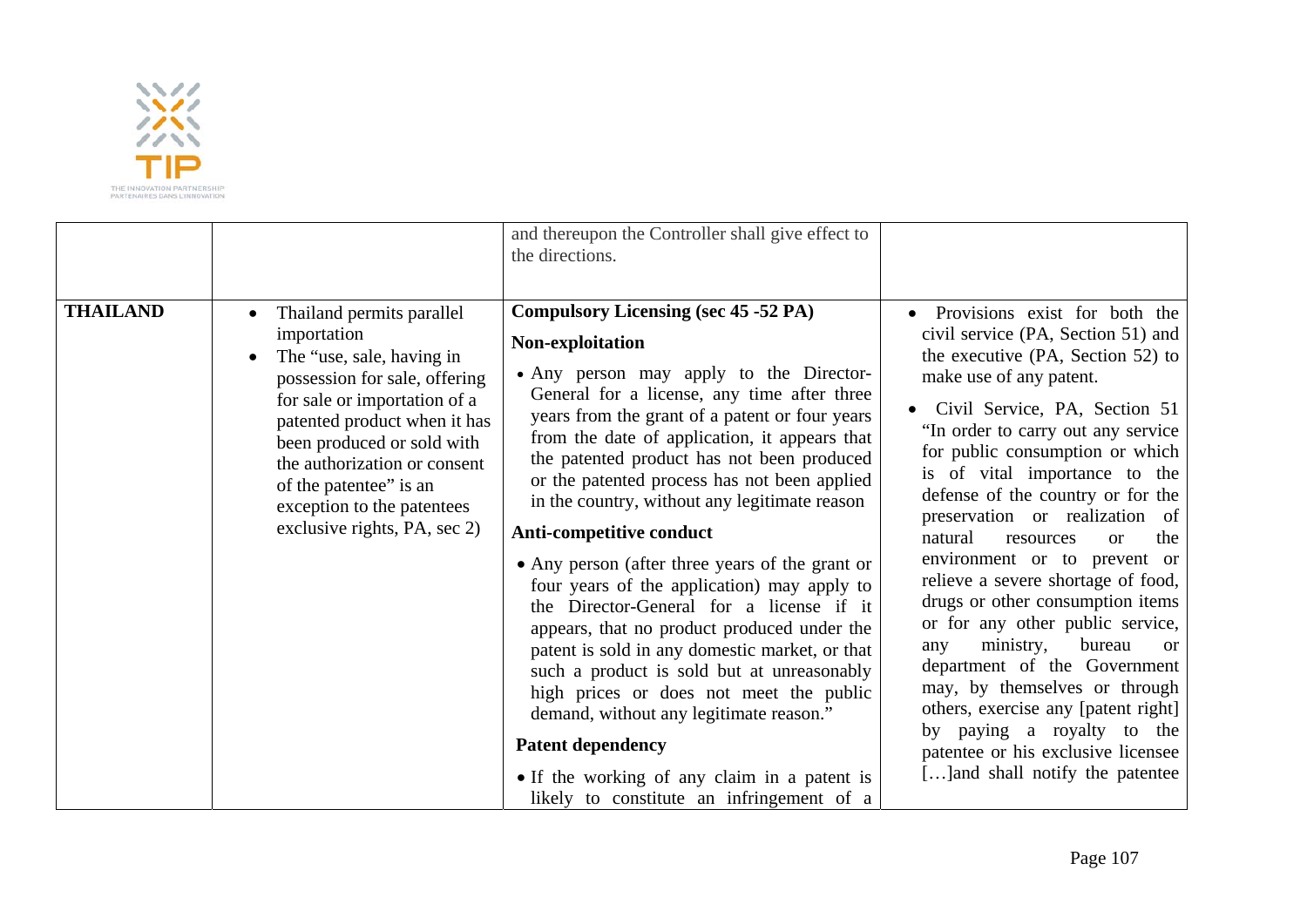| | | | |
|---|---|---|---|
| | | and thereupon the Controller shall give effect to the directions. | |
| **THAILAND** | • Thailand permits parallel importation<br>• The "use, sale, having in possession for sale, offering for sale or importation of a patented product when it has been produced or sold with the authorization or consent of the patentee" is an exception to the patentees exclusive rights, PA, sec 2) | **Compulsory Licensing (sec 45 -52 PA)**<br><br>**Non-exploitation**<br><br>• Any person may apply to the Director-General for a license, any time after three years from the grant of a patent or four years from the date of application, it appears that the patented product has not been produced or the patented process has not been applied in the country, without any legitimate reason<br><br>**Anti-competitive conduct**<br><br>• Any person (after three years of the grant or four years of the application) may apply to the Director-General for a license if it appears, that no product produced under the patent is sold in any domestic market, or that such a product is sold but at unreasonably high prices or does not meet the public demand, without any legitimate reason."<br><br>**Patent dependency**<br><br>• If the working of any claim in a patent is likely to constitute an infringement of a | • Provisions exist for both the civil service (PA, Section 51) and the executive (PA, Section 52) to make use of any patent.<br><br>• Civil Service, PA, Section 51 "In order to carry out any service for public consumption or which is of vital importance to the defense of the country or for the preservation or realization of natural resources or the environment or to prevent or relieve a severe shortage of food, drugs or other consumption items or for any other public service, any ministry, bureau or department of the Government may, by themselves or through others, exercise any [patent right] by paying a royalty to the patentee or his exclusive licensee […]and shall notify the patentee |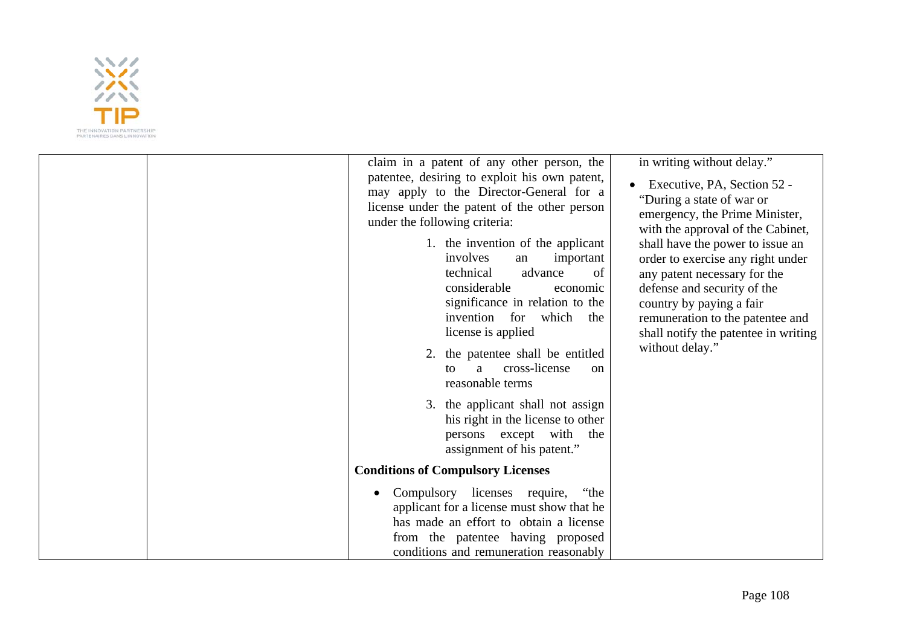| | | claim in a patent of any other person, the patentee, desiring to exploit his own patent, may apply to the Director-General for a license under the patent of the other person under the following criteria:<br><br>1. the invention of the applicant involves an important technical advance of considerable economic significance in relation to the invention for which the license is applied<br>2. the patentee shall be entitled to a cross-license on reasonable terms<br>3. the applicant shall not assign his right in the license to other persons except with the assignment of his patent."<br><br>**Conditions of Compulsory Licenses**<br><br>• Compulsory licenses require, "the applicant for a license must show that he has made an effort to obtain a license from the patentee having proposed conditions and remuneration reasonably | in writing without delay."<br><br>• Executive, PA, Section 52 - "During a state of war or emergency, the Prime Minister, with the approval of the Cabinet, shall have the power to issue an order to exercise any right under any patent necessary for the defense and security of the country by paying a fair remuneration to the patentee and shall notify the patentee in writing without delay." |
|---|---|---|---|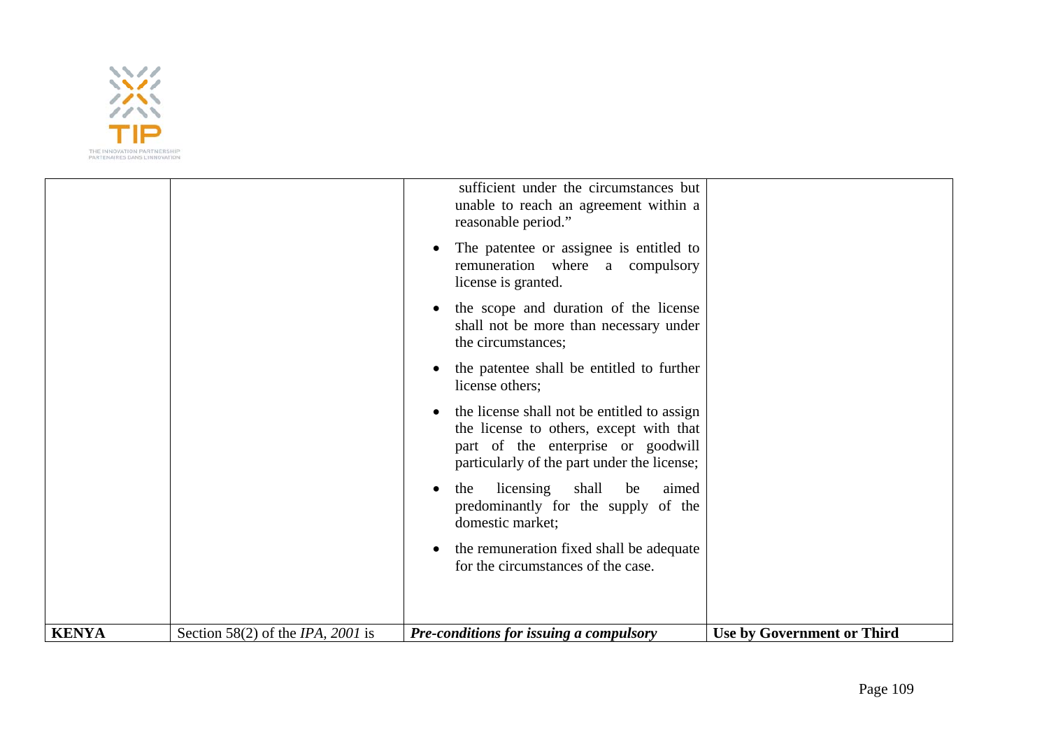| | | | |
|---|---|---|---|
| | | sufficient under the circumstances but unable to reach an agreement within a reasonable period."<br><br>• The patentee or assignee is entitled to remuneration where a compulsory license is granted.<br><br>• the scope and duration of the license shall not be more than necessary under the circumstances;<br><br>• the patentee shall be entitled to further license others;<br><br>• the license shall not be entitled to assign the license to others, except with that part of the enterprise or goodwill particularly of the part under the license;<br><br>• the licensing shall be aimed predominantly for the supply of the domestic market;<br><br>• the remuneration fixed shall be adequate for the circumstances of the case. | |
| **KENYA** | Section 58(2) of the *IPA, 2001* is | ***Pre-conditions for issuing a compulsory*** | **Use by Government or Third** |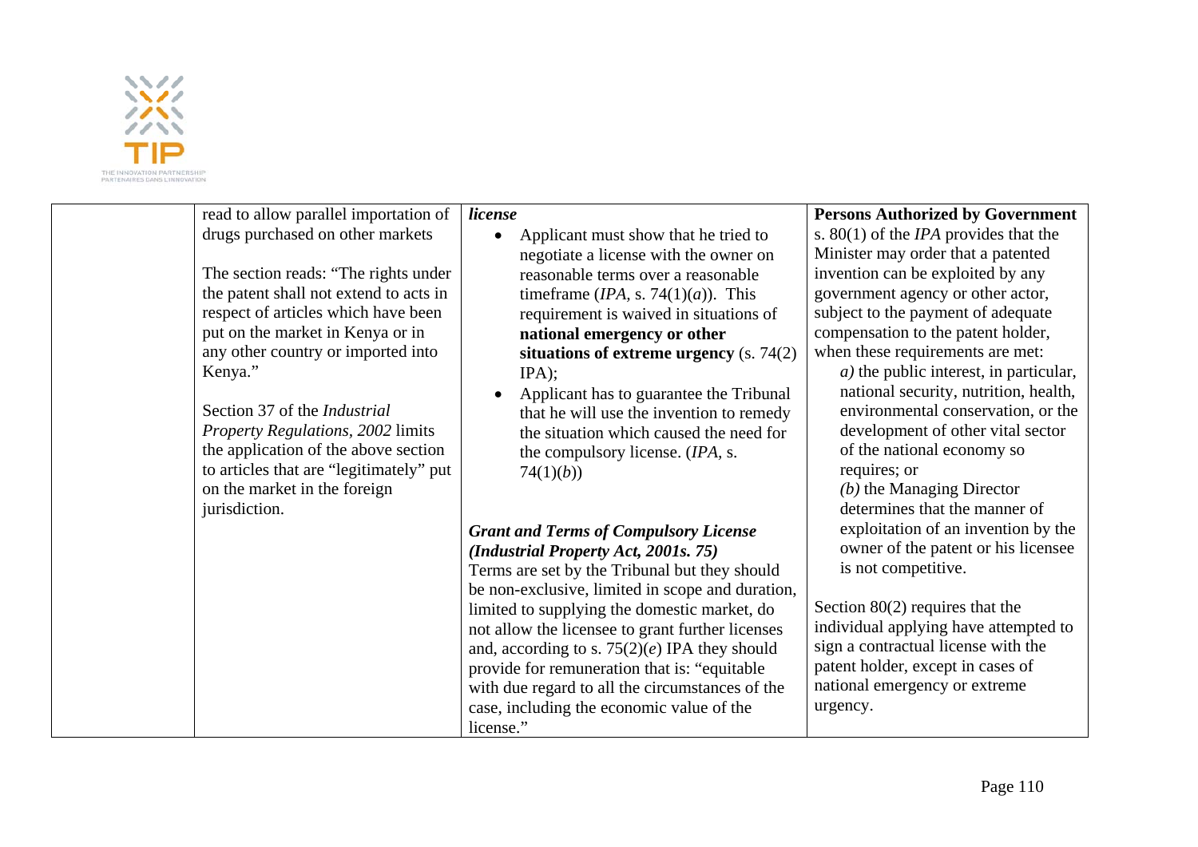| | read to allow parallel importation of drugs purchased on other markets<br><br>The section reads: "The rights under the patent shall not extend to acts in respect of articles which have been put on the market in Kenya or in any other country or imported into Kenya."<br><br>Section 37 of the *Industrial Property Regulations, 2002* limits the application of the above section to articles that are "legitimately" put on the market in the foreign jurisdiction. | ***license***<br>• Applicant must show that he tried to negotiate a license with the owner on reasonable terms over a reasonable timeframe (*IPA*, s. 74(1)(*a*)). This requirement is waived in situations of **national emergency or other situations of extreme urgency** (s. 74(2) IPA);<br>• Applicant has to guarantee the Tribunal that he will use the invention to remedy the situation which caused the need for the compulsory license. (*IPA*, s. 74(1)(*b*))<br><br>***Grant and Terms of Compulsory License (Industrial Property Act, 2001s. 75)***<br>Terms are set by the Tribunal but they should be non-exclusive, limited in scope and duration, limited to supplying the domestic market, do not allow the licensee to grant further licenses and, according to s. 75(2)(*e*) IPA they should provide for remuneration that is: "equitable with due regard to all the circumstances of the case, including the economic value of the license." | **Persons Authorized by Government**<br>s. 80(1) of the *IPA* provides that the Minister may order that a patented invention can be exploited by any government agency or other actor, subject to the payment of adequate compensation to the patent holder, when these requirements are met:<br>*a)* the public interest, in particular, national security, nutrition, health, environmental conservation, or the development of other vital sector of the national economy so requires; or<br>*(b)* the Managing Director determines that the manner of exploitation of an invention by the owner of the patent or his licensee is not competitive.<br><br>Section 80(2) requires that the individual applying have attempted to sign a contractual license with the patent holder, except in cases of national emergency or extreme urgency. |
|---|---|---|---|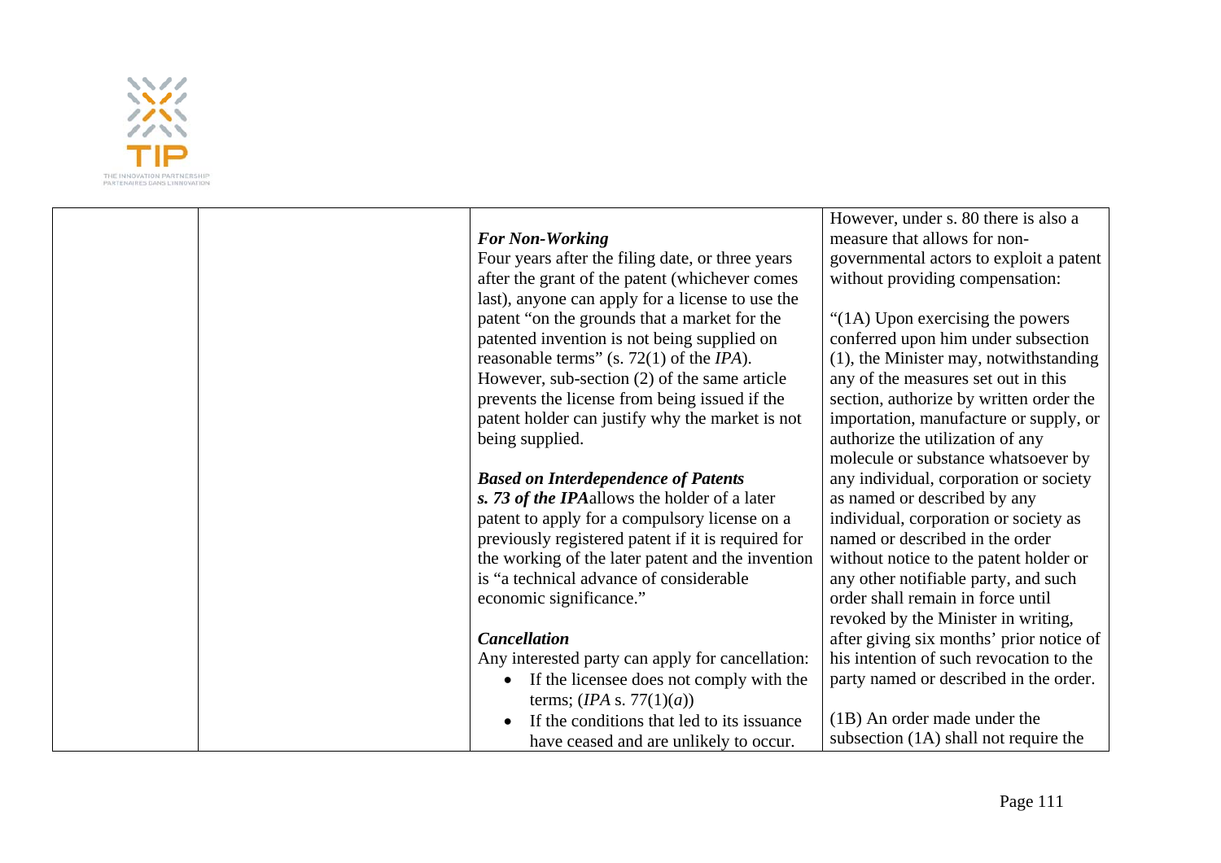| | | | |
|---|---|---|---|
| | | ***For Non-Working***<br>Four years after the filing date, or three years after the grant of the patent (whichever comes last), anyone can apply for a license to use the patent "on the grounds that a market for the patented invention is not being supplied on reasonable terms" (s. 72(1) of the *IPA*). However, sub-section (2) of the same article prevents the license from being issued if the patent holder can justify why the market is not being supplied.<br><br>***Based on Interdependence of Patents***<br>***s. 73 of the IPA***allows the holder of a later patent to apply for a compulsory license on a previously registered patent if it is required for the working of the later patent and the invention is "a technical advance of considerable economic significance."<br><br>***Cancellation***<br>Any interested party can apply for cancellation:<br>• If the licensee does not comply with the terms; (*IPA* s. 77(1)(*a*))<br>• If the conditions that led to its issuance have ceased and are unlikely to occur. | However, under s. 80 there is also a measure that allows for non-governmental actors to exploit a patent without providing compensation:<br><br>"(1A) Upon exercising the powers conferred upon him under subsection (1), the Minister may, notwithstanding any of the measures set out in this section, authorize by written order the importation, manufacture or supply, or authorize the utilization of any molecule or substance whatsoever by any individual, corporation or society as named or described by any individual, corporation or society as named or described in the order without notice to the patent holder or any other notifiable party, and such order shall remain in force until revoked by the Minister in writing, after giving six months' prior notice of his intention of such revocation to the party named or described in the order.<br><br>(1B) An order made under the subsection (1A) shall not require the |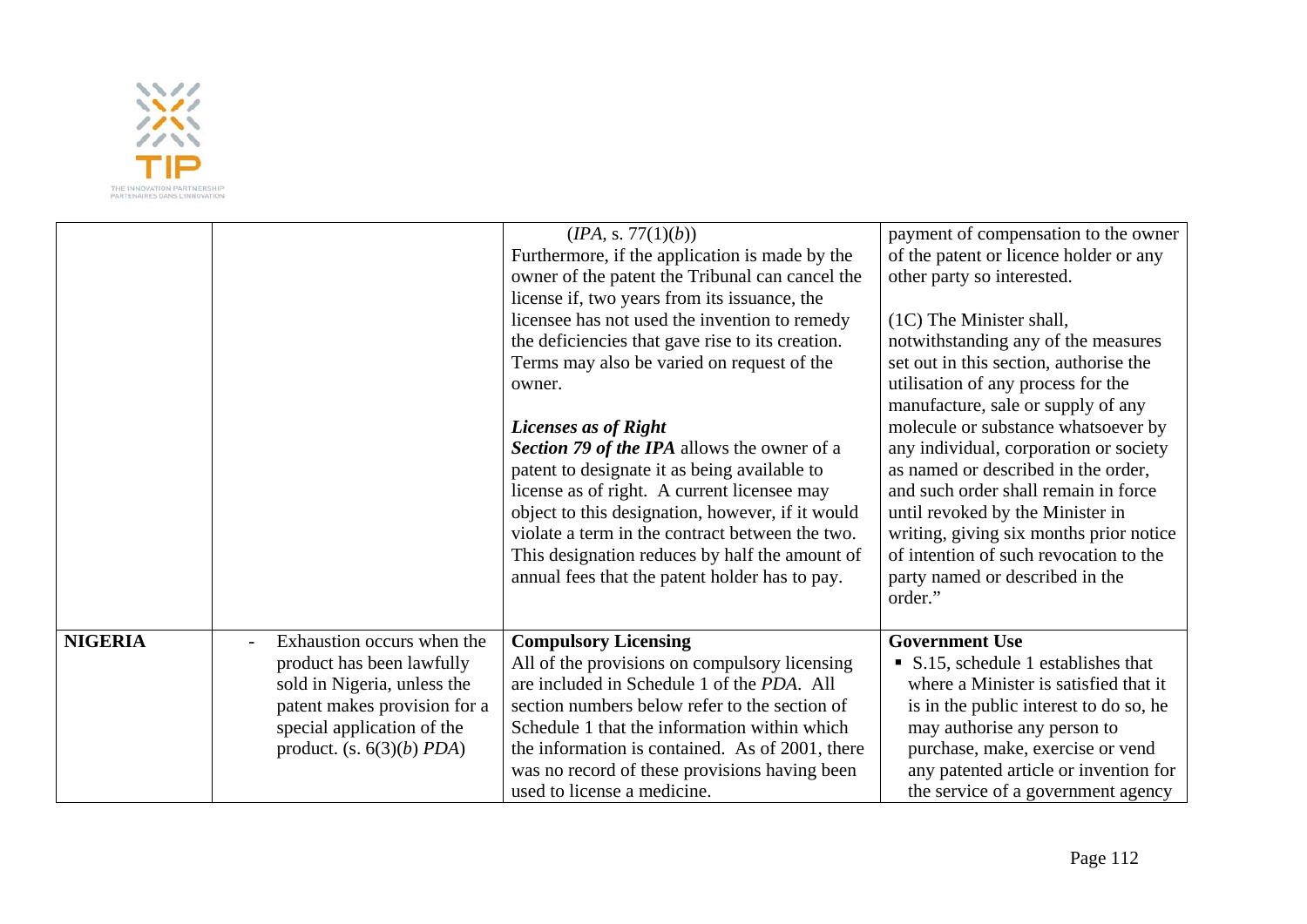| | | | |
|---|---|---|---|
| | | (*IPA*, s. 77(1)(*b*))<br>Furthermore, if the application is made by the owner of the patent the Tribunal can cancel the license if, two years from its issuance, the licensee has not used the invention to remedy the deficiencies that gave rise to its creation. Terms may also be varied on request of the owner.<br><br>***Licenses as of Right***<br>***Section 79 of the IPA*** allows the owner of a patent to designate it as being available to license as of right. A current licensee may object to this designation, however, if it would violate a term in the contract between the two. This designation reduces by half the amount of annual fees that the patent holder has to pay. | payment of compensation to the owner of the patent or licence holder or any other party so interested.<br><br>(1C) The Minister shall, notwithstanding any of the measures set out in this section, authorise the utilisation of any process for the manufacture, sale or supply of any molecule or substance whatsoever by any individual, corporation or society as named or described in the order, and such order shall remain in force until revoked by the Minister in writing, giving six months prior notice of intention of such revocation to the party named or described in the order." |
| **NIGERIA** | - Exhaustion occurs when the product has been lawfully sold in Nigeria, unless the patent makes provision for a special application of the product. (s. 6(3)(*b*) *PDA*) | **Compulsory Licensing**<br>All of the provisions on compulsory licensing are included in Schedule 1 of the *PDA*. All section numbers below refer to the section of Schedule 1 that the information within which the information is contained. As of 2001, there was no record of these provisions having been used to license a medicine. | **Government Use**<br>▪ S.15, schedule 1 establishes that where a Minister is satisfied that it is in the public interest to do so, he may authorise any person to purchase, make, exercise or vend any patented article or invention for the service of a government agency |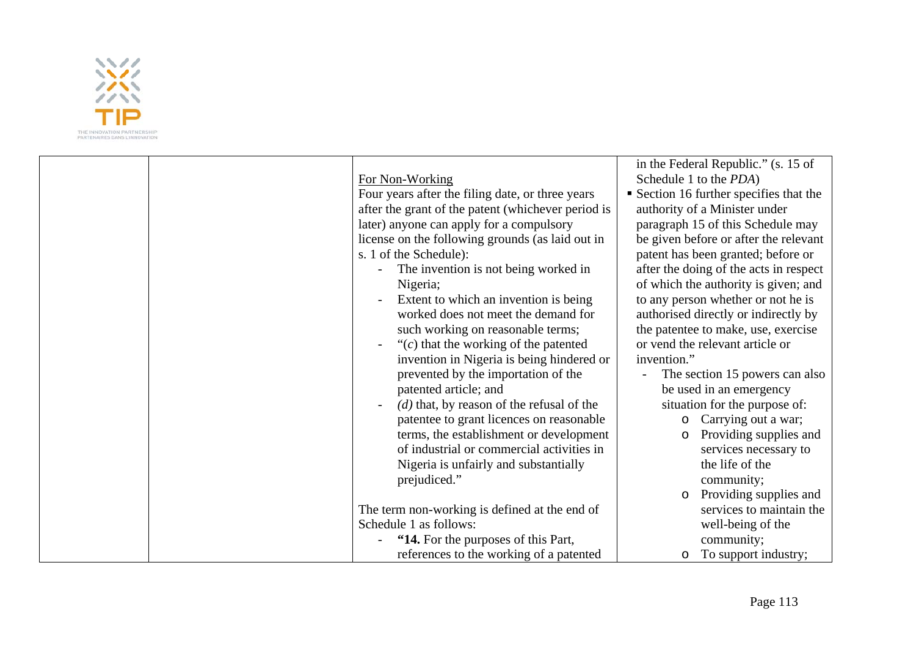| | | For Non-Working<br>Four years after the filing date, or three years after the grant of the patent (whichever period is later) anyone can apply for a compulsory license on the following grounds (as laid out in s. 1 of the Schedule):<br>- The invention is not being worked in Nigeria;<br>- Extent to which an invention is being worked does not meet the demand for such working on reasonable terms;<br>- "(*c*) that the working of the patented invention in Nigeria is being hindered or prevented by the importation of the patented article; and<br>- *(d)* that, by reason of the refusal of the patentee to grant licences on reasonable terms, the establishment or development of industrial or commercial activities in Nigeria is unfairly and substantially prejudiced."<br><br>The term non-working is defined at the end of Schedule 1 as follows:<br>- **"14.** For the purposes of this Part, references to the working of a patented | in the Federal Republic." (s. 15 of Schedule 1 to the *PDA*)<br>▪ Section 16 further specifies that the authority of a Minister under paragraph 15 of this Schedule may be given before or after the relevant patent has been granted; before or after the doing of the acts in respect of which the authority is given; and to any person whether or not he is authorised directly or indirectly by the patentee to make, use, exercise or vend the relevant article or invention."<br>- The section 15 powers can also be used in an emergency situation for the purpose of:<br>  - Carrying out a war;<br>  - Providing supplies and services necessary to the life of the community;<br>  - Providing supplies and services to maintain the well-being of the community;<br>  - To support industry; |
|---|---|---|---|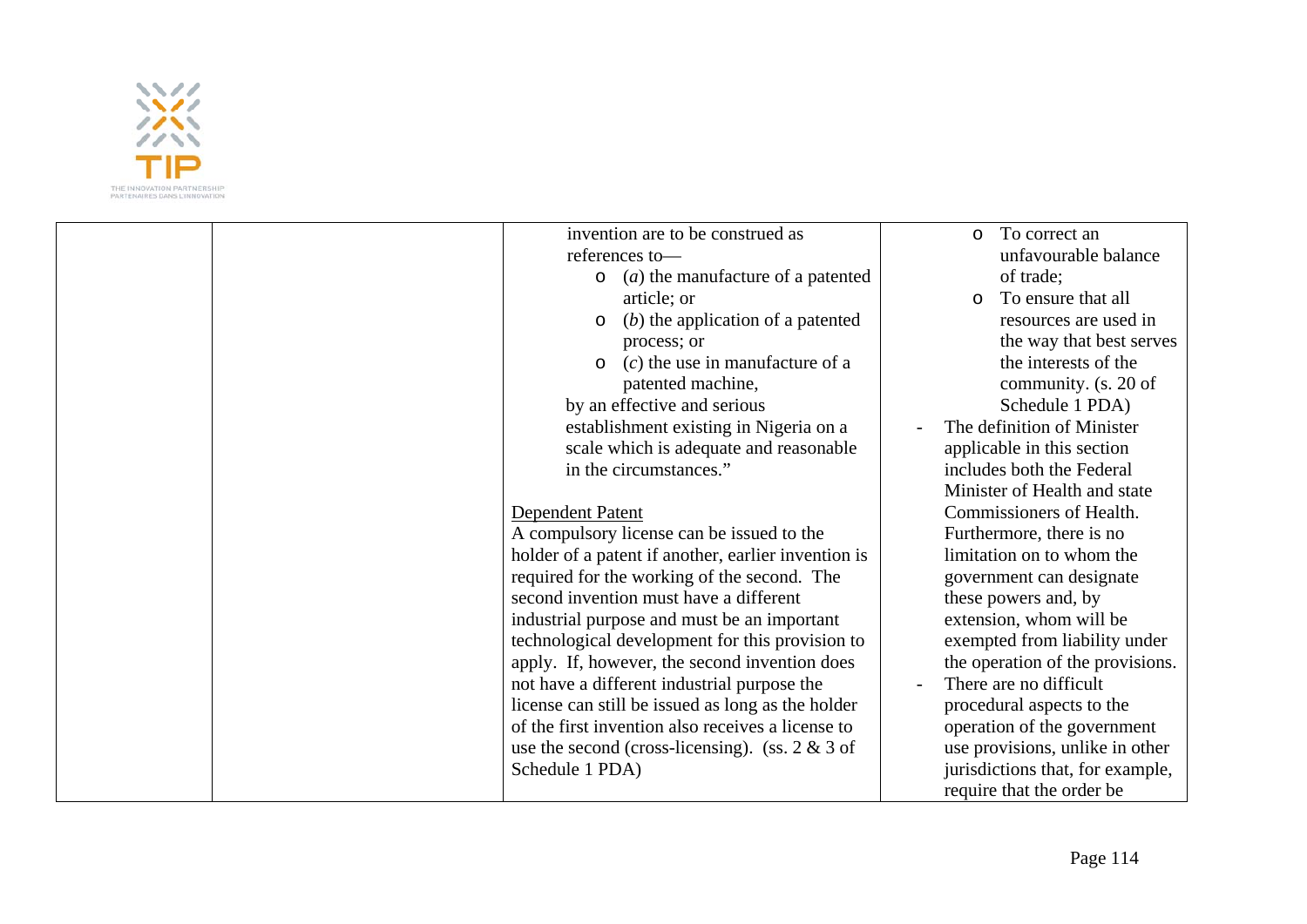| | | invention are to be construed as references to—<br>o (*a*) the manufacture of a patented article; or<br>o (*b*) the application of a patented process; or<br>o (*c*) the use in manufacture of a patented machine,<br>by an effective and serious establishment existing in Nigeria on a scale which is adequate and reasonable in the circumstances."<br><br><u>Dependent Patent</u><br>A compulsory license can be issued to the holder of a patent if another, earlier invention is required for the working of the second. The second invention must have a different industrial purpose and must be an important technological development for this provision to apply. If, however, the second invention does not have a different industrial purpose the license can still be issued as long as the holder of the first invention also receives a license to use the second (cross-licensing). (ss. 2 & 3 of Schedule 1 PDA) | o To correct an unfavourable balance of trade;<br>o To ensure that all resources are used in the way that best serves the interests of the community. (s. 20 of Schedule 1 PDA)<br>- The definition of Minister applicable in this section includes both the Federal Minister of Health and state Commissioners of Health. Furthermore, there is no limitation on to whom the government can designate these powers and, by extension, whom will be exempted from liability under the operation of the provisions.<br>- There are no difficult procedural aspects to the operation of the government use provisions, unlike in other jurisdictions that, for example, require that the order be |
|---|---|---|---|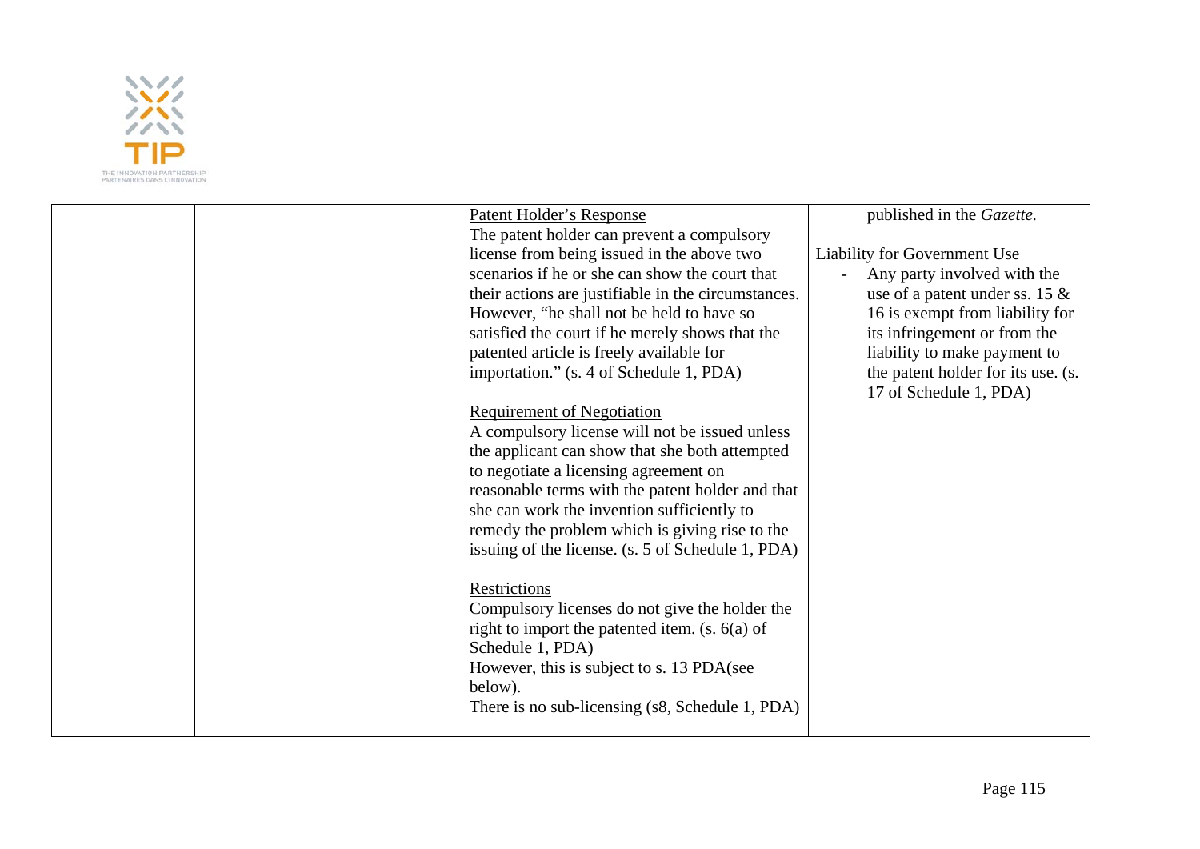|  |  | <u>Patent Holder's Response</u><br>The patent holder can prevent a compulsory license from being issued in the above two scenarios if he or she can show the court that their actions are justifiable in the circumstances. However, "he shall not be held to have so satisfied the court if he merely shows that the patented article is freely available for importation." (s. 4 of Schedule 1, PDA)<br><br><u>Requirement of Negotiation</u><br>A compulsory license will not be issued unless the applicant can show that she both attempted to negotiate a licensing agreement on reasonable terms with the patent holder and that she can work the invention sufficiently to remedy the problem which is giving rise to the issuing of the license. (s. 5 of Schedule 1, PDA)<br><br><u>Restrictions</u><br>Compulsory licenses do not give the holder the right to import the patented item. (s. 6(a) of Schedule 1, PDA)<br>However, this is subject to s. 13 PDA(see below).<br>There is no sub-licensing (s8, Schedule 1, PDA) | published in the *Gazette.*<br><br><u>Liability for Government Use</u><br>- Any party involved with the use of a patent under ss. 15 & 16 is exempt from liability for its infringement or from the liability to make payment to the patent holder for its use. (s. 17 of Schedule 1, PDA) |
|---|---|---|---|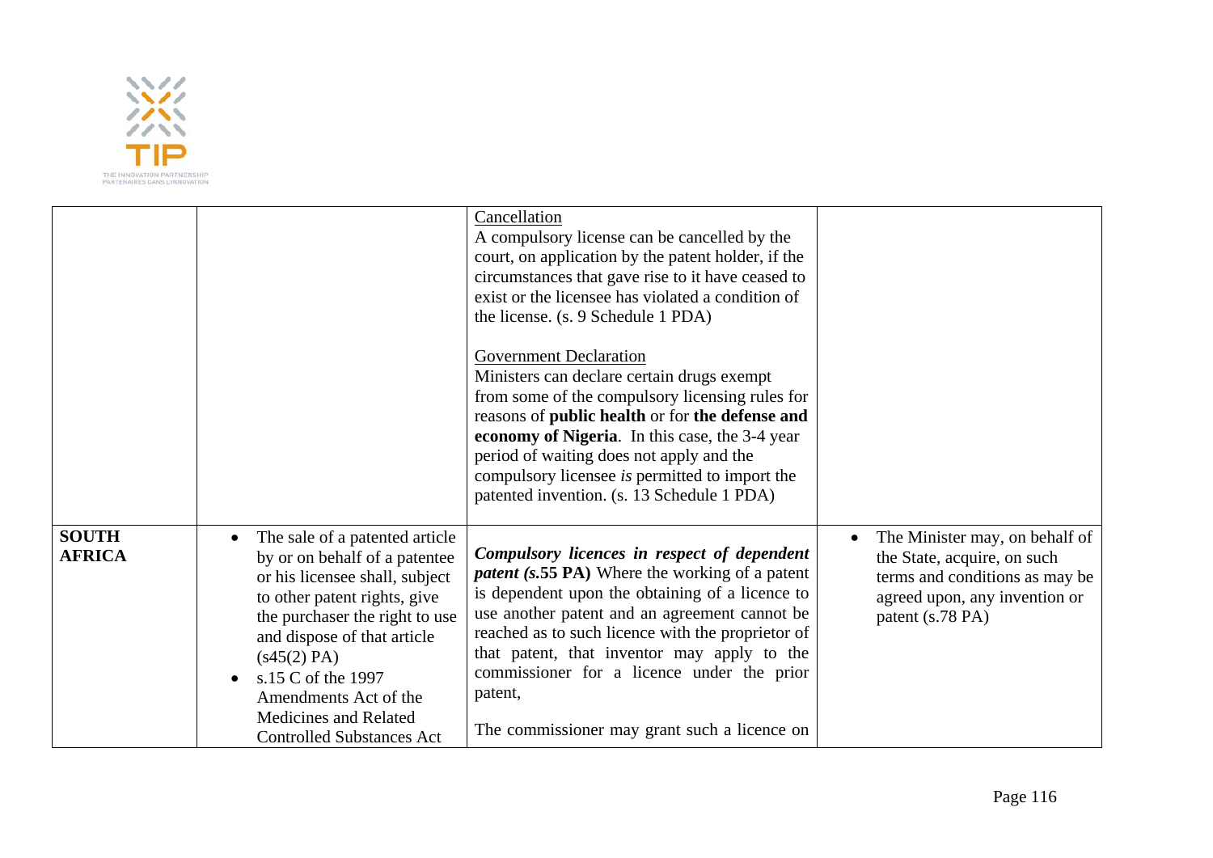| | | | |
|---|---|---|---|
| | | Cancellation<br>A compulsory license can be cancelled by the court, on application by the patent holder, if the circumstances that gave rise to it have ceased to exist or the licensee has violated a condition of the license. (s. 9 Schedule 1 PDA)<br><br>Government Declaration<br>Ministers can declare certain drugs exempt from some of the compulsory licensing rules for reasons of **public health** or for **the defense and economy of Nigeria**. In this case, the 3-4 year period of waiting does not apply and the compulsory licensee *is* permitted to import the patented invention. (s. 13 Schedule 1 PDA) | |
| **SOUTH AFRICA** | • The sale of a patented article by or on behalf of a patentee or his licensee shall, subject to other patent rights, give the purchaser the right to use and dispose of that article (s45(2) PA)<br>• s.15 C of the 1997 Amendments Act of the Medicines and Related Controlled Substances Act | ***Compulsory licences in respect of dependent patent (s.*****55 PA)** Where the working of a patent is dependent upon the obtaining of a licence to use another patent and an agreement cannot be reached as to such licence with the proprietor of that patent, that inventor may apply to the commissioner for a licence under the prior patent,<br><br>The commissioner may grant such a licence on | • The Minister may, on behalf of the State, acquire, on such terms and conditions as may be agreed upon, any invention or patent (s.78 PA) |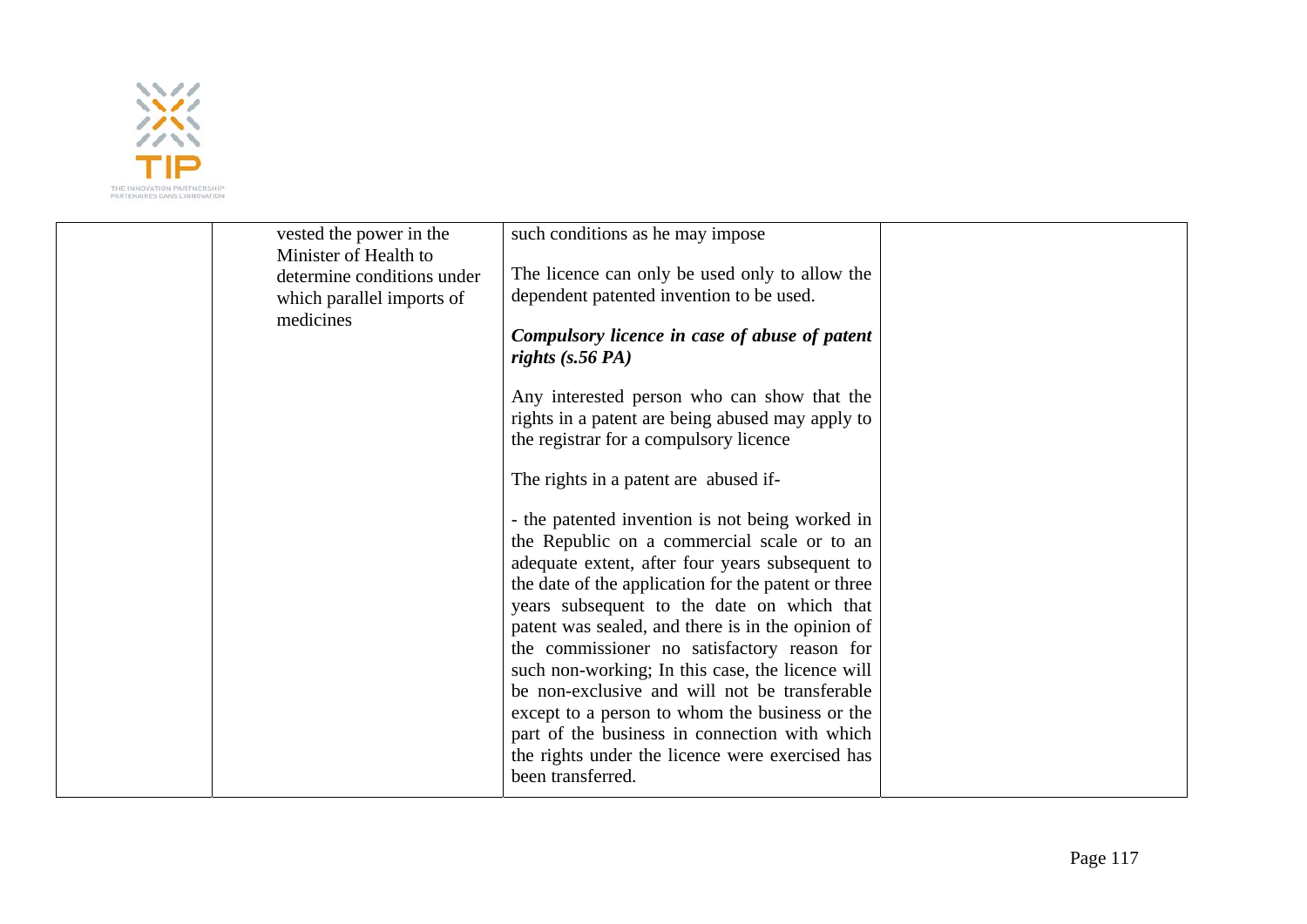|  | vested the power in the Minister of Health to determine conditions under which parallel imports of medicines | such conditions as he may impose<br><br>The licence can only be used only to allow the dependent patented invention to be used.<br><br>***Compulsory licence in case of abuse of patent rights (s.56 PA)***<br><br>Any interested person who can show that the rights in a patent are being abused may apply to the registrar for a compulsory licence<br><br>The rights in a patent are abused if-<br><br>- the patented invention is not being worked in the Republic on a commercial scale or to an adequate extent, after four years subsequent to the date of the application for the patent or three years subsequent to the date on which that patent was sealed, and there is in the opinion of the commissioner no satisfactory reason for such non-working; In this case, the licence will be non-exclusive and will not be transferable except to a person to whom the business or the part of the business in connection with which the rights under the licence were exercised has been transferred. |  |
| --- | --- | --- | --- |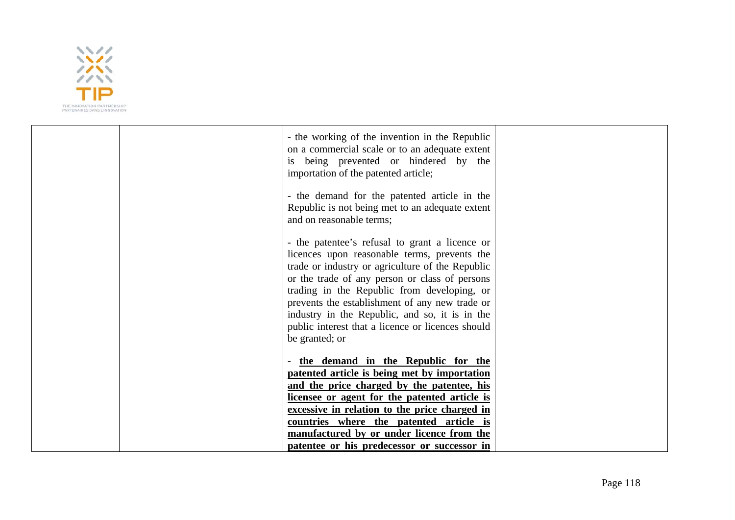| | | - the working of the invention in the Republic on a commercial scale or to an adequate extent is being prevented or hindered by the importation of the patented article;<br><br>- the demand for the patented article in the Republic is not being met to an adequate extent and on reasonable terms;<br><br>- the patentee's refusal to grant a licence or licences upon reasonable terms, prevents the trade or industry or agriculture of the Republic or the trade of any person or class of persons trading in the Republic from developing, or prevents the establishment of any new trade or industry in the Republic, and so, it is in the public interest that a licence or licences should be granted; or<br><br>- **<u>the demand in the Republic for the patented article is being met by importation and the price charged by the patentee, his licensee or agent for the patented article is excessive in relation to the price charged in countries where the patented article is manufactured by or under licence from the patentee or his predecessor or successor in</u>** | |
|---|---|---|---|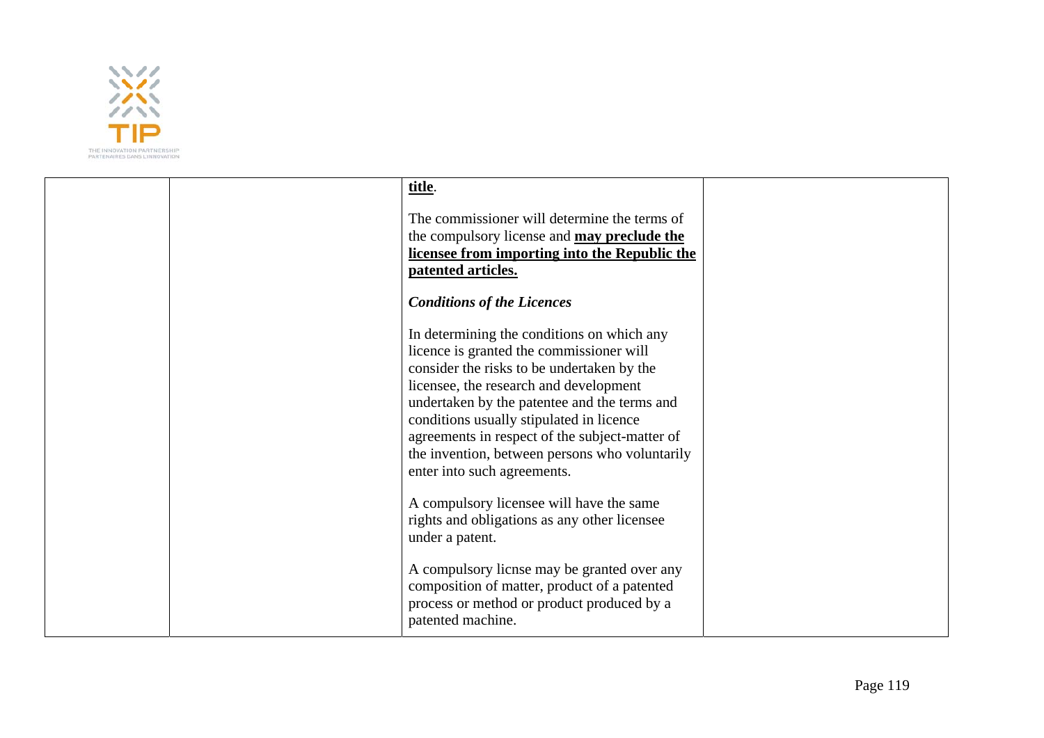| | | **title**.<br><br>The commissioner will determine the terms of the compulsory license and **may preclude the licensee from importing into the Republic the patented articles.**<br><br>***Conditions of the Licences***<br><br>In determining the conditions on which any licence is granted the commissioner will consider the risks to be undertaken by the licensee, the research and development undertaken by the patentee and the terms and conditions usually stipulated in licence agreements in respect of the subject-matter of the invention, between persons who voluntarily enter into such agreements.<br><br>A compulsory licensee will have the same rights and obligations as any other licensee under a patent.<br><br>A compulsory licnse may be granted over any composition of matter, product of a patented process or method or product produced by a patented machine. | |
|---|---|---|---|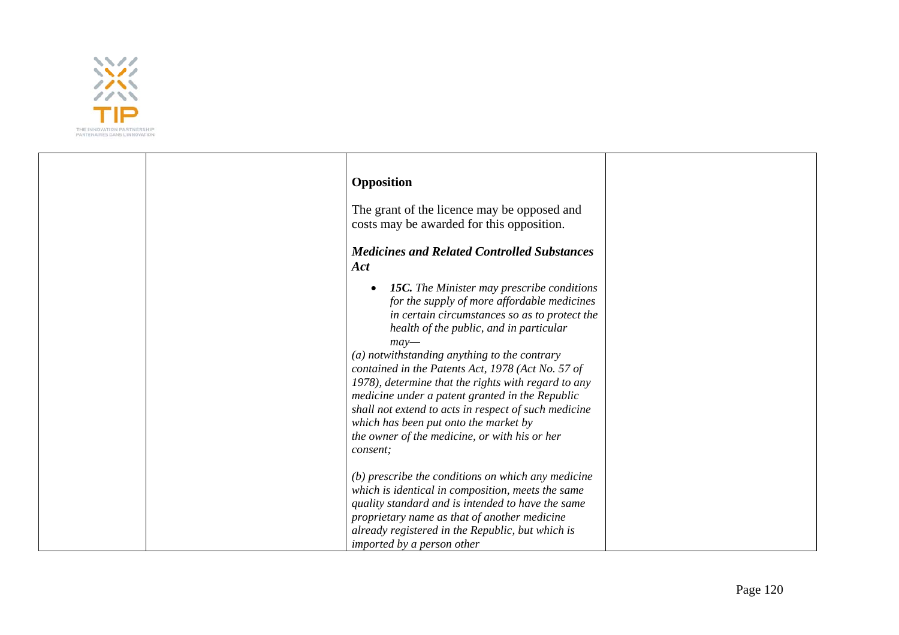| | | **Opposition**<br><br>The grant of the licence may be opposed and costs may be awarded for this opposition.<br><br>***Medicines and Related Controlled Substances Act***<br><br>• ***15C.*** *The Minister may prescribe conditions for the supply of more affordable medicines in certain circumstances so as to protect the health of the public, and in particular may—*<br>*(a) notwithstanding anything to the contrary contained in the Patents Act, 1978 (Act No. 57 of 1978), determine that the rights with regard to any medicine under a patent granted in the Republic shall not extend to acts in respect of such medicine which has been put onto the market by the owner of the medicine, or with his or her consent;*<br><br>*(b) prescribe the conditions on which any medicine which is identical in composition, meets the same quality standard and is intended to have the same proprietary name as that of another medicine already registered in the Republic, but which is imported by a person other* | |
|---|---|---|---|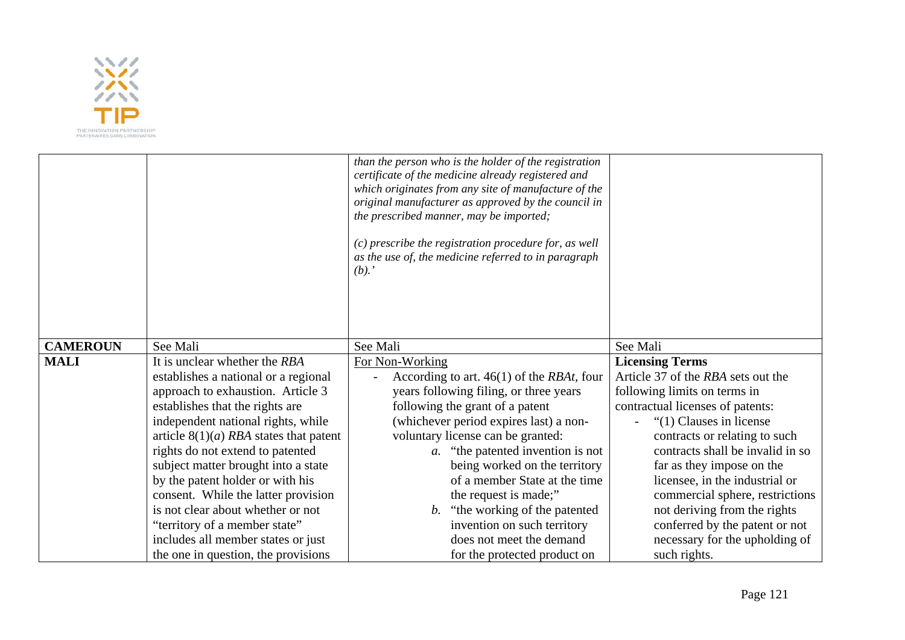| | | | |
|---|---|---|---|
| | | *than the person who is the holder of the registration certificate of the medicine already registered and which originates from any site of manufacture of the original manufacturer as approved by the council in the prescribed manner, may be imported;*<br><br>*(c) prescribe the registration procedure for, as well as the use of, the medicine referred to in paragraph (b).'* | |
| **CAMEROUN** | See Mali | See Mali | See Mali |
| **MALI** | It is unclear whether the *RBA* establishes a national or a regional approach to exhaustion. Article 3 establishes that the rights are independent national rights, while article 8(1)(*a*) *RBA* states that patent rights do not extend to patented subject matter brought into a state by the patent holder or with his consent. While the latter provision is not clear about whether or not "territory of a member state" includes all member states or just the one in question, the provisions | For Non-Working<br>- According to art. 46(1) of the *RBAt*, four years following filing, or three years following the grant of a patent (whichever period expires last) a non-voluntary license can be granted:<br>*a.* "the patented invention is not being worked on the territory of a member State at the time the request is made;"<br>*b.* "the working of the patented invention on such territory does not meet the demand for the protected product on | **Licensing Terms**<br>Article 37 of the *RBA* sets out the following limits on terms in contractual licenses of patents:<br>- "(1) Clauses in license contracts or relating to such contracts shall be invalid in so far as they impose on the licensee, in the industrial or commercial sphere, restrictions not deriving from the rights conferred by the patent or not necessary for the upholding of such rights. |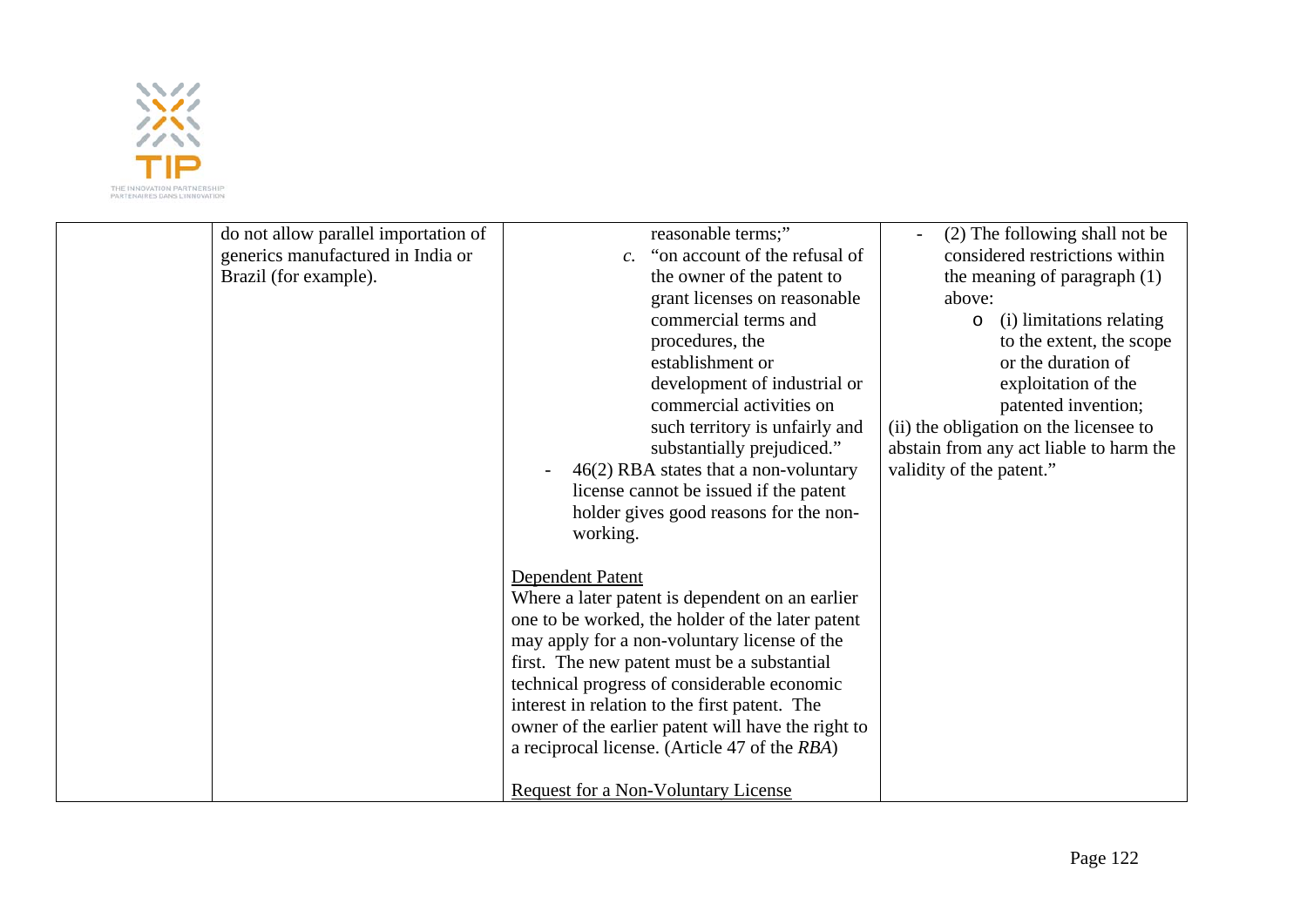| | | | |
|---|---|---|---|
| | do not allow parallel importation of generics manufactured in India or Brazil (for example). | reasonable terms;"<br>*c.* "on account of the refusal of the owner of the patent to grant licenses on reasonable commercial terms and procedures, the establishment or development of industrial or commercial activities on such territory is unfairly and substantially prejudiced."<br>- 46(2) RBA states that a non-voluntary license cannot be issued if the patent holder gives good reasons for the non-working.<br><br><u>Dependent Patent</u><br>Where a later patent is dependent on an earlier one to be worked, the holder of the later patent may apply for a non-voluntary license of the first. The new patent must be a substantial technical progress of considerable economic interest in relation to the first patent. The owner of the earlier patent will have the right to a reciprocal license. (Article 47 of the *RBA*)<br><br><u>Request for a Non-Voluntary License</u> | - (2) The following shall not be considered restrictions within the meaning of paragraph (1) above:<br>o (i) limitations relating to the extent, the scope or the duration of exploitation of the patented invention;<br>(ii) the obligation on the licensee to abstain from any act liable to harm the validity of the patent." |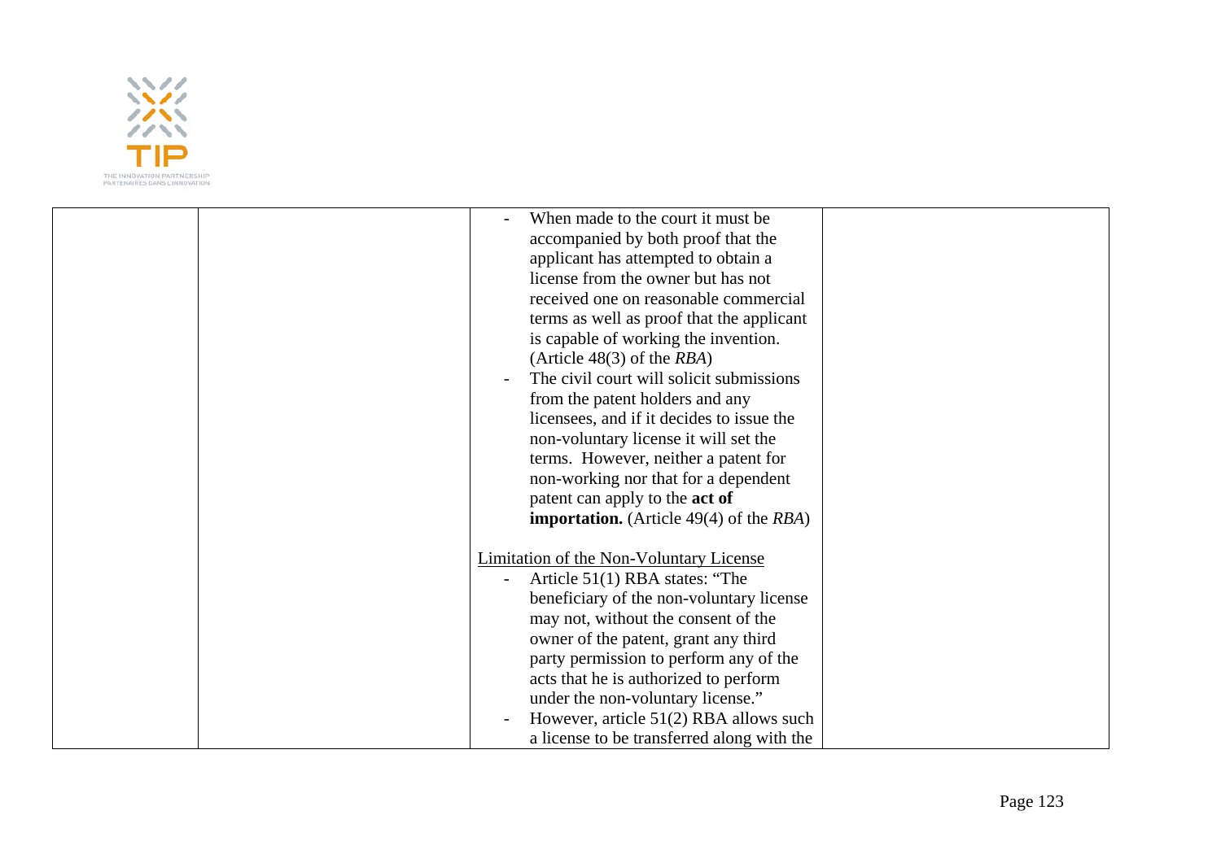| | | - When made to the court it must be accompanied by both proof that the applicant has attempted to obtain a license from the owner but has not received one on reasonable commercial terms as well as proof that the applicant is capable of working the invention. (Article 48(3) of the *RBA*)<br>- The civil court will solicit submissions from the patent holders and any licensees, and if it decides to issue the non-voluntary license it will set the terms. However, neither a patent for non-working nor that for a dependent patent can apply to the **act of importation.** (Article 49(4) of the *RBA*)<br><br><u>Limitation of the Non-Voluntary License</u><br>- Article 51(1) RBA states: "The beneficiary of the non-voluntary license may not, without the consent of the owner of the patent, grant any third party permission to perform any of the acts that he is authorized to perform under the non-voluntary license."<br>- However, article 51(2) RBA allows such a license to be transferred along with the | |
|---|---|---|---|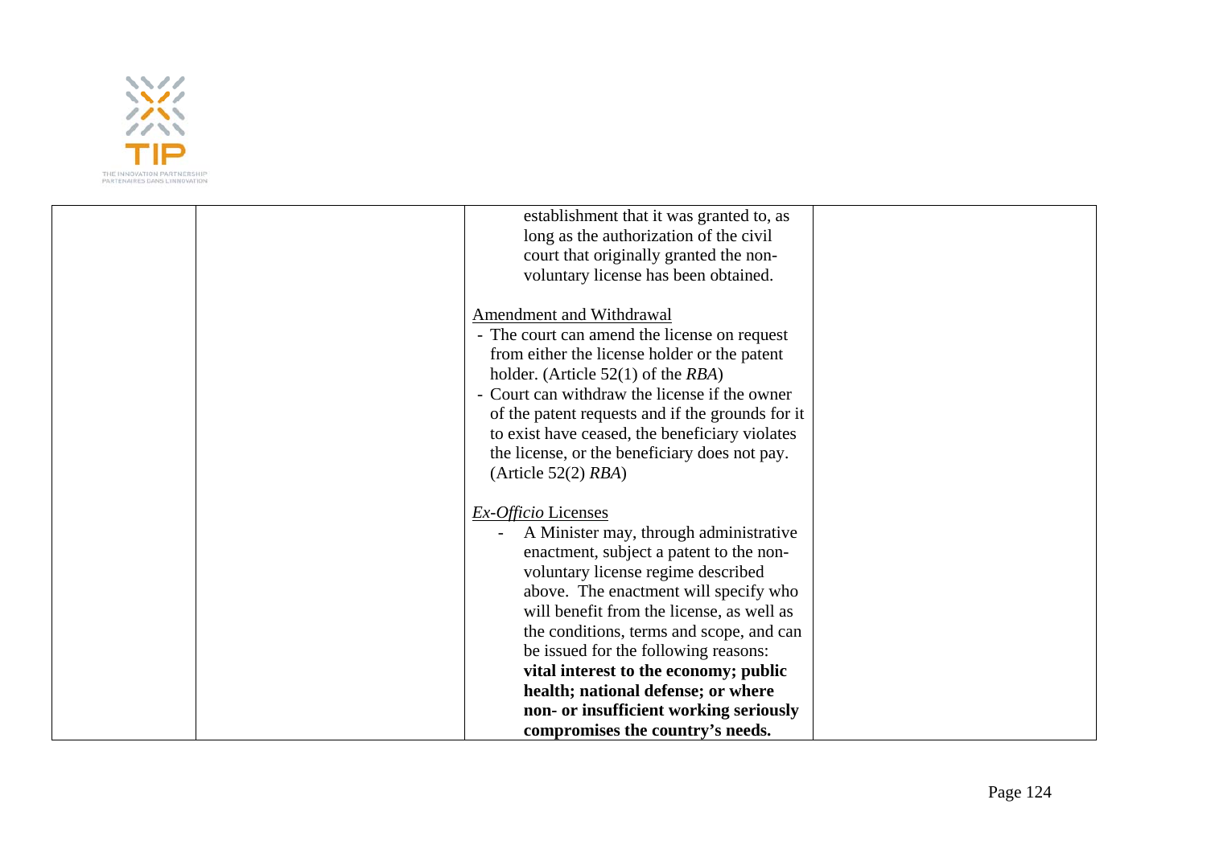| | | establishment that it was granted to, as long as the authorization of the civil court that originally granted the non-voluntary license has been obtained.<br><br><u>Amendment and Withdrawal</u><br>- The court can amend the license on request from either the license holder or the patent holder. (Article 52(1) of the *RBA*)<br>- Court can withdraw the license if the owner of the patent requests and if the grounds for it to exist have ceased, the beneficiary violates the license, or the beneficiary does not pay. (Article 52(2) *RBA*)<br><br><u>*Ex-Officio* Licenses</u><br>- A Minister may, through administrative enactment, subject a patent to the non-voluntary license regime described above. The enactment will specify who will benefit from the license, as well as the conditions, terms and scope, and can be issued for the following reasons: **vital interest to the economy; public health; national defense; or where non- or insufficient working seriously compromises the country's needs.** | |
|---|---|---|---|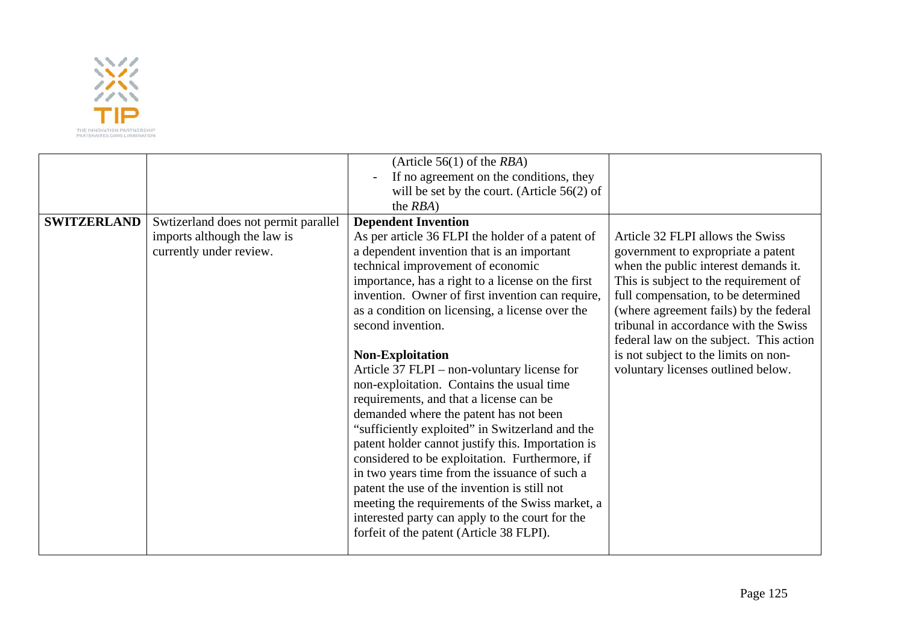| | | | |
|---|---|---|---|
| | | (Article 56(1) of the *RBA*)<br>- If no agreement on the conditions, they will be set by the court. (Article 56(2) of the *RBA*) | |
| **SWITZERLAND** | Swtizerland does not permit parallel imports although the law is currently under review. | **Dependent Invention**<br>As per article 36 FLPI the holder of a patent of a dependent invention that is an important technical improvement of economic importance, has a right to a license on the first invention. Owner of first invention can require, as a condition on licensing, a license over the second invention.<br><br>**Non-Exploitation**<br>Article 37 FLPI – non-voluntary license for non-exploitation. Contains the usual time requirements, and that a license can be demanded where the patent has not been "sufficiently exploited" in Switzerland and the patent holder cannot justify this. Importation is considered to be exploitation. Furthermore, if in two years time from the issuance of such a patent the use of the invention is still not meeting the requirements of the Swiss market, a interested party can apply to the court for the forfeit of the patent (Article 38 FLPI). | Article 32 FLPI allows the Swiss government to expropriate a patent when the public interest demands it. This is subject to the requirement of full compensation, to be determined (where agreement fails) by the federal tribunal in accordance with the Swiss federal law on the subject. This action is not subject to the limits on non-voluntary licenses outlined below. |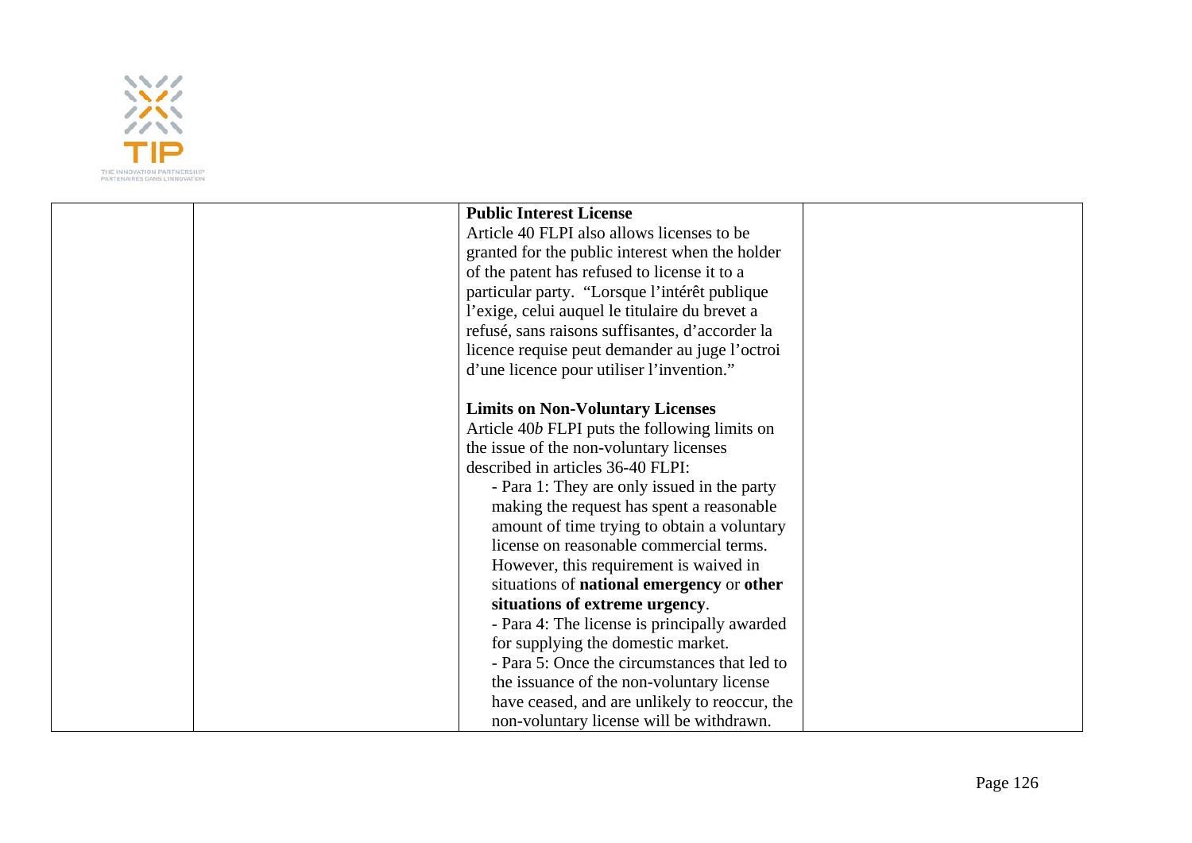| | | **Public Interest License**<br>Article 40 FLPI also allows licenses to be granted for the public interest when the holder of the patent has refused to license it to a particular party. "Lorsque l'intérêt publique l'exige, celui auquel le titulaire du brevet a refusé, sans raisons suffisantes, d'accorder la licence requise peut demander au juge l'octroi d'une licence pour utiliser l'invention."<br><br>**Limits on Non-Voluntary Licenses**<br>Article 40*b* FLPI puts the following limits on the issue of the non-voluntary licenses described in articles 36-40 FLPI:<br>- Para 1: They are only issued in the party making the request has spent a reasonable amount of time trying to obtain a voluntary license on reasonable commercial terms. However, this requirement is waived in situations of **national emergency** or **other situations of extreme urgency**.<br>- Para 4: The license is principally awarded for supplying the domestic market.<br>- Para 5: Once the circumstances that led to the issuance of the non-voluntary license have ceased, and are unlikely to reoccur, the non-voluntary license will be withdrawn. | |
|---|---|---|---|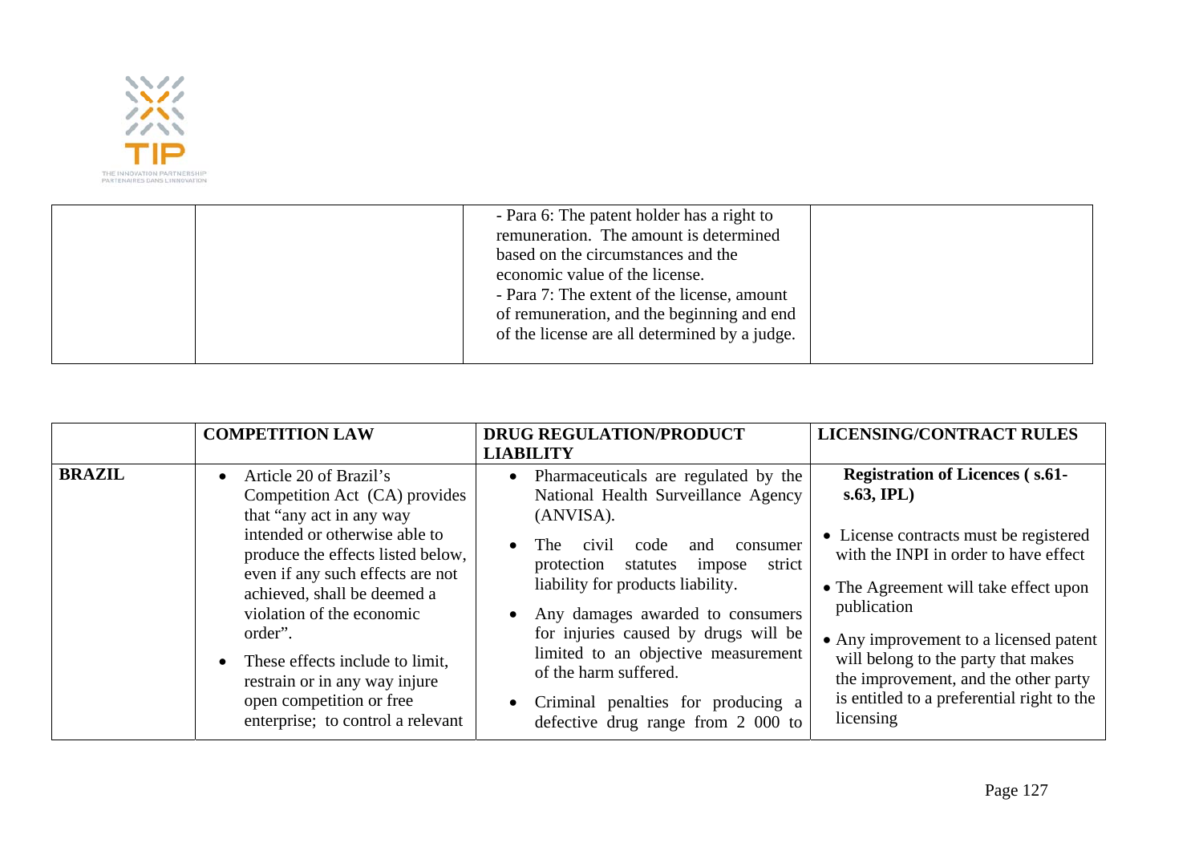| | | | |
|---|---|---|---|
| | | - Para 6: The patent holder has a right to remuneration. The amount is determined based on the circumstances and the economic value of the license.<br>- Para 7: The extent of the license, amount of remuneration, and the beginning and end of the license are all determined by a judge. | |

| | COMPETITION LAW | DRUG REGULATION/PRODUCT LIABILITY | LICENSING/CONTRACT RULES |
|---|---|---|---|
| **BRAZIL** | • Article 20 of Brazil's Competition Act (CA) provides that "any act in any way intended or otherwise able to produce the effects listed below, even if any such effects are not achieved, shall be deemed a violation of the economic order".<br>• These effects include to limit, restrain or in any way injure open competition or free enterprise; to control a relevant | • Pharmaceuticals are regulated by the National Health Surveillance Agency (ANVISA).<br>• The civil code and consumer protection statutes impose strict liability for products liability.<br>• Any damages awarded to consumers for injuries caused by drugs will be limited to an objective measurement of the harm suffered.<br>• Criminal penalties for producing a defective drug range from 2 000 to | **Registration of Licences ( s.61-s.63, IPL)**<br>• License contracts must be registered with the INPI in order to have effect<br>• The Agreement will take effect upon publication<br>• Any improvement to a licensed patent will belong to the party that makes the improvement, and the other party is entitled to a preferential right to the licensing |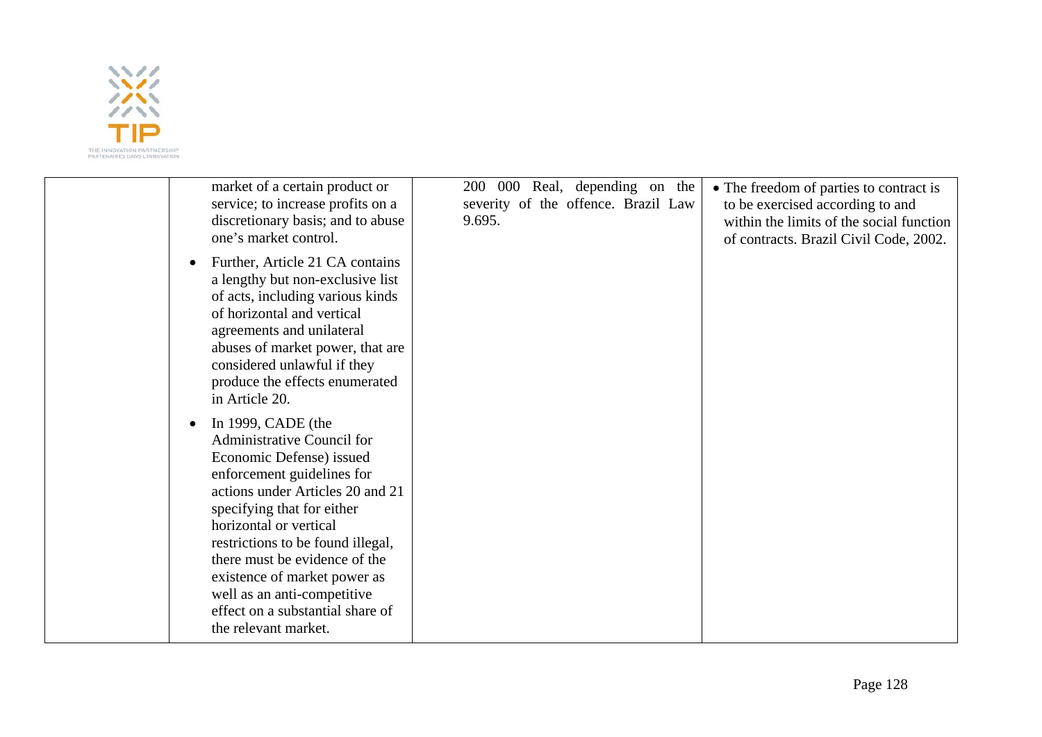| | | | |
|---|---|---|---|
| | market of a certain product or service; to increase profits on a discretionary basis; and to abuse one's market control. <br>• Further, Article 21 CA contains a lengthy but non-exclusive list of acts, including various kinds of horizontal and vertical agreements and unilateral abuses of market power, that are considered unlawful if they produce the effects enumerated in Article 20. <br>• In 1999, CADE (the Administrative Council for Economic Defense) issued enforcement guidelines for actions under Articles 20 and 21 specifying that for either horizontal or vertical restrictions to be found illegal, there must be evidence of the existence of market power as well as an anti-competitive effect on a substantial share of the relevant market. | 200 000 Real, depending on the severity of the offence. Brazil Law 9.695. | • The freedom of parties to contract is to be exercised according to and within the limits of the social function of contracts. Brazil Civil Code, 2002. |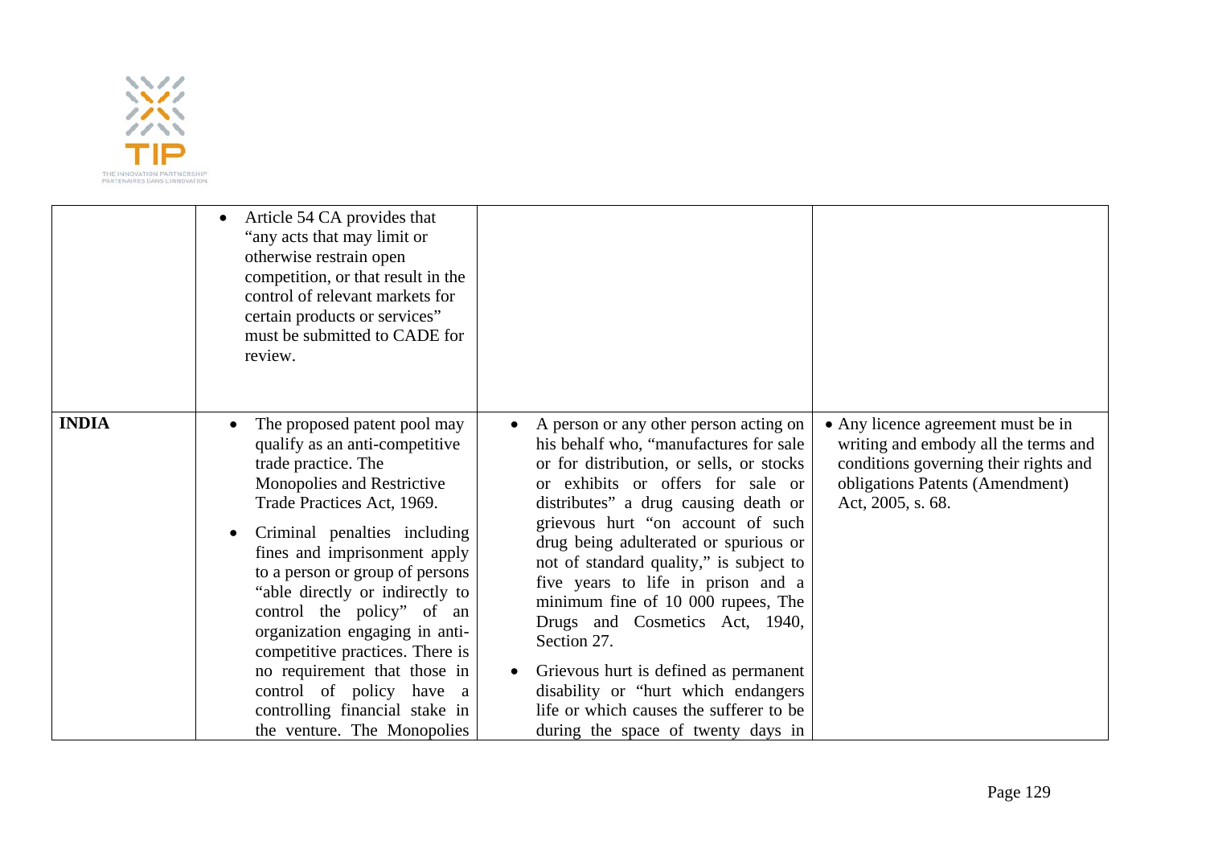|  |  |  |  |
|---|---|---|---|
|  | • Article 54 CA provides that "any acts that may limit or otherwise restrain open competition, or that result in the control of relevant markets for certain products or services" must be submitted to CADE for review. |  |  |
| **INDIA** | • The proposed patent pool may qualify as an anti-competitive trade practice. The Monopolies and Restrictive Trade Practices Act, 1969.<br><br>• Criminal penalties including fines and imprisonment apply to a person or group of persons "able directly or indirectly to control the policy" of an organization engaging in anti-competitive practices. There is no requirement that those in control of policy have a controlling financial stake in the venture. The Monopolies | • A person or any other person acting on his behalf who, "manufactures for sale or for distribution, or sells, or stocks or exhibits or offers for sale or distributes" a drug causing death or grievous hurt "on account of such drug being adulterated or spurious or not of standard quality," is subject to five years to life in prison and a minimum fine of 10 000 rupees, The Drugs and Cosmetics Act, 1940, Section 27.<br><br>• Grievous hurt is defined as permanent disability or "hurt which endangers life or which causes the sufferer to be during the space of twenty days in | • Any licence agreement must be in writing and embody all the terms and conditions governing their rights and obligations Patents (Amendment) Act, 2005, s. 68. |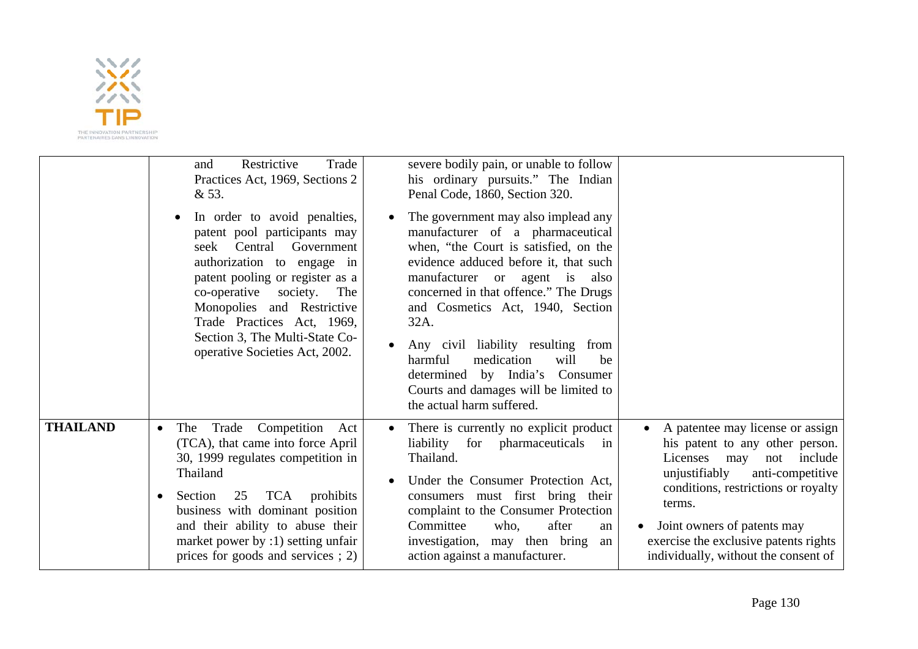| | | | |
|---|---|---|---|
| | and Restrictive Trade Practices Act, 1969, Sections 2 & 53.<br>• In order to avoid penalties, patent pool participants may seek Central Government authorization to engage in patent pooling or register as a co-operative society. The Monopolies and Restrictive Trade Practices Act, 1969, Section 3, The Multi-State Co-operative Societies Act, 2002. | severe bodily pain, or unable to follow his ordinary pursuits." The Indian Penal Code, 1860, Section 320.<br>• The government may also implead any manufacturer of a pharmaceutical when, "the Court is satisfied, on the evidence adduced before it, that such manufacturer or agent is also concerned in that offence." The Drugs and Cosmetics Act, 1940, Section 32A.<br>• Any civil liability resulting from harmful medication will be determined by India's Consumer Courts and damages will be limited to the actual harm suffered. | |
| **THAILAND** | • The Trade Competition Act (TCA), that came into force April 30, 1999 regulates competition in Thailand<br>• Section 25 TCA prohibits business with dominant position and their ability to abuse their market power by :1) setting unfair prices for goods and services ; 2) | • There is currently no explicit product liability for pharmaceuticals in Thailand.<br>• Under the Consumer Protection Act, consumers must first bring their complaint to the Consumer Protection Committee who, after an investigation, may then bring an action against a manufacturer. | • A patentee may license or assign his patent to any other person. Licenses may not include unjustifiably anti-competitive conditions, restrictions or royalty terms.<br>• Joint owners of patents may exercise the exclusive patents rights individually, without the consent of |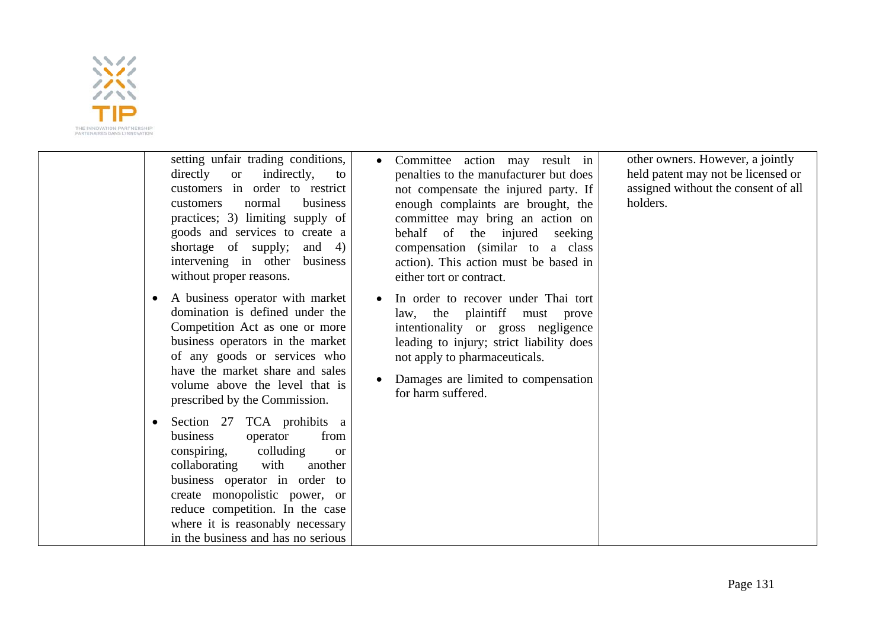| | | | |
|---|---|---|---|
| | setting unfair trading conditions, directly or indirectly, to customers in order to restrict customers normal business practices; 3) limiting supply of goods and services to create a shortage of supply; and 4) intervening in other business without proper reasons.<br><br>• A business operator with market domination is defined under the Competition Act as one or more business operators in the market of any goods or services who have the market share and sales volume above the level that is prescribed by the Commission.<br><br>• Section 27 TCA prohibits a business operator from conspiring, colluding or collaborating with another business operator in order to create monopolistic power, or reduce competition. In the case where it is reasonably necessary in the business and has no serious | • Committee action may result in penalties to the manufacturer but does not compensate the injured party. If enough complaints are brought, the committee may bring an action on behalf of the injured seeking compensation (similar to a class action). This action must be based in either tort or contract.<br><br>• In order to recover under Thai tort law, the plaintiff must prove intentionality or gross negligence leading to injury; strict liability does not apply to pharmaceuticals.<br><br>• Damages are limited to compensation for harm suffered. | other owners. However, a jointly held patent may not be licensed or assigned without the consent of all holders. |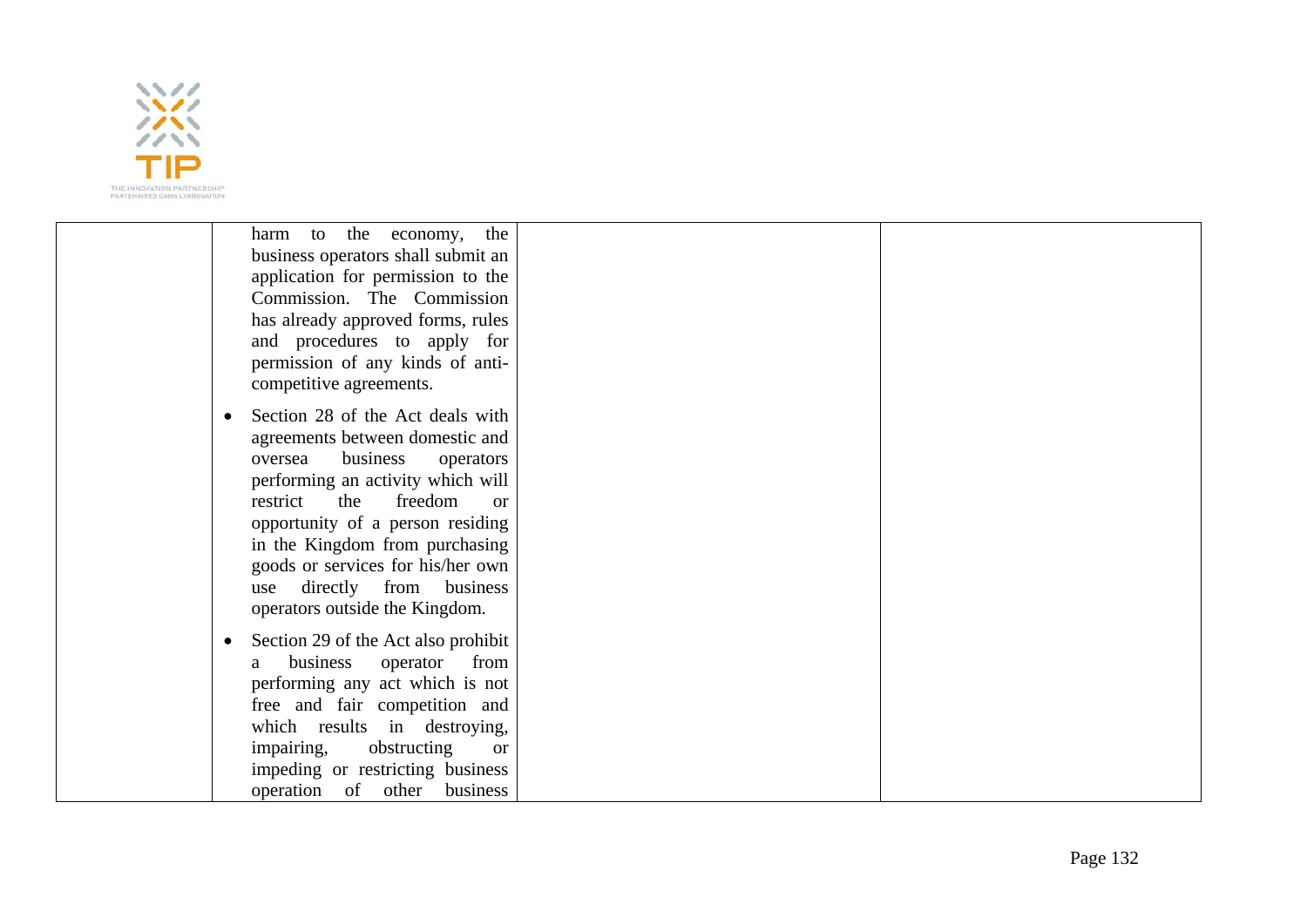|  | harm to the economy, the business operators shall submit an application for permission to the Commission. The Commission has already approved forms, rules and procedures to apply for permission of any kinds of anti-competitive agreements.<br><br>• Section 28 of the Act deals with agreements between domestic and oversea business operators performing an activity which will restrict the freedom or opportunity of a person residing in the Kingdom from purchasing goods or services for his/her own use directly from business operators outside the Kingdom.<br><br>• Section 29 of the Act also prohibit a business operator from performing any act which is not free and fair competition and which results in destroying, impairing, obstructing or impeding or restricting business operation of other business |  |  |
|---|---|---|---|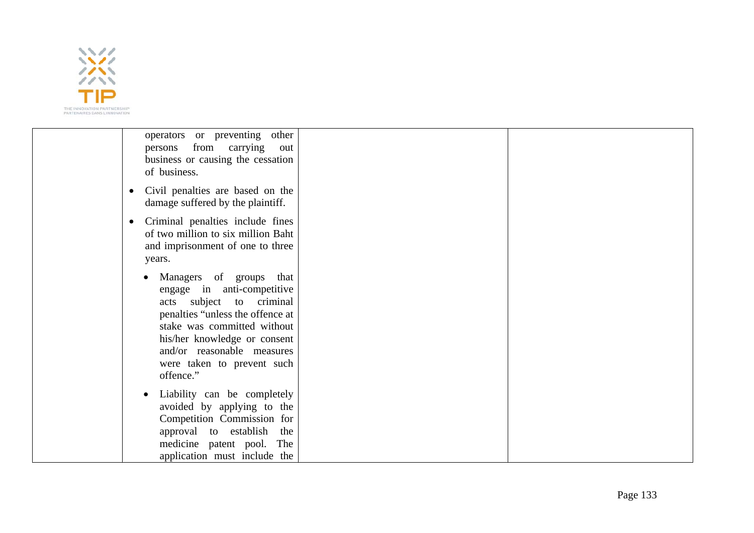| | | | |
|---|---|---|---|
| | operators or preventing other persons from carrying out business or causing the cessation of business.<br><br>• Civil penalties are based on the damage suffered by the plaintiff.<br><br>• Criminal penalties include fines of two million to six million Baht and imprisonment of one to three years.<br><br>&nbsp;&nbsp;&nbsp;&nbsp;• Managers of groups that engage in anti-competitive acts subject to criminal penalties "unless the offence at stake was committed without his/her knowledge or consent and/or reasonable measures were taken to prevent such offence."<br><br>&nbsp;&nbsp;&nbsp;&nbsp;• Liability can be completely avoided by applying to the Competition Commission for approval to establish the medicine patent pool. The application must include the | | |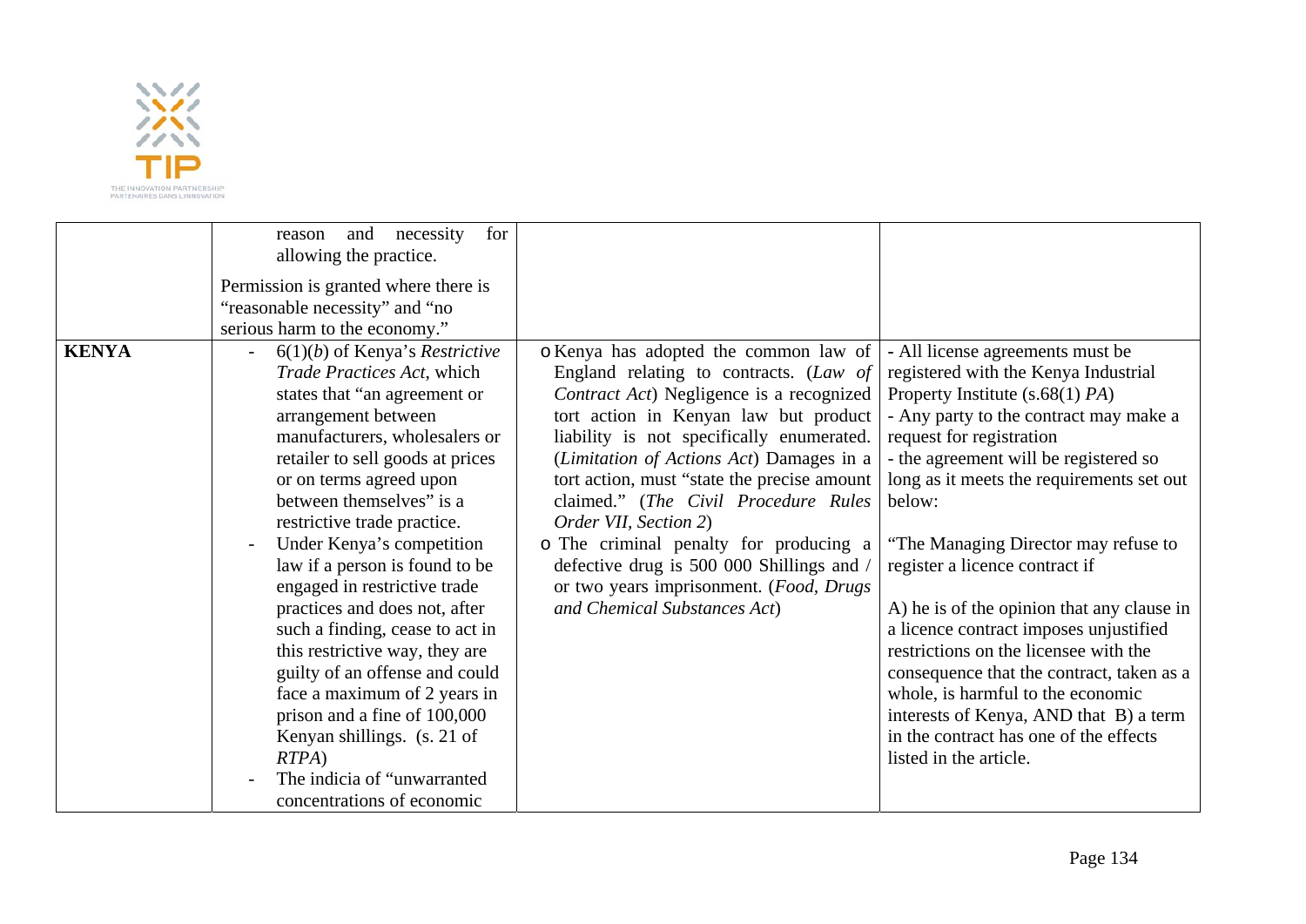| | | | |
|---|---|---|---|
| | reason and necessity for allowing the practice.<br><br>Permission is granted where there is "reasonable necessity" and "no serious harm to the economy." | | |
| **KENYA** | - 6(1)(*b*) of Kenya's *Restrictive Trade Practices Act*, which states that "an agreement or arrangement between manufacturers, wholesalers or retailer to sell goods at prices or on terms agreed upon between themselves" is a restrictive trade practice.<br>- Under Kenya's competition law if a person is found to be engaged in restrictive trade practices and does not, after such a finding, cease to act in this restrictive way, they are guilty of an offense and could face a maximum of 2 years in prison and a fine of 100,000 Kenyan shillings. (s. 21 of *RTPA*)<br>- The indicia of "unwarranted concentrations of economic | o Kenya has adopted the common law of England relating to contracts. (*Law of Contract Act*) Negligence is a recognized tort action in Kenyan law but product liability is not specifically enumerated. (*Limitation of Actions Act*) Damages in a tort action, must "state the precise amount claimed." (*The Civil Procedure Rules Order VII, Section 2*)<br>o The criminal penalty for producing a defective drug is 500 000 Shillings and / or two years imprisonment. (*Food, Drugs and Chemical Substances Act*) | - All license agreements must be registered with the Kenya Industrial Property Institute (s.68(1) *PA*)<br>- Any party to the contract may make a request for registration<br>- the agreement will be registered so long as it meets the requirements set out below:<br><br>"The Managing Director may refuse to register a licence contract if<br><br>A) he is of the opinion that any clause in a licence contract imposes unjustified restrictions on the licensee with the consequence that the contract, taken as a whole, is harmful to the economic interests of Kenya, AND that B) a term in the contract has one of the effects listed in the article. |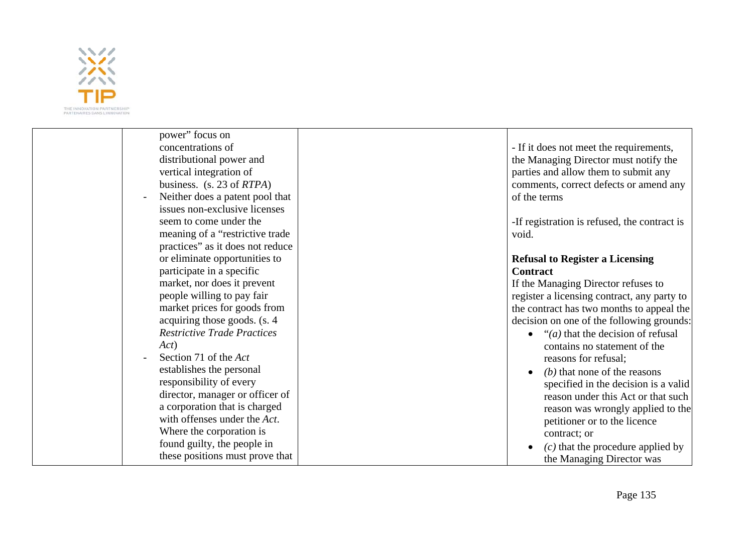| | | | |
|---|---|---|---|
| | power" focus on concentrations of distributional power and vertical integration of business. (s. 23 of *RTPA*)<br>- Neither does a patent pool that issues non-exclusive licenses seem to come under the meaning of a "restrictive trade practices" as it does not reduce or eliminate opportunities to participate in a specific market, nor does it prevent people willing to pay fair market prices for goods from acquiring those goods. (s. 4 *Restrictive Trade Practices Act*)<br>- Section 71 of the *Act* establishes the personal responsibility of every director, manager or officer of a corporation that is charged with offenses under the *Act*. Where the corporation is found guilty, the people in these positions must prove that | | - If it does not meet the requirements, the Managing Director must notify the parties and allow them to submit any comments, correct defects or amend any of the terms<br><br>-If registration is refused, the contract is void.<br><br>**Refusal to Register a Licensing Contract**<br>If the Managing Director refuses to register a licensing contract, any party to the contract has two months to appeal the decision on one of the following grounds:<br>• "*(a)* that the decision of refusal contains no statement of the reasons for refusal;<br>• *(b)* that none of the reasons specified in the decision is a valid reason under this Act or that such reason was wrongly applied to the petitioner or to the licence contract; or<br>• *(c)* that the procedure applied by the Managing Director was |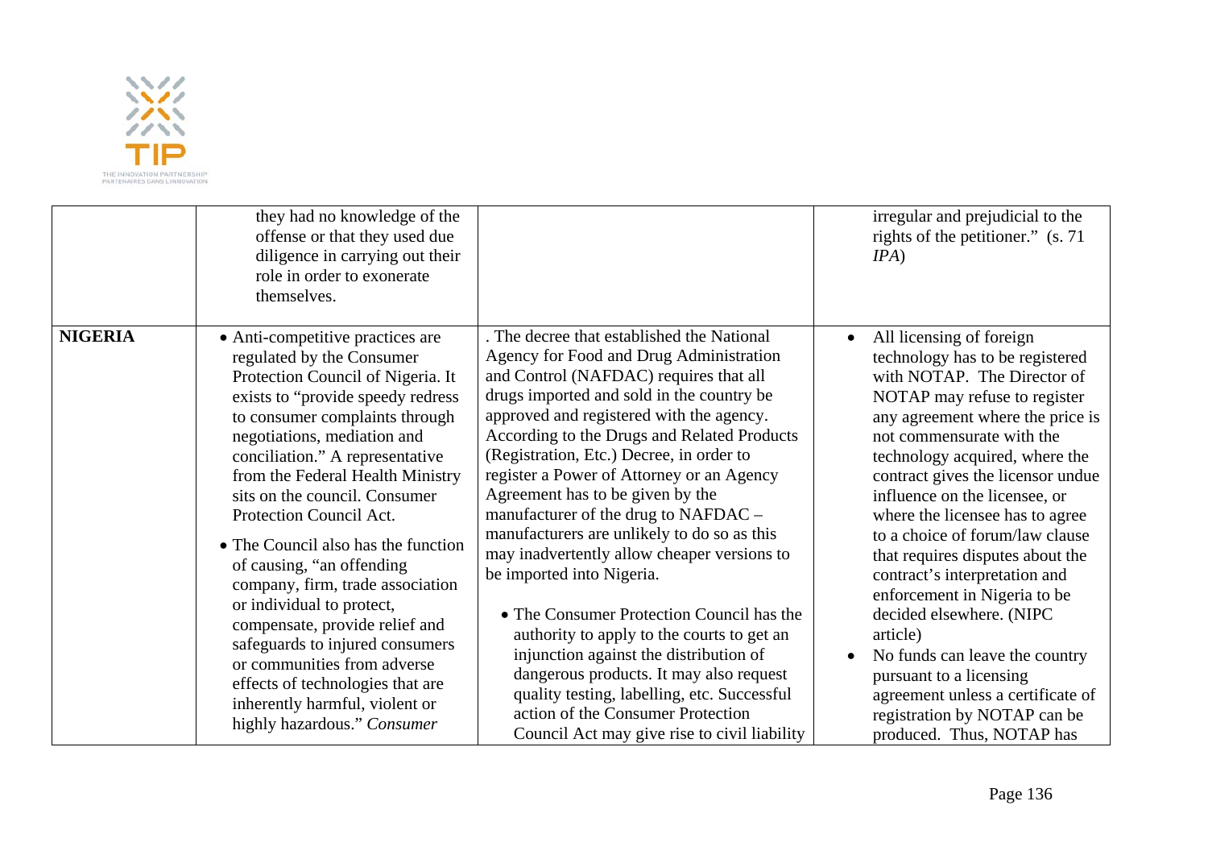| | | | |
|---|---|---|---|
| | they had no knowledge of the offense or that they used due diligence in carrying out their role in order to exonerate themselves. | | irregular and prejudicial to the rights of the petitioner." (s. 71 *IPA*) |
| **NIGERIA** | • Anti-competitive practices are regulated by the Consumer Protection Council of Nigeria. It exists to "provide speedy redress to consumer complaints through negotiations, mediation and conciliation." A representative from the Federal Health Ministry sits on the council. Consumer Protection Council Act.<br><br>• The Council also has the function of causing, "an offending company, firm, trade association or individual to protect, compensate, provide relief and safeguards to injured consumers or communities from adverse effects of technologies that are inherently harmful, violent or highly hazardous." *Consumer* | . The decree that established the National Agency for Food and Drug Administration and Control (NAFDAC) requires that all drugs imported and sold in the country be approved and registered with the agency. According to the Drugs and Related Products (Registration, Etc.) Decree, in order to register a Power of Attorney or an Agency Agreement has to be given by the manufacturer of the drug to NAFDAC – manufacturers are unlikely to do so as this may inadvertently allow cheaper versions to be imported into Nigeria.<br><br>• The Consumer Protection Council has the authority to apply to the courts to get an injunction against the distribution of dangerous products. It may also request quality testing, labelling, etc. Successful action of the Consumer Protection Council Act may give rise to civil liability | • All licensing of foreign technology has to be registered with NOTAP. The Director of NOTAP may refuse to register any agreement where the price is not commensurate with the technology acquired, where the contract gives the licensor undue influence on the licensee, or where the licensee has to agree to a choice of forum/law clause that requires disputes about the contract's interpretation and enforcement in Nigeria to be decided elsewhere. (NIPC article)<br>• No funds can leave the country pursuant to a licensing agreement unless a certificate of registration by NOTAP can be produced. Thus, NOTAP has |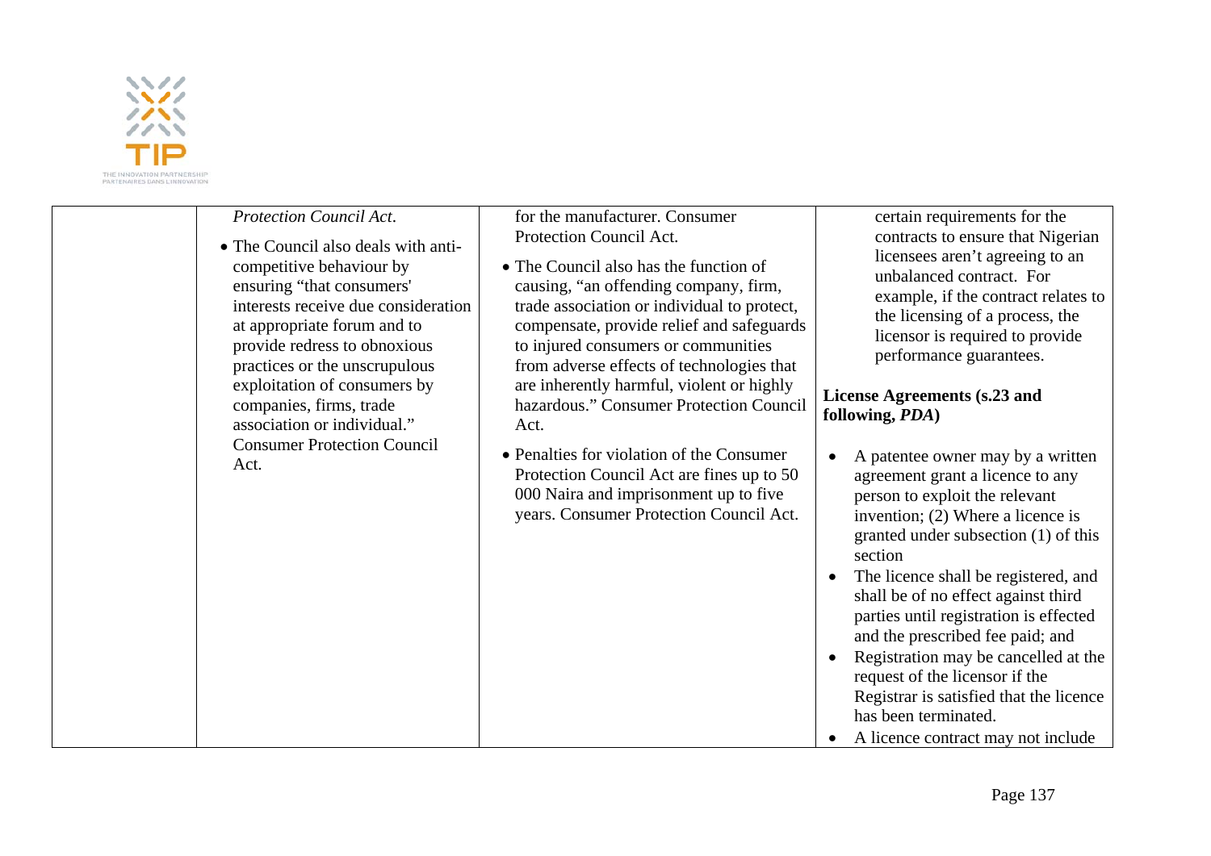| | | | |
|---|---|---|---|
| | *Protection Council Act*.<br><br>• The Council also deals with anti-competitive behaviour by ensuring "that consumers' interests receive due consideration at appropriate forum and to provide redress to obnoxious practices or the unscrupulous exploitation of consumers by companies, firms, trade association or individual." Consumer Protection Council Act. | for the manufacturer. Consumer Protection Council Act.<br><br>• The Council also has the function of causing, "an offending company, firm, trade association or individual to protect, compensate, provide relief and safeguards to injured consumers or communities from adverse effects of technologies that are inherently harmful, violent or highly hazardous." Consumer Protection Council Act.<br><br>• Penalties for violation of the Consumer Protection Council Act are fines up to 50 000 Naira and imprisonment up to five years. Consumer Protection Council Act. | certain requirements for the contracts to ensure that Nigerian licensees aren't agreeing to an unbalanced contract. For example, if the contract relates to the licensing of a process, the licensor is required to provide performance guarantees.<br><br>**License Agreements (s.23 and following, *PDA*)**<br><br>• A patentee owner may by a written agreement grant a licence to any person to exploit the relevant invention; (2) Where a licence is granted under subsection (1) of this section<br>• The licence shall be registered, and shall be of no effect against third parties until registration is effected and the prescribed fee paid; and<br>• Registration may be cancelled at the request of the licensor if the Registrar is satisfied that the licence has been terminated.<br>• A licence contract may not include |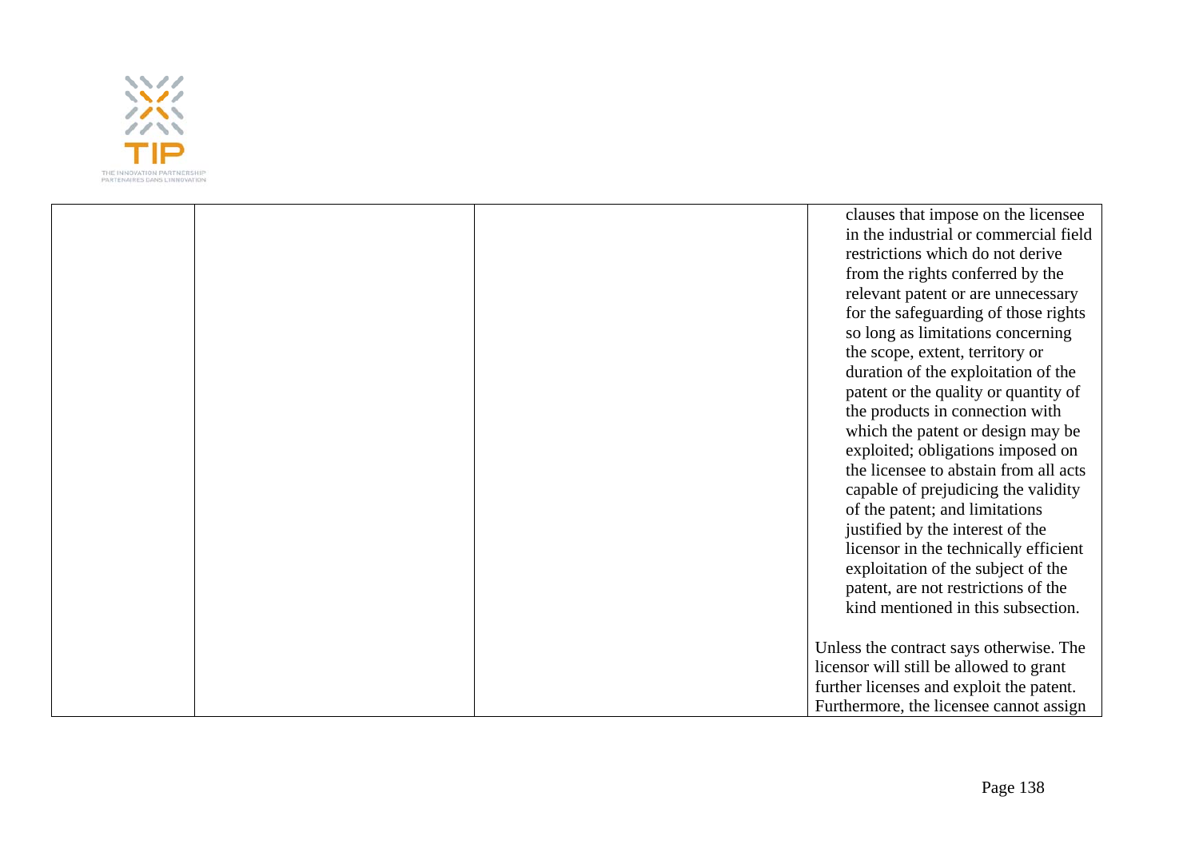|  |  |  | clauses that impose on the licensee in the industrial or commercial field restrictions which do not derive from the rights conferred by the relevant patent or are unnecessary for the safeguarding of those rights so long as limitations concerning the scope, extent, territory or duration of the exploitation of the patent or the quality or quantity of the products in connection with which the patent or design may be exploited; obligations imposed on the licensee to abstain from all acts capable of prejudicing the validity of the patent; and limitations justified by the interest of the licensor in the technically efficient exploitation of the subject of the patent, are not restrictions of the kind mentioned in this subsection.<br><br>Unless the contract says otherwise. The licensor will still be allowed to grant further licenses and exploit the patent. Furthermore, the licensee cannot assign |
|---|---|---|---|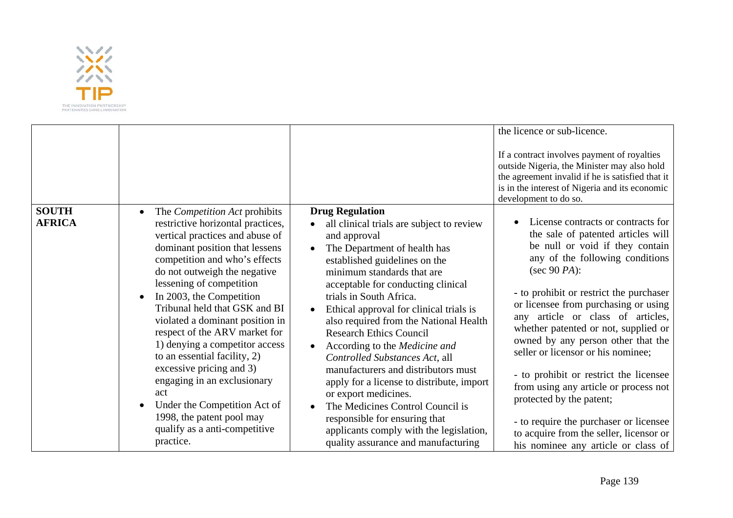| | | | |
|---|---|---|---|
| | | | the licence or sub-licence.<br><br>If a contract involves payment of royalties outside Nigeria, the Minister may also hold the agreement invalid if he is satisfied that it is in the interest of Nigeria and its economic development to do so. |
| **SOUTH AFRICA** | • The *Competition Act* prohibits restrictive horizontal practices, vertical practices and abuse of dominant position that lessens competition and who's effects do not outweigh the negative lessening of competition<br>• In 2003, the Competition Tribunal held that GSK and BI violated a dominant position in respect of the ARV market for 1) denying a competitor access to an essential facility, 2) excessive pricing and 3) engaging in an exclusionary act<br>• Under the Competition Act of 1998, the patent pool may qualify as a anti-competitive practice. | **Drug Regulation**<br>• all clinical trials are subject to review and approval<br>• The Department of health has established guidelines on the minimum standards that are acceptable for conducting clinical trials in South Africa.<br>• Ethical approval for clinical trials is also required from the National Health Research Ethics Council<br>• According to the *Medicine and Controlled Substances Act*, all manufacturers and distributors must apply for a license to distribute, import or export medicines.<br>• The Medicines Control Council is responsible for ensuring that applicants comply with the legislation, quality assurance and manufacturing | • License contracts or contracts for the sale of patented articles will be null or void if they contain any of the following conditions (sec 90 *PA*):<br><br>- to prohibit or restrict the purchaser or licensee from purchasing or using any article or class of articles, whether patented or not, supplied or owned by any person other that the seller or licensor or his nominee;<br><br>- to prohibit or restrict the licensee from using any article or process not protected by the patent;<br><br>- to require the purchaser or licensee to acquire from the seller, licensor or his nominee any article or class of |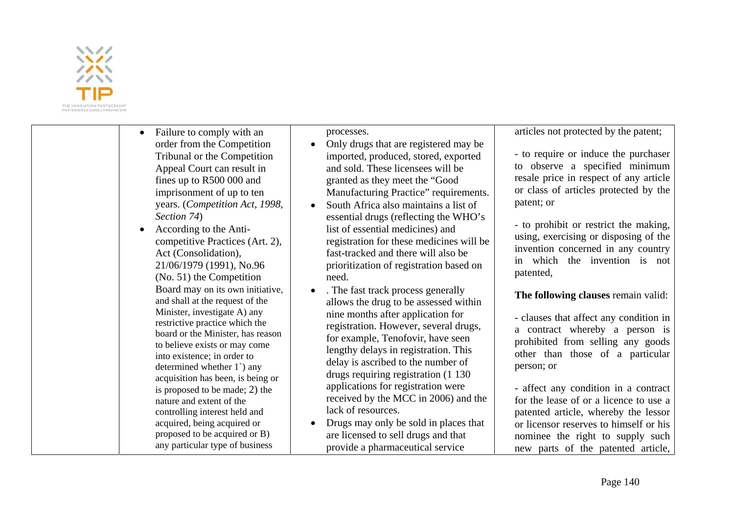| | | | |
|---|---|---|---|
| | • Failure to comply with an order from the Competition Tribunal or the Competition Appeal Court can result in fines up to R500 000 and imprisonment of up to ten years. (*Competition Act, 1998, Section 74*)<br>• According to the Anti-competitive Practices (Art. 2), Act (Consolidation), 21/06/1979 (1991), No.96 (No. 51) the Competition Board may on its own initiative, and shall at the request of the Minister, investigate A) any restrictive practice which the board or the Minister, has reason to believe exists or may come into existence; in order to determined whether 1`) any acquisition has been, is being or is proposed to be made; 2) the nature and extent of the controlling interest held and acquired, being acquired or proposed to be acquired or B) any particular type of business | processes.<br>• Only drugs that are registered may be imported, produced, stored, exported and sold. These licensees will be granted as they meet the "Good Manufacturing Practice" requirements.<br>• South Africa also maintains a list of essential drugs (reflecting the WHO's list of essential medicines) and registration for these medicines will be fast-tracked and there will also be prioritization of registration based on need.<br>• . The fast track process generally allows the drug to be assessed within nine months after application for registration. However, several drugs, for example, Tenofovir, have seen lengthy delays in registration. This delay is ascribed to the number of drugs requiring registration (1 130 applications for registration were received by the MCC in 2006) and the lack of resources.<br>• Drugs may only be sold in places that are licensed to sell drugs and that provide a pharmaceutical service | articles not protected by the patent;<br><br>- to require or induce the purchaser to observe a specified minimum resale price in respect of any article or class of articles protected by the patent; or<br><br>- to prohibit or restrict the making, using, exercising or disposing of the invention concerned in any country in which the invention is not patented,<br><br>**The following clauses** remain valid:<br><br>- clauses that affect any condition in a contract whereby a person is prohibited from selling any goods other than those of a particular person; or<br><br>- affect any condition in a contract for the lease of or a licence to use a patented article, whereby the lessor or licensor reserves to himself or his nominee the right to supply such new parts of the patented article, |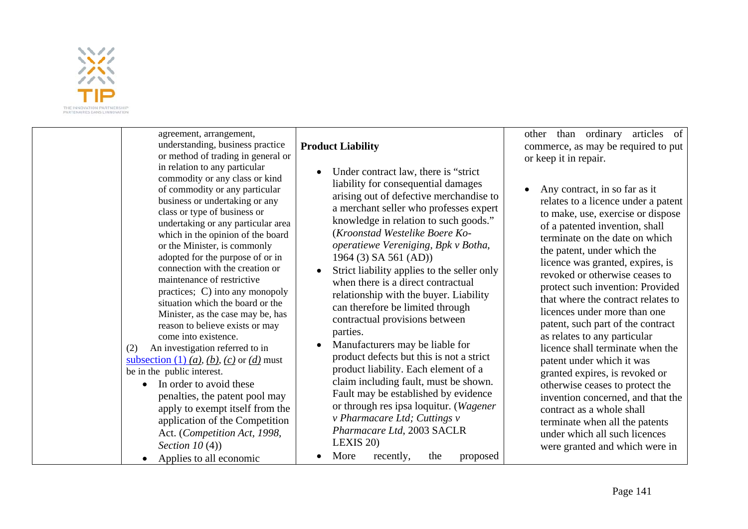| | | | |
|---|---|---|---|
| | agreement, arrangement, understanding, business practice or method of trading in general or in relation to any particular commodity or any class or kind of commodity or any particular business or undertaking or any class or type of business or undertaking or any particular area which in the opinion of the board or the Minister, is commonly adopted for the purpose of or in connection with the creation or maintenance of restrictive practices; C) into any monopoly situation which the board or the Minister, as the case may be, has reason to believe exists or may come into existence.<br>(2) An investigation referred to in subsection (1) *(a)*, *(b)*, *(c)* or *(d)* must be in the public interest.<br>• In order to avoid these penalties, the patent pool may apply to exempt itself from the application of the Competition Act. (*Competition Act, 1998, Section 10* (4))<br>• Applies to all economic | **Product Liability**<br>• Under contract law, there is "strict liability for consequential damages arising out of defective merchandise to a merchant seller who professes expert knowledge in relation to such goods." (*Kroonstad Westelike Boere Ko-operatiewe Vereniging, Bpk v Botha*, 1964 (3) SA 561 (AD))<br>• Strict liability applies to the seller only when there is a direct contractual relationship with the buyer. Liability can therefore be limited through contractual provisions between parties.<br>• Manufacturers may be liable for product defects but this is not a strict product liability. Each element of a claim including fault, must be shown. Fault may be established by evidence or through res ipsa loquitur. (*Wagener v Pharmacare Ltd; Cuttings v Pharmacare Ltd*, 2003 SACLR LEXIS 20)<br>• More recently, the proposed | other than ordinary articles of commerce, as may be required to put or keep it in repair.<br>• Any contract, in so far as it relates to a licence under a patent to make, use, exercise or dispose of a patented invention, shall terminate on the date on which the patent, under which the licence was granted, expires, is revoked or otherwise ceases to protect such invention: Provided that where the contract relates to licences under more than one patent, such part of the contract as relates to any particular licence shall terminate when the patent under which it was granted expires, is revoked or otherwise ceases to protect the invention concerned, and that the contract as a whole shall terminate when all the patents under which all such licences were granted and which were in |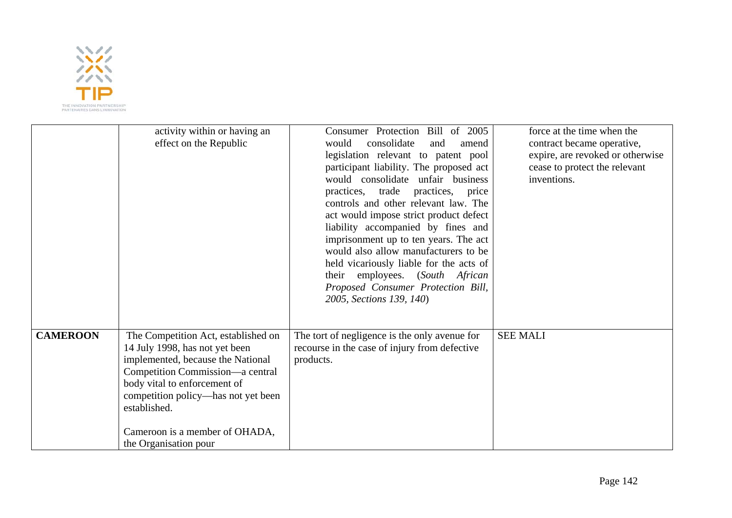| | | | |
|---|---|---|---|
| | activity within or having an effect on the Republic | Consumer Protection Bill of 2005 would consolidate and amend legislation relevant to patent pool participant liability. The proposed act would consolidate unfair business practices, trade practices, price controls and other relevant law. The act would impose strict product defect liability accompanied by fines and imprisonment up to ten years. The act would also allow manufacturers to be held vicariously liable for the acts of their employees. (*South African Proposed Consumer Protection Bill, 2005, Sections 139, 140*) | force at the time when the contract became operative, expire, are revoked or otherwise cease to protect the relevant inventions. |
| **CAMEROON** | The Competition Act, established on 14 July 1998, has not yet been implemented, because the National Competition Commission—a central body vital to enforcement of competition policy—has not yet been established.<br><br>Cameroon is a member of OHADA, the Organisation pour | The tort of negligence is the only avenue for recourse in the case of injury from defective products. | SEE MALI |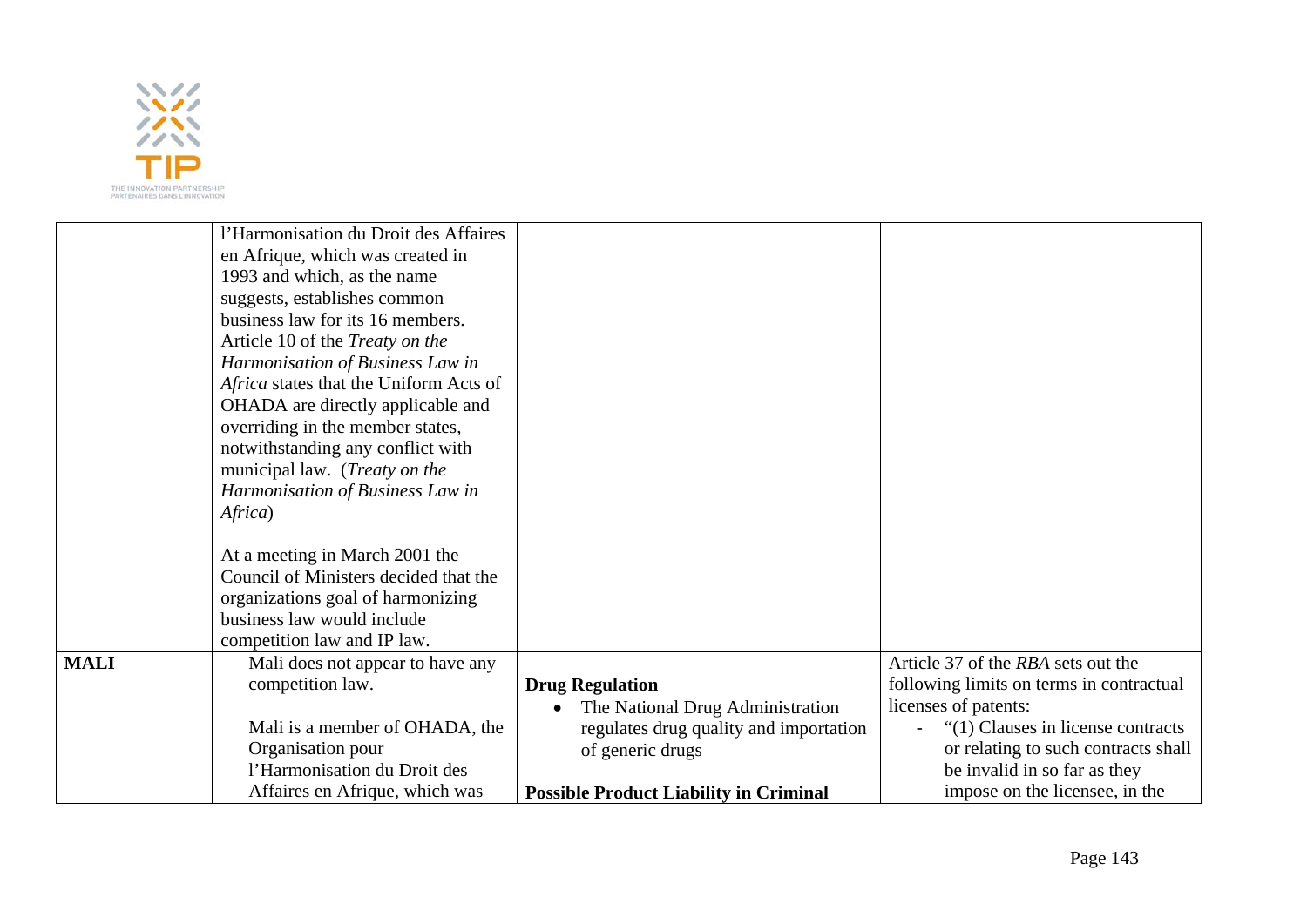| | | | |
|---|---|---|---|
| | l'Harmonisation du Droit des Affaires en Afrique, which was created in 1993 and which, as the name suggests, establishes common business law for its 16 members. Article 10 of the *Treaty on the Harmonisation of Business Law in Africa* states that the Uniform Acts of OHADA are directly applicable and overriding in the member states, notwithstanding any conflict with municipal law. (*Treaty on the Harmonisation of Business Law in Africa*)<br><br>At a meeting in March 2001 the Council of Ministers decided that the organizations goal of harmonizing business law would include competition law and IP law. | | |
| **MALI** | Mali does not appear to have any competition law.<br><br>Mali is a member of OHADA, the Organisation pour l'Harmonisation du Droit des Affaires en Afrique, which was | **Drug Regulation**<br>• The National Drug Administration regulates drug quality and importation of generic drugs<br><br>**Possible Product Liability in Criminal** | Article 37 of the *RBA* sets out the following limits on terms in contractual licenses of patents:<br>- "(1) Clauses in license contracts or relating to such contracts shall be invalid in so far as they impose on the licensee, in the |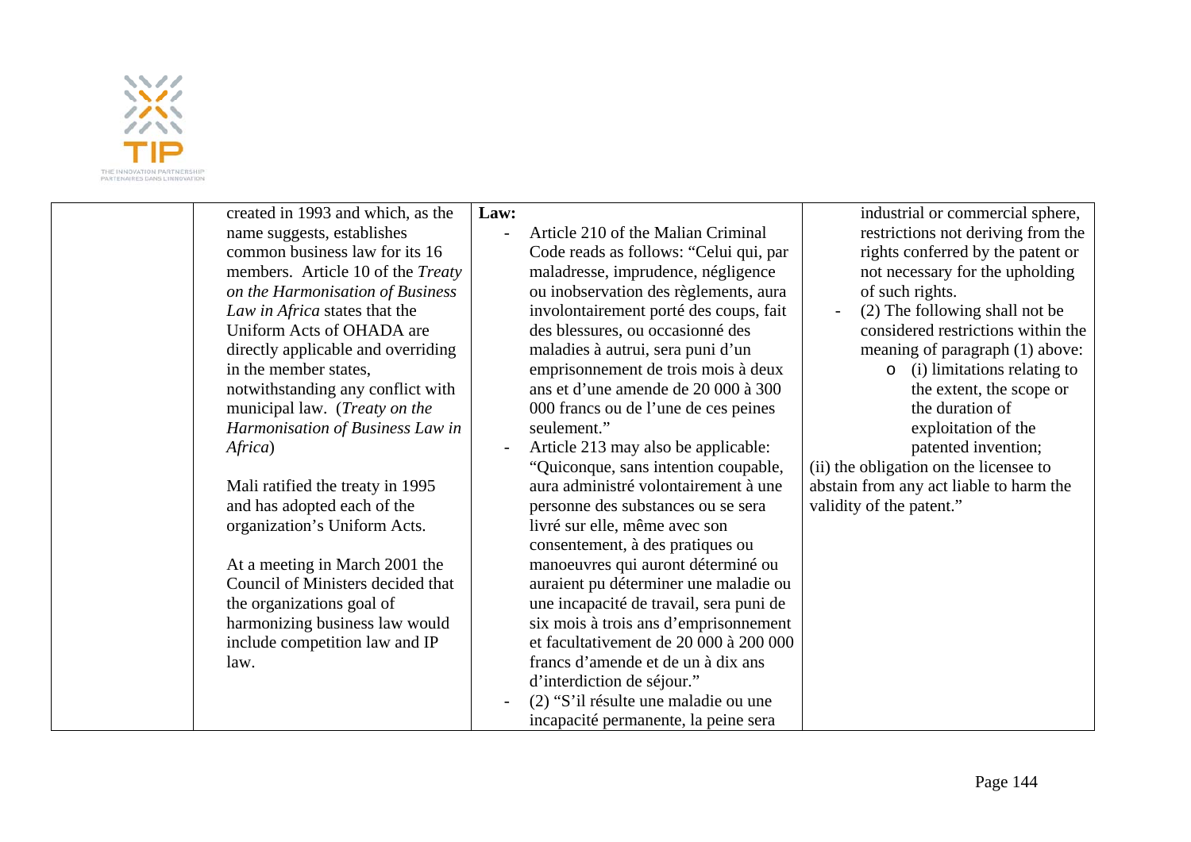|  | created in 1993 and which, as the name suggests, establishes common business law for its 16 members. Article 10 of the *Treaty on the Harmonisation of Business Law in Africa* states that the Uniform Acts of OHADA are directly applicable and overriding in the member states, notwithstanding any conflict with municipal law. (*Treaty on the Harmonisation of Business Law in Africa*)<br><br>Mali ratified the treaty in 1995 and has adopted each of the organization's Uniform Acts.<br><br>At a meeting in March 2001 the Council of Ministers decided that the organizations goal of harmonizing business law would include competition law and IP law. | **Law:**<br>- Article 210 of the Malian Criminal Code reads as follows: "Celui qui, par maladresse, imprudence, négligence ou inobservation des règlements, aura involontairement porté des coups, fait des blessures, ou occasionné des maladies à autrui, sera puni d'un emprisonnement de trois mois à deux ans et d'une amende de 20 000 à 300 000 francs ou de l'une de ces peines seulement."<br>- Article 213 may also be applicable: "Quiconque, sans intention coupable, aura administré volontairement à une personne des substances ou se sera livré sur elle, même avec son consentement, à des pratiques ou manoeuvres qui auront déterminé ou auraient pu déterminer une maladie ou une incapacité de travail, sera puni de six mois à trois ans d'emprisonnement et facultativement de 20 000 à 200 000 francs d'amende et de un à dix ans d'interdiction de séjour."<br>- (2) "S'il résulte une maladie ou une incapacité permanente, la peine sera | industrial or commercial sphere, restrictions not deriving from the rights conferred by the patent or not necessary for the upholding of such rights.<br>- (2) The following shall not be considered restrictions within the meaning of paragraph (1) above:<br>  - (i) limitations relating to the extent, the scope or the duration of exploitation of the patented invention;<br><br>(ii) the obligation on the licensee to abstain from any act liable to harm the validity of the patent." |
|---|---|---|---|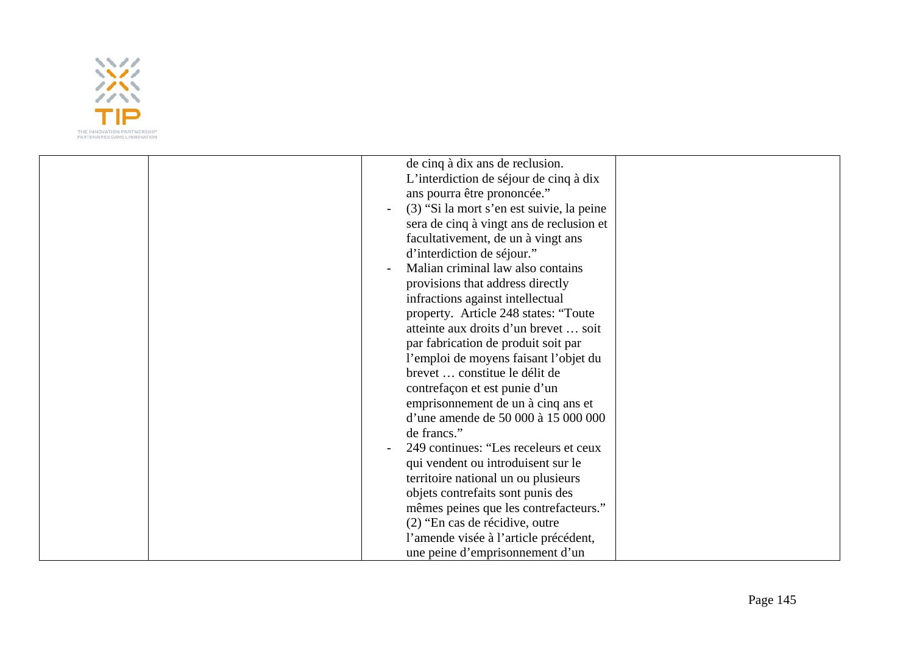|  |  |  |  |
|---|---|---|---|
|  |  | de cinq à dix ans de reclusion. L'interdiction de séjour de cinq à dix ans pourra être prononcée."<br>- (3) "Si la mort s'en est suivie, la peine sera de cinq à vingt ans de reclusion et facultativement, de un à vingt ans d'interdiction de séjour."<br>- Malian criminal law also contains provisions that address directly infractions against intellectual property. Article 248 states: "Toute atteinte aux droits d'un brevet … soit par fabrication de produit soit par l'emploi de moyens faisant l'objet du brevet … constitue le délit de contrefaçon et est punie d'un emprisonnement de un à cinq ans et d'une amende de 50 000 à 15 000 000 de francs."<br>- 249 continues: "Les receleurs et ceux qui vendent ou introduisent sur le territoire national un ou plusieurs objets contrefaits sont punis des mêmes peines que les contrefacteurs." (2) "En cas de récidive, outre l'amende visée à l'article précédent, une peine d'emprisonnement d'un |  |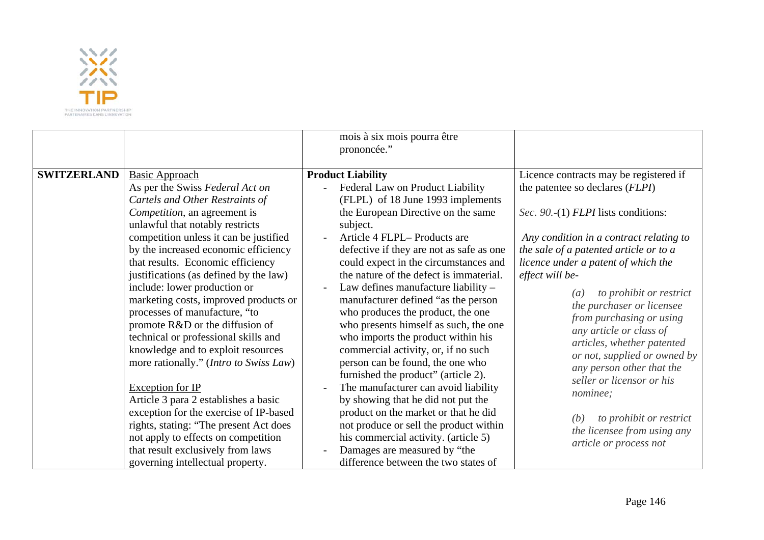| | | | |
|---|---|---|---|
| | | mois à six mois pourra être prononcée." | |
| **SWITZERLAND** | Basic Approach<br>As per the Swiss *Federal Act on Cartels and Other Restraints of Competition*, an agreement is unlawful that notably restricts competition unless it can be justified by the increased economic efficiency that results. Economic efficiency justifications (as defined by the law) include: lower production or marketing costs, improved products or processes of manufacture, "to promote R&D or the diffusion of technical or professional skills and knowledge and to exploit resources more rationally." (*Intro to Swiss Law*)<br><br>Exception for IP<br>Article 3 para 2 establishes a basic exception for the exercise of IP-based rights, stating: "The present Act does not apply to effects on competition that result exclusively from laws governing intellectual property. | **Product Liability**<br>- Federal Law on Product Liability (FLPL) of 18 June 1993 implements the European Directive on the same subject.<br>- Article 4 FLPL– Products are defective if they are not as safe as one could expect in the circumstances and the nature of the defect is immaterial.<br>- Law defines manufacture liability – manufacturer defined "as the person who produces the product, the one who presents himself as such, the one who imports the product within his commercial activity, or, if no such person can be found, the one who furnished the product" (article 2).<br>- The manufacturer can avoid liability by showing that he did not put the product on the market or that he did not produce or sell the product within his commercial activity. (article 5)<br>- Damages are measured by "the difference between the two states of | Licence contracts may be registered if the patentee so declares (*FLPI*)<br><br>*Sec. 90.*-(1) *FLPI* lists conditions:<br><br>*Any condition in a contract relating to the sale of a patented article or to a licence under a patent of which the effect will be-*<br><br>*(a) to prohibit or restrict the purchaser or licensee from purchasing or using any article or class of articles, whether patented or not, supplied or owned by any person other that the seller or licensor or his nominee;*<br><br>*(b) to prohibit or restrict the licensee from using any article or process not* |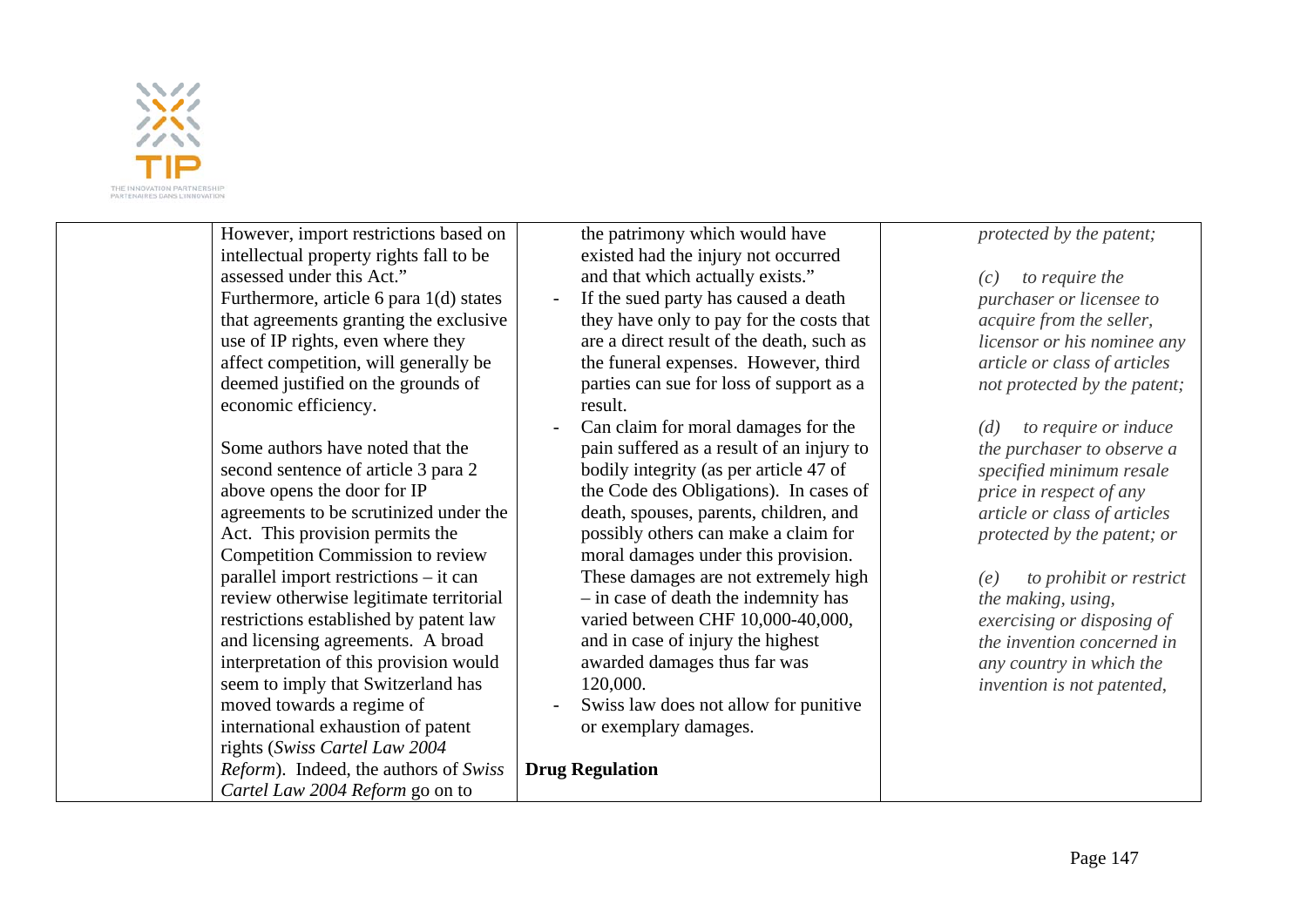| | | | |
|---|---|---|---|
| | However, import restrictions based on intellectual property rights fall to be assessed under this Act."<br>Furthermore, article 6 para 1(d) states that agreements granting the exclusive use of IP rights, even where they affect competition, will generally be deemed justified on the grounds of economic efficiency.<br><br>Some authors have noted that the second sentence of article 3 para 2 above opens the door for IP agreements to be scrutinized under the Act. This provision permits the Competition Commission to review parallel import restrictions – it can review otherwise legitimate territorial restrictions established by patent law and licensing agreements. A broad interpretation of this provision would seem to imply that Switzerland has moved towards a regime of international exhaustion of patent rights (*Swiss Cartel Law 2004 Reform*). Indeed, the authors of *Swiss Cartel Law 2004 Reform* go on to | the patrimony which would have existed had the injury not occurred and that which actually exists."<br>- If the sued party has caused a death they have only to pay for the costs that are a direct result of the death, such as the funeral expenses. However, third parties can sue for loss of support as a result.<br>- Can claim for moral damages for the pain suffered as a result of an injury to bodily integrity (as per article 47 of the Code des Obligations). In cases of death, spouses, parents, children, and possibly others can make a claim for moral damages under this provision. These damages are not extremely high – in case of death the indemnity has varied between CHF 10,000-40,000, and in case of injury the highest awarded damages thus far was 120,000.<br>- Swiss law does not allow for punitive or exemplary damages.<br><br>**Drug Regulation** | *protected by the patent;*<br><br>*(c) to require the purchaser or licensee to acquire from the seller, licensor or his nominee any article or class of articles not protected by the patent;*<br><br>*(d) to require or induce the purchaser to observe a specified minimum resale price in respect of any article or class of articles protected by the patent; or*<br><br>*(e) to prohibit or restrict the making, using, exercising or disposing of the invention concerned in any country in which the invention is not patented,* |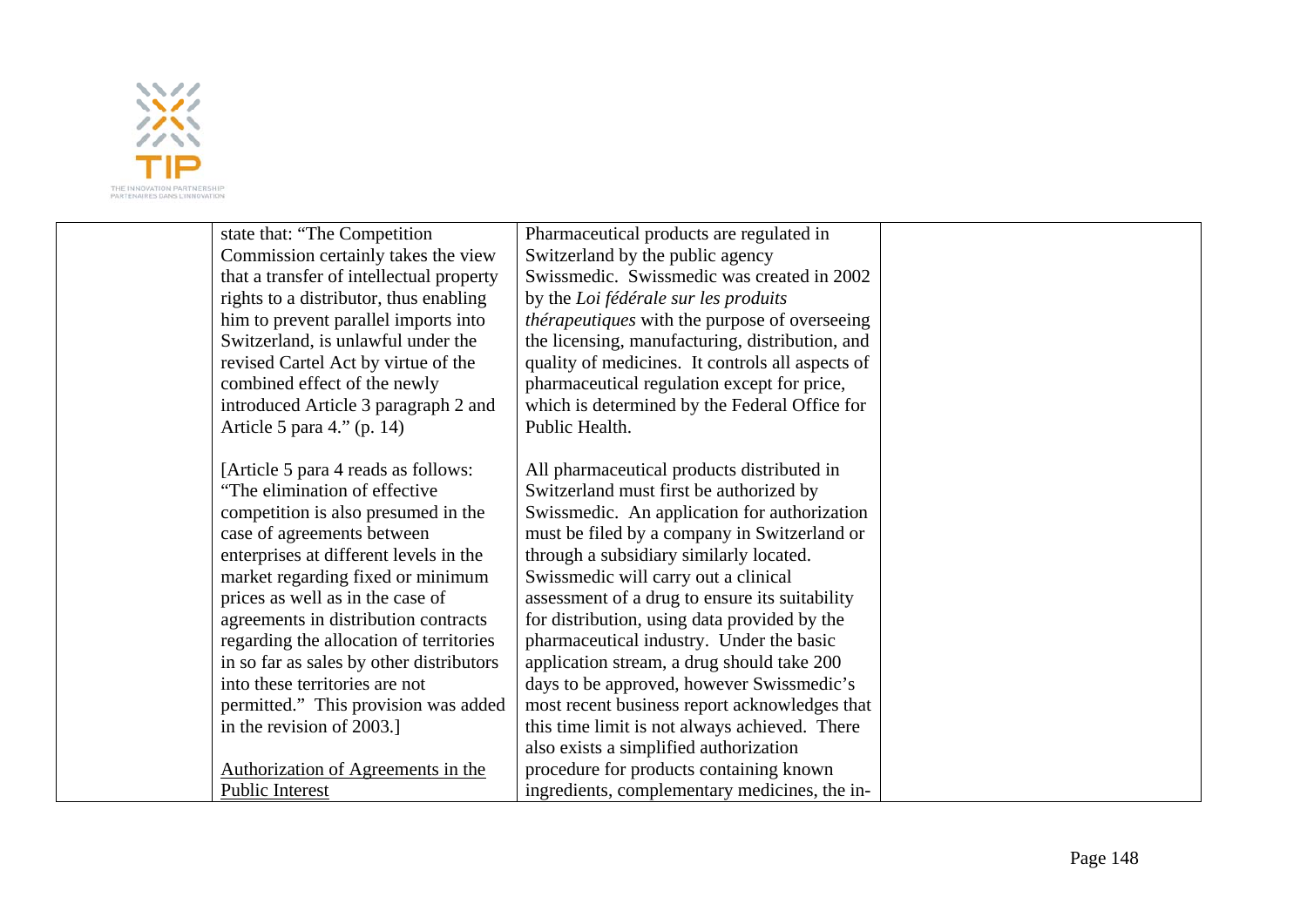| | | | |
|---|---|---|---|
| | state that: "The Competition Commission certainly takes the view that a transfer of intellectual property rights to a distributor, thus enabling him to prevent parallel imports into Switzerland, is unlawful under the revised Cartel Act by virtue of the combined effect of the newly introduced Article 3 paragraph 2 and Article 5 para 4." (p. 14)<br><br>[Article 5 para 4 reads as follows: "The elimination of effective competition is also presumed in the case of agreements between enterprises at different levels in the market regarding fixed or minimum prices as well as in the case of agreements in distribution contracts regarding the allocation of territories in so far as sales by other distributors into these territories are not permitted." This provision was added in the revision of 2003.]<br><br><u>Authorization of Agreements in the Public Interest</u> | Pharmaceutical products are regulated in Switzerland by the public agency Swissmedic. Swissmedic was created in 2002 by the *Loi fédérale sur les produits thérapeutiques* with the purpose of overseeing the licensing, manufacturing, distribution, and quality of medicines. It controls all aspects of pharmaceutical regulation except for price, which is determined by the Federal Office for Public Health.<br><br>All pharmaceutical products distributed in Switzerland must first be authorized by Swissmedic. An application for authorization must be filed by a company in Switzerland or through a subsidiary similarly located. Swissmedic will carry out a clinical assessment of a drug to ensure its suitability for distribution, using data provided by the pharmaceutical industry. Under the basic application stream, a drug should take 200 days to be approved, however Swissmedic's most recent business report acknowledges that this time limit is not always achieved. There also exists a simplified authorization procedure for products containing known ingredients, complementary medicines, the in- | |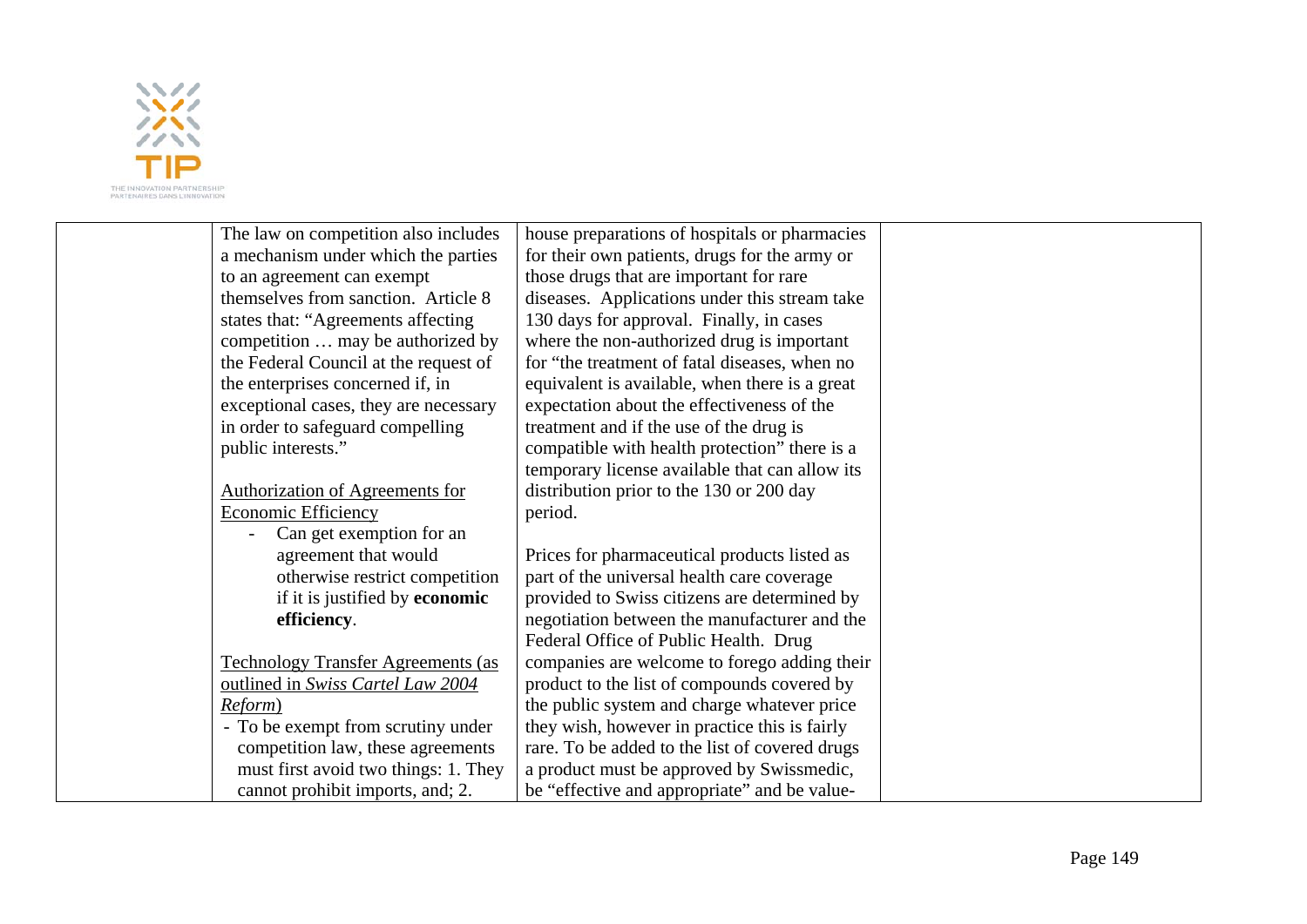| | | | |
|---|---|---|---|
| | The law on competition also includes a mechanism under which the parties to an agreement can exempt themselves from sanction. Article 8 states that: "Agreements affecting competition … may be authorized by the Federal Council at the request of the enterprises concerned if, in exceptional cases, they are necessary in order to safeguard compelling public interests."<br><br><u>Authorization of Agreements for Economic Efficiency</u><br>- Can get exemption for an agreement that would otherwise restrict competition if it is justified by **economic efficiency**.<br><br><u>Technology Transfer Agreements (as outlined in *Swiss Cartel Law 2004 Reform*)</u><br>- To be exempt from scrutiny under competition law, these agreements must first avoid two things: 1. They cannot prohibit imports, and; 2. | house preparations of hospitals or pharmacies for their own patients, drugs for the army or those drugs that are important for rare diseases. Applications under this stream take 130 days for approval. Finally, in cases where the non-authorized drug is important for "the treatment of fatal diseases, when no equivalent is available, when there is a great expectation about the effectiveness of the treatment and if the use of the drug is compatible with health protection" there is a temporary license available that can allow its distribution prior to the 130 or 200 day period.<br><br>Prices for pharmaceutical products listed as part of the universal health care coverage provided to Swiss citizens are determined by negotiation between the manufacturer and the Federal Office of Public Health. Drug companies are welcome to forego adding their product to the list of compounds covered by the public system and charge whatever price they wish, however in practice this is fairly rare. To be added to the list of covered drugs a product must be approved by Swissmedic, be "effective and appropriate" and be value- | |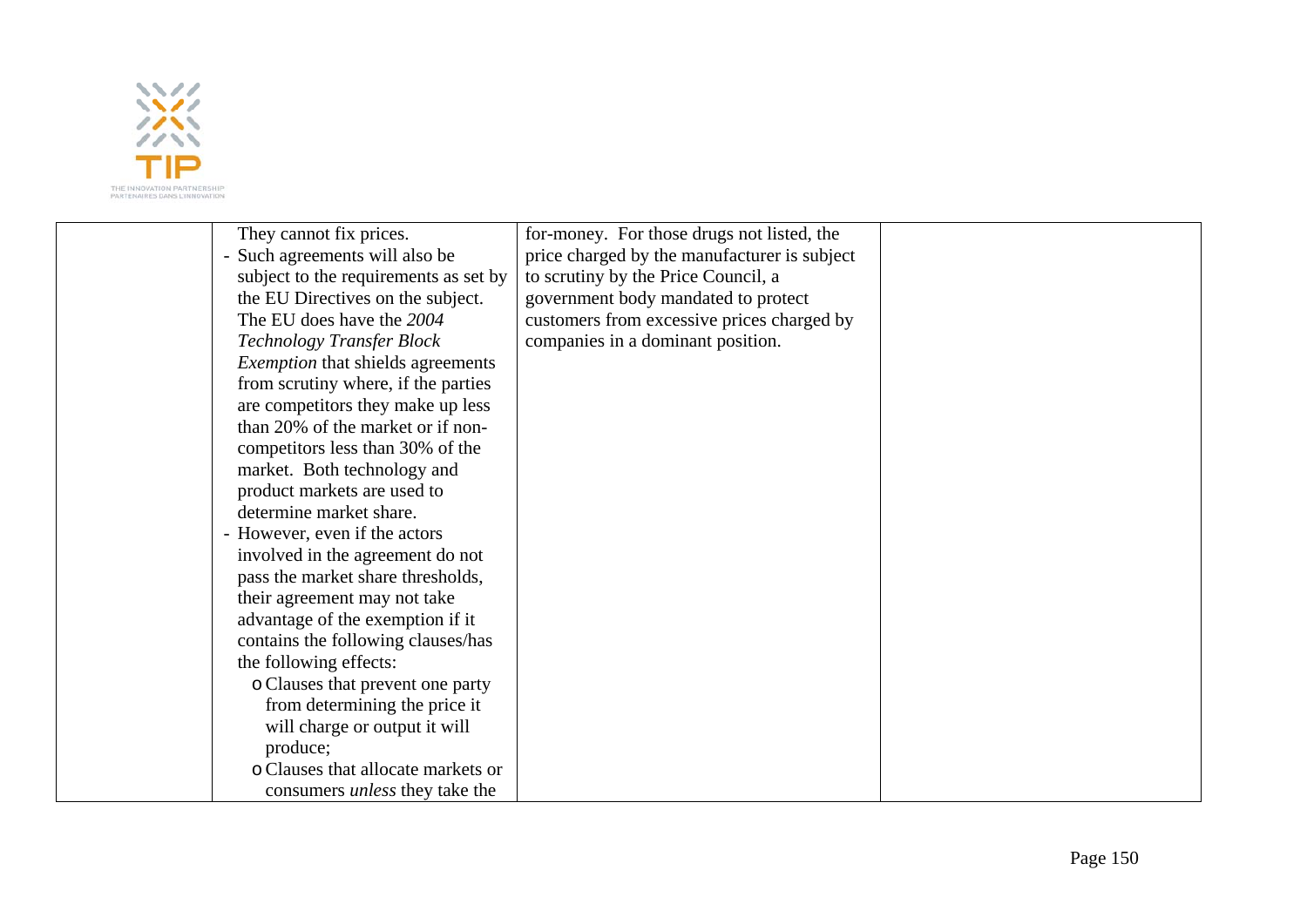| | They cannot fix prices.<br>- Such agreements will also be subject to the requirements as set by the EU Directives on the subject. The EU does have the *2004 Technology Transfer Block Exemption* that shields agreements from scrutiny where, if the parties are competitors they make up less than 20% of the market or if non-competitors less than 30% of the market. Both technology and product markets are used to determine market share.<br>- However, even if the actors involved in the agreement do not pass the market share thresholds, their agreement may not take advantage of the exemption if it contains the following clauses/has the following effects:<br>o Clauses that prevent one party from determining the price it will charge or output it will produce;<br>o Clauses that allocate markets or consumers *unless* they take the | for-money. For those drugs not listed, the price charged by the manufacturer is subject to scrutiny by the Price Council, a government body mandated to protect customers from excessive prices charged by companies in a dominant position. | |
|---|---|---|---|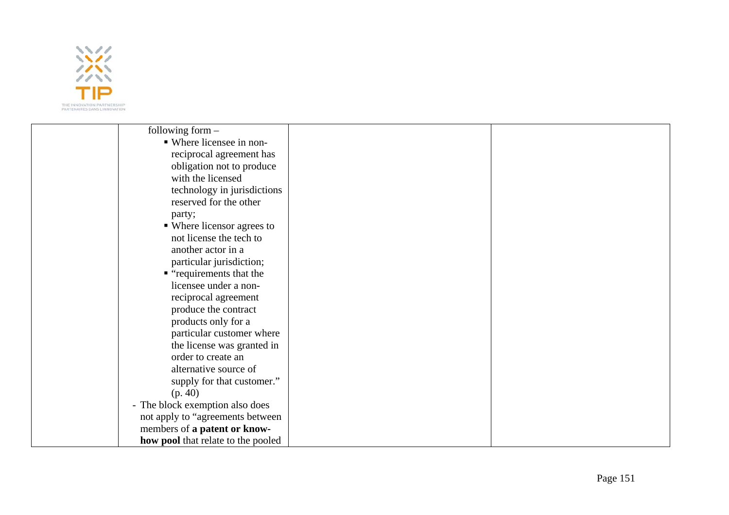| | following form –<br>▪ Where licensee in non-reciprocal agreement has obligation not to produce with the licensed technology in jurisdictions reserved for the other party;<br>▪ Where licensor agrees to not license the tech to another actor in a particular jurisdiction;<br>▪ "requirements that the licensee under a non-reciprocal agreement produce the contract products only for a particular customer where the license was granted in order to create an alternative source of supply for that customer." (p. 40)<br>- The block exemption also does not apply to "agreements between members of **a patent or know-how pool** that relate to the pooled | | |
|---|---|---|---|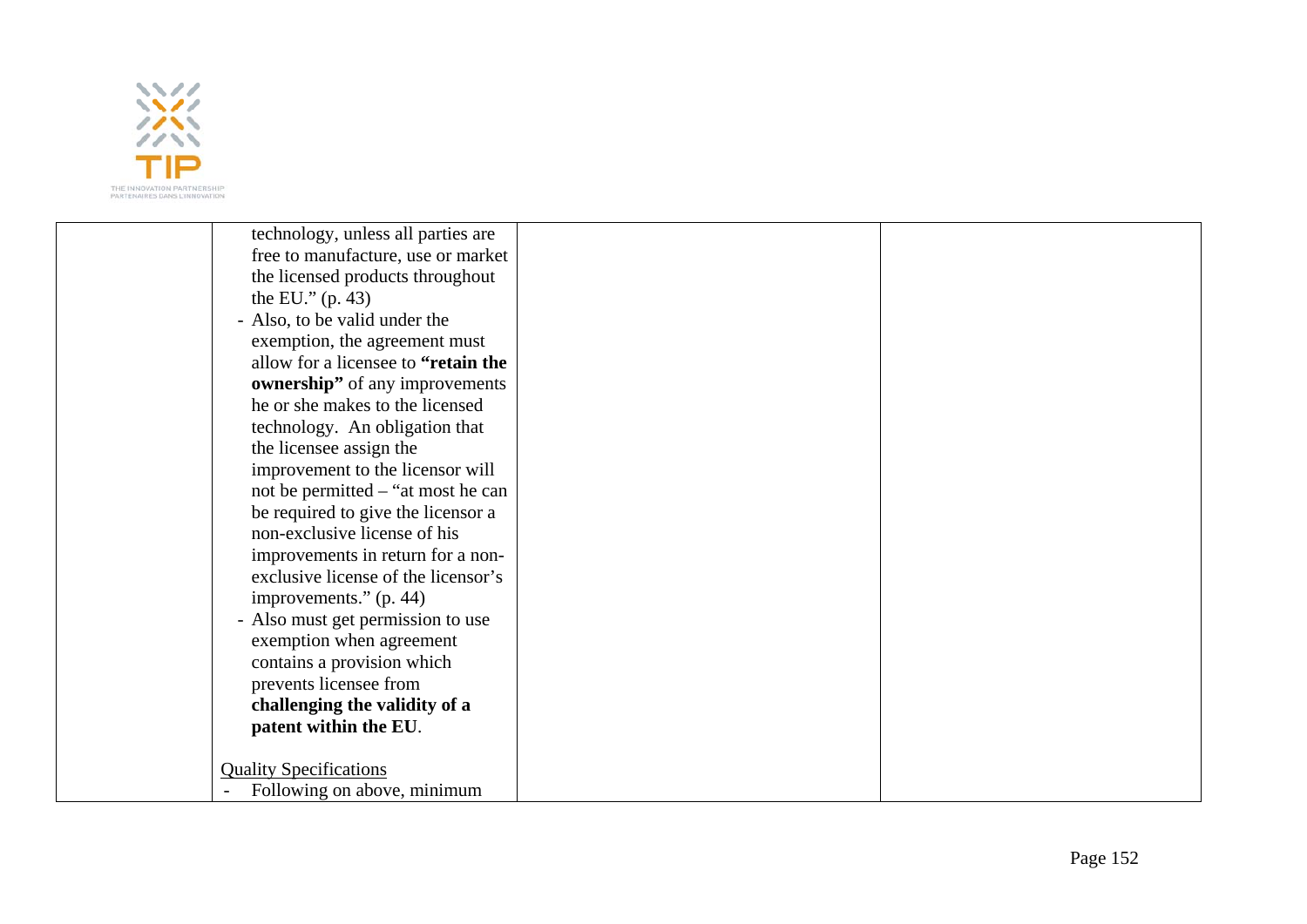| | technology, unless all parties are free to manufacture, use or market the licensed products throughout the EU." (p. 43)<br>- Also, to be valid under the exemption, the agreement must allow for a licensee to **"retain the ownership"** of any improvements he or she makes to the licensed technology. An obligation that the licensee assign the improvement to the licensor will not be permitted – "at most he can be required to give the licensor a non-exclusive license of his improvements in return for a non-exclusive license of the licensor's improvements." (p. 44)<br>- Also must get permission to use exemption when agreement contains a provision which prevents licensee from **challenging the validity of a patent within the EU**.<br><br><u>Quality Specifications</u><br>- Following on above, minimum | | |
|---|---|---|---|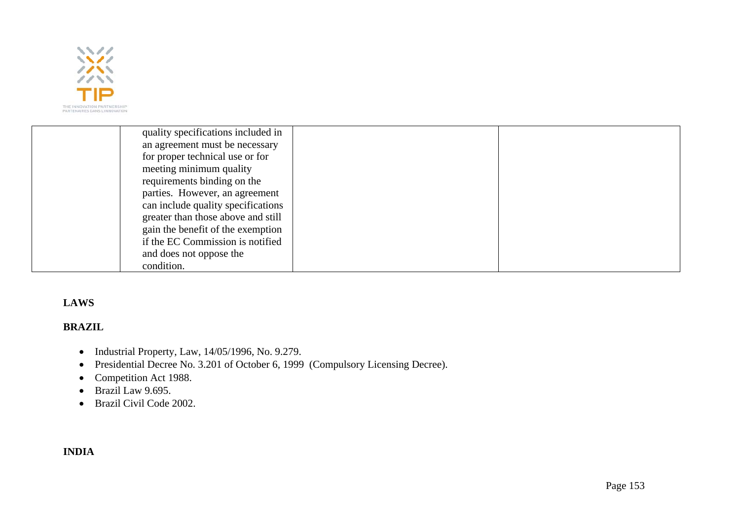|  | quality specifications included in an agreement must be necessary for proper technical use or for meeting minimum quality requirements binding on the parties. However, an agreement can include quality specifications greater than those above and still gain the benefit of the exemption if the EC Commission is notified and does not oppose the condition. |  |  |
|---|---|---|---|

**LAWS**

**BRAZIL**

- Industrial Property, Law, 14/05/1996, No. 9.279.
- Presidential Decree No. 3.201 of October 6, 1999 (Compulsory Licensing Decree).
- Competition Act 1988.
- Brazil Law 9.695.
- Brazil Civil Code 2002.

**INDIA**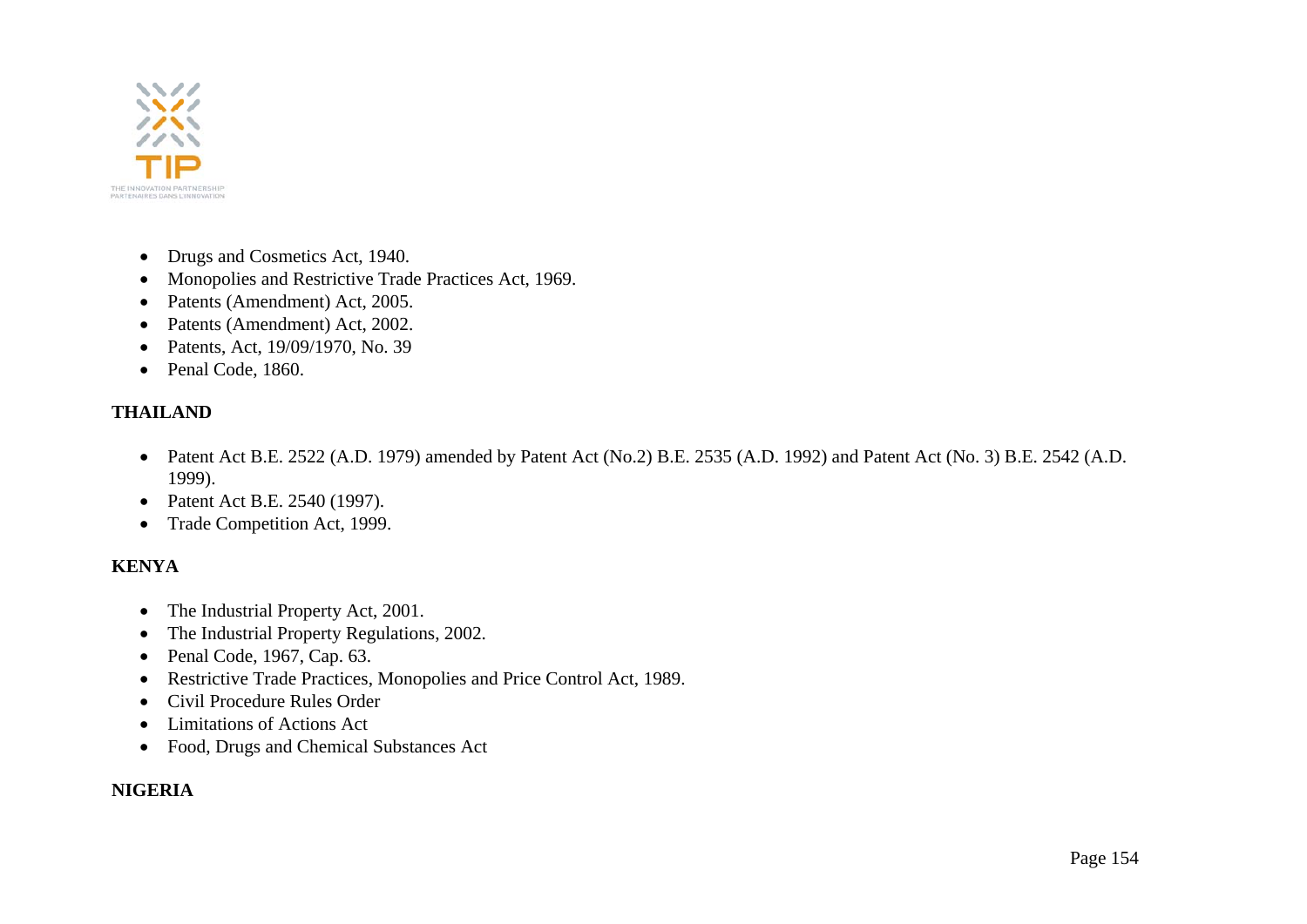- Drugs and Cosmetics Act, 1940.
- Monopolies and Restrictive Trade Practices Act, 1969.
- Patents (Amendment) Act, 2005.
- Patents (Amendment) Act, 2002.
- Patents, Act, 19/09/1970, No. 39
- Penal Code, 1860.

**THAILAND**

- Patent Act B.E. 2522 (A.D. 1979) amended by Patent Act (No.2) B.E. 2535 (A.D. 1992) and Patent Act (No. 3) B.E. 2542 (A.D. 1999).
- Patent Act B.E. 2540 (1997).
- Trade Competition Act, 1999.

**KENYA**

- The Industrial Property Act, 2001.
- The Industrial Property Regulations, 2002.
- Penal Code, 1967, Cap. 63.
- Restrictive Trade Practices, Monopolies and Price Control Act, 1989.
- Civil Procedure Rules Order
- Limitations of Actions Act
- Food, Drugs and Chemical Substances Act

**NIGERIA**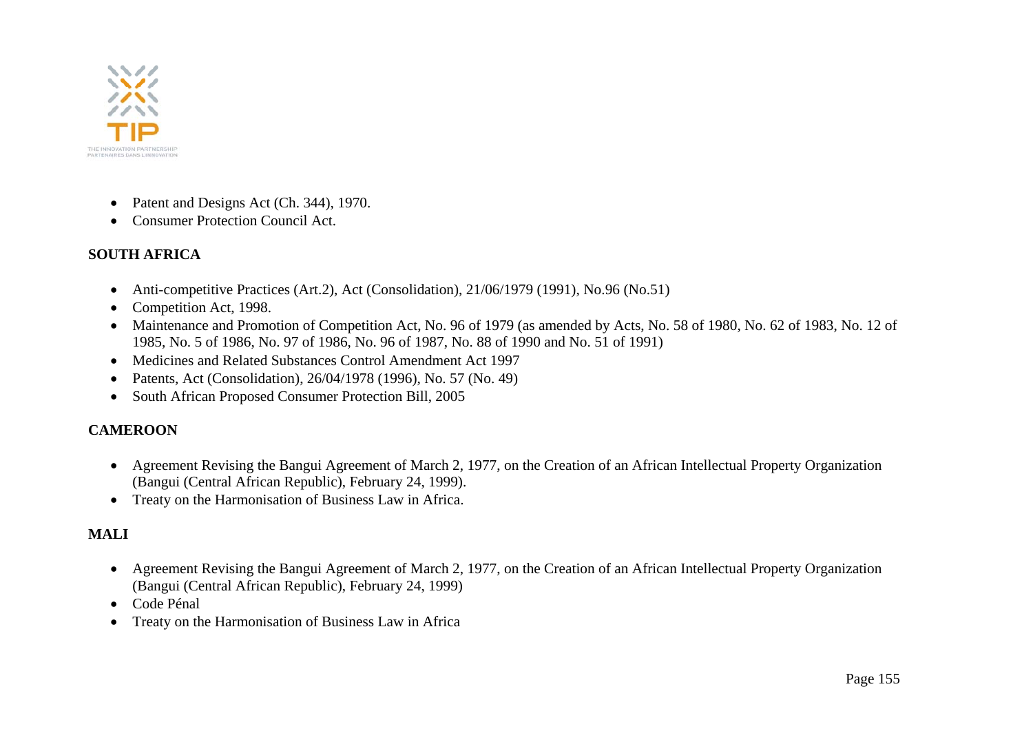- Patent and Designs Act (Ch. 344), 1970.
- Consumer Protection Council Act.

**SOUTH AFRICA**

- Anti-competitive Practices (Art.2), Act (Consolidation), 21/06/1979 (1991), No.96 (No.51)
- Competition Act, 1998.
- Maintenance and Promotion of Competition Act, No. 96 of 1979 (as amended by Acts, No. 58 of 1980, No. 62 of 1983, No. 12 of 1985, No. 5 of 1986, No. 97 of 1986, No. 96 of 1987, No. 88 of 1990 and No. 51 of 1991)
- Medicines and Related Substances Control Amendment Act 1997
- Patents, Act (Consolidation), 26/04/1978 (1996), No. 57 (No. 49)
- South African Proposed Consumer Protection Bill, 2005

**CAMEROON**

- Agreement Revising the Bangui Agreement of March 2, 1977, on the Creation of an African Intellectual Property Organization (Bangui (Central African Republic), February 24, 1999).
- Treaty on the Harmonisation of Business Law in Africa.

**MALI**

- Agreement Revising the Bangui Agreement of March 2, 1977, on the Creation of an African Intellectual Property Organization (Bangui (Central African Republic), February 24, 1999)
- Code Pénal
- Treaty on the Harmonisation of Business Law in Africa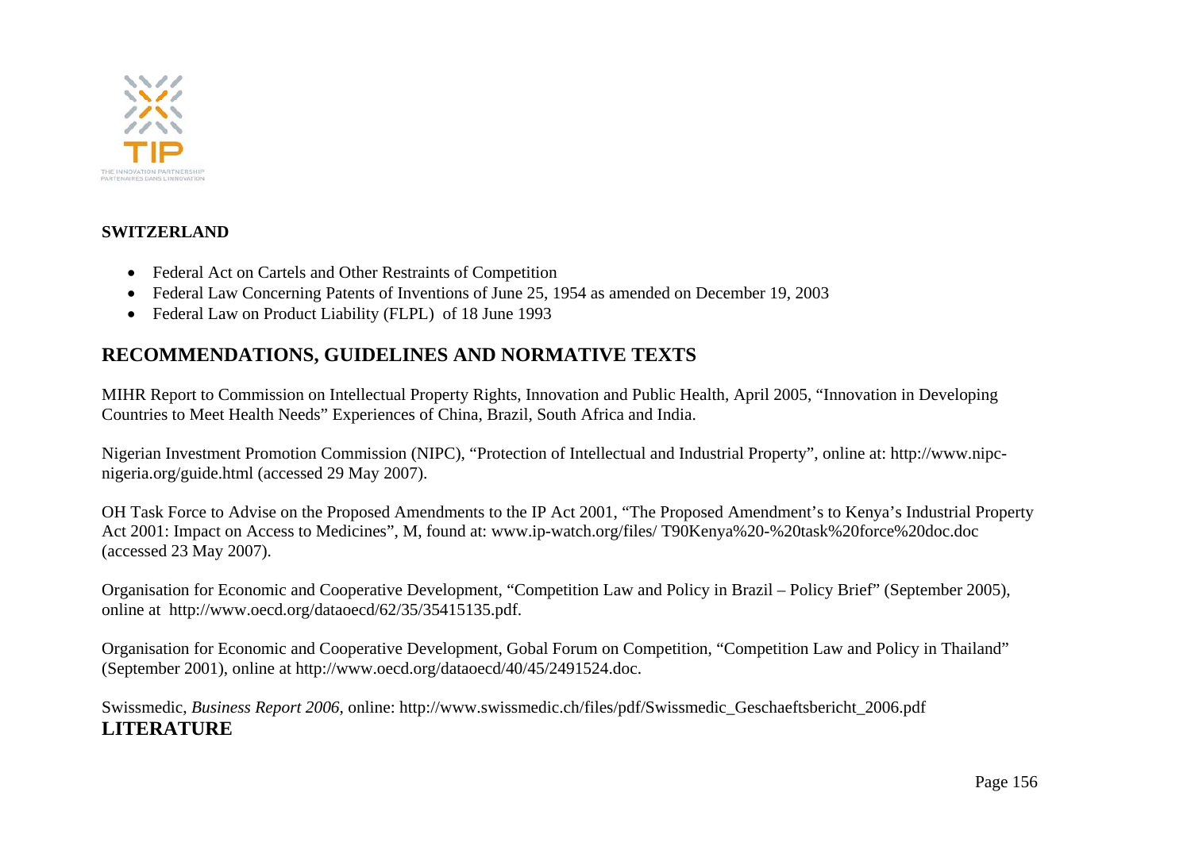**SWITZERLAND**

- Federal Act on Cartels and Other Restraints of Competition
- Federal Law Concerning Patents of Inventions of June 25, 1954 as amended on December 19, 2003
- Federal Law on Product Liability (FLPL) of 18 June 1993

## RECOMMENDATIONS, GUIDELINES AND NORMATIVE TEXTS

MIHR Report to Commission on Intellectual Property Rights, Innovation and Public Health, April 2005, "Innovation in Developing Countries to Meet Health Needs" Experiences of China, Brazil, South Africa and India.

Nigerian Investment Promotion Commission (NIPC), "Protection of Intellectual and Industrial Property", online at: http://www.nipc-nigeria.org/guide.html (accessed 29 May 2007).

OH Task Force to Advise on the Proposed Amendments to the IP Act 2001, "The Proposed Amendment's to Kenya's Industrial Property Act 2001: Impact on Access to Medicines", M, found at: www.ip-watch.org/files/ T90Kenya%20-%20task%20force%20doc.doc (accessed 23 May 2007).

Organisation for Economic and Cooperative Development, "Competition Law and Policy in Brazil – Policy Brief" (September 2005), online at http://www.oecd.org/dataoecd/62/35/35415135.pdf.

Organisation for Economic and Cooperative Development, Gobal Forum on Competition, "Competition Law and Policy in Thailand" (September 2001), online at http://www.oecd.org/dataoecd/40/45/2491524.doc.

Swissmedic, *Business Report 2006*, online: http://www.swissmedic.ch/files/pdf/Swissmedic_Geschaeftsbericht_2006.pdf

## LITERATURE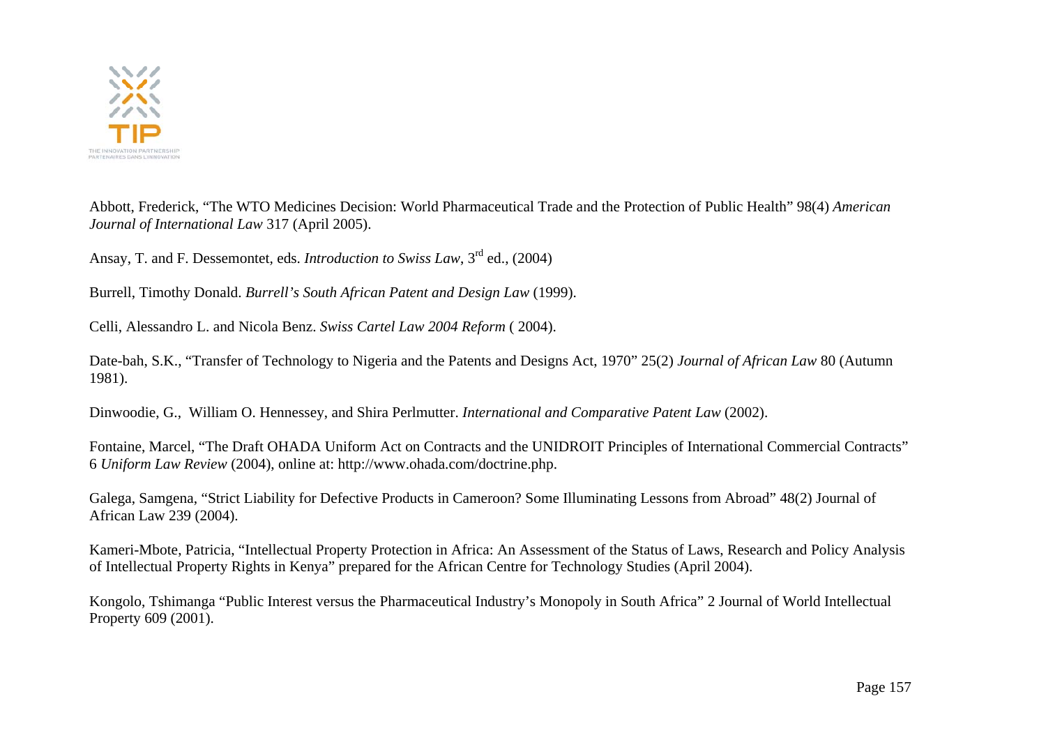Abbott, Frederick, “The WTO Medicines Decision: World Pharmaceutical Trade and the Protection of Public Health” 98(4) *American Journal of International Law* 317 (April 2005).

Ansay, T. and F. Dessemontet, eds. *Introduction to Swiss Law*, 3rd ed., (2004)

Burrell, Timothy Donald. *Burrell’s South African Patent and Design Law* (1999).

Celli, Alessandro L. and Nicola Benz. *Swiss Cartel Law 2004 Reform* ( 2004).

Date-bah, S.K., “Transfer of Technology to Nigeria and the Patents and Designs Act, 1970” 25(2) *Journal of African Law* 80 (Autumn 1981).

Dinwoodie, G., William O. Hennessey, and Shira Perlmutter. *International and Comparative Patent Law* (2002).

Fontaine, Marcel, “The Draft OHADA Uniform Act on Contracts and the UNIDROIT Principles of International Commercial Contracts” 6 *Uniform Law Review* (2004), online at: http://www.ohada.com/doctrine.php.

Galega, Samgena, “Strict Liability for Defective Products in Cameroon? Some Illuminating Lessons from Abroad” 48(2) Journal of African Law 239 (2004).

Kameri-Mbote, Patricia, “Intellectual Property Protection in Africa: An Assessment of the Status of Laws, Research and Policy Analysis of Intellectual Property Rights in Kenya” prepared for the African Centre for Technology Studies (April 2004).

Kongolo, Tshimanga “Public Interest versus the Pharmaceutical Industry’s Monopoly in South Africa” 2 Journal of World Intellectual Property 609 (2001).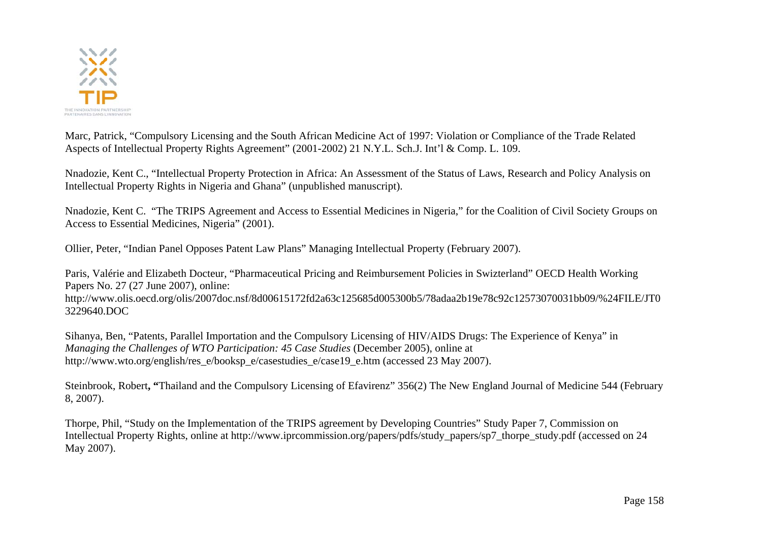Marc, Patrick, "Compulsory Licensing and the South African Medicine Act of 1997: Violation or Compliance of the Trade Related Aspects of Intellectual Property Rights Agreement" (2001-2002) 21 N.Y.L. Sch.J. Int'l & Comp. L. 109.

Nnadozie, Kent C., "Intellectual Property Protection in Africa: An Assessment of the Status of Laws, Research and Policy Analysis on Intellectual Property Rights in Nigeria and Ghana" (unpublished manuscript).

Nnadozie, Kent C. "The TRIPS Agreement and Access to Essential Medicines in Nigeria," for the Coalition of Civil Society Groups on Access to Essential Medicines, Nigeria" (2001).

Ollier, Peter, "Indian Panel Opposes Patent Law Plans" Managing Intellectual Property (February 2007).

Paris, Valérie and Elizabeth Docteur, "Pharmaceutical Pricing and Reimbursement Policies in Swizterland" OECD Health Working Papers No. 27 (27 June 2007), online: http://www.olis.oecd.org/olis/2007doc.nsf/8d00615172fd2a63c125685d005300b5/78adaa2b19e78c92c12573070031bb09/%24FILE/JT03229640.DOC

Sihanya, Ben, "Patents, Parallel Importation and the Compulsory Licensing of HIV/AIDS Drugs: The Experience of Kenya" in *Managing the Challenges of WTO Participation: 45 Case Studies* (December 2005), online at http://www.wto.org/english/res_e/booksp_e/casestudies_e/case19_e.htm (accessed 23 May 2007).

Steinbrook, Robert**, "**Thailand and the Compulsory Licensing of Efavirenz" 356(2) The New England Journal of Medicine 544 (February 8, 2007).

Thorpe, Phil, "Study on the Implementation of the TRIPS agreement by Developing Countries" Study Paper 7, Commission on Intellectual Property Rights, online at http://www.iprcommission.org/papers/pdfs/study_papers/sp7_thorpe_study.pdf (accessed on 24 May 2007).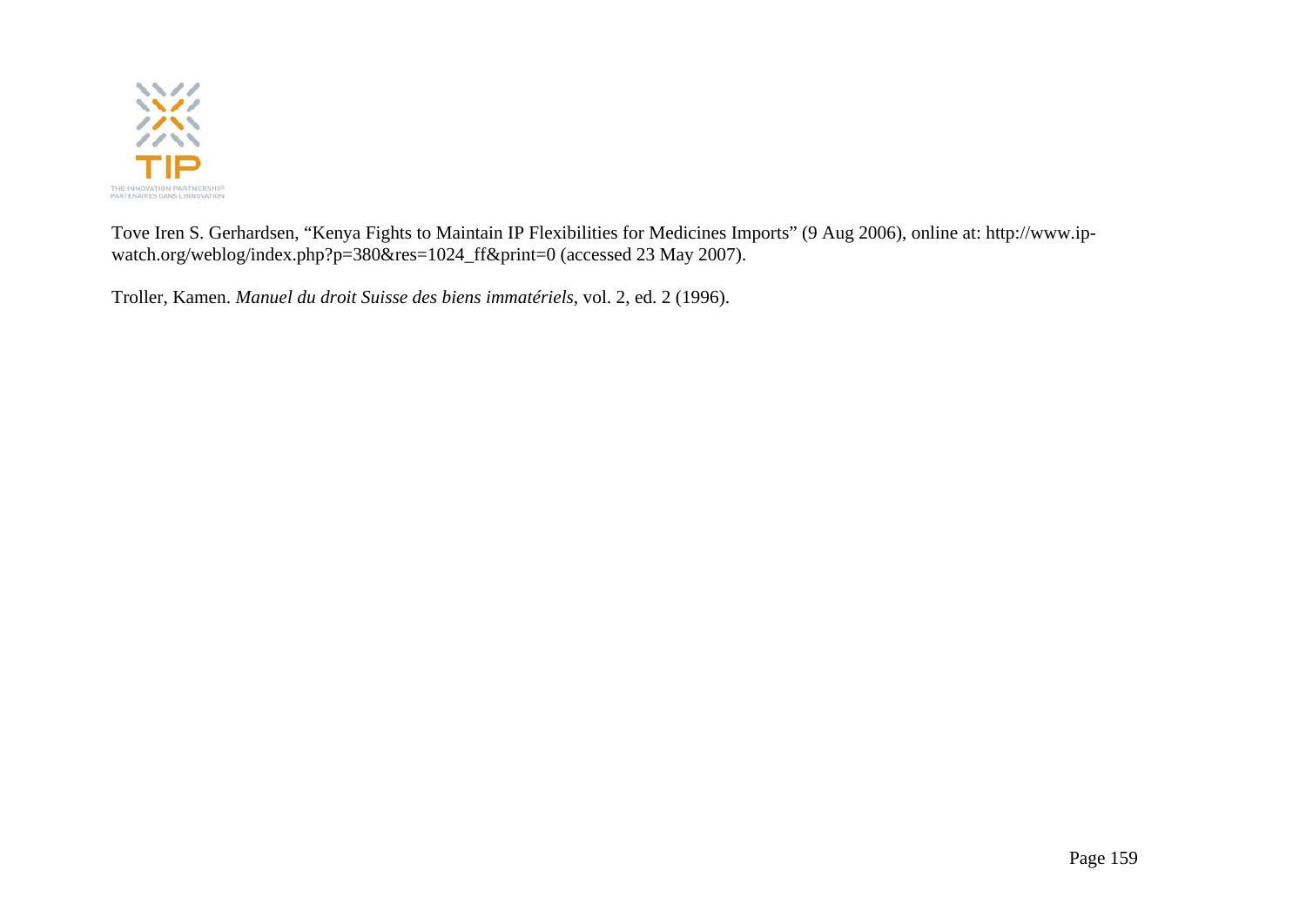Tove Iren S. Gerhardsen, "Kenya Fights to Maintain IP Flexibilities for Medicines Imports" (9 Aug 2006), online at: http://www.ip-watch.org/weblog/index.php?p=380&res=1024_ff&print=0 (accessed 23 May 2007).

Troller, Kamen. *Manuel du droit Suisse des biens immatériels*, vol. 2, ed. 2 (1996).